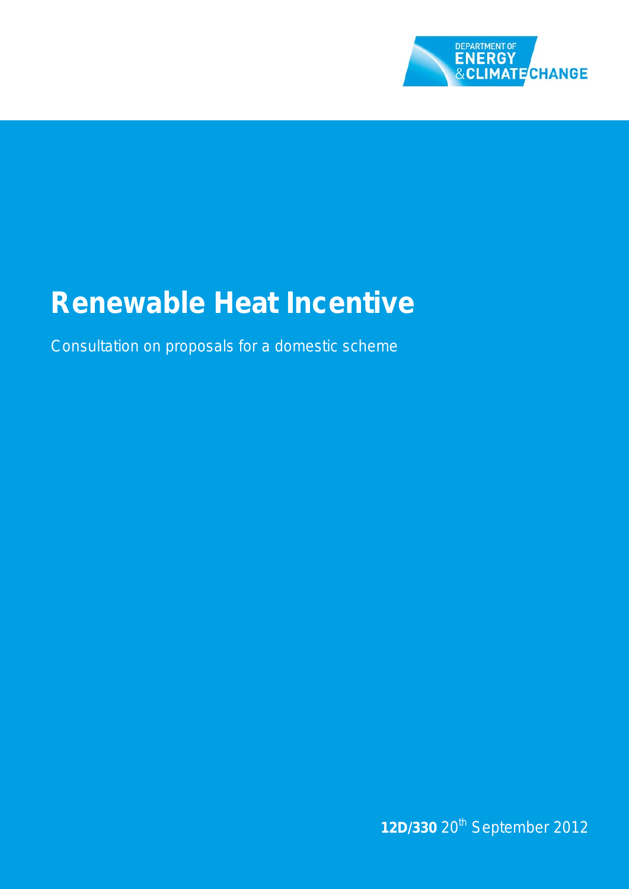DEPARTMENT OF
ENERGY
& CLIMATE CHANGE

# Renewable Heat Incentive

Consultation on proposals for a domestic scheme

**12D/330** 20th September 2012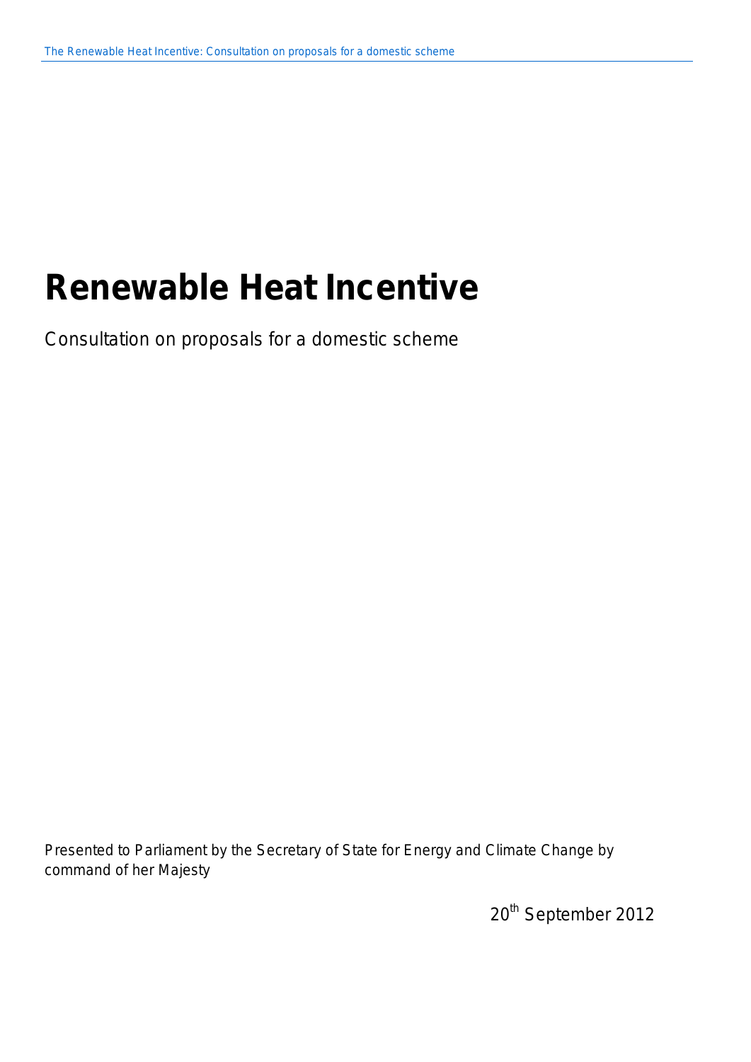# Renewable Heat Incentive

Consultation on proposals for a domestic scheme

Presented to Parliament by the Secretary of State for Energy and Climate Change by command of her Majesty

20th September 2012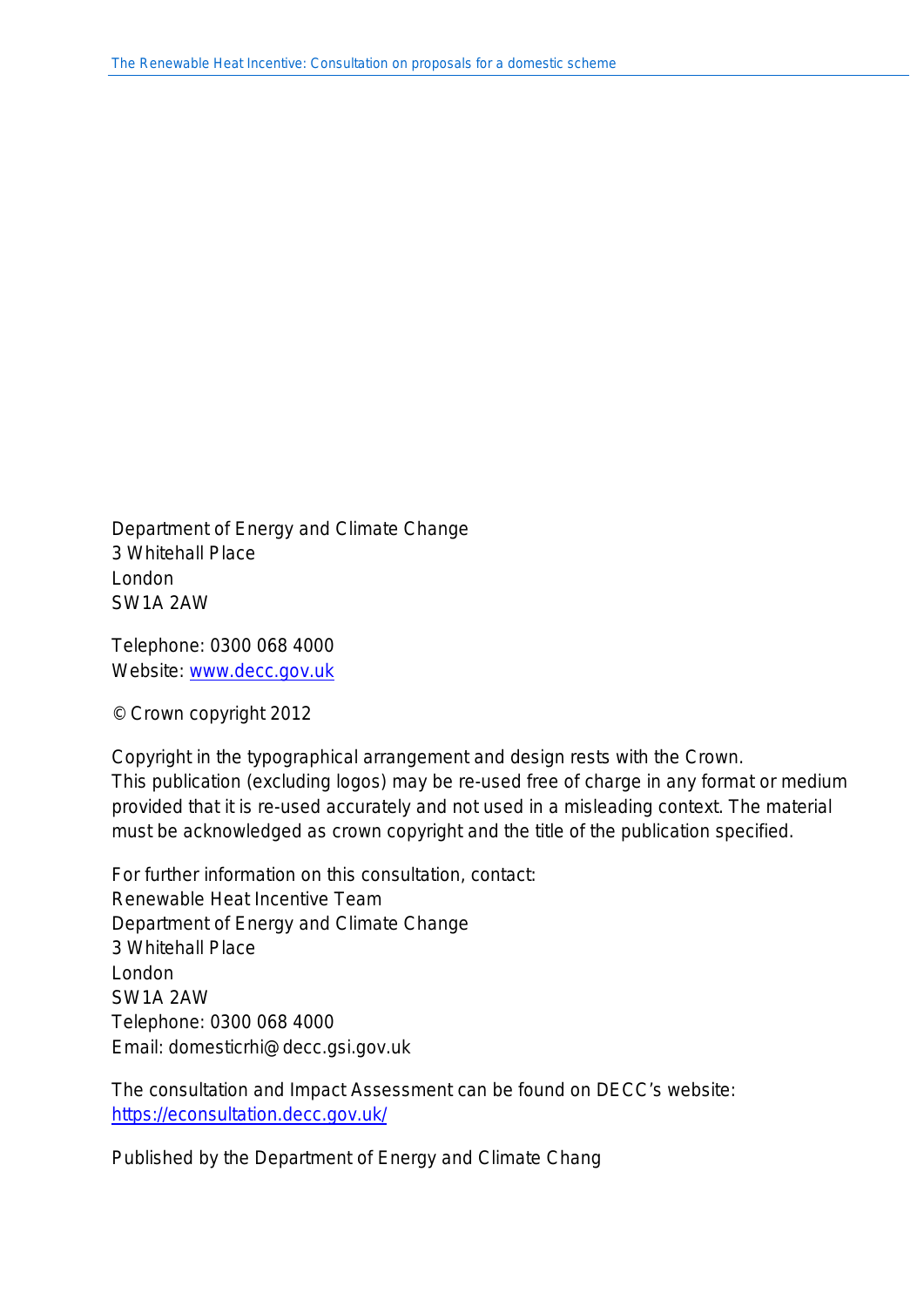Department of Energy and Climate Change
3 Whitehall Place
London
SW1A 2AW

Telephone: 0300 068 4000
Website: [www.decc.gov.uk](www.decc.gov.uk)

© Crown copyright 2012

Copyright in the typographical arrangement and design rests with the Crown.
This publication (excluding logos) may be re-used free of charge in any format or medium provided that it is re-used accurately and not used in a misleading context. The material must be acknowledged as crown copyright and the title of the publication specified.

For further information on this consultation, contact:
Renewable Heat Incentive Team
Department of Energy and Climate Change
3 Whitehall Place
London
SW1A 2AW
Telephone: 0300 068 4000
Email: domesticrhi@decc.gsi.gov.uk

The consultation and Impact Assessment can be found on DECC's website:
[https://econsultation.decc.gov.uk/](https://econsultation.decc.gov.uk/)

Published by the Department of Energy and Climate Chang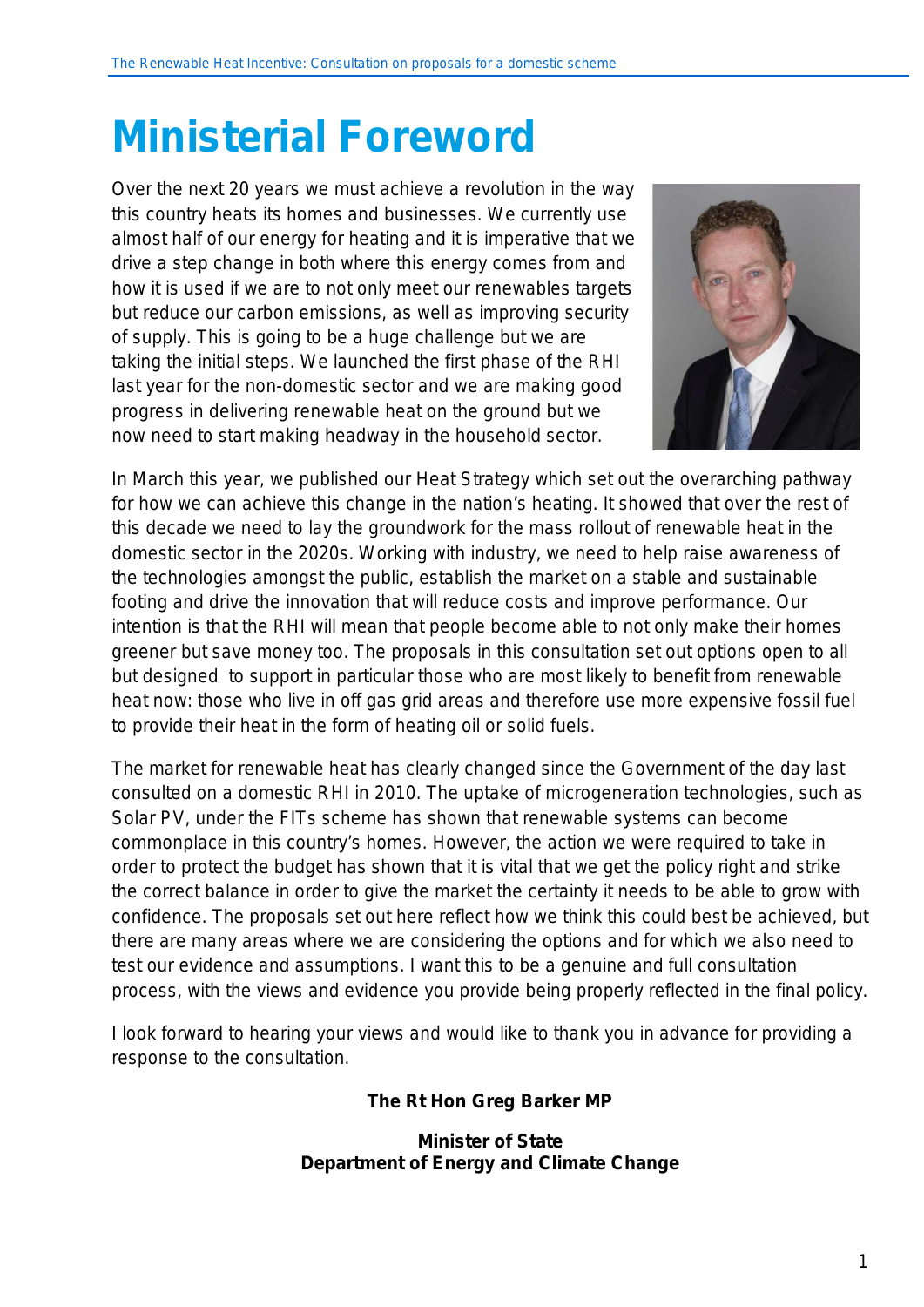# Ministerial Foreword

Over the next 20 years we must achieve a revolution in the way this country heats its homes and businesses. We currently use almost half of our energy for heating and it is imperative that we drive a step change in both where this energy comes from and how it is used if we are to not only meet our renewables targets but reduce our carbon emissions, as well as improving security of supply. This is going to be a huge challenge but we are taking the initial steps. We launched the first phase of the RHI last year for the non-domestic sector and we are making good progress in delivering renewable heat on the ground but we now need to start making headway in the household sector.

In March this year, we published our Heat Strategy which set out the overarching pathway for how we can achieve this change in the nation's heating. It showed that over the rest of this decade we need to lay the groundwork for the mass rollout of renewable heat in the domestic sector in the 2020s. Working with industry, we need to help raise awareness of the technologies amongst the public, establish the market on a stable and sustainable footing and drive the innovation that will reduce costs and improve performance. Our intention is that the RHI will mean that people become able to not only make their homes greener but save money too. The proposals in this consultation set out options open to all but designed to support in particular those who are most likely to benefit from renewable heat now: those who live in off gas grid areas and therefore use more expensive fossil fuel to provide their heat in the form of heating oil or solid fuels.

The market for renewable heat has clearly changed since the Government of the day last consulted on a domestic RHI in 2010. The uptake of microgeneration technologies, such as Solar PV, under the FITs scheme has shown that renewable systems can become commonplace in this country's homes. However, the action we were required to take in order to protect the budget has shown that it is vital that we get the policy right and strike the correct balance in order to give the market the certainty it needs to be able to grow with confidence. The proposals set out here reflect how we think this could best be achieved, but there are many areas where we are considering the options and for which we also need to test our evidence and assumptions. I want this to be a genuine and full consultation process, with the views and evidence you provide being properly reflected in the final policy.

I look forward to hearing your views and would like to thank you in advance for providing a response to the consultation.

**The Rt Hon Greg Barker MP**

**Minister of State**
**Department of Energy and Climate Change**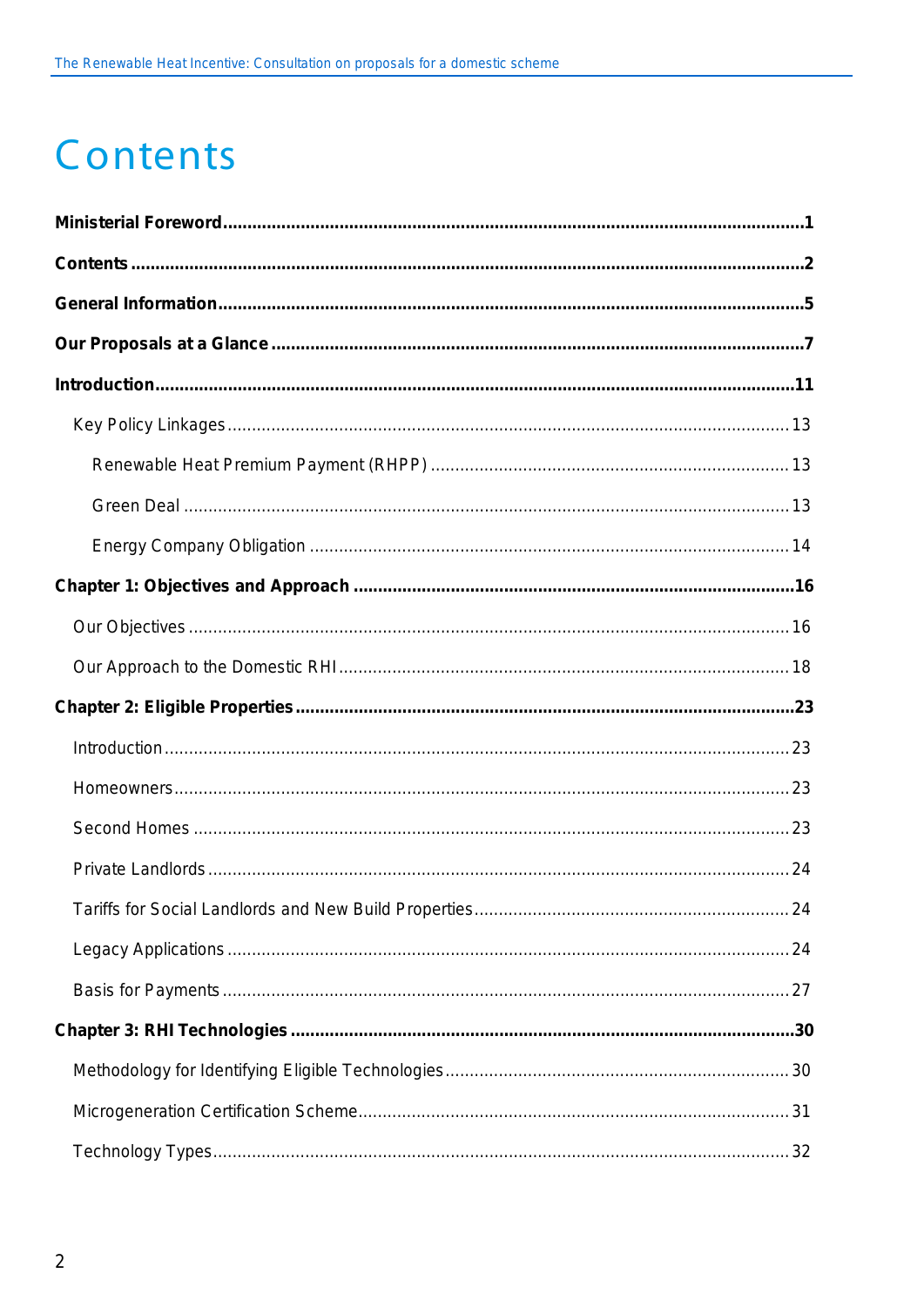# Contents

**Ministerial Foreword** .......... **1**

**Contents** .......... **2**

**General Information** .......... **5**

**Our Proposals at a Glance** .......... **7**

**Introduction** .......... **11**

- Key Policy Linkages .......... 13
  - Renewable Heat Premium Payment (RHPP) .......... 13
  - Green Deal .......... 13
  - Energy Company Obligation .......... 14

**Chapter 1: Objectives and Approach** .......... **16**

- Our Objectives .......... 16
- Our Approach to the Domestic RHI .......... 18

**Chapter 2: Eligible Properties** .......... **23**

- Introduction .......... 23
- Homeowners .......... 23
- Second Homes .......... 23
- Private Landlords .......... 24
- Tariffs for Social Landlords and New Build Properties .......... 24
- Legacy Applications .......... 24
- Basis for Payments .......... 27

**Chapter 3: RHI Technologies** .......... **30**

- Methodology for Identifying Eligible Technologies .......... 30
- Microgeneration Certification Scheme .......... 31
- Technology Types .......... 32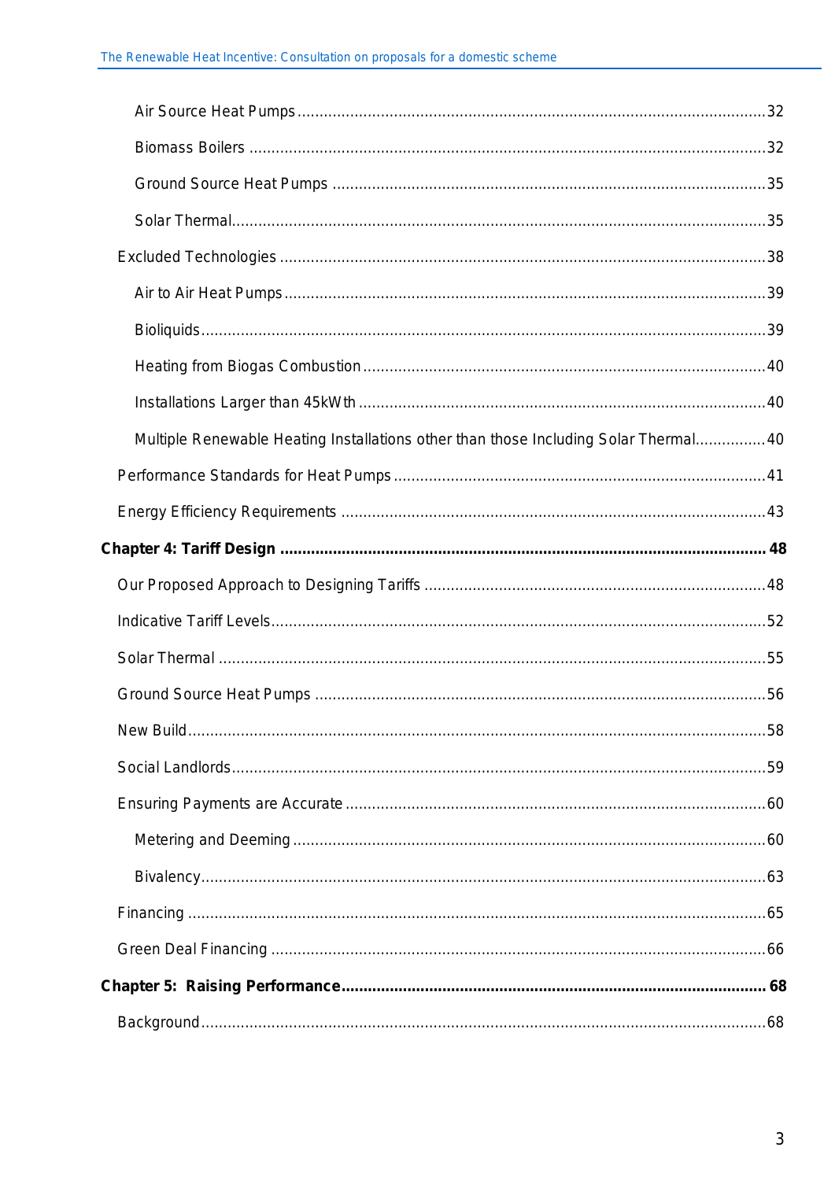Air Source Heat Pumps ........................................................................................................32

Biomass Boilers ..................................................................................................................32

Ground Source Heat Pumps ...............................................................................................35

Solar Thermal......................................................................................................................35

Excluded Technologies ...........................................................................................................38

Air to Air Heat Pumps..........................................................................................................39

Bioliquids.............................................................................................................................39

Heating from Biogas Combustion........................................................................................40

Installations Larger than 45kWth .........................................................................................40

Multiple Renewable Heating Installations other than those Including Solar Thermal................40

Performance Standards for Heat Pumps.................................................................................41

Energy Efficiency Requirements .............................................................................................43

**Chapter 4: Tariff Design .......................................................................................................... 48**

Our Proposed Approach to Designing Tariffs ..........................................................................48

Indicative Tariff Levels.............................................................................................................52

Solar Thermal .........................................................................................................................55

Ground Source Heat Pumps ...................................................................................................56

New Build................................................................................................................................58

Social Landlords......................................................................................................................59

Ensuring Payments are Accurate ............................................................................................60

Metering and Deeming ........................................................................................................60

Bivalency.............................................................................................................................63

Financing ................................................................................................................................65

Green Deal Financing .............................................................................................................66

**Chapter 5: Raising Performance............................................................................................. 68**

Background.............................................................................................................................68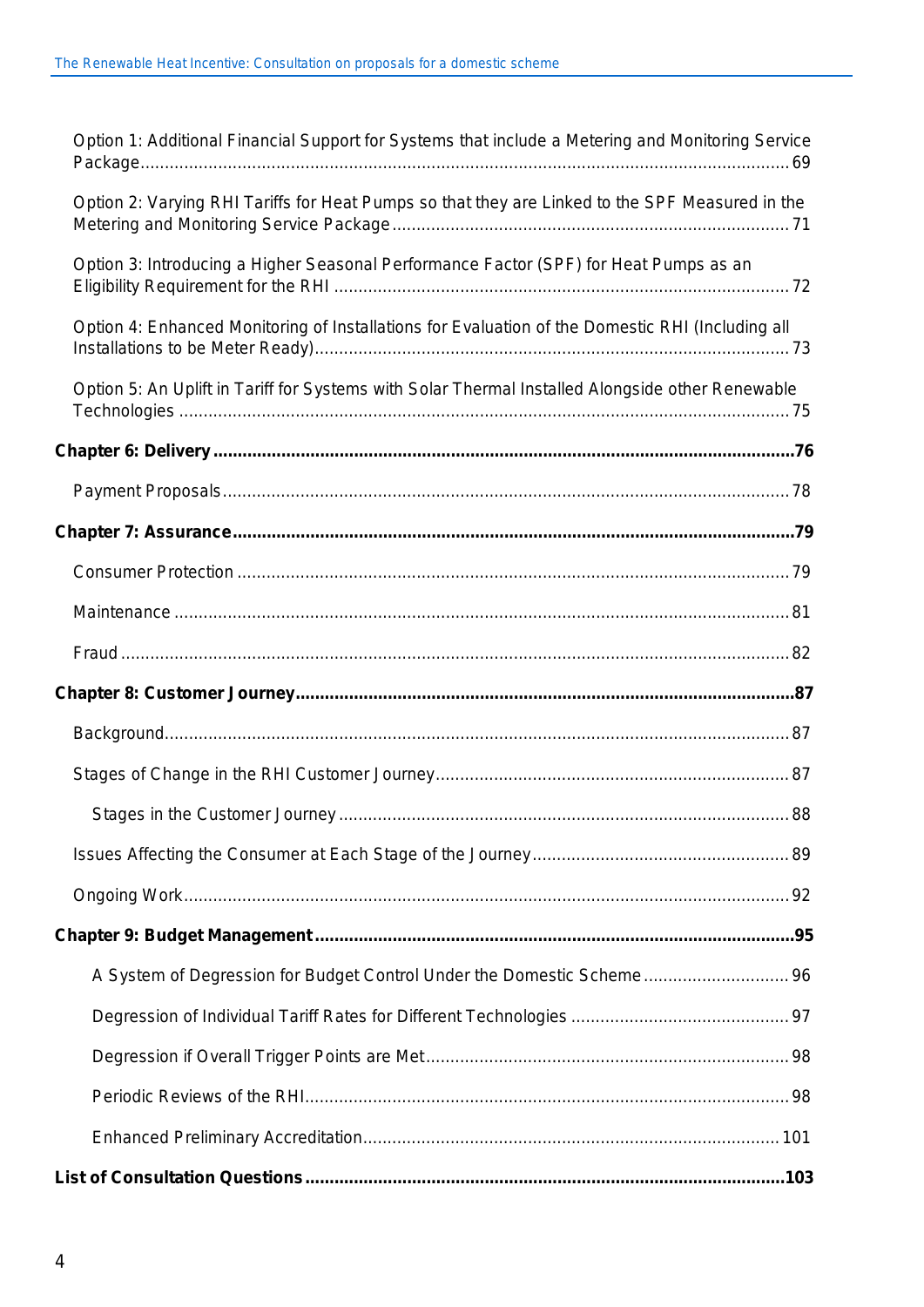Option 1: Additional Financial Support for Systems that include a Metering and Monitoring Service Package ..... 69

Option 2: Varying RHI Tariffs for Heat Pumps so that they are Linked to the SPF Measured in the Metering and Monitoring Service Package ..... 71

Option 3: Introducing a Higher Seasonal Performance Factor (SPF) for Heat Pumps as an Eligibility Requirement for the RHI ..... 72

Option 4: Enhanced Monitoring of Installations for Evaluation of the Domestic RHI (Including all Installations to be Meter Ready) ..... 73

Option 5: An Uplift in Tariff for Systems with Solar Thermal Installed Alongside other Renewable Technologies ..... 75

**Chapter 6: Delivery ..... 76**

Payment Proposals ..... 78

**Chapter 7: Assurance ..... 79**

Consumer Protection ..... 79

Maintenance ..... 81

Fraud ..... 82

**Chapter 8: Customer Journey ..... 87**

Background ..... 87

Stages of Change in the RHI Customer Journey ..... 87

Stages in the Customer Journey ..... 88

Issues Affecting the Consumer at Each Stage of the Journey ..... 89

Ongoing Work ..... 92

**Chapter 9: Budget Management ..... 95**

A System of Degression for Budget Control Under the Domestic Scheme ..... 96

Degression of Individual Tariff Rates for Different Technologies ..... 97

Degression if Overall Trigger Points are Met ..... 98

Periodic Reviews of the RHI ..... 98

Enhanced Preliminary Accreditation ..... 101

**List of Consultation Questions ..... 103**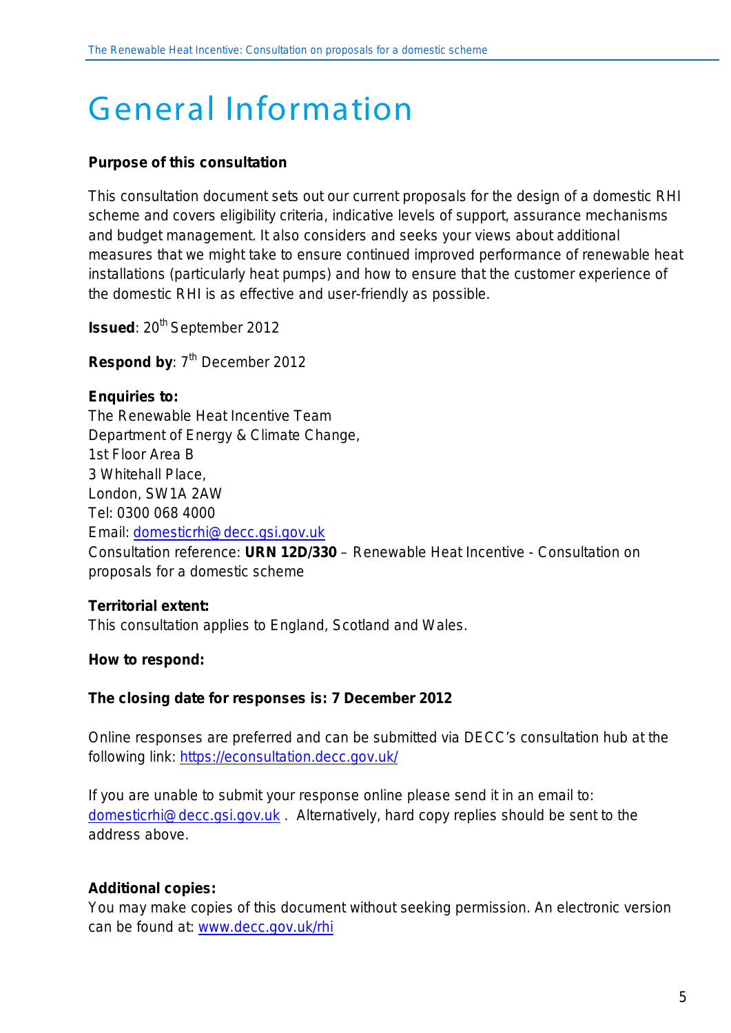# General Information

**Purpose of this consultation**

This consultation document sets out our current proposals for the design of a domestic RHI scheme and covers eligibility criteria, indicative levels of support, assurance mechanisms and budget management. It also considers and seeks your views about additional measures that we might take to ensure continued improved performance of renewable heat installations (particularly heat pumps) and how to ensure that the customer experience of the domestic RHI is as effective and user-friendly as possible.

**Issued**: 20th September 2012

**Respond by**: 7th December 2012

**Enquiries to:**
The Renewable Heat Incentive Team
Department of Energy & Climate Change,
1st Floor Area B
3 Whitehall Place,
London, SW1A 2AW
Tel: 0300 068 4000
Email: domesticrhi@decc.gsi.gov.uk
Consultation reference: **URN 12D/330** – Renewable Heat Incentive - Consultation on proposals for a domestic scheme

**Territorial extent:**
This consultation applies to England, Scotland and Wales.

**How to respond:**

**The closing date for responses is: 7 December 2012**

Online responses are preferred and can be submitted via DECC's consultation hub at the following link: https://econsultation.decc.gov.uk/

If you are unable to submit your response online please send it in an email to: domesticrhi@decc.gsi.gov.uk . Alternatively, hard copy replies should be sent to the address above.

**Additional copies:**
You may make copies of this document without seeking permission. An electronic version can be found at: www.decc.gov.uk/rhi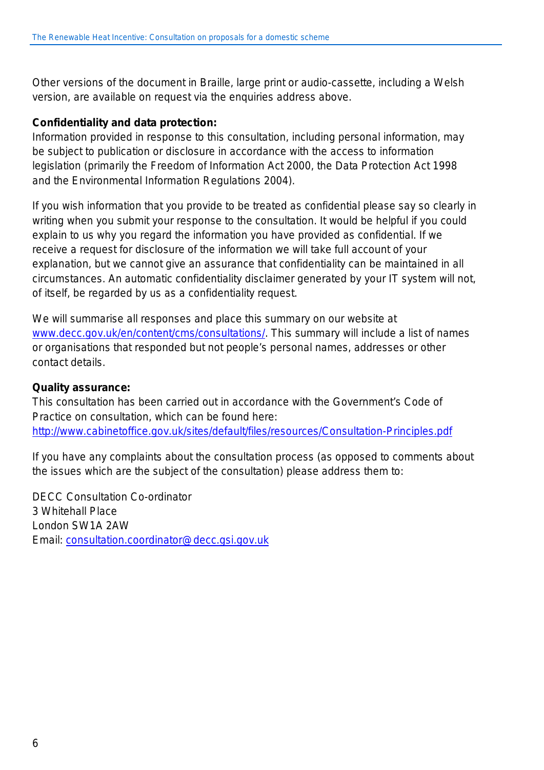Other versions of the document in Braille, large print or audio-cassette, including a Welsh version, are available on request via the enquiries address above.

**Confidentiality and data protection:**
Information provided in response to this consultation, including personal information, may be subject to publication or disclosure in accordance with the access to information legislation (primarily the Freedom of Information Act 2000, the Data Protection Act 1998 and the Environmental Information Regulations 2004).

If you wish information that you provide to be treated as confidential please say so clearly in writing when you submit your response to the consultation. It would be helpful if you could explain to us why you regard the information you have provided as confidential. If we receive a request for disclosure of the information we will take full account of your explanation, but we cannot give an assurance that confidentiality can be maintained in all circumstances. An automatic confidentiality disclaimer generated by your IT system will not, of itself, be regarded by us as a confidentiality request.

We will summarise all responses and place this summary on our website at www.decc.gov.uk/en/content/cms/consultations/. This summary will include a list of names or organisations that responded but not people's personal names, addresses or other contact details.

**Quality assurance:**
This consultation has been carried out in accordance with the Government's Code of Practice on consultation, which can be found here:
http://www.cabinetoffice.gov.uk/sites/default/files/resources/Consultation-Principles.pdf

If you have any complaints about the consultation process (as opposed to comments about the issues which are the subject of the consultation) please address them to:

DECC Consultation Co-ordinator
3 Whitehall Place
London SW1A 2AW
Email: consultation.coordinator@decc.gsi.gov.uk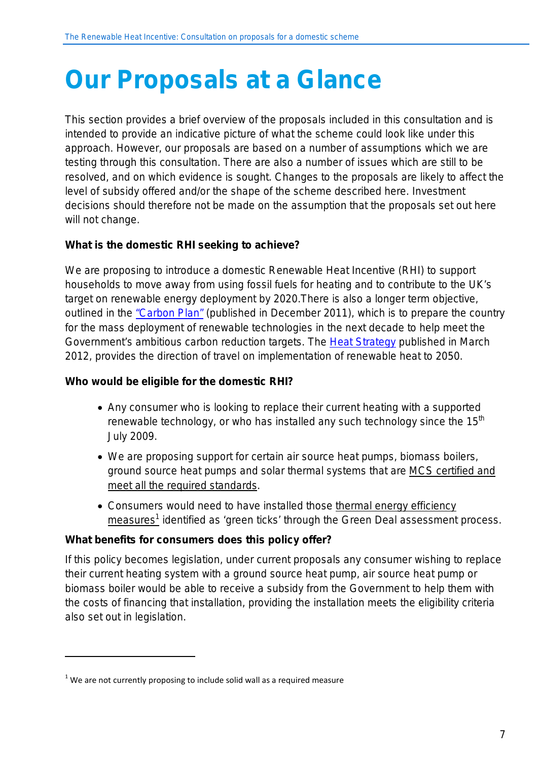# Our Proposals at a Glance

This section provides a brief overview of the proposals included in this consultation and is intended to provide an indicative picture of what the scheme could look like under this approach. However, our proposals are based on a number of assumptions which we are testing through this consultation. There are also a number of issues which are still to be resolved, and on which evidence is sought. Changes to the proposals are likely to affect the level of subsidy offered and/or the shape of the scheme described here. Investment decisions should therefore not be made on the assumption that the proposals set out here will not change.

**What is the domestic RHI seeking to achieve?**

We are proposing to introduce a domestic Renewable Heat Incentive (RHI) to support households to move away from using fossil fuels for heating and to contribute to the UK's target on renewable energy deployment by 2020.There is also a longer term objective, outlined in the "Carbon Plan" (published in December 2011), which is to prepare the country for the mass deployment of renewable technologies in the next decade to help meet the Government's ambitious carbon reduction targets. The Heat Strategy published in March 2012, provides the direction of travel on implementation of renewable heat to 2050.

**Who would be eligible for the domestic RHI?**

- Any consumer who is looking to replace their current heating with a supported renewable technology, or who has installed any such technology since the 15th July 2009.
- We are proposing support for certain air source heat pumps, biomass boilers, ground source heat pumps and solar thermal systems that are MCS certified and meet all the required standards.
- Consumers would need to have installed those thermal energy efficiency measures[1] identified as 'green ticks' through the Green Deal assessment process.

**What benefits for consumers does this policy offer?**

If this policy becomes legislation, under current proposals any consumer wishing to replace their current heating system with a ground source heat pump, air source heat pump or biomass boiler would be able to receive a subsidy from the Government to help them with the costs of financing that installation, providing the installation meets the eligibility criteria also set out in legislation.

[1] We are not currently proposing to include solid wall as a required measure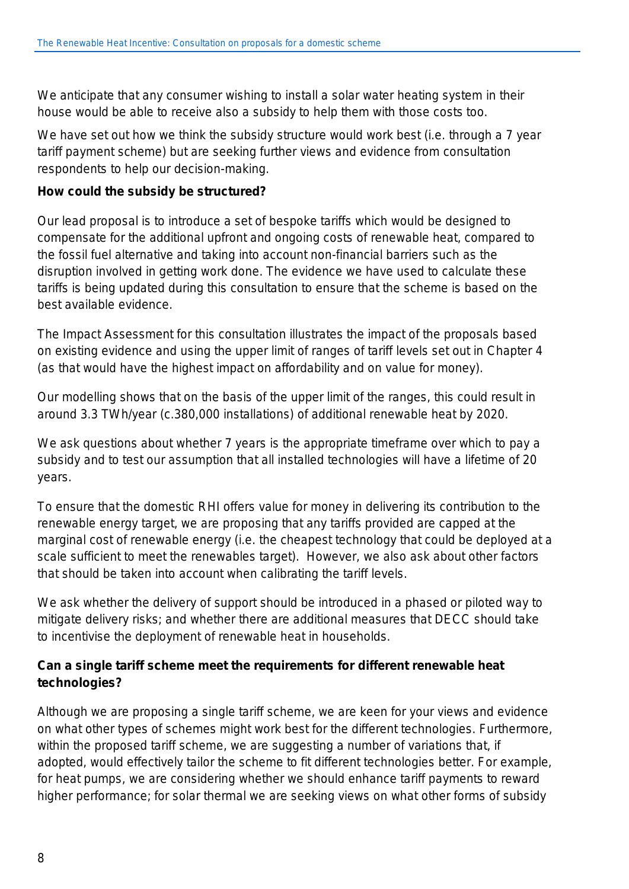We anticipate that any consumer wishing to install a solar water heating system in their house would be able to receive also a subsidy to help them with those costs too.

We have set out how we think the subsidy structure would work best (i.e. through a 7 year tariff payment scheme) but are seeking further views and evidence from consultation respondents to help our decision-making.

**How could the subsidy be structured?**

Our lead proposal is to introduce a set of bespoke tariffs which would be designed to compensate for the additional upfront and ongoing costs of renewable heat, compared to the fossil fuel alternative and taking into account non-financial barriers such as the disruption involved in getting work done. The evidence we have used to calculate these tariffs is being updated during this consultation to ensure that the scheme is based on the best available evidence.

The Impact Assessment for this consultation illustrates the impact of the proposals based on existing evidence and using the upper limit of ranges of tariff levels set out in Chapter 4 (as that would have the highest impact on affordability and on value for money).

Our modelling shows that on the basis of the upper limit of the ranges, this could result in around 3.3 TWh/year (c.380,000 installations) of additional renewable heat by 2020.

We ask questions about whether 7 years is the appropriate timeframe over which to pay a subsidy and to test our assumption that all installed technologies will have a lifetime of 20 years.

To ensure that the domestic RHI offers value for money in delivering its contribution to the renewable energy target, we are proposing that any tariffs provided are capped at the marginal cost of renewable energy (i.e. the cheapest technology that could be deployed at a scale sufficient to meet the renewables target). However, we also ask about other factors that should be taken into account when calibrating the tariff levels.

We ask whether the delivery of support should be introduced in a phased or piloted way to mitigate delivery risks; and whether there are additional measures that DECC should take to incentivise the deployment of renewable heat in households.

**Can a single tariff scheme meet the requirements for different renewable heat technologies?**

Although we are proposing a single tariff scheme, we are keen for your views and evidence on what other types of schemes might work best for the different technologies. Furthermore, within the proposed tariff scheme, we are suggesting a number of variations that, if adopted, would effectively tailor the scheme to fit different technologies better. For example, for heat pumps, we are considering whether we should enhance tariff payments to reward higher performance; for solar thermal we are seeking views on what other forms of subsidy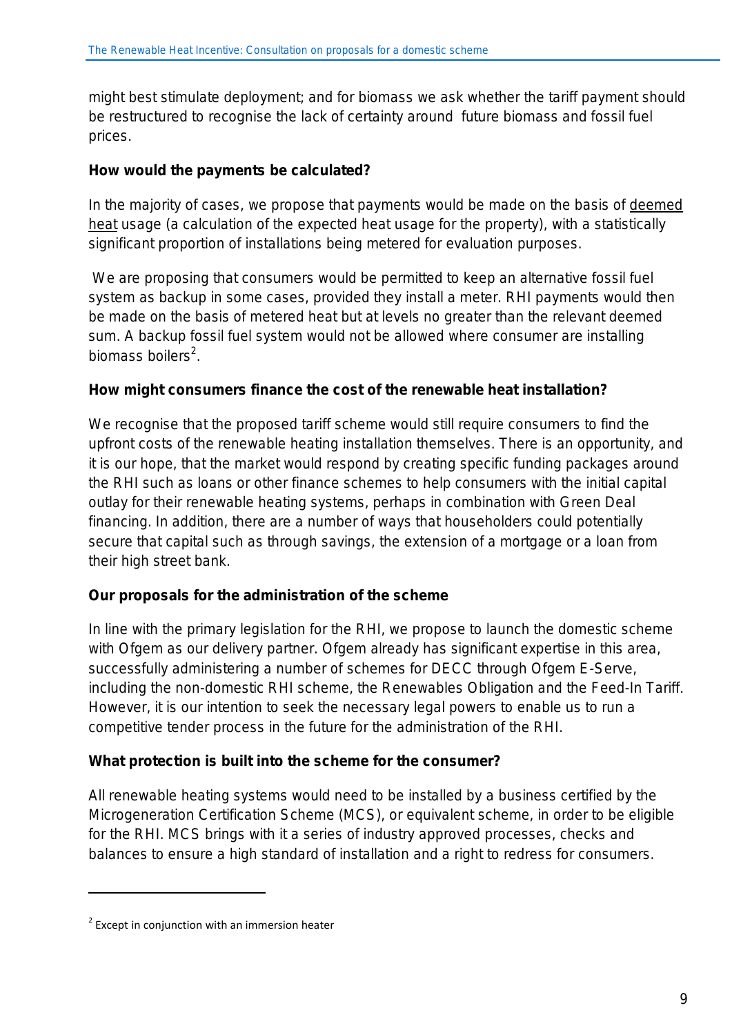might best stimulate deployment; and for biomass we ask whether the tariff payment should be restructured to recognise the lack of certainty around  future biomass and fossil fuel prices.

**How would the payments be calculated?**

In the majority of cases, we propose that payments would be made on the basis of deemed heat usage (a calculation of the expected heat usage for the property), with a statistically significant proportion of installations being metered for evaluation purposes.

We are proposing that consumers would be permitted to keep an alternative fossil fuel system as backup in some cases, provided they install a meter. RHI payments would then be made on the basis of metered heat but at levels no greater than the relevant deemed sum. A backup fossil fuel system would not be allowed where consumer are installing biomass boilers[2].

**How might consumers finance the cost of the renewable heat installation?**

We recognise that the proposed tariff scheme would still require consumers to find the upfront costs of the renewable heating installation themselves. There is an opportunity, and it is our hope, that the market would respond by creating specific funding packages around the RHI such as loans or other finance schemes to help consumers with the initial capital outlay for their renewable heating systems, perhaps in combination with Green Deal financing. In addition, there are a number of ways that householders could potentially secure that capital such as through savings, the extension of a mortgage or a loan from their high street bank.

**Our proposals for the administration of the scheme**

In line with the primary legislation for the RHI, we propose to launch the domestic scheme with Ofgem as our delivery partner. Ofgem already has significant expertise in this area, successfully administering a number of schemes for DECC through Ofgem E-Serve, including the non-domestic RHI scheme, the Renewables Obligation and the Feed-In Tariff. However, it is our intention to seek the necessary legal powers to enable us to run a competitive tender process in the future for the administration of the RHI.

**What protection is built into the scheme for the consumer?**

All renewable heating systems would need to be installed by a business certified by the Microgeneration Certification Scheme (MCS), or equivalent scheme, in order to be eligible for the RHI. MCS brings with it a series of industry approved processes, checks and balances to ensure a high standard of installation and a right to redress for consumers.

---

[2] Except in conjunction with an immersion heater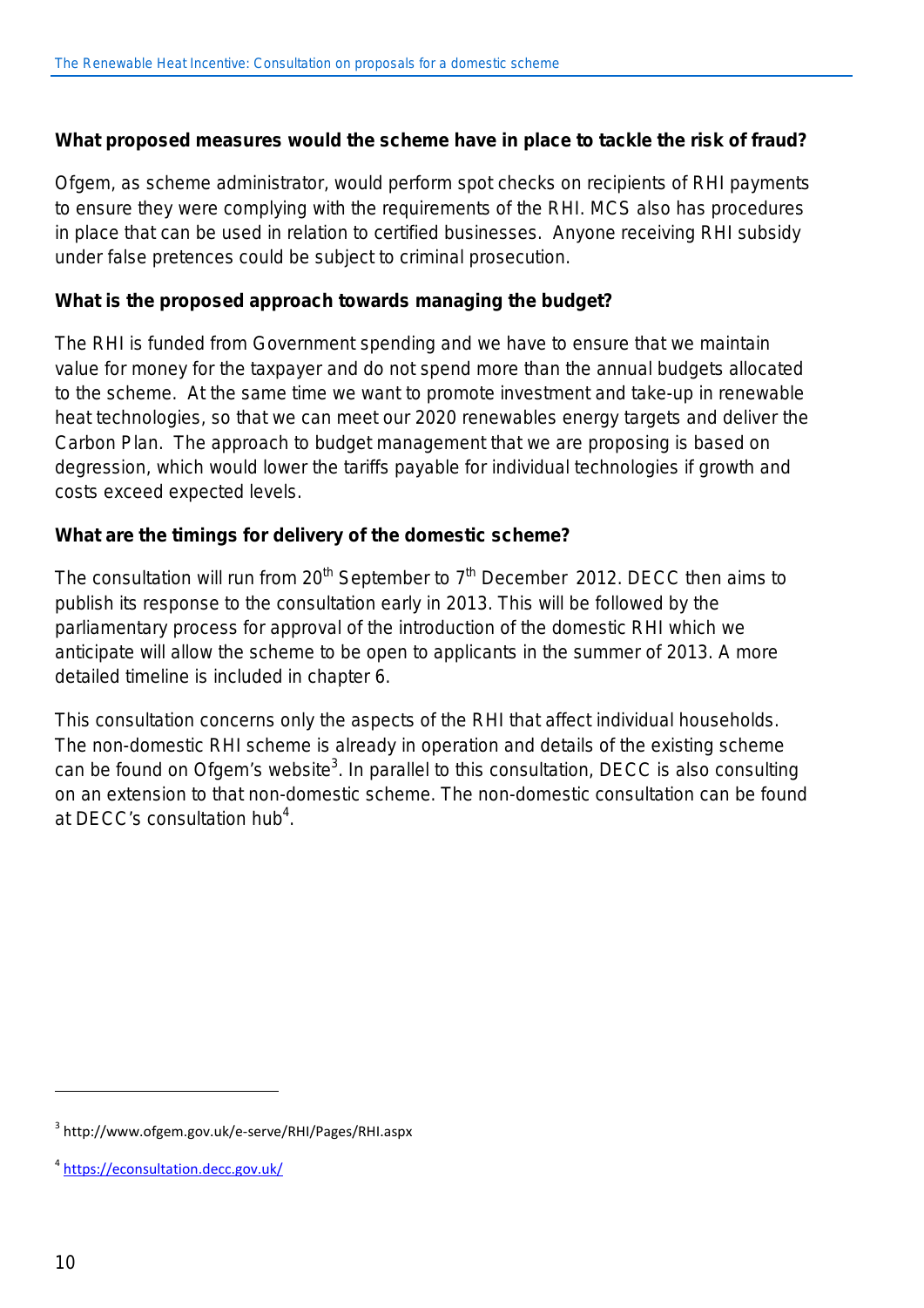**What proposed measures would the scheme have in place to tackle the risk of fraud?**

Ofgem, as scheme administrator, would perform spot checks on recipients of RHI payments to ensure they were complying with the requirements of the RHI. MCS also has procedures in place that can be used in relation to certified businesses. Anyone receiving RHI subsidy under false pretences could be subject to criminal prosecution.

**What is the proposed approach towards managing the budget?**

The RHI is funded from Government spending and we have to ensure that we maintain value for money for the taxpayer and do not spend more than the annual budgets allocated to the scheme. At the same time we want to promote investment and take-up in renewable heat technologies, so that we can meet our 2020 renewables energy targets and deliver the Carbon Plan. The approach to budget management that we are proposing is based on degression, which would lower the tariffs payable for individual technologies if growth and costs exceed expected levels.

**What are the timings for delivery of the domestic scheme?**

The consultation will run from 20th September to 7th December 2012. DECC then aims to publish its response to the consultation early in 2013. This will be followed by the parliamentary process for approval of the introduction of the domestic RHI which we anticipate will allow the scheme to be open to applicants in the summer of 2013. A more detailed timeline is included in chapter 6.

This consultation concerns only the aspects of the RHI that affect individual households. The non-domestic RHI scheme is already in operation and details of the existing scheme can be found on Ofgem's website[3]. In parallel to this consultation, DECC is also consulting on an extension to that non-domestic scheme. The non-domestic consultation can be found at DECC's consultation hub[4].

---

[3] http://www.ofgem.gov.uk/e-serve/RHI/Pages/RHI.aspx

[4] https://econsultation.decc.gov.uk/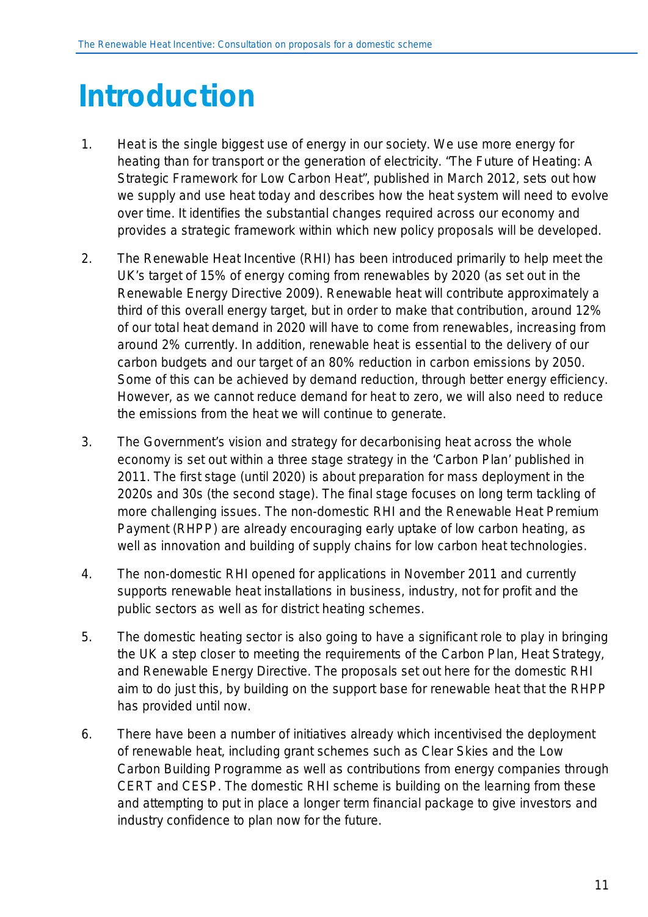# Introduction

1. Heat is the single biggest use of energy in our society. We use more energy for heating than for transport or the generation of electricity. "The Future of Heating: A Strategic Framework for Low Carbon Heat", published in March 2012, sets out how we supply and use heat today and describes how the heat system will need to evolve over time. It identifies the substantial changes required across our economy and provides a strategic framework within which new policy proposals will be developed.

2. The Renewable Heat Incentive (RHI) has been introduced primarily to help meet the UK's target of 15% of energy coming from renewables by 2020 (as set out in the Renewable Energy Directive 2009). Renewable heat will contribute approximately a third of this overall energy target, but in order to make that contribution, around 12% of our total heat demand in 2020 will have to come from renewables, increasing from around 2% currently. In addition, renewable heat is essential to the delivery of our carbon budgets and our target of an 80% reduction in carbon emissions by 2050. Some of this can be achieved by demand reduction, through better energy efficiency. However, as we cannot reduce demand for heat to zero, we will also need to reduce the emissions from the heat we will continue to generate.

3. The Government's vision and strategy for decarbonising heat across the whole economy is set out within a three stage strategy in the 'Carbon Plan' published in 2011. The first stage (until 2020) is about preparation for mass deployment in the 2020s and 30s (the second stage). The final stage focuses on long term tackling of more challenging issues. The non-domestic RHI and the Renewable Heat Premium Payment (RHPP) are already encouraging early uptake of low carbon heating, as well as innovation and building of supply chains for low carbon heat technologies.

4. The non-domestic RHI opened for applications in November 2011 and currently supports renewable heat installations in business, industry, not for profit and the public sectors as well as for district heating schemes.

5. The domestic heating sector is also going to have a significant role to play in bringing the UK a step closer to meeting the requirements of the Carbon Plan, Heat Strategy, and Renewable Energy Directive. The proposals set out here for the domestic RHI aim to do just this, by building on the support base for renewable heat that the RHPP has provided until now.

6. There have been a number of initiatives already which incentivised the deployment of renewable heat, including grant schemes such as Clear Skies and the Low Carbon Building Programme as well as contributions from energy companies through CERT and CESP. The domestic RHI scheme is building on the learning from these and attempting to put in place a longer term financial package to give investors and industry confidence to plan now for the future.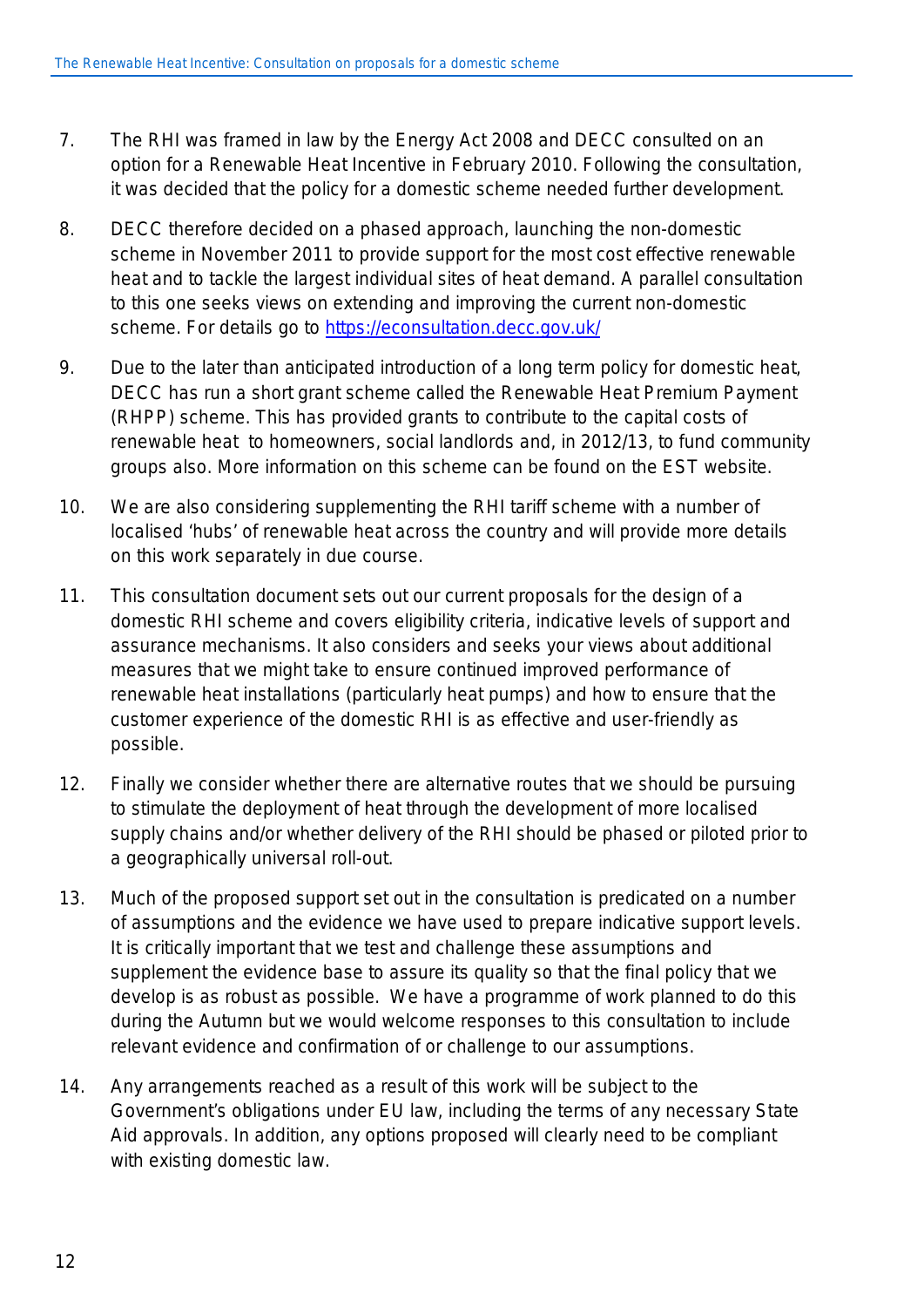7. The RHI was framed in law by the Energy Act 2008 and DECC consulted on an option for a Renewable Heat Incentive in February 2010. Following the consultation, it was decided that the policy for a domestic scheme needed further development.

8. DECC therefore decided on a phased approach, launching the non-domestic scheme in November 2011 to provide support for the most cost effective renewable heat and to tackle the largest individual sites of heat demand. A parallel consultation to this one seeks views on extending and improving the current non-domestic scheme. For details go to [https://econsultation.decc.gov.uk/](https://econsultation.decc.gov.uk/)

9. Due to the later than anticipated introduction of a long term policy for domestic heat, DECC has run a short grant scheme called the Renewable Heat Premium Payment (RHPP) scheme. This has provided grants to contribute to the capital costs of renewable heat to homeowners, social landlords and, in 2012/13, to fund community groups also. More information on this scheme can be found on the EST website.

10. We are also considering supplementing the RHI tariff scheme with a number of localised 'hubs' of renewable heat across the country and will provide more details on this work separately in due course.

11. This consultation document sets out our current proposals for the design of a domestic RHI scheme and covers eligibility criteria, indicative levels of support and assurance mechanisms. It also considers and seeks your views about additional measures that we might take to ensure continued improved performance of renewable heat installations (particularly heat pumps) and how to ensure that the customer experience of the domestic RHI is as effective and user-friendly as possible.

12. Finally we consider whether there are alternative routes that we should be pursuing to stimulate the deployment of heat through the development of more localised supply chains and/or whether delivery of the RHI should be phased or piloted prior to a geographically universal roll-out.

13. Much of the proposed support set out in the consultation is predicated on a number of assumptions and the evidence we have used to prepare indicative support levels. It is critically important that we test and challenge these assumptions and supplement the evidence base to assure its quality so that the final policy that we develop is as robust as possible. We have a programme of work planned to do this during the Autumn but we would welcome responses to this consultation to include relevant evidence and confirmation of or challenge to our assumptions.

14. Any arrangements reached as a result of this work will be subject to the Government's obligations under EU law, including the terms of any necessary State Aid approvals. In addition, any options proposed will clearly need to be compliant with existing domestic law.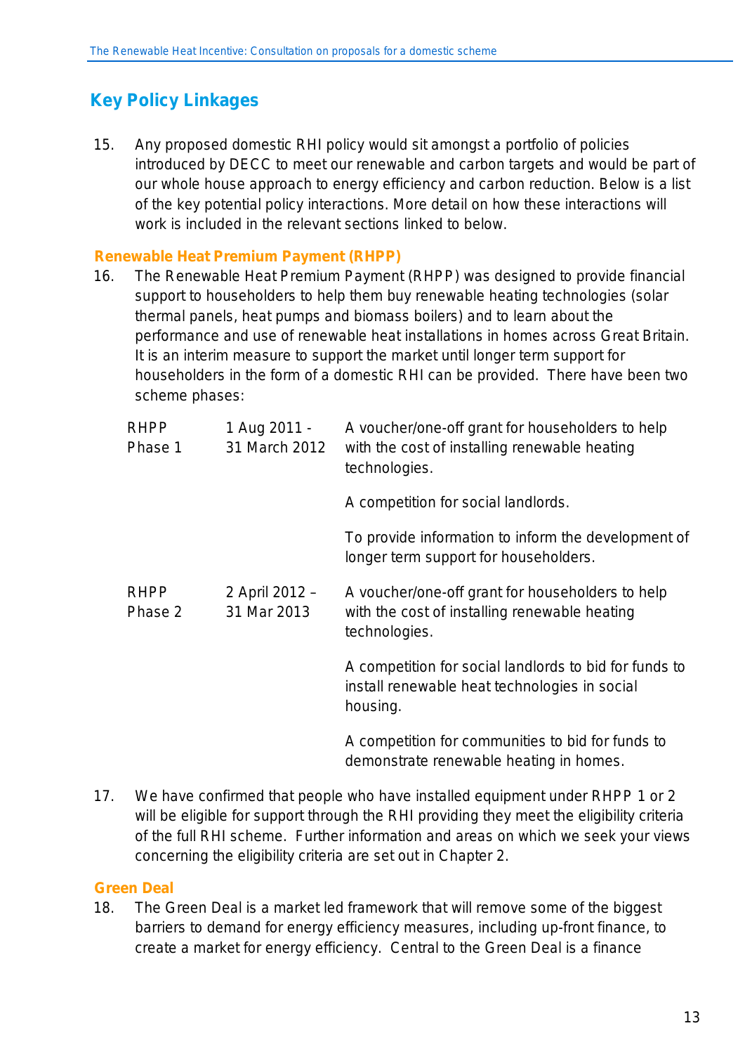## Key Policy Linkages

15. Any proposed domestic RHI policy would sit amongst a portfolio of policies introduced by DECC to meet our renewable and carbon targets and would be part of our whole house approach to energy efficiency and carbon reduction. Below is a list of the key potential policy interactions. More detail on how these interactions will work is included in the relevant sections linked to below.

### Renewable Heat Premium Payment (RHPP)

16. The Renewable Heat Premium Payment (RHPP) was designed to provide financial support to householders to help them buy renewable heating technologies (solar thermal panels, heat pumps and biomass boilers) and to learn about the performance and use of renewable heat installations in homes across Great Britain. It is an interim measure to support the market until longer term support for householders in the form of a domestic RHI can be provided. There have been two scheme phases:

| | | |
|---|---|---|
| RHPP Phase 1 | 1 Aug 2011 - 31 March 2012 | A voucher/one-off grant for householders to help with the cost of installing renewable heating technologies.<br><br>A competition for social landlords.<br><br>To provide information to inform the development of longer term support for householders. |
| RHPP Phase 2 | 2 April 2012 – 31 Mar 2013 | A voucher/one-off grant for householders to help with the cost of installing renewable heating technologies.<br><br>A competition for social landlords to bid for funds to install renewable heat technologies in social housing.<br><br>A competition for communities to bid for funds to demonstrate renewable heating in homes. |

17. We have confirmed that people who have installed equipment under RHPP 1 or 2 will be eligible for support through the RHI providing they meet the eligibility criteria of the full RHI scheme. Further information and areas on which we seek your views concerning the eligibility criteria are set out in Chapter 2.

### Green Deal

18. The Green Deal is a market led framework that will remove some of the biggest barriers to demand for energy efficiency measures, including up-front finance, to create a market for energy efficiency. Central to the Green Deal is a finance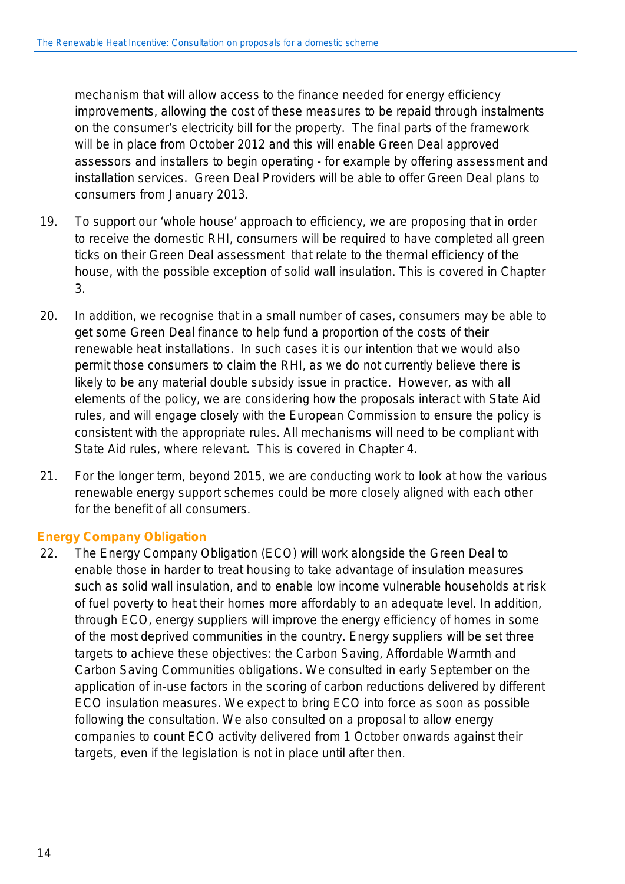mechanism that will allow access to the finance needed for energy efficiency improvements, allowing the cost of these measures to be repaid through instalments on the consumer's electricity bill for the property. The final parts of the framework will be in place from October 2012 and this will enable Green Deal approved assessors and installers to begin operating - for example by offering assessment and installation services. Green Deal Providers will be able to offer Green Deal plans to consumers from January 2013.

19. To support our 'whole house' approach to efficiency, we are proposing that in order to receive the domestic RHI, consumers will be required to have completed all green ticks on their Green Deal assessment that relate to the thermal efficiency of the house, with the possible exception of solid wall insulation. This is covered in Chapter 3.

20. In addition, we recognise that in a small number of cases, consumers may be able to get some Green Deal finance to help fund a proportion of the costs of their renewable heat installations. In such cases it is our intention that we would also permit those consumers to claim the RHI, as we do not currently believe there is likely to be any material double subsidy issue in practice. However, as with all elements of the policy, we are considering how the proposals interact with State Aid rules, and will engage closely with the European Commission to ensure the policy is consistent with the appropriate rules. All mechanisms will need to be compliant with State Aid rules, where relevant. This is covered in Chapter 4.

21. For the longer term, beyond 2015, we are conducting work to look at how the various renewable energy support schemes could be more closely aligned with each other for the benefit of all consumers.

### Energy Company Obligation

22. The Energy Company Obligation (ECO) will work alongside the Green Deal to enable those in harder to treat housing to take advantage of insulation measures such as solid wall insulation, and to enable low income vulnerable households at risk of fuel poverty to heat their homes more affordably to an adequate level. In addition, through ECO, energy suppliers will improve the energy efficiency of homes in some of the most deprived communities in the country. Energy suppliers will be set three targets to achieve these objectives: the Carbon Saving, Affordable Warmth and Carbon Saving Communities obligations. We consulted in early September on the application of in-use factors in the scoring of carbon reductions delivered by different ECO insulation measures. We expect to bring ECO into force as soon as possible following the consultation. We also consulted on a proposal to allow energy companies to count ECO activity delivered from 1 October onwards against their targets, even if the legislation is not in place until after then.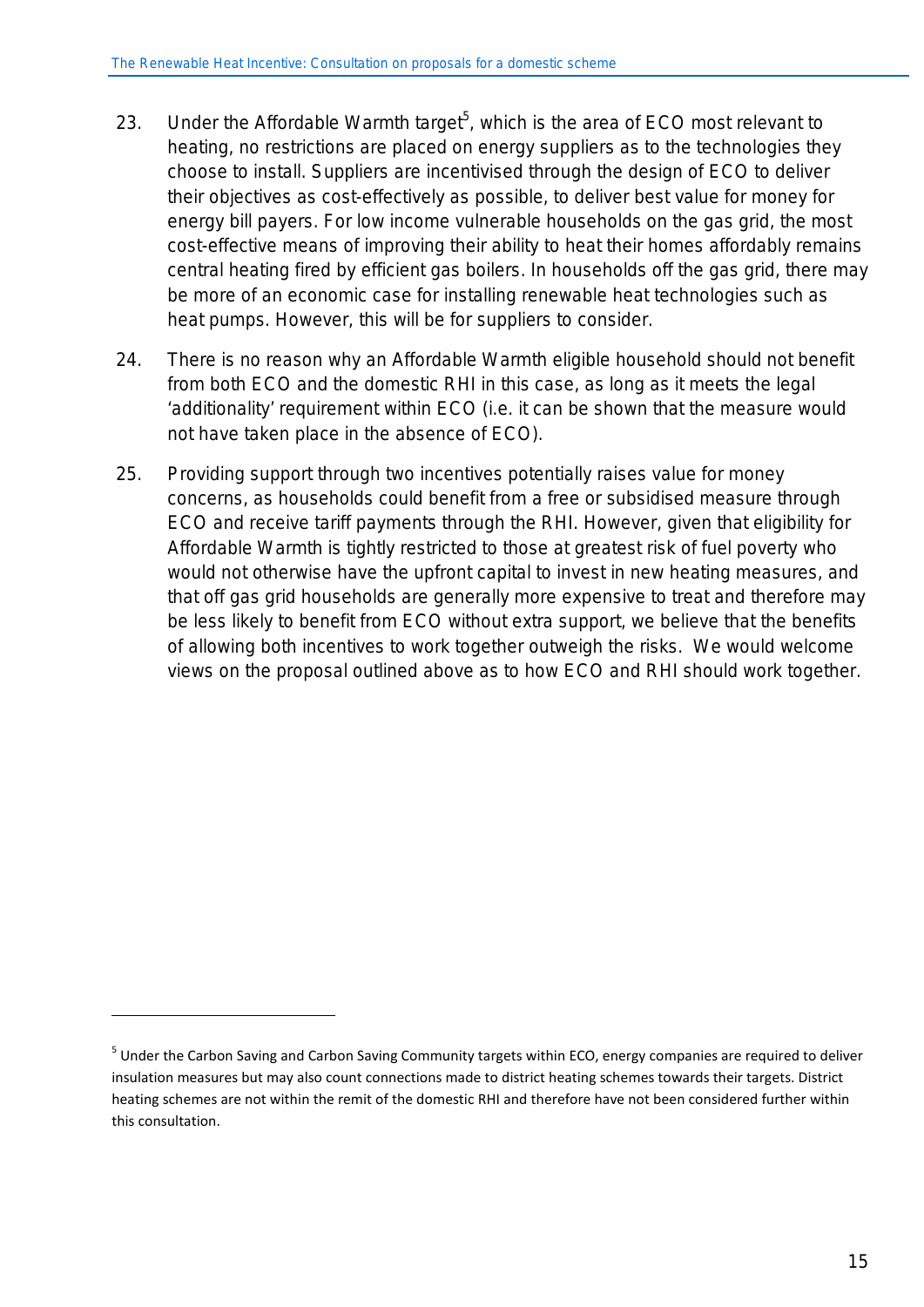23. Under the Affordable Warmth target[5], which is the area of ECO most relevant to heating, no restrictions are placed on energy suppliers as to the technologies they choose to install. Suppliers are incentivised through the design of ECO to deliver their objectives as cost-effectively as possible, to deliver best value for money for energy bill payers. For low income vulnerable households on the gas grid, the most cost-effective means of improving their ability to heat their homes affordably remains central heating fired by efficient gas boilers. In households off the gas grid, there may be more of an economic case for installing renewable heat technologies such as heat pumps. However, this will be for suppliers to consider.

24. There is no reason why an Affordable Warmth eligible household should not benefit from both ECO and the domestic RHI in this case, as long as it meets the legal 'additionality' requirement within ECO (i.e. it can be shown that the measure would not have taken place in the absence of ECO).

25. Providing support through two incentives potentially raises value for money concerns, as households could benefit from a free or subsidised measure through ECO and receive tariff payments through the RHI. However, given that eligibility for Affordable Warmth is tightly restricted to those at greatest risk of fuel poverty who would not otherwise have the upfront capital to invest in new heating measures, and that off gas grid households are generally more expensive to treat and therefore may be less likely to benefit from ECO without extra support, we believe that the benefits of allowing both incentives to work together outweigh the risks. We would welcome views on the proposal outlined above as to how ECO and RHI should work together.

[5] Under the Carbon Saving and Carbon Saving Community targets within ECO, energy companies are required to deliver insulation measures but may also count connections made to district heating schemes towards their targets. District heating schemes are not within the remit of the domestic RHI and therefore have not been considered further within this consultation.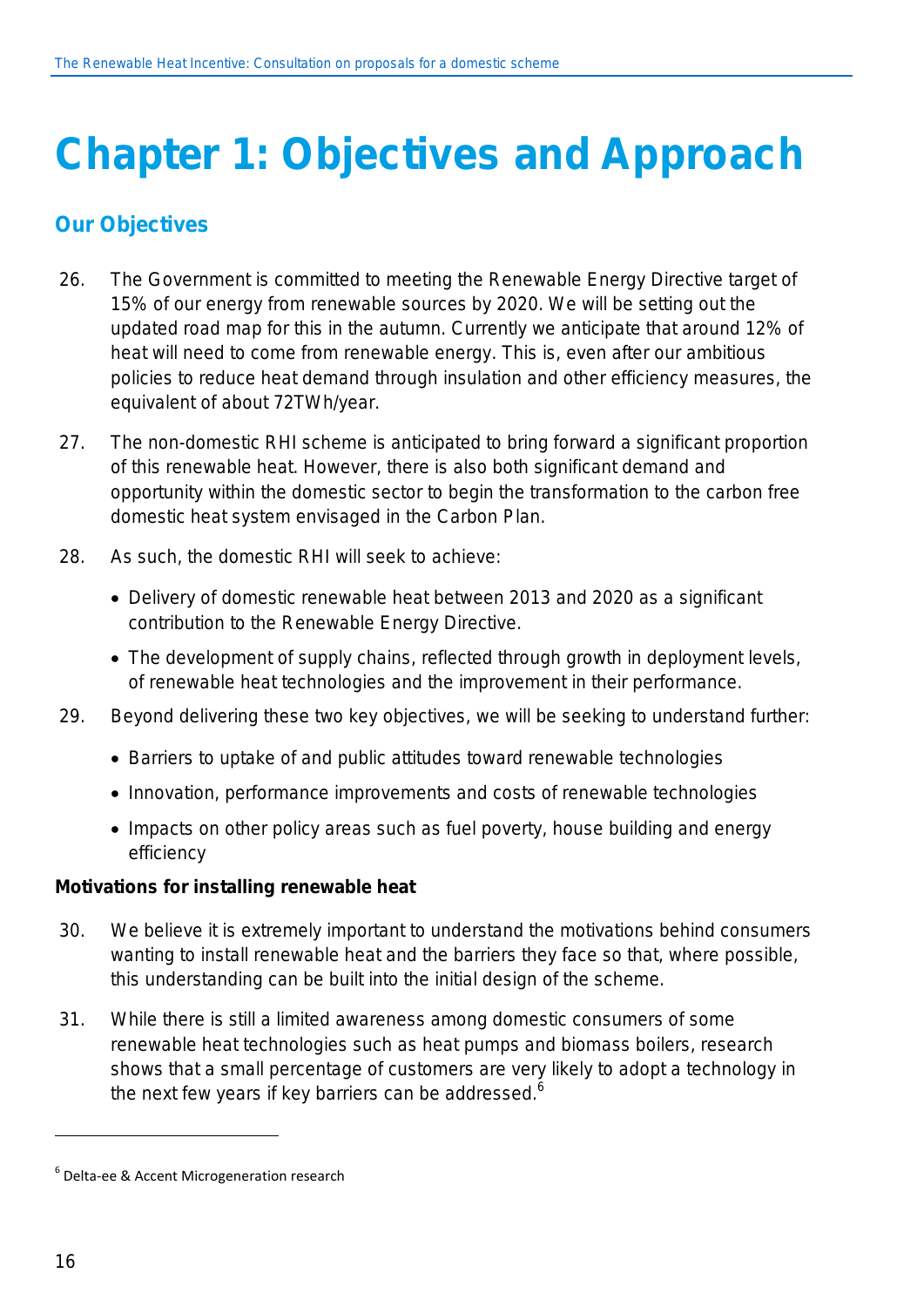# Chapter 1: Objectives and Approach

## Our Objectives

26. The Government is committed to meeting the Renewable Energy Directive target of 15% of our energy from renewable sources by 2020. We will be setting out the updated road map for this in the autumn. Currently we anticipate that around 12% of heat will need to come from renewable energy. This is, even after our ambitious policies to reduce heat demand through insulation and other efficiency measures, the equivalent of about 72TWh/year.

27. The non-domestic RHI scheme is anticipated to bring forward a significant proportion of this renewable heat. However, there is also both significant demand and opportunity within the domestic sector to begin the transformation to the carbon free domestic heat system envisaged in the Carbon Plan.

28. As such, the domestic RHI will seek to achieve:

    - Delivery of domestic renewable heat between 2013 and 2020 as a significant contribution to the Renewable Energy Directive.
    - The development of supply chains, reflected through growth in deployment levels, of renewable heat technologies and the improvement in their performance.

29. Beyond delivering these two key objectives, we will be seeking to understand further:

    - Barriers to uptake of and public attitudes toward renewable technologies
    - Innovation, performance improvements and costs of renewable technologies
    - Impacts on other policy areas such as fuel poverty, house building and energy efficiency

**Motivations for installing renewable heat**

30. We believe it is extremely important to understand the motivations behind consumers wanting to install renewable heat and the barriers they face so that, where possible, this understanding can be built into the initial design of the scheme.

31. While there is still a limited awareness among domestic consumers of some renewable heat technologies such as heat pumps and biomass boilers, research shows that a small percentage of customers are very likely to adopt a technology in the next few years if key barriers can be addressed.[6]

[6] Delta-ee & Accent Microgeneration research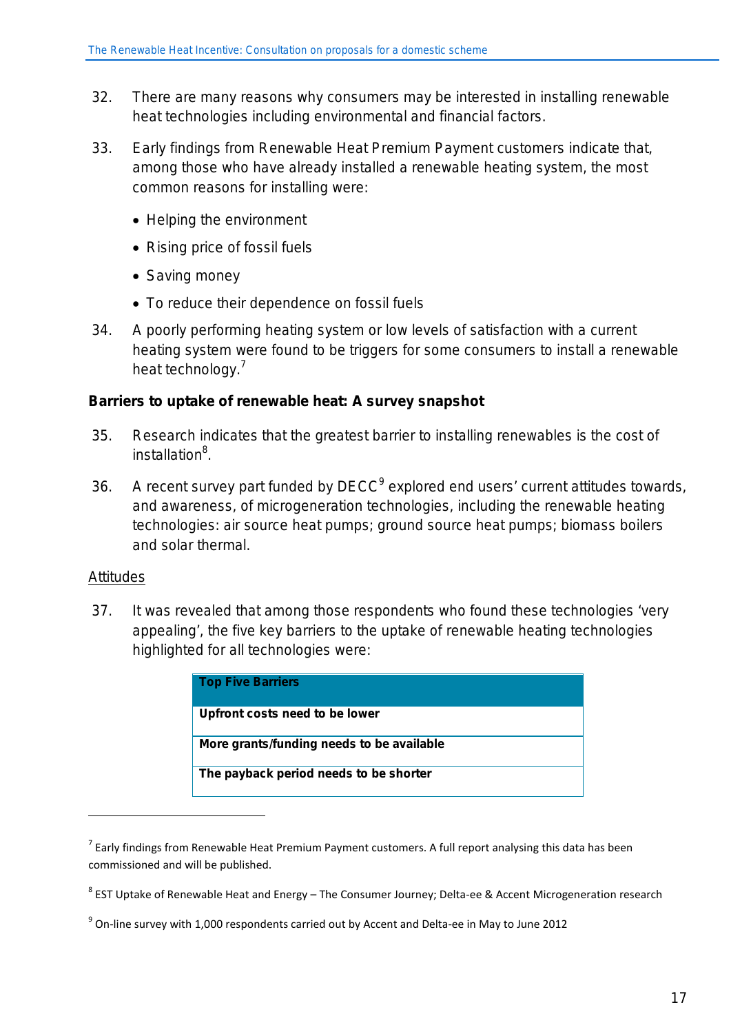32. There are many reasons why consumers may be interested in installing renewable heat technologies including environmental and financial factors.

33. Early findings from Renewable Heat Premium Payment customers indicate that, among those who have already installed a renewable heating system, the most common reasons for installing were:

    - Helping the environment
    - Rising price of fossil fuels
    - Saving money
    - To reduce their dependence on fossil fuels

34. A poorly performing heating system or low levels of satisfaction with a current heating system were found to be triggers for some consumers to install a renewable heat technology.[7]

**Barriers to uptake of renewable heat: A survey snapshot**

35. Research indicates that the greatest barrier to installing renewables is the cost of installation[8].

36. A recent survey part funded by DECC[9] explored end users' current attitudes towards, and awareness, of microgeneration technologies, including the renewable heating technologies: air source heat pumps; ground source heat pumps; biomass boilers and solar thermal.

<u>Attitudes</u>

37. It was revealed that among those respondents who found these technologies 'very appealing', the five key barriers to the uptake of renewable heating technologies highlighted for all technologies were:

| **Top Five Barriers** |
|---|
| **Upfront costs need to be lower** |
| **More grants/funding needs to be available** |
| **The payback period needs to be shorter** |

---

[7] Early findings from Renewable Heat Premium Payment customers. A full report analysing this data has been commissioned and will be published.

[8] EST Uptake of Renewable Heat and Energy – The Consumer Journey; Delta-ee & Accent Microgeneration research

[9] On-line survey with 1,000 respondents carried out by Accent and Delta-ee in May to June 2012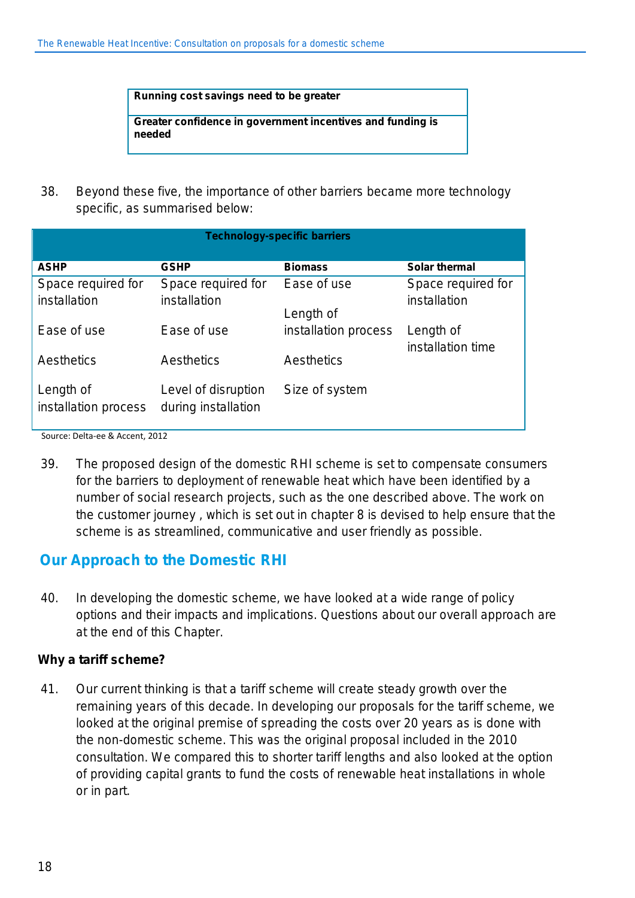| Running cost savings need to be greater |
|---|
| Greater confidence in government incentives and funding is needed |

38. Beyond these five, the importance of other barriers became more technology specific, as summarised below:

| Technology-specific barriers | | | |
|---|---|---|---|
| **ASHP** | **GSHP** | **Biomass** | **Solar thermal** |
| Space required for installation | Space required for installation | Ease of use | Space required for installation |
| Ease of use | Ease of use | Length of installation process | Length of installation time |
| Aesthetics | Aesthetics | Aesthetics | |
| Length of installation process | Level of disruption during installation | Size of system | |

Source: Delta-ee & Accent, 2012

39. The proposed design of the domestic RHI scheme is set to compensate consumers for the barriers to deployment of renewable heat which have been identified by a number of social research projects, such as the one described above. The work on the customer journey , which is set out in chapter 8 is devised to help ensure that the scheme is as streamlined, communicative and user friendly as possible.

## Our Approach to the Domestic RHI

40. In developing the domestic scheme, we have looked at a wide range of policy options and their impacts and implications. Questions about our overall approach are at the end of this Chapter.

**Why a tariff scheme?**

41. Our current thinking is that a tariff scheme will create steady growth over the remaining years of this decade. In developing our proposals for the tariff scheme, we looked at the original premise of spreading the costs over 20 years as is done with the non-domestic scheme. This was the original proposal included in the 2010 consultation. We compared this to shorter tariff lengths and also looked at the option of providing capital grants to fund the costs of renewable heat installations in whole or in part.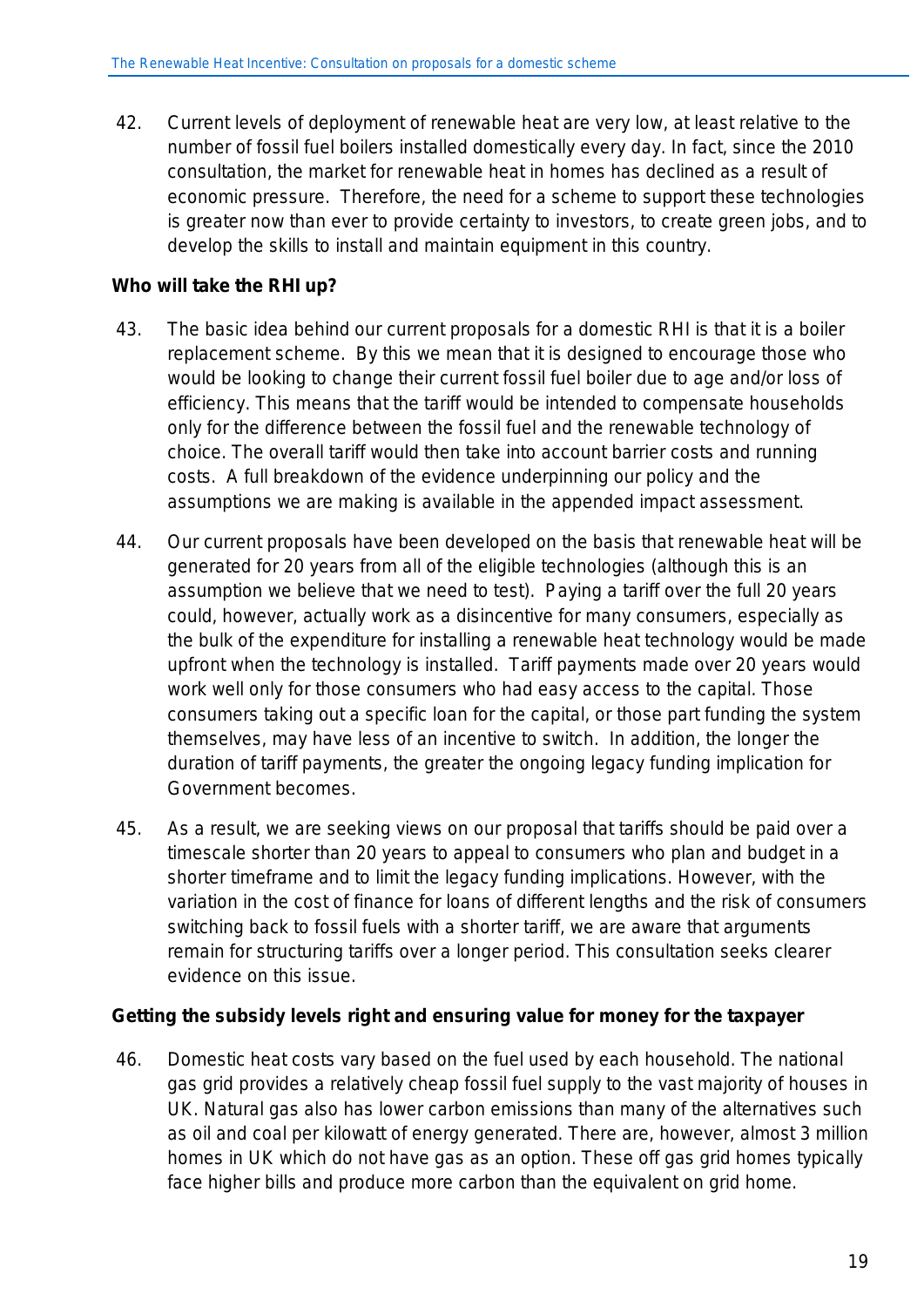42. Current levels of deployment of renewable heat are very low, at least relative to the number of fossil fuel boilers installed domestically every day. In fact, since the 2010 consultation, the market for renewable heat in homes has declined as a result of economic pressure. Therefore, the need for a scheme to support these technologies is greater now than ever to provide certainty to investors, to create green jobs, and to develop the skills to install and maintain equipment in this country.

**Who will take the RHI up?**

43. The basic idea behind our current proposals for a domestic RHI is that it is a boiler replacement scheme. By this we mean that it is designed to encourage those who would be looking to change their current fossil fuel boiler due to age and/or loss of efficiency. This means that the tariff would be intended to compensate households only for the difference between the fossil fuel and the renewable technology of choice. The overall tariff would then take into account barrier costs and running costs. A full breakdown of the evidence underpinning our policy and the assumptions we are making is available in the appended impact assessment.

44. Our current proposals have been developed on the basis that renewable heat will be generated for 20 years from all of the eligible technologies (although this is an assumption we believe that we need to test). Paying a tariff over the full 20 years could, however, actually work as a disincentive for many consumers, especially as the bulk of the expenditure for installing a renewable heat technology would be made upfront when the technology is installed. Tariff payments made over 20 years would work well only for those consumers who had easy access to the capital. Those consumers taking out a specific loan for the capital, or those part funding the system themselves, may have less of an incentive to switch. In addition, the longer the duration of tariff payments, the greater the ongoing legacy funding implication for Government becomes.

45. As a result, we are seeking views on our proposal that tariffs should be paid over a timescale shorter than 20 years to appeal to consumers who plan and budget in a shorter timeframe and to limit the legacy funding implications. However, with the variation in the cost of finance for loans of different lengths and the risk of consumers switching back to fossil fuels with a shorter tariff, we are aware that arguments remain for structuring tariffs over a longer period. This consultation seeks clearer evidence on this issue.

**Getting the subsidy levels right and ensuring value for money for the taxpayer**

46. Domestic heat costs vary based on the fuel used by each household. The national gas grid provides a relatively cheap fossil fuel supply to the vast majority of houses in UK. Natural gas also has lower carbon emissions than many of the alternatives such as oil and coal per kilowatt of energy generated. There are, however, almost 3 million homes in UK which do not have gas as an option. These off gas grid homes typically face higher bills and produce more carbon than the equivalent on grid home.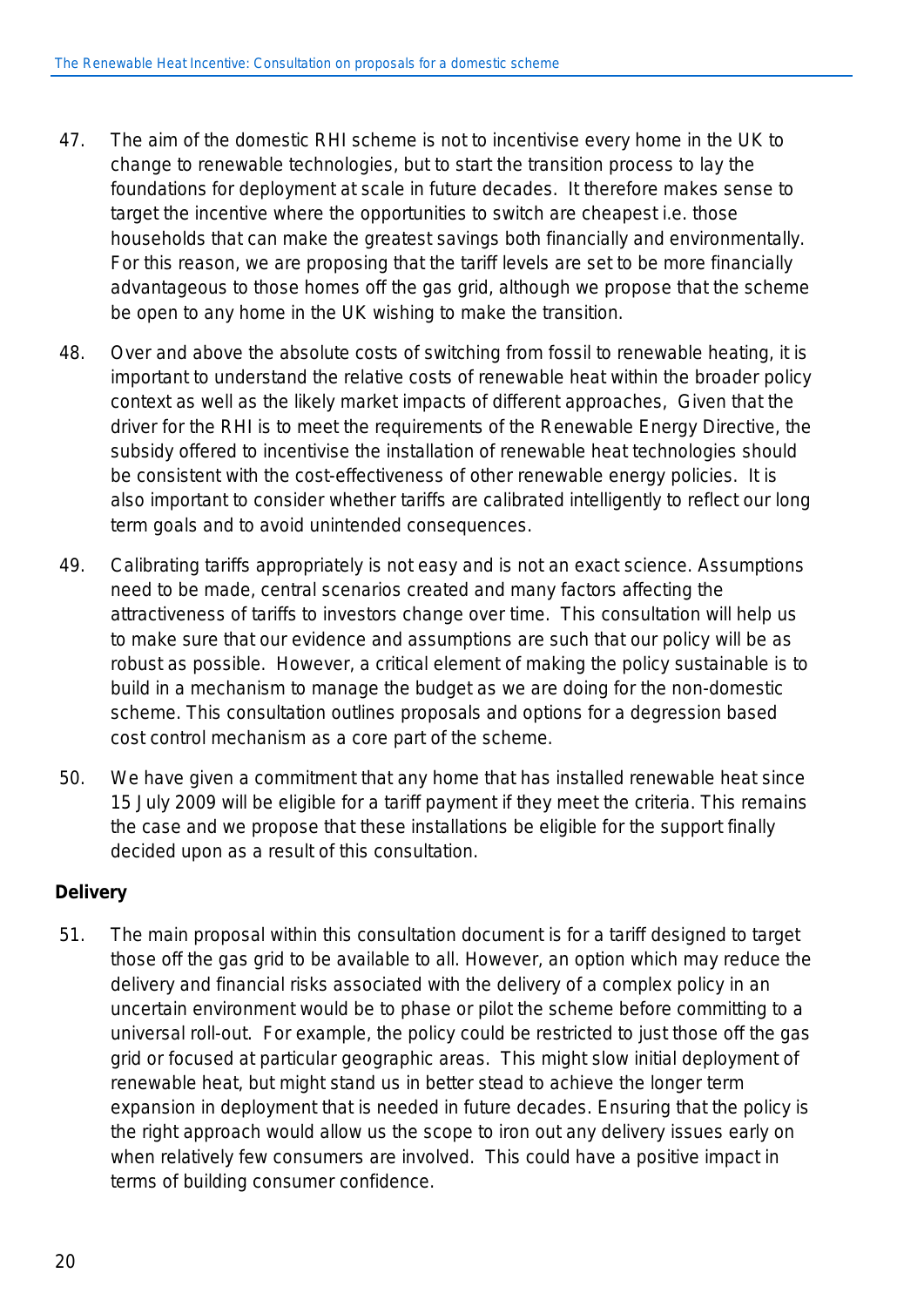47. The aim of the domestic RHI scheme is not to incentivise every home in the UK to change to renewable technologies, but to start the transition process to lay the foundations for deployment at scale in future decades. It therefore makes sense to target the incentive where the opportunities to switch are cheapest i.e. those households that can make the greatest savings both financially and environmentally. For this reason, we are proposing that the tariff levels are set to be more financially advantageous to those homes off the gas grid, although we propose that the scheme be open to any home in the UK wishing to make the transition.

48. Over and above the absolute costs of switching from fossil to renewable heating, it is important to understand the relative costs of renewable heat within the broader policy context as well as the likely market impacts of different approaches, Given that the driver for the RHI is to meet the requirements of the Renewable Energy Directive, the subsidy offered to incentivise the installation of renewable heat technologies should be consistent with the cost-effectiveness of other renewable energy policies. It is also important to consider whether tariffs are calibrated intelligently to reflect our long term goals and to avoid unintended consequences.

49. Calibrating tariffs appropriately is not easy and is not an exact science. Assumptions need to be made, central scenarios created and many factors affecting the attractiveness of tariffs to investors change over time. This consultation will help us to make sure that our evidence and assumptions are such that our policy will be as robust as possible. However, a critical element of making the policy sustainable is to build in a mechanism to manage the budget as we are doing for the non-domestic scheme. This consultation outlines proposals and options for a degression based cost control mechanism as a core part of the scheme.

50. We have given a commitment that any home that has installed renewable heat since 15 July 2009 will be eligible for a tariff payment if they meet the criteria. This remains the case and we propose that these installations be eligible for the support finally decided upon as a result of this consultation.

**Delivery**

51. The main proposal within this consultation document is for a tariff designed to target those off the gas grid to be available to all. However, an option which may reduce the delivery and financial risks associated with the delivery of a complex policy in an uncertain environment would be to phase or pilot the scheme before committing to a universal roll-out. For example, the policy could be restricted to just those off the gas grid or focused at particular geographic areas. This might slow initial deployment of renewable heat, but might stand us in better stead to achieve the longer term expansion in deployment that is needed in future decades. Ensuring that the policy is the right approach would allow us the scope to iron out any delivery issues early on when relatively few consumers are involved. This could have a positive impact in terms of building consumer confidence.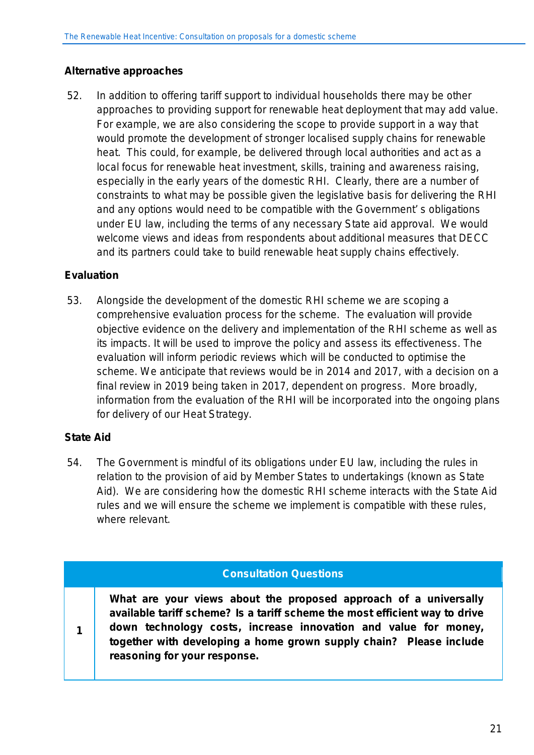## Alternative approaches

52. In addition to offering tariff support to individual households there may be other approaches to providing support for renewable heat deployment that may add value. For example, we are also considering the scope to provide support in a way that would promote the development of stronger localised supply chains for renewable heat. This could, for example, be delivered through local authorities and act as a local focus for renewable heat investment, skills, training and awareness raising, especially in the early years of the domestic RHI. Clearly, there are a number of constraints to what may be possible given the legislative basis for delivering the RHI and any options would need to be compatible with the Government's obligations under EU law, including the terms of any necessary State aid approval. We would welcome views and ideas from respondents about additional measures that DECC and its partners could take to build renewable heat supply chains effectively.

## Evaluation

53. Alongside the development of the domestic RHI scheme we are scoping a comprehensive evaluation process for the scheme. The evaluation will provide objective evidence on the delivery and implementation of the RHI scheme as well as its impacts. It will be used to improve the policy and assess its effectiveness. The evaluation will inform periodic reviews which will be conducted to optimise the scheme. We anticipate that reviews would be in 2014 and 2017, with a decision on a final review in 2019 being taken in 2017, dependent on progress. More broadly, information from the evaluation of the RHI will be incorporated into the ongoing plans for delivery of our Heat Strategy.

## State Aid

54. The Government is mindful of its obligations under EU law, including the rules in relation to the provision of aid by Member States to undertakings (known as State Aid). We are considering how the domestic RHI scheme interacts with the State Aid rules and we will ensure the scheme we implement is compatible with these rules, where relevant.

| Consultation Questions | |
|---|---|
| 1 | **What are your views about the proposed approach of a universally available tariff scheme? Is a tariff scheme the most efficient way to drive down technology costs, increase innovation and value for money, together with developing a home grown supply chain? Please include reasoning for your response.** |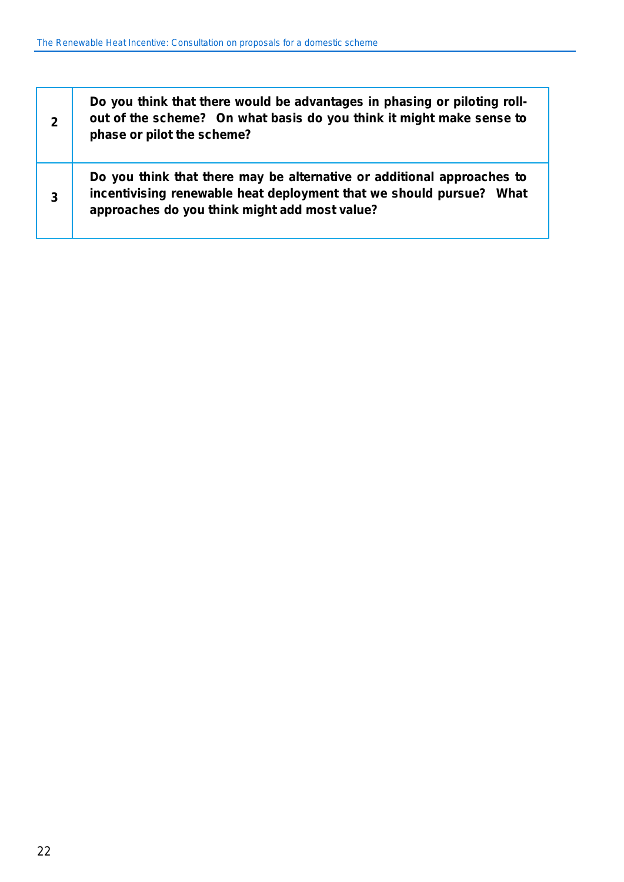| | |
|---|---|
| 2 | **Do you think that there would be advantages in phasing or piloting roll-out of the scheme? On what basis do you think it might make sense to phase or pilot the scheme?** |
| 3 | **Do you think that there may be alternative or additional approaches to incentivising renewable heat deployment that we should pursue? What approaches do you think might add most value?** |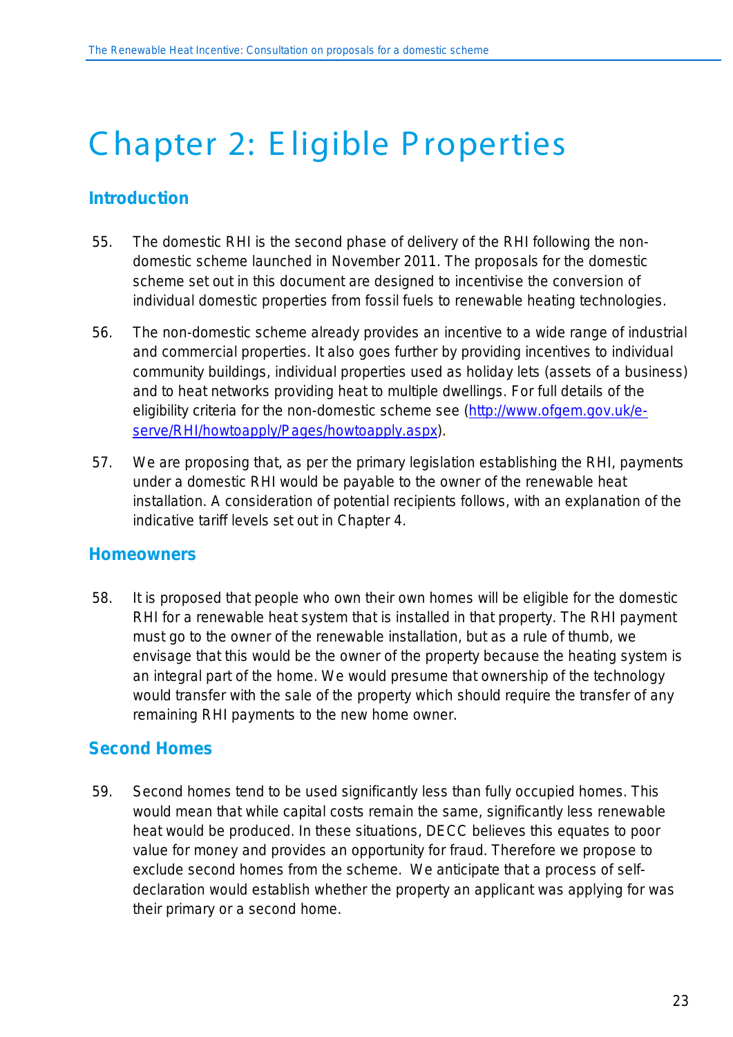# Chapter 2: Eligible Properties

## Introduction

55. The domestic RHI is the second phase of delivery of the RHI following the non-domestic scheme launched in November 2011. The proposals for the domestic scheme set out in this document are designed to incentivise the conversion of individual domestic properties from fossil fuels to renewable heating technologies.

56. The non-domestic scheme already provides an incentive to a wide range of industrial and commercial properties. It also goes further by providing incentives to individual community buildings, individual properties used as holiday lets (assets of a business) and to heat networks providing heat to multiple dwellings. For full details of the eligibility criteria for the non-domestic scheme see (http://www.ofgem.gov.uk/e-serve/RHI/howtoapply/Pages/howtoapply.aspx).

57. We are proposing that, as per the primary legislation establishing the RHI, payments under a domestic RHI would be payable to the owner of the renewable heat installation. A consideration of potential recipients follows, with an explanation of the indicative tariff levels set out in Chapter 4.

## Homeowners

58. It is proposed that people who own their own homes will be eligible for the domestic RHI for a renewable heat system that is installed in that property. The RHI payment must go to the owner of the renewable installation, but as a rule of thumb, we envisage that this would be the owner of the property because the heating system is an integral part of the home. We would presume that ownership of the technology would transfer with the sale of the property which should require the transfer of any remaining RHI payments to the new home owner.

## Second Homes

59. Second homes tend to be used significantly less than fully occupied homes. This would mean that while capital costs remain the same, significantly less renewable heat would be produced. In these situations, DECC believes this equates to poor value for money and provides an opportunity for fraud. Therefore we propose to exclude second homes from the scheme. We anticipate that a process of self-declaration would establish whether the property an applicant was applying for was their primary or a second home.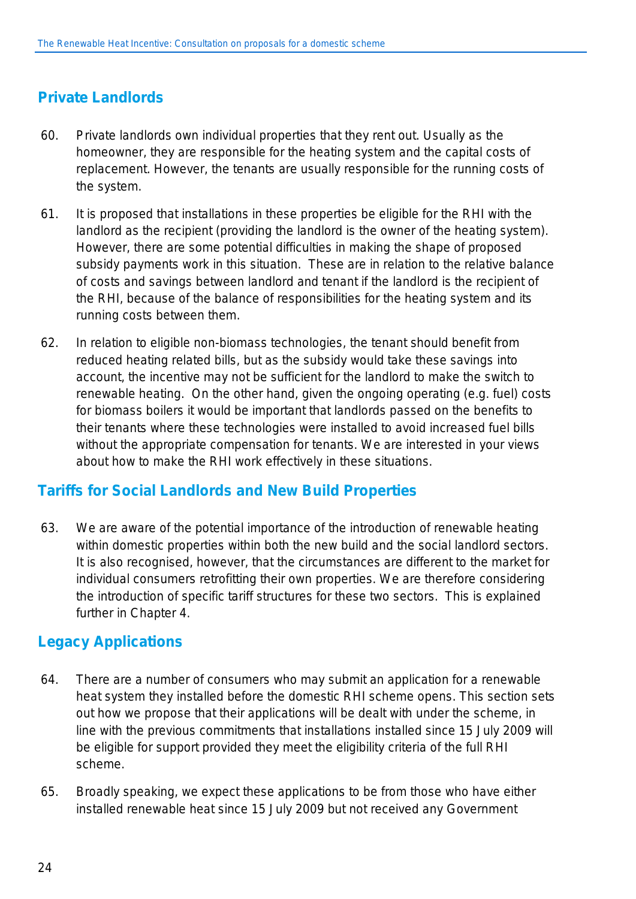## Private Landlords

60. Private landlords own individual properties that they rent out. Usually as the homeowner, they are responsible for the heating system and the capital costs of replacement. However, the tenants are usually responsible for the running costs of the system.

61. It is proposed that installations in these properties be eligible for the RHI with the landlord as the recipient (providing the landlord is the owner of the heating system). However, there are some potential difficulties in making the shape of proposed subsidy payments work in this situation. These are in relation to the relative balance of costs and savings between landlord and tenant if the landlord is the recipient of the RHI, because of the balance of responsibilities for the heating system and its running costs between them.

62. In relation to eligible non-biomass technologies, the tenant should benefit from reduced heating related bills, but as the subsidy would take these savings into account, the incentive may not be sufficient for the landlord to make the switch to renewable heating. On the other hand, given the ongoing operating (e.g. fuel) costs for biomass boilers it would be important that landlords passed on the benefits to their tenants where these technologies were installed to avoid increased fuel bills without the appropriate compensation for tenants. We are interested in your views about how to make the RHI work effectively in these situations.

## Tariffs for Social Landlords and New Build Properties

63. We are aware of the potential importance of the introduction of renewable heating within domestic properties within both the new build and the social landlord sectors. It is also recognised, however, that the circumstances are different to the market for individual consumers retrofitting their own properties. We are therefore considering the introduction of specific tariff structures for these two sectors. This is explained further in Chapter 4.

## Legacy Applications

64. There are a number of consumers who may submit an application for a renewable heat system they installed before the domestic RHI scheme opens. This section sets out how we propose that their applications will be dealt with under the scheme, in line with the previous commitments that installations installed since 15 July 2009 will be eligible for support provided they meet the eligibility criteria of the full RHI scheme.

65. Broadly speaking, we expect these applications to be from those who have either installed renewable heat since 15 July 2009 but not received any Government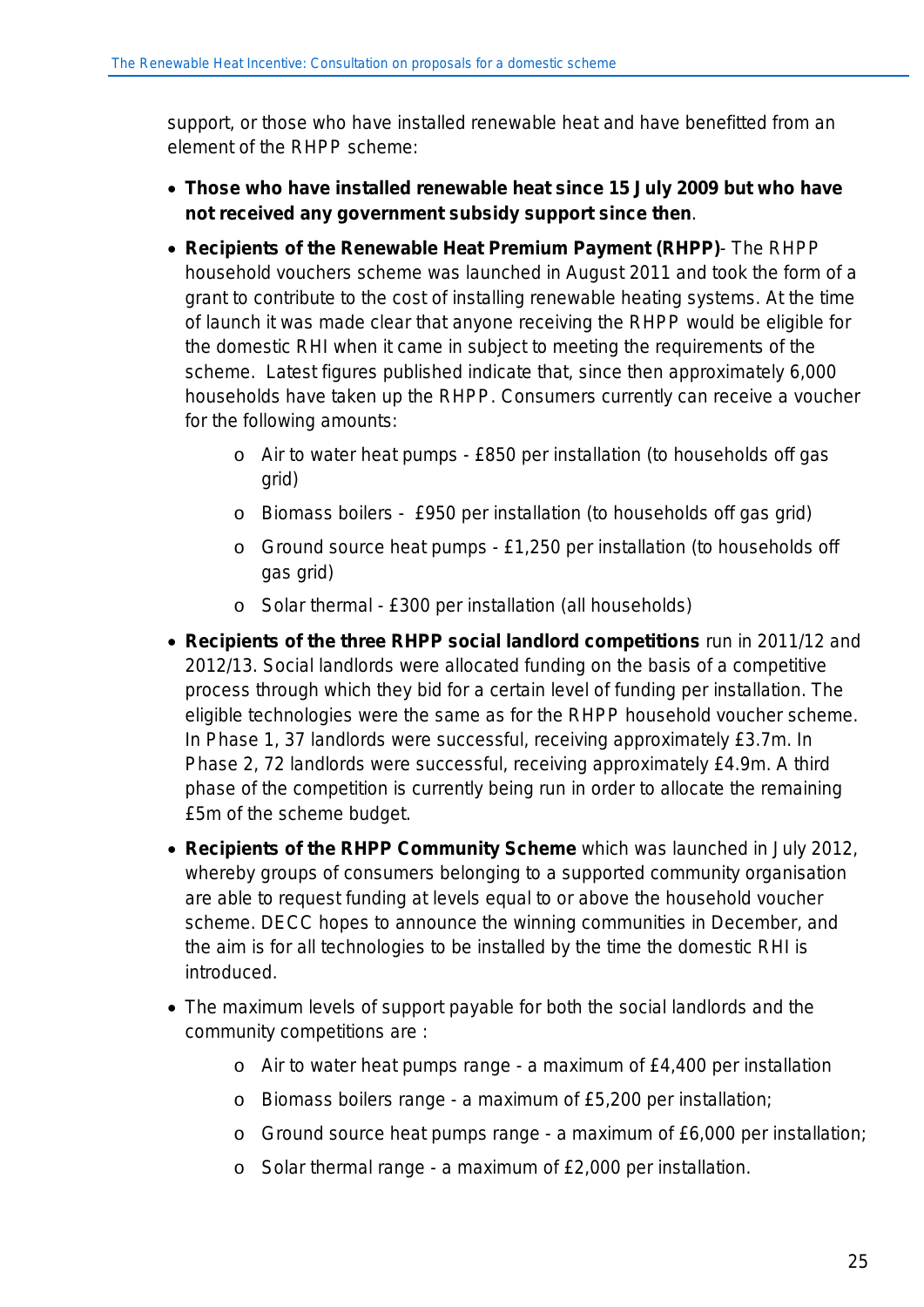support, or those who have installed renewable heat and have benefitted from an element of the RHPP scheme:

- **Those who have installed renewable heat since 15 July 2009 but who have not received any government subsidy support since then**.
- **Recipients of the Renewable Heat Premium Payment (RHPP)**- The RHPP household vouchers scheme was launched in August 2011 and took the form of a grant to contribute to the cost of installing renewable heating systems. At the time of launch it was made clear that anyone receiving the RHPP would be eligible for the domestic RHI when it came in subject to meeting the requirements of the scheme. Latest figures published indicate that, since then approximately 6,000 households have taken up the RHPP. Consumers currently can receive a voucher for the following amounts:
  - Air to water heat pumps - £850 per installation (to households off gas grid)
  - Biomass boilers - £950 per installation (to households off gas grid)
  - Ground source heat pumps - £1,250 per installation (to households off gas grid)
  - Solar thermal - £300 per installation (all households)
- **Recipients of the three RHPP social landlord competitions** run in 2011/12 and 2012/13. Social landlords were allocated funding on the basis of a competitive process through which they bid for a certain level of funding per installation. The eligible technologies were the same as for the RHPP household voucher scheme. In Phase 1, 37 landlords were successful, receiving approximately £3.7m. In Phase 2, 72 landlords were successful, receiving approximately £4.9m. A third phase of the competition is currently being run in order to allocate the remaining £5m of the scheme budget.
- **Recipients of the RHPP Community Scheme** which was launched in July 2012, whereby groups of consumers belonging to a supported community organisation are able to request funding at levels equal to or above the household voucher scheme. DECC hopes to announce the winning communities in December, and the aim is for all technologies to be installed by the time the domestic RHI is introduced.
- The maximum levels of support payable for both the social landlords and the community competitions are :
  - Air to water heat pumps range - a maximum of £4,400 per installation
  - Biomass boilers range - a maximum of £5,200 per installation;
  - Ground source heat pumps range - a maximum of £6,000 per installation;
  - Solar thermal range - a maximum of £2,000 per installation.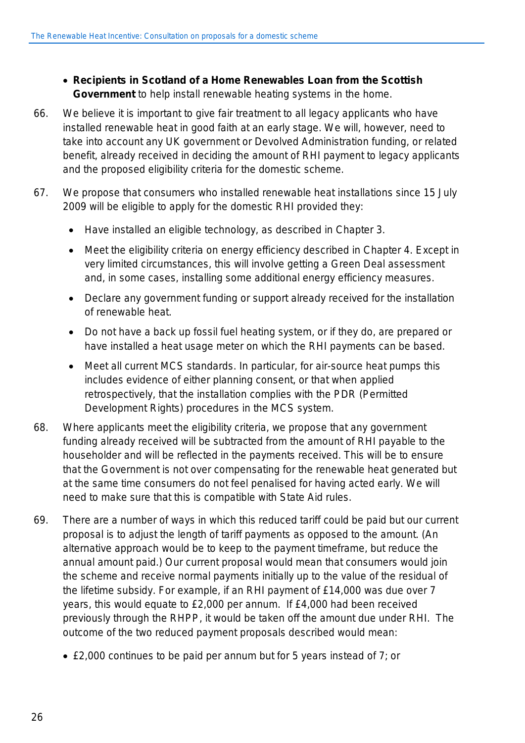- **Recipients in Scotland of a Home Renewables Loan from the Scottish Government** to help install renewable heating systems in the home.

66. We believe it is important to give fair treatment to all legacy applicants who have installed renewable heat in good faith at an early stage. We will, however, need to take into account any UK government or Devolved Administration funding, or related benefit, already received in deciding the amount of RHI payment to legacy applicants and the proposed eligibility criteria for the domestic scheme.

67. We propose that consumers who installed renewable heat installations since 15 July 2009 will be eligible to apply for the domestic RHI provided they:

    - Have installed an eligible technology, as described in Chapter 3.
    - Meet the eligibility criteria on energy efficiency described in Chapter 4. Except in very limited circumstances, this will involve getting a Green Deal assessment and, in some cases, installing some additional energy efficiency measures.
    - Declare any government funding or support already received for the installation of renewable heat.
    - Do not have a back up fossil fuel heating system, or if they do, are prepared or have installed a heat usage meter on which the RHI payments can be based.
    - Meet all current MCS standards. In particular, for air-source heat pumps this includes evidence of either planning consent, or that when applied retrospectively, that the installation complies with the PDR (Permitted Development Rights) procedures in the MCS system.

68. Where applicants meet the eligibility criteria, we propose that any government funding already received will be subtracted from the amount of RHI payable to the householder and will be reflected in the payments received. This will be to ensure that the Government is not over compensating for the renewable heat generated but at the same time consumers do not feel penalised for having acted early. We will need to make sure that this is compatible with State Aid rules.

69. There are a number of ways in which this reduced tariff could be paid but our current proposal is to adjust the length of tariff payments as opposed to the amount. (An alternative approach would be to keep to the payment timeframe, but reduce the annual amount paid.) Our current proposal would mean that consumers would join the scheme and receive normal payments initially up to the value of the residual of the lifetime subsidy. For example, if an RHI payment of £14,000 was due over 7 years, this would equate to £2,000 per annum. If £4,000 had been received previously through the RHPP, it would be taken off the amount due under RHI. The outcome of the two reduced payment proposals described would mean:

    - £2,000 continues to be paid per annum but for 5 years instead of 7; or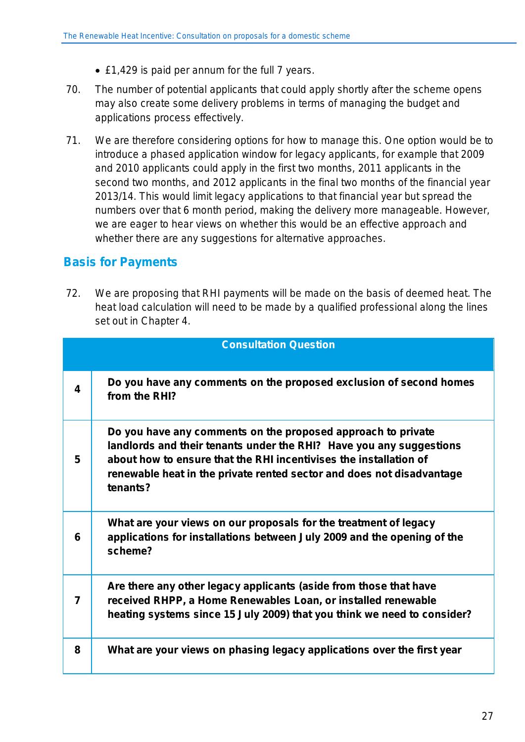- £1,429 is paid per annum for the full 7 years.

70. The number of potential applicants that could apply shortly after the scheme opens may also create some delivery problems in terms of managing the budget and applications process effectively.

71. We are therefore considering options for how to manage this. One option would be to introduce a phased application window for legacy applicants, for example that 2009 and 2010 applicants could apply in the first two months, 2011 applicants in the second two months, and 2012 applicants in the final two months of the financial year 2013/14. This would limit legacy applications to that financial year but spread the numbers over that 6 month period, making the delivery more manageable. However, we are eager to hear views on whether this would be an effective approach and whether there are any suggestions for alternative approaches.

## Basis for Payments

72. We are proposing that RHI payments will be made on the basis of deemed heat. The heat load calculation will need to be made by a qualified professional along the lines set out in Chapter 4.

| Consultation Question | |
|---|---|
| 4 | **Do you have any comments on the proposed exclusion of second homes from the RHI?** |
| 5 | **Do you have any comments on the proposed approach to private landlords and their tenants under the RHI? Have you any suggestions about how to ensure that the RHI incentivises the installation of renewable heat in the private rented sector and does not disadvantage tenants?** |
| 6 | **What are your views on our proposals for the treatment of legacy applications for installations between July 2009 and the opening of the scheme?** |
| 7 | **Are there any other legacy applicants (aside from those that have received RHPP, a Home Renewables Loan, or installed renewable heating systems since 15 July 2009) that you think we need to consider?** |
| 8 | **What are your views on phasing legacy applications over the first year** |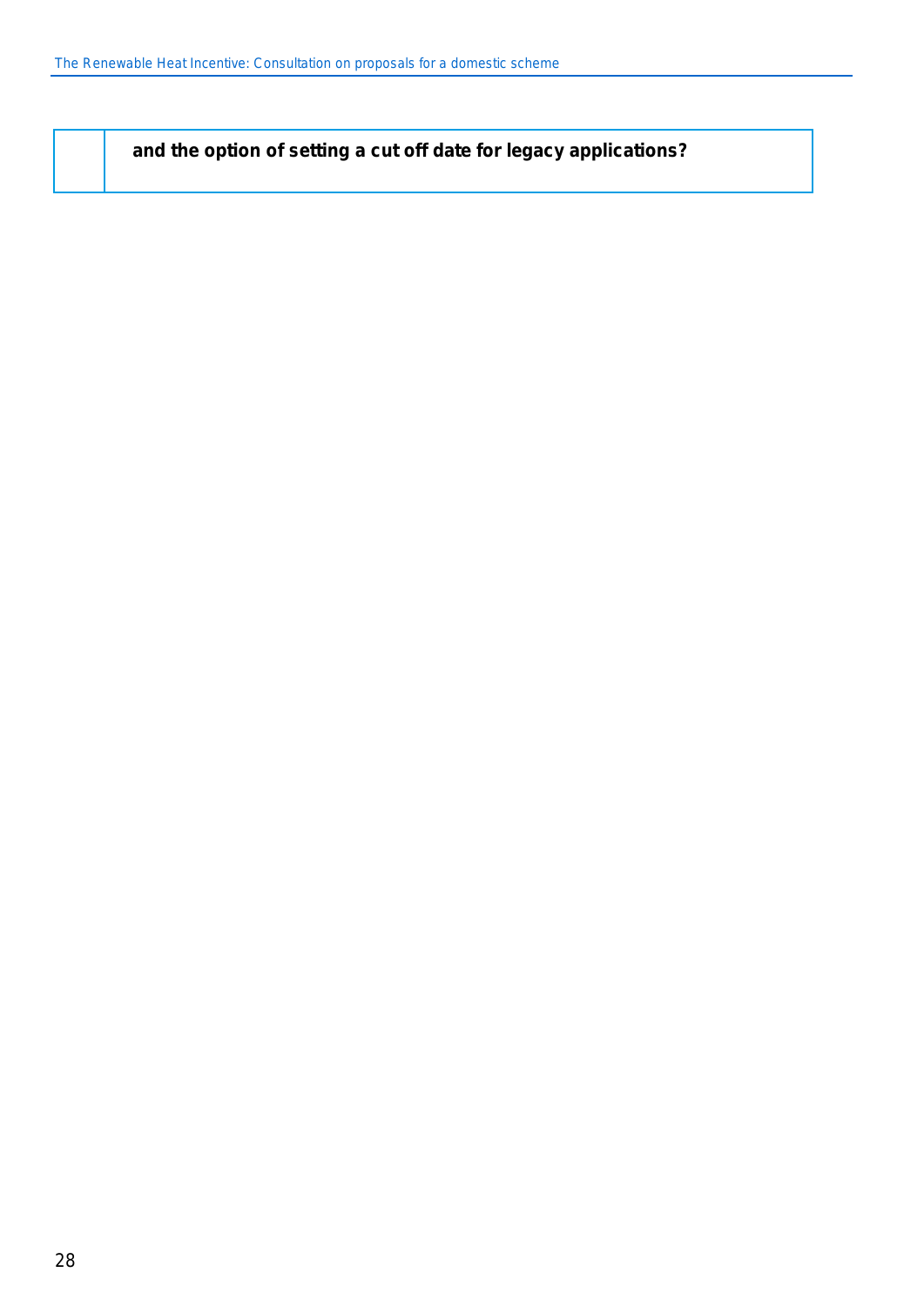| | |
|---|---|
| | **and the option of setting a cut off date for legacy applications?** |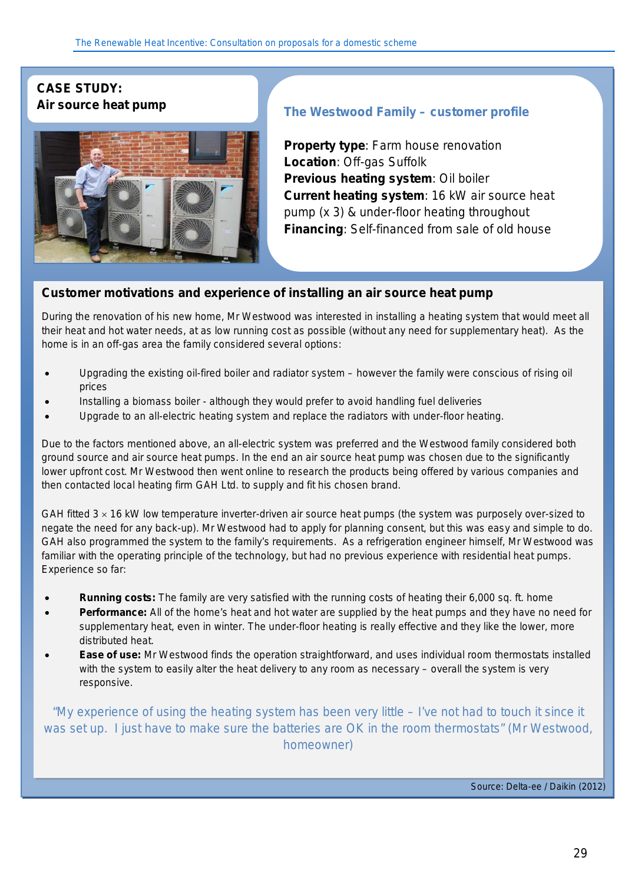## CASE STUDY: Air source heat pump

### The Westwood Family – customer profile

**Property type**: Farm house renovation
**Location**: Off-gas Suffolk
**Previous heating system**: Oil boiler
**Current heating system**: 16 kW air source heat pump (x 3) & under-floor heating throughout
**Financing**: Self-financed from sale of old house

### Customer motivations and experience of installing an air source heat pump

During the renovation of his new home, Mr Westwood was interested in installing a heating system that would meet all their heat and hot water needs, at as low running cost as possible (without any need for supplementary heat). As the home is in an off-gas area the family considered several options:

- Upgrading the existing oil-fired boiler and radiator system – however the family were conscious of rising oil prices
- Installing a biomass boiler - although they would prefer to avoid handling fuel deliveries
- Upgrade to an all-electric heating system and replace the radiators with under-floor heating.

Due to the factors mentioned above, an all-electric system was preferred and the Westwood family considered both ground source and air source heat pumps. In the end an air source heat pump was chosen due to the significantly lower upfront cost. Mr Westwood then went online to research the products being offered by various companies and then contacted local heating firm GAH Ltd. to supply and fit his chosen brand.

GAH fitted 3 × 16 kW low temperature inverter-driven air source heat pumps (the system was purposely over-sized to negate the need for any back-up). Mr Westwood had to apply for planning consent, but this was easy and simple to do. GAH also programmed the system to the family's requirements. As a refrigeration engineer himself, Mr Westwood was familiar with the operating principle of the technology, but had no previous experience with residential heat pumps. Experience so far:

- **Running costs:** The family are very satisfied with the running costs of heating their 6,000 sq. ft. home
- **Performance:** All of the home's heat and hot water are supplied by the heat pumps and they have no need for supplementary heat, even in winter. The under-floor heating is really effective and they like the lower, more distributed heat.
- **Ease of use:** Mr Westwood finds the operation straightforward, and uses individual room thermostats installed with the system to easily alter the heat delivery to any room as necessary – overall the system is very responsive.

"My experience of using the heating system has been very little – I've not had to touch it since it was set up. I just have to make sure the batteries are OK in the room thermostats" (Mr Westwood, homeowner)

Source: Delta-ee / Daikin (2012)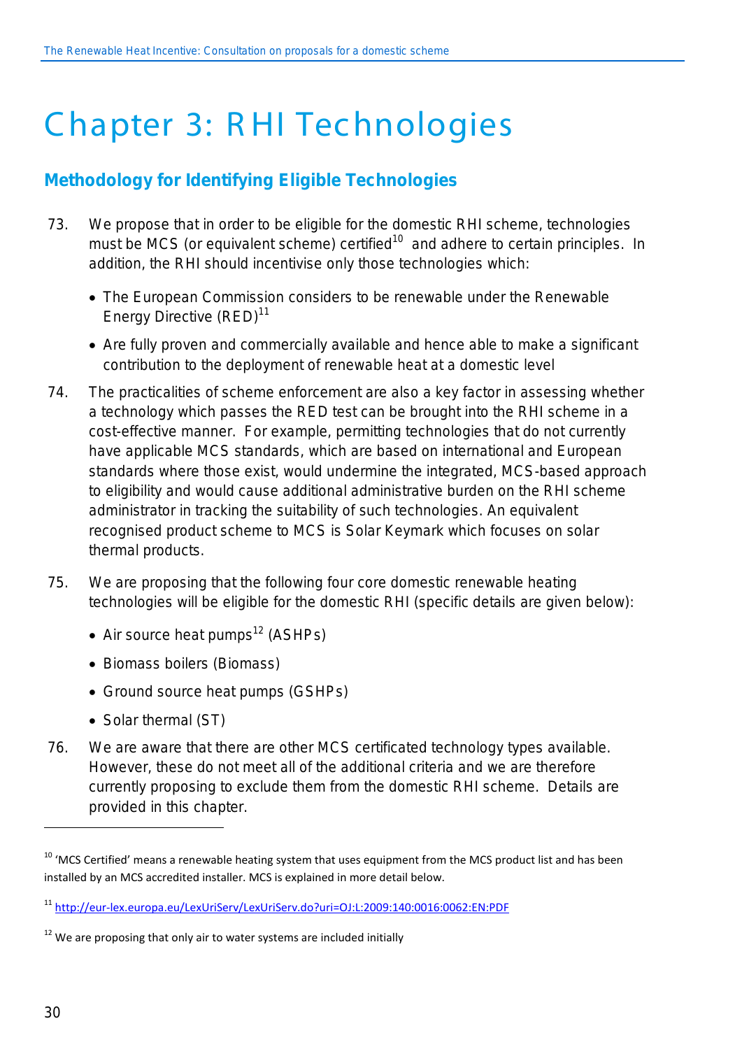# Chapter 3: RHI Technologies

## Methodology for Identifying Eligible Technologies

73. We propose that in order to be eligible for the domestic RHI scheme, technologies must be MCS (or equivalent scheme) certified[10] and adhere to certain principles. In addition, the RHI should incentivise only those technologies which:

    - The European Commission considers to be renewable under the Renewable Energy Directive (RED)[11]
    - Are fully proven and commercially available and hence able to make a significant contribution to the deployment of renewable heat at a domestic level

74. The practicalities of scheme enforcement are also a key factor in assessing whether a technology which passes the RED test can be brought into the RHI scheme in a cost-effective manner. For example, permitting technologies that do not currently have applicable MCS standards, which are based on international and European standards where those exist, would undermine the integrated, MCS-based approach to eligibility and would cause additional administrative burden on the RHI scheme administrator in tracking the suitability of such technologies. An equivalent recognised product scheme to MCS is Solar Keymark which focuses on solar thermal products.

75. We are proposing that the following four core domestic renewable heating technologies will be eligible for the domestic RHI (specific details are given below):

    - Air source heat pumps[12] (ASHPs)
    - Biomass boilers (Biomass)
    - Ground source heat pumps (GSHPs)
    - Solar thermal (ST)

76. We are aware that there are other MCS certificated technology types available. However, these do not meet all of the additional criteria and we are therefore currently proposing to exclude them from the domestic RHI scheme. Details are provided in this chapter.

---

[10] 'MCS Certified' means a renewable heating system that uses equipment from the MCS product list and has been installed by an MCS accredited installer. MCS is explained in more detail below.

[11] http://eur-lex.europa.eu/LexUriServ/LexUriServ.do?uri=OJ:L:2009:140:0016:0062:EN:PDF

[12] We are proposing that only air to water systems are included initially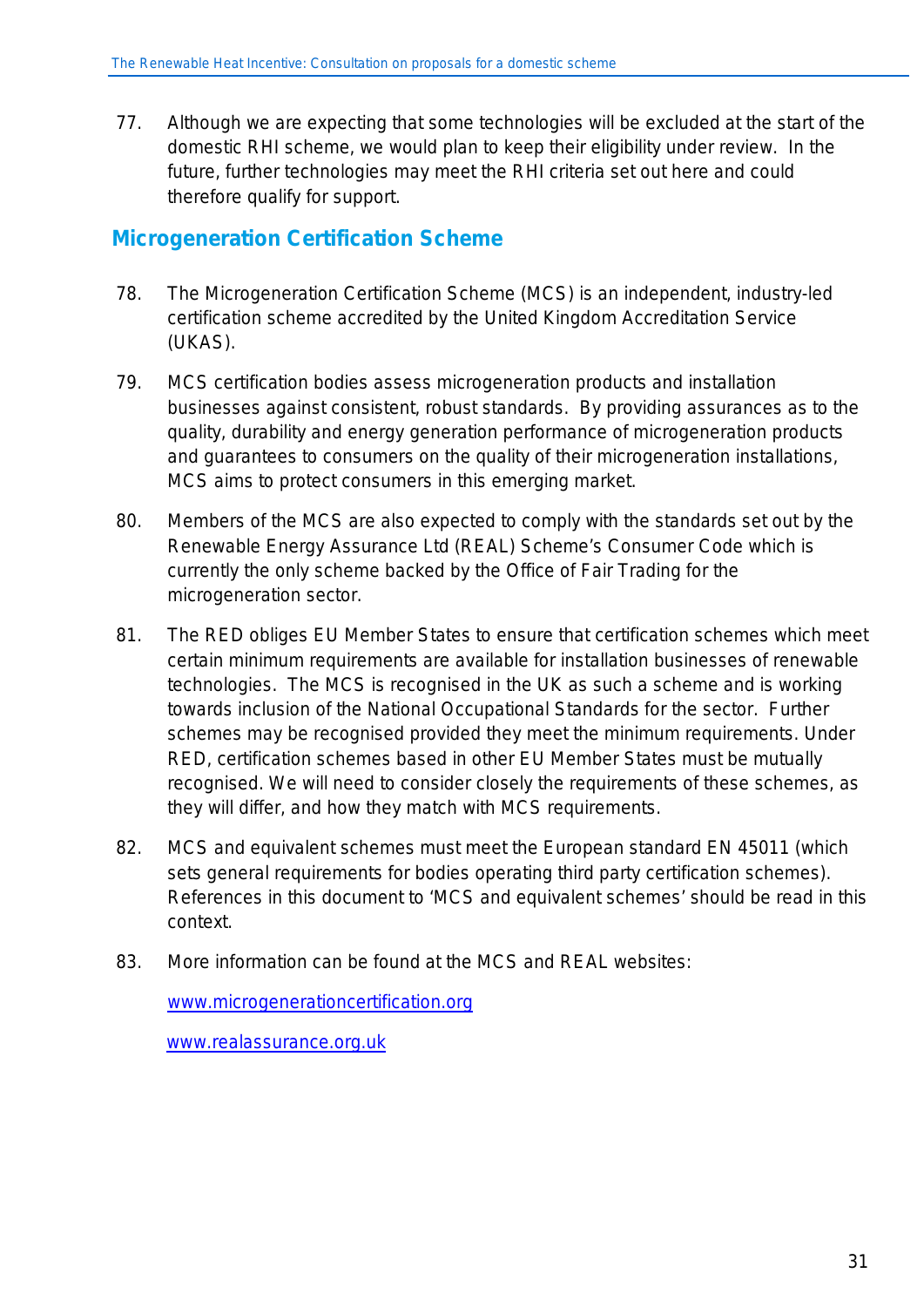77. Although we are expecting that some technologies will be excluded at the start of the domestic RHI scheme, we would plan to keep their eligibility under review. In the future, further technologies may meet the RHI criteria set out here and could therefore qualify for support.

## Microgeneration Certification Scheme

78. The Microgeneration Certification Scheme (MCS) is an independent, industry-led certification scheme accredited by the United Kingdom Accreditation Service (UKAS).

79. MCS certification bodies assess microgeneration products and installation businesses against consistent, robust standards. By providing assurances as to the quality, durability and energy generation performance of microgeneration products and guarantees to consumers on the quality of their microgeneration installations, MCS aims to protect consumers in this emerging market.

80. Members of the MCS are also expected to comply with the standards set out by the Renewable Energy Assurance Ltd (REAL) Scheme's Consumer Code which is currently the only scheme backed by the Office of Fair Trading for the microgeneration sector.

81. The RED obliges EU Member States to ensure that certification schemes which meet certain minimum requirements are available for installation businesses of renewable technologies. The MCS is recognised in the UK as such a scheme and is working towards inclusion of the National Occupational Standards for the sector. Further schemes may be recognised provided they meet the minimum requirements. Under RED, certification schemes based in other EU Member States must be mutually recognised. We will need to consider closely the requirements of these schemes, as they will differ, and how they match with MCS requirements.

82. MCS and equivalent schemes must meet the European standard EN 45011 (which sets general requirements for bodies operating third party certification schemes). References in this document to 'MCS and equivalent schemes' should be read in this context.

83. More information can be found at the MCS and REAL websites:

    www.microgenerationcertification.org

    www.realassurance.org.uk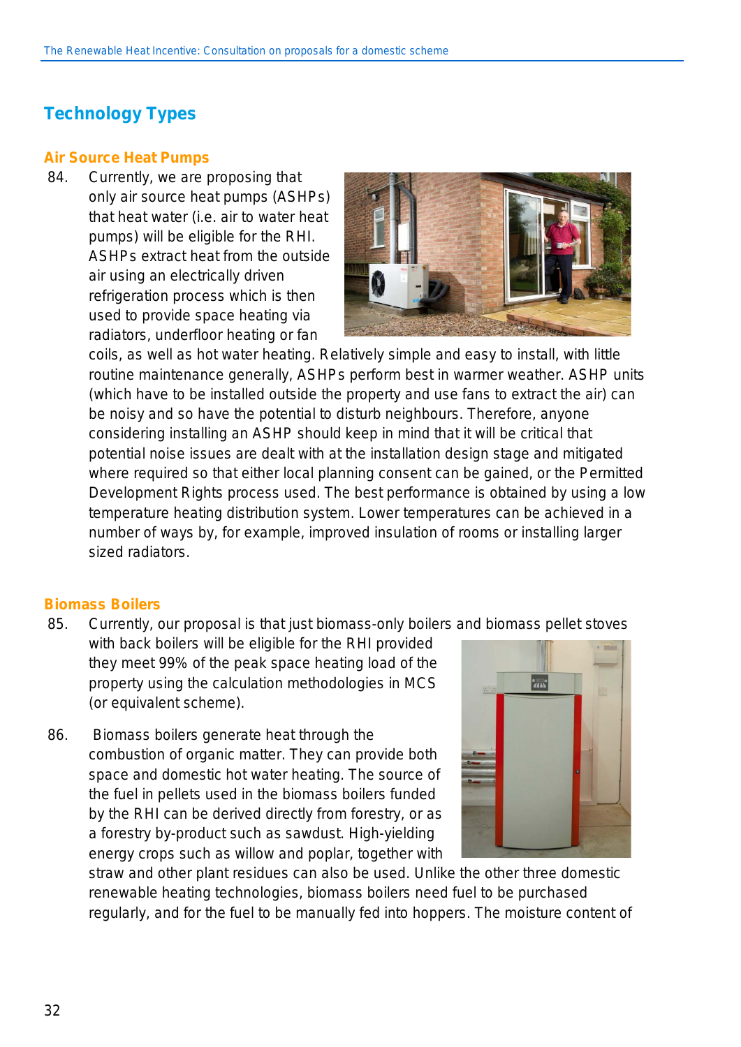## Technology Types

### Air Source Heat Pumps

84. Currently, we are proposing that only air source heat pumps (ASHPs) that heat water (i.e. air to water heat pumps) will be eligible for the RHI. ASHPs extract heat from the outside air using an electrically driven refrigeration process which is then used to provide space heating via radiators, underfloor heating or fan coils, as well as hot water heating. Relatively simple and easy to install, with little routine maintenance generally, ASHPs perform best in warmer weather. ASHP units (which have to be installed outside the property and use fans to extract the air) can be noisy and so have the potential to disturb neighbours. Therefore, anyone considering installing an ASHP should keep in mind that it will be critical that potential noise issues are dealt with at the installation design stage and mitigated where required so that either local planning consent can be gained, or the Permitted Development Rights process used. The best performance is obtained by using a low temperature heating distribution system. Lower temperatures can be achieved in a number of ways by, for example, improved insulation of rooms or installing larger sized radiators.

### Biomass Boilers

85. Currently, our proposal is that just biomass-only boilers and biomass pellet stoves with back boilers will be eligible for the RHI provided they meet 99% of the peak space heating load of the property using the calculation methodologies in MCS (or equivalent scheme).

86. Biomass boilers generate heat through the combustion of organic matter. They can provide both space and domestic hot water heating. The source of the fuel in pellets used in the biomass boilers funded by the RHI can be derived directly from forestry, or as a forestry by-product such as sawdust. High-yielding energy crops such as willow and poplar, together with straw and other plant residues can also be used. Unlike the other three domestic renewable heating technologies, biomass boilers need fuel to be purchased regularly, and for the fuel to be manually fed into hoppers. The moisture content of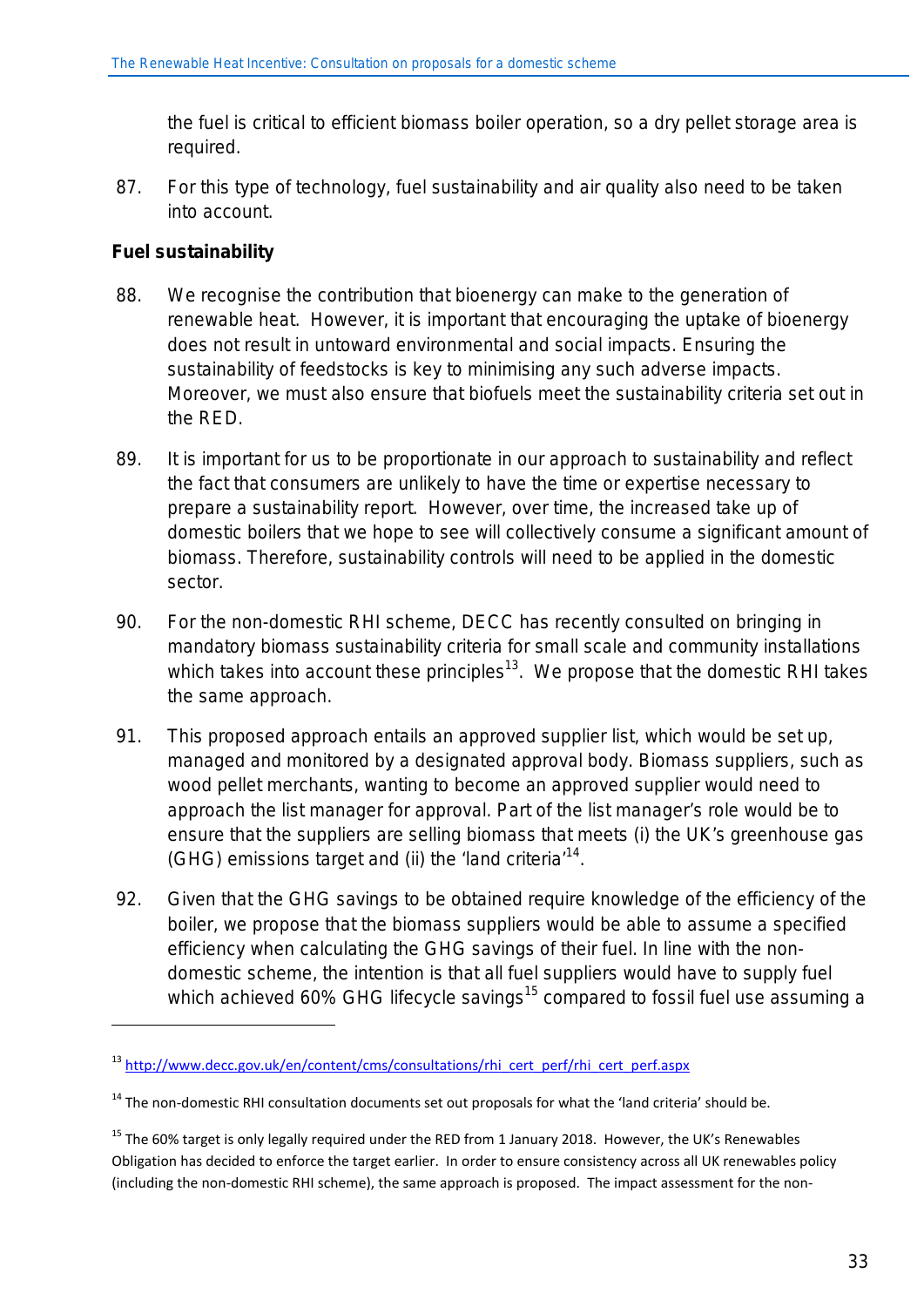the fuel is critical to efficient biomass boiler operation, so a dry pellet storage area is required.

87. For this type of technology, fuel sustainability and air quality also need to be taken into account.

**Fuel sustainability**

88. We recognise the contribution that bioenergy can make to the generation of renewable heat. However, it is important that encouraging the uptake of bioenergy does not result in untoward environmental and social impacts. Ensuring the sustainability of feedstocks is key to minimising any such adverse impacts. Moreover, we must also ensure that biofuels meet the sustainability criteria set out in the RED.

89. It is important for us to be proportionate in our approach to sustainability and reflect the fact that consumers are unlikely to have the time or expertise necessary to prepare a sustainability report. However, over time, the increased take up of domestic boilers that we hope to see will collectively consume a significant amount of biomass. Therefore, sustainability controls will need to be applied in the domestic sector.

90. For the non-domestic RHI scheme, DECC has recently consulted on bringing in mandatory biomass sustainability criteria for small scale and community installations which takes into account these principles[13]. We propose that the domestic RHI takes the same approach.

91. This proposed approach entails an approved supplier list, which would be set up, managed and monitored by a designated approval body. Biomass suppliers, such as wood pellet merchants, wanting to become an approved supplier would need to approach the list manager for approval. Part of the list manager's role would be to ensure that the suppliers are selling biomass that meets (i) the UK's greenhouse gas (GHG) emissions target and (ii) the 'land criteria'[14].

92. Given that the GHG savings to be obtained require knowledge of the efficiency of the boiler, we propose that the biomass suppliers would be able to assume a specified efficiency when calculating the GHG savings of their fuel. In line with the non-domestic scheme, the intention is that all fuel suppliers would have to supply fuel which achieved 60% GHG lifecycle savings[15] compared to fossil fuel use assuming a

---

[13] http://www.decc.gov.uk/en/content/cms/consultations/rhi_cert_perf/rhi_cert_perf.aspx

[14] The non-domestic RHI consultation documents set out proposals for what the 'land criteria' should be.

[15] The 60% target is only legally required under the RED from 1 January 2018. However, the UK's Renewables Obligation has decided to enforce the target earlier. In order to ensure consistency across all UK renewables policy (including the non-domestic RHI scheme), the same approach is proposed. The impact assessment for the non-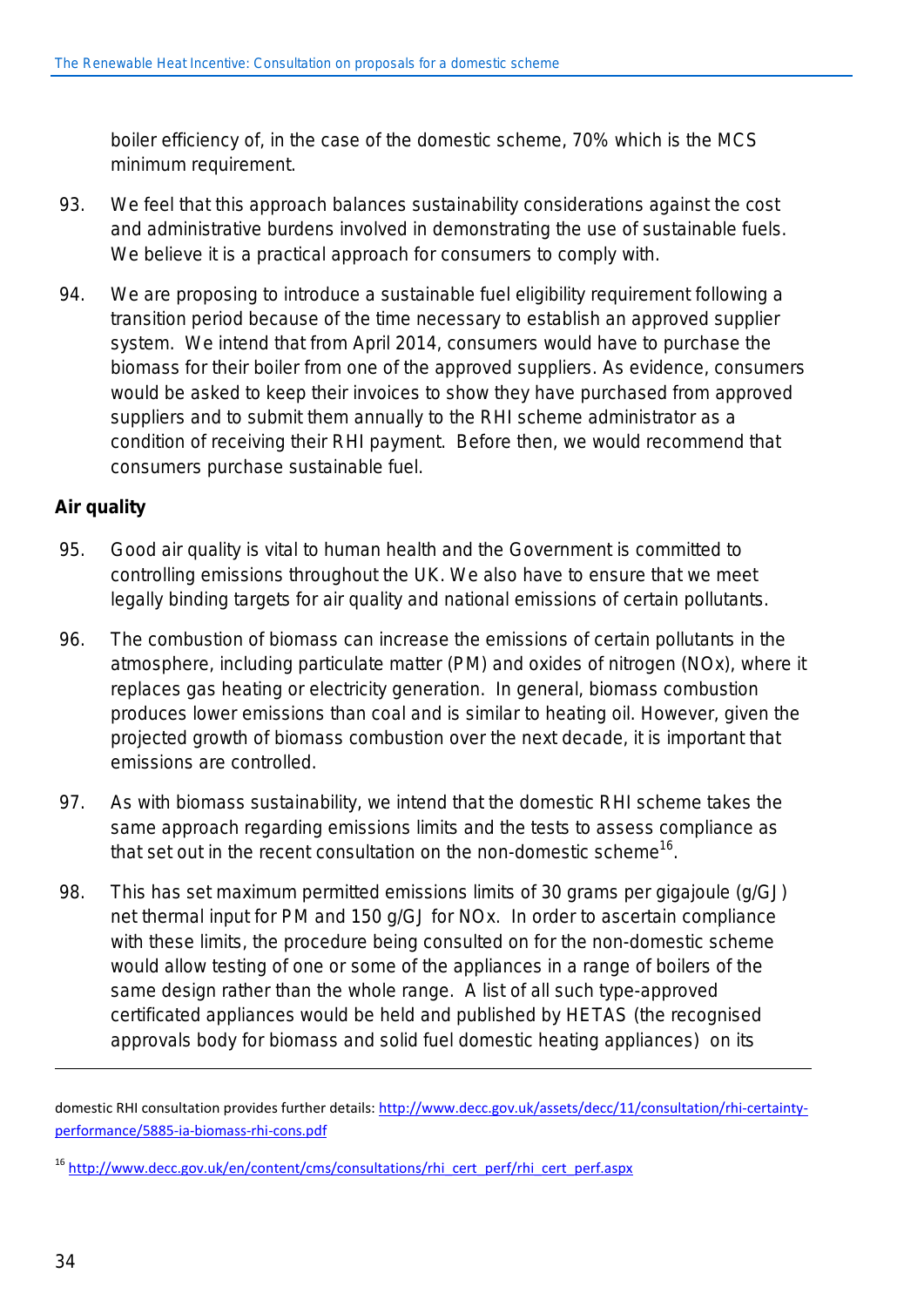boiler efficiency of, in the case of the domestic scheme, 70% which is the MCS minimum requirement.

93. We feel that this approach balances sustainability considerations against the cost and administrative burdens involved in demonstrating the use of sustainable fuels. We believe it is a practical approach for consumers to comply with.

94. We are proposing to introduce a sustainable fuel eligibility requirement following a transition period because of the time necessary to establish an approved supplier system. We intend that from April 2014, consumers would have to purchase the biomass for their boiler from one of the approved suppliers. As evidence, consumers would be asked to keep their invoices to show they have purchased from approved suppliers and to submit them annually to the RHI scheme administrator as a condition of receiving their RHI payment. Before then, we would recommend that consumers purchase sustainable fuel.

### Air quality

95. Good air quality is vital to human health and the Government is committed to controlling emissions throughout the UK. We also have to ensure that we meet legally binding targets for air quality and national emissions of certain pollutants.

96. The combustion of biomass can increase the emissions of certain pollutants in the atmosphere, including particulate matter (PM) and oxides of nitrogen (NOx), where it replaces gas heating or electricity generation. In general, biomass combustion produces lower emissions than coal and is similar to heating oil. However, given the projected growth of biomass combustion over the next decade, it is important that emissions are controlled.

97. As with biomass sustainability, we intend that the domestic RHI scheme takes the same approach regarding emissions limits and the tests to assess compliance as that set out in the recent consultation on the non-domestic scheme[16].

98. This has set maximum permitted emissions limits of 30 grams per gigajoule (g/GJ) net thermal input for PM and 150 g/GJ for NOx. In order to ascertain compliance with these limits, the procedure being consulted on for the non-domestic scheme would allow testing of one or some of the appliances in a range of boilers of the same design rather than the whole range. A list of all such type-approved certificated appliances would be held and published by HETAS (the recognised approvals body for biomass and solid fuel domestic heating appliances) on its

---

domestic RHI consultation provides further details: http://www.decc.gov.uk/assets/decc/11/consultation/rhi-certainty-performance/5885-ia-biomass-rhi-cons.pdf

[16] http://www.decc.gov.uk/en/content/cms/consultations/rhi_cert_perf/rhi_cert_perf.aspx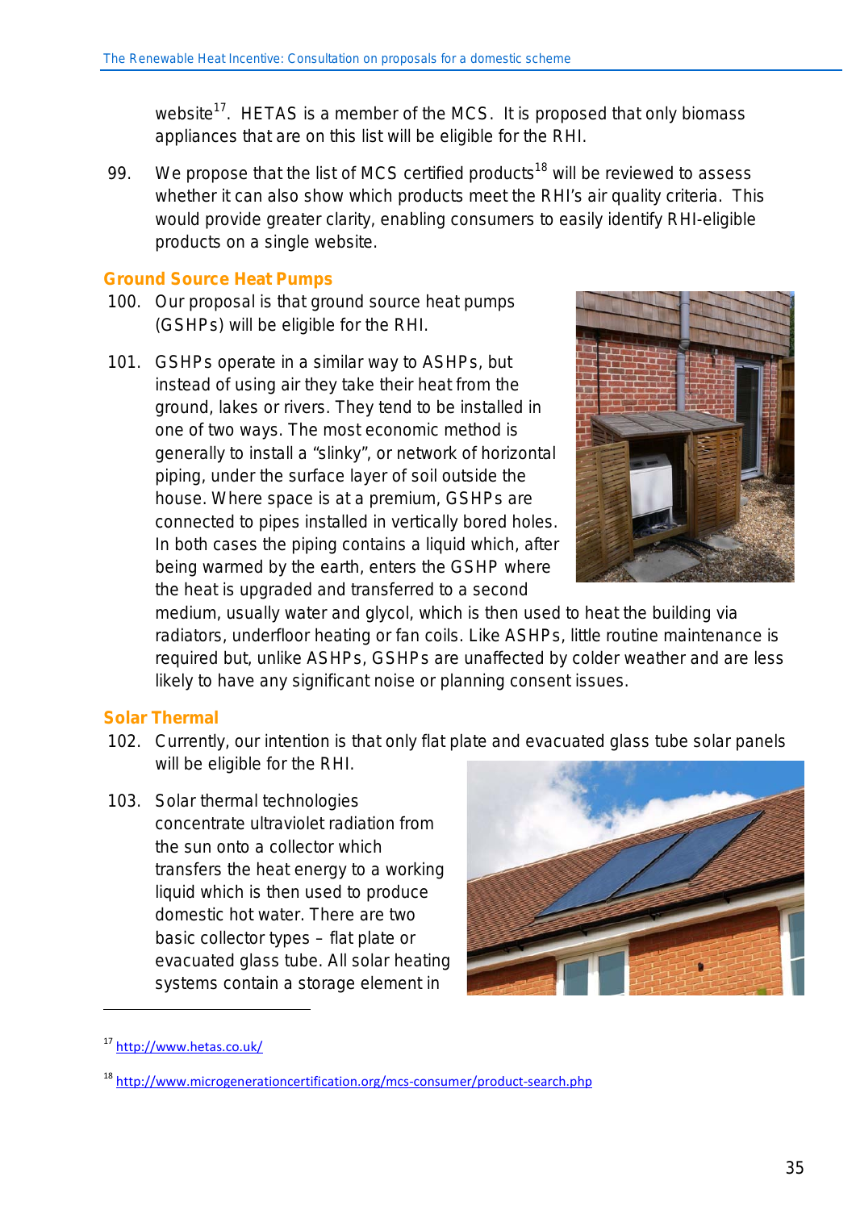website[17]. HETAS is a member of the MCS. It is proposed that only biomass appliances that are on this list will be eligible for the RHI.

99. We propose that the list of MCS certified products[18] will be reviewed to assess whether it can also show which products meet the RHI's air quality criteria. This would provide greater clarity, enabling consumers to easily identify RHI-eligible products on a single website.

## Ground Source Heat Pumps

100. Our proposal is that ground source heat pumps (GSHPs) will be eligible for the RHI.

101. GSHPs operate in a similar way to ASHPs, but instead of using air they take their heat from the ground, lakes or rivers. They tend to be installed in one of two ways. The most economic method is generally to install a "slinky", or network of horizontal piping, under the surface layer of soil outside the house. Where space is at a premium, GSHPs are connected to pipes installed in vertically bored holes. In both cases the piping contains a liquid which, after being warmed by the earth, enters the GSHP where the heat is upgraded and transferred to a second medium, usually water and glycol, which is then used to heat the building via radiators, underfloor heating or fan coils. Like ASHPs, little routine maintenance is required but, unlike ASHPs, GSHPs are unaffected by colder weather and are less likely to have any significant noise or planning consent issues.

## Solar Thermal

102. Currently, our intention is that only flat plate and evacuated glass tube solar panels will be eligible for the RHI.

103. Solar thermal technologies concentrate ultraviolet radiation from the sun onto a collector which transfers the heat energy to a working liquid which is then used to produce domestic hot water. There are two basic collector types – flat plate or evacuated glass tube. All solar heating systems contain a storage element in

---

[17] http://www.hetas.co.uk/

[18] http://www.microgenerationcertification.org/mcs-consumer/product-search.php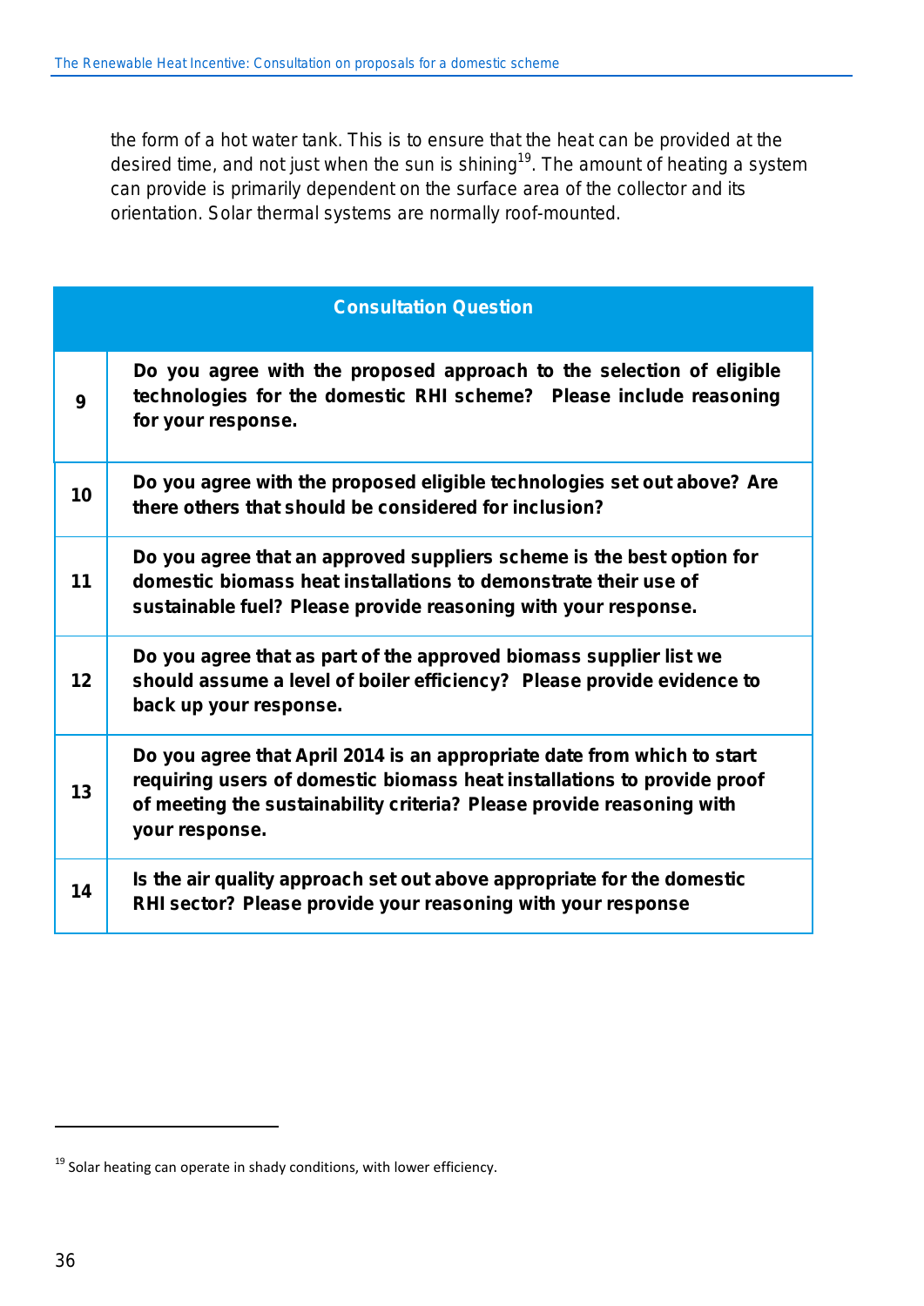the form of a hot water tank. This is to ensure that the heat can be provided at the desired time, and not just when the sun is shining[19]. The amount of heating a system can provide is primarily dependent on the surface area of the collector and its orientation. Solar thermal systems are normally roof-mounted.

| Consultation Question | |
|---|---|
| **9** | **Do you agree with the proposed approach to the selection of eligible technologies for the domestic RHI scheme? Please include reasoning for your response.** |
| **10** | **Do you agree with the proposed eligible technologies set out above? Are there others that should be considered for inclusion?** |
| **11** | **Do you agree that an approved suppliers scheme is the best option for domestic biomass heat installations to demonstrate their use of sustainable fuel? Please provide reasoning with your response.** |
| **12** | **Do you agree that as part of the approved biomass supplier list we should assume a level of boiler efficiency? Please provide evidence to back up your response.** |
| **13** | **Do you agree that April 2014 is an appropriate date from which to start requiring users of domestic biomass heat installations to provide proof of meeting the sustainability criteria? Please provide reasoning with your response.** |
| **14** | **Is the air quality approach set out above appropriate for the domestic RHI sector? Please provide your reasoning with your response** |

[19] Solar heating can operate in shady conditions, with lower efficiency.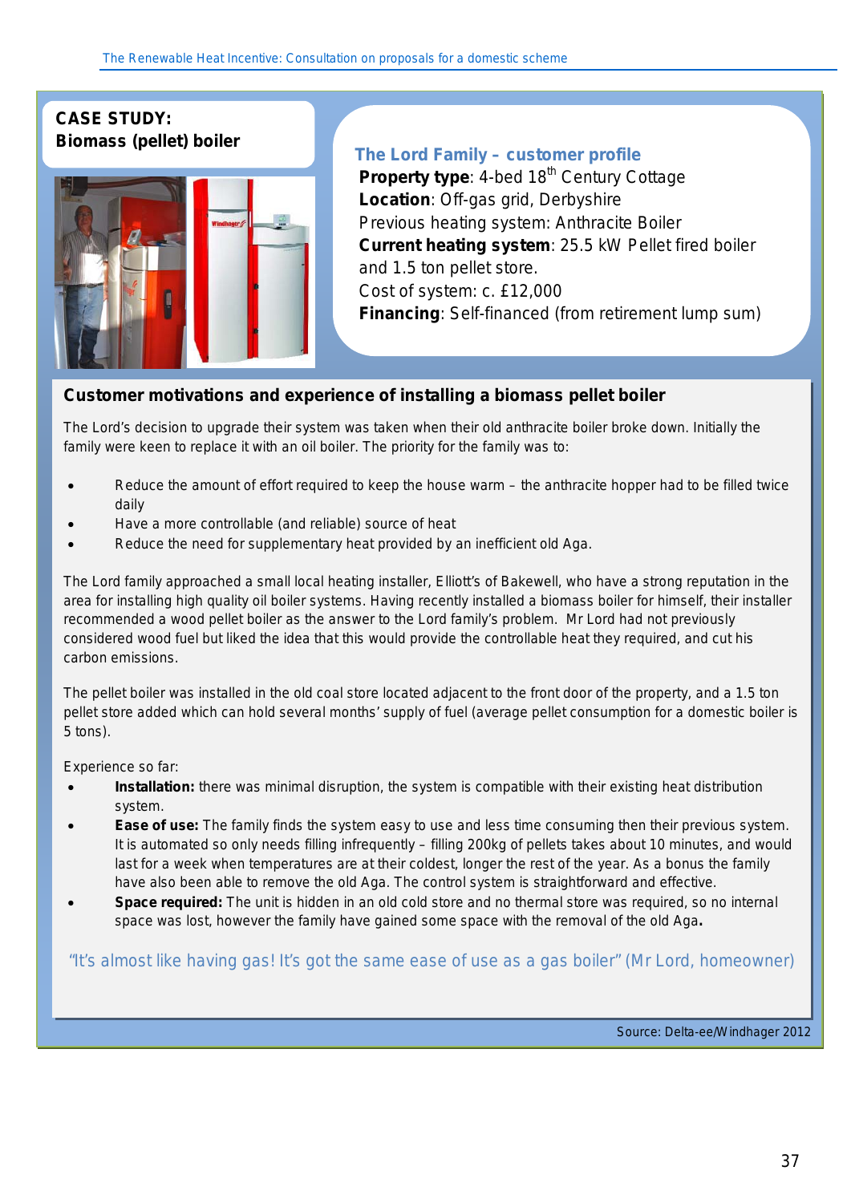## CASE STUDY: Biomass (pellet) boiler

### The Lord Family – customer profile

**Property type**: 4-bed 18th Century Cottage
**Location**: Off-gas grid, Derbyshire
Previous heating system: Anthracite Boiler
**Current heating system**: 25.5 kW Pellet fired boiler and 1.5 ton pellet store.
Cost of system: c. £12,000
**Financing**: Self-financed (from retirement lump sum)

### Customer motivations and experience of installing a biomass pellet boiler

The Lord's decision to upgrade their system was taken when their old anthracite boiler broke down. Initially the family were keen to replace it with an oil boiler. The priority for the family was to:

- Reduce the amount of effort required to keep the house warm – the anthracite hopper had to be filled twice daily
- Have a more controllable (and reliable) source of heat
- Reduce the need for supplementary heat provided by an inefficient old Aga.

The Lord family approached a small local heating installer, Elliott's of Bakewell, who have a strong reputation in the area for installing high quality oil boiler systems. Having recently installed a biomass boiler for himself, their installer recommended a wood pellet boiler as the answer to the Lord family's problem. Mr Lord had not previously considered wood fuel but liked the idea that this would provide the controllable heat they required, and cut his carbon emissions.

The pellet boiler was installed in the old coal store located adjacent to the front door of the property, and a 1.5 ton pellet store added which can hold several months' supply of fuel (average pellet consumption for a domestic boiler is 5 tons).

Experience so far:

- **Installation:** there was minimal disruption, the system is compatible with their existing heat distribution system.
- **Ease of use:** The family finds the system easy to use and less time consuming then their previous system. It is automated so only needs filling infrequently – filling 200kg of pellets takes about 10 minutes, and would last for a week when temperatures are at their coldest, longer the rest of the year. As a bonus the family have also been able to remove the old Aga. The control system is straightforward and effective.
- **Space required:** The unit is hidden in an old cold store and no thermal store was required, so no internal space was lost, however the family have gained some space with the removal of the old Aga.

"It's almost like having gas! It's got the same ease of use as a gas boiler" (Mr Lord, homeowner)

Source: Delta-ee/Windhager 2012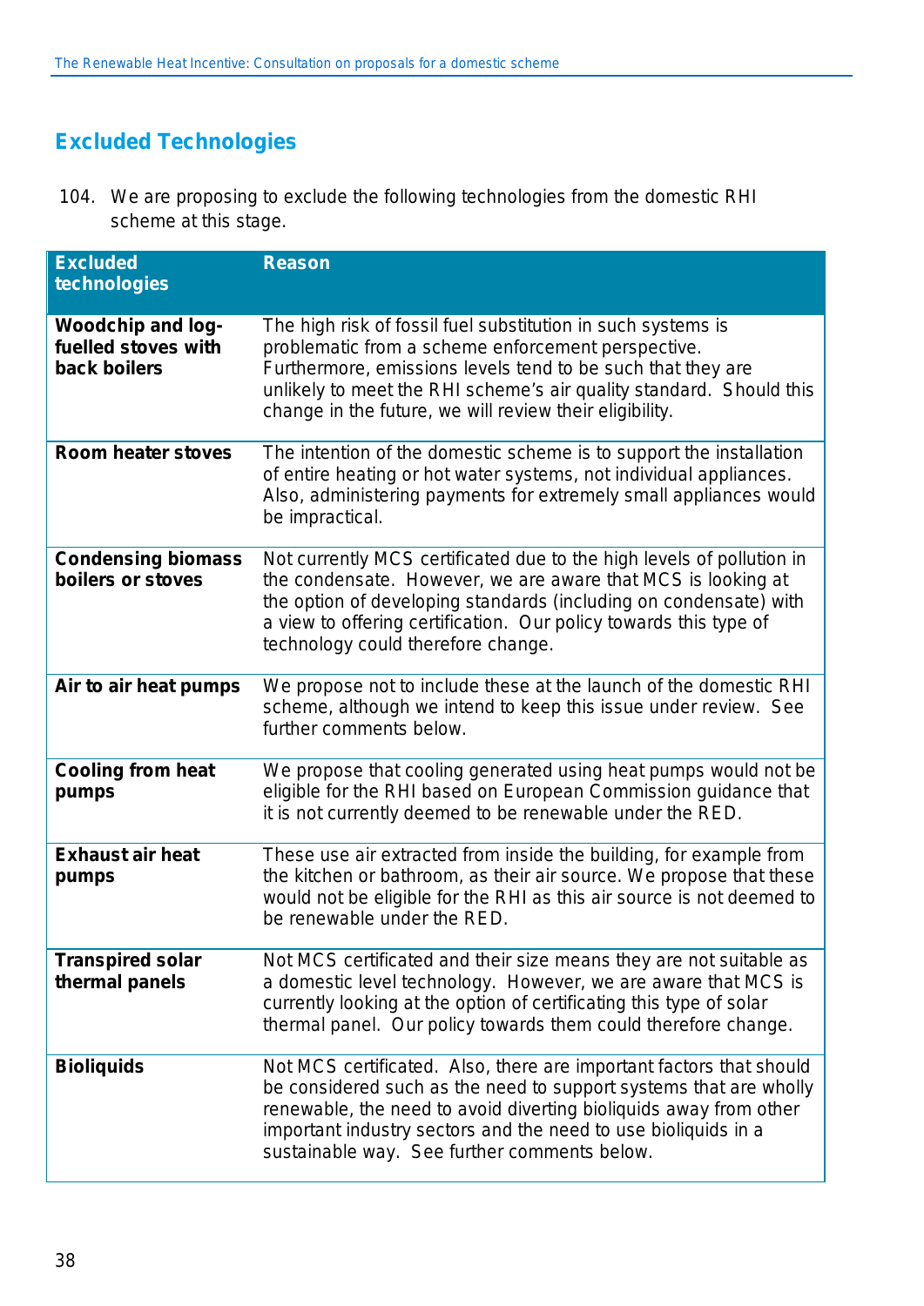## Excluded Technologies

104. We are proposing to exclude the following technologies from the domestic RHI scheme at this stage.

| Excluded technologies | Reason |
|---|---|
| **Woodchip and log-fuelled stoves with back boilers** | The high risk of fossil fuel substitution in such systems is problematic from a scheme enforcement perspective. Furthermore, emissions levels tend to be such that they are unlikely to meet the RHI scheme's air quality standard. Should this change in the future, we will review their eligibility. |
| **Room heater stoves** | The intention of the domestic scheme is to support the installation of entire heating or hot water systems, not individual appliances. Also, administering payments for extremely small appliances would be impractical. |
| **Condensing biomass boilers or stoves** | Not currently MCS certificated due to the high levels of pollution in the condensate. However, we are aware that MCS is looking at the option of developing standards (including on condensate) with a view to offering certification. Our policy towards this type of technology could therefore change. |
| **Air to air heat pumps** | We propose not to include these at the launch of the domestic RHI scheme, although we intend to keep this issue under review. See further comments below. |
| **Cooling from heat pumps** | We propose that cooling generated using heat pumps would not be eligible for the RHI based on European Commission guidance that it is not currently deemed to be renewable under the RED. |
| **Exhaust air heat pumps** | These use air extracted from inside the building, for example from the kitchen or bathroom, as their air source. We propose that these would not be eligible for the RHI as this air source is not deemed to be renewable under the RED. |
| **Transpired solar thermal panels** | Not MCS certificated and their size means they are not suitable as a domestic level technology. However, we are aware that MCS is currently looking at the option of certificating this type of solar thermal panel. Our policy towards them could therefore change. |
| **Bioliquids** | Not MCS certificated. Also, there are important factors that should be considered such as the need to support systems that are wholly renewable, the need to avoid diverting bioliquids away from other important industry sectors and the need to use bioliquids in a sustainable way. See further comments below. |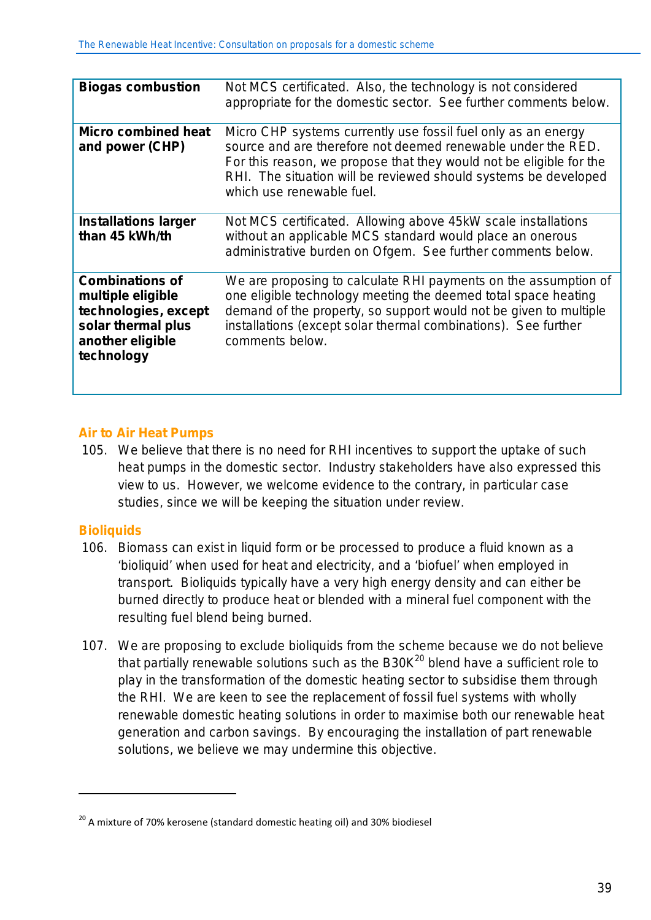| | |
|---|---|
| **Biogas combustion** | Not MCS certificated. Also, the technology is not considered appropriate for the domestic sector. See further comments below. |
| **Micro combined heat and power (CHP)** | Micro CHP systems currently use fossil fuel only as an energy source and are therefore not deemed renewable under the RED. For this reason, we propose that they would not be eligible for the RHI. The situation will be reviewed should systems be developed which use renewable fuel. |
| **Installations larger than 45 kWh/th** | Not MCS certificated. Allowing above 45kW scale installations without an applicable MCS standard would place an onerous administrative burden on Ofgem. See further comments below. |
| **Combinations of multiple eligible technologies, except solar thermal plus another eligible technology** | We are proposing to calculate RHI payments on the assumption of one eligible technology meeting the deemed total space heating demand of the property, so support would not be given to multiple installations (except solar thermal combinations). See further comments below. |

### Air to Air Heat Pumps

105. We believe that there is no need for RHI incentives to support the uptake of such heat pumps in the domestic sector. Industry stakeholders have also expressed this view to us. However, we welcome evidence to the contrary, in particular case studies, since we will be keeping the situation under review.

### Bioliquids

106. Biomass can exist in liquid form or be processed to produce a fluid known as a 'bioliquid' when used for heat and electricity, and a 'biofuel' when employed in transport. Bioliquids typically have a very high energy density and can either be burned directly to produce heat or blended with a mineral fuel component with the resulting fuel blend being burned.

107. We are proposing to exclude bioliquids from the scheme because we do not believe that partially renewable solutions such as the B30K[20] blend have a sufficient role to play in the transformation of the domestic heating sector to subsidise them through the RHI. We are keen to see the replacement of fossil fuel systems with wholly renewable domestic heating solutions in order to maximise both our renewable heat generation and carbon savings. By encouraging the installation of part renewable solutions, we believe we may undermine this objective.

[20] A mixture of 70% kerosene (standard domestic heating oil) and 30% biodiesel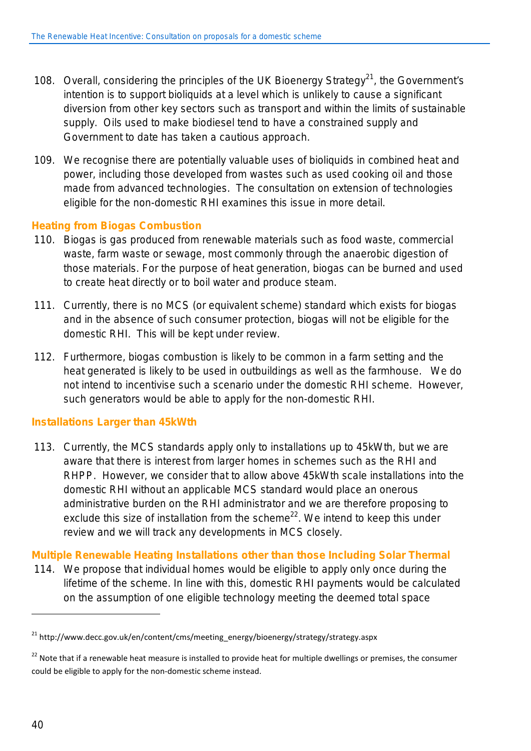108. Overall, considering the principles of the UK Bioenergy Strategy[21], the Government's intention is to support bioliquids at a level which is unlikely to cause a significant diversion from other key sectors such as transport and within the limits of sustainable supply. Oils used to make biodiesel tend to have a constrained supply and Government to date has taken a cautious approach.

109. We recognise there are potentially valuable uses of bioliquids in combined heat and power, including those developed from wastes such as used cooking oil and those made from advanced technologies. The consultation on extension of technologies eligible for the non-domestic RHI examines this issue in more detail.

### Heating from Biogas Combustion

110. Biogas is gas produced from renewable materials such as food waste, commercial waste, farm waste or sewage, most commonly through the anaerobic digestion of those materials. For the purpose of heat generation, biogas can be burned and used to create heat directly or to boil water and produce steam.

111. Currently, there is no MCS (or equivalent scheme) standard which exists for biogas and in the absence of such consumer protection, biogas will not be eligible for the domestic RHI. This will be kept under review.

112. Furthermore, biogas combustion is likely to be common in a farm setting and the heat generated is likely to be used in outbuildings as well as the farmhouse. We do not intend to incentivise such a scenario under the domestic RHI scheme. However, such generators would be able to apply for the non-domestic RHI.

### Installations Larger than 45kWth

113. Currently, the MCS standards apply only to installations up to 45kWth, but we are aware that there is interest from larger homes in schemes such as the RHI and RHPP. However, we consider that to allow above 45kWth scale installations into the domestic RHI without an applicable MCS standard would place an onerous administrative burden on the RHI administrator and we are therefore proposing to exclude this size of installation from the scheme[22]. We intend to keep this under review and we will track any developments in MCS closely.

### Multiple Renewable Heating Installations other than those Including Solar Thermal

114. We propose that individual homes would be eligible to apply only once during the lifetime of the scheme. In line with this, domestic RHI payments would be calculated on the assumption of one eligible technology meeting the deemed total space

---

[21] http://www.decc.gov.uk/en/content/cms/meeting_energy/bioenergy/strategy/strategy.aspx

[22] Note that if a renewable heat measure is installed to provide heat for multiple dwellings or premises, the consumer could be eligible to apply for the non-domestic scheme instead.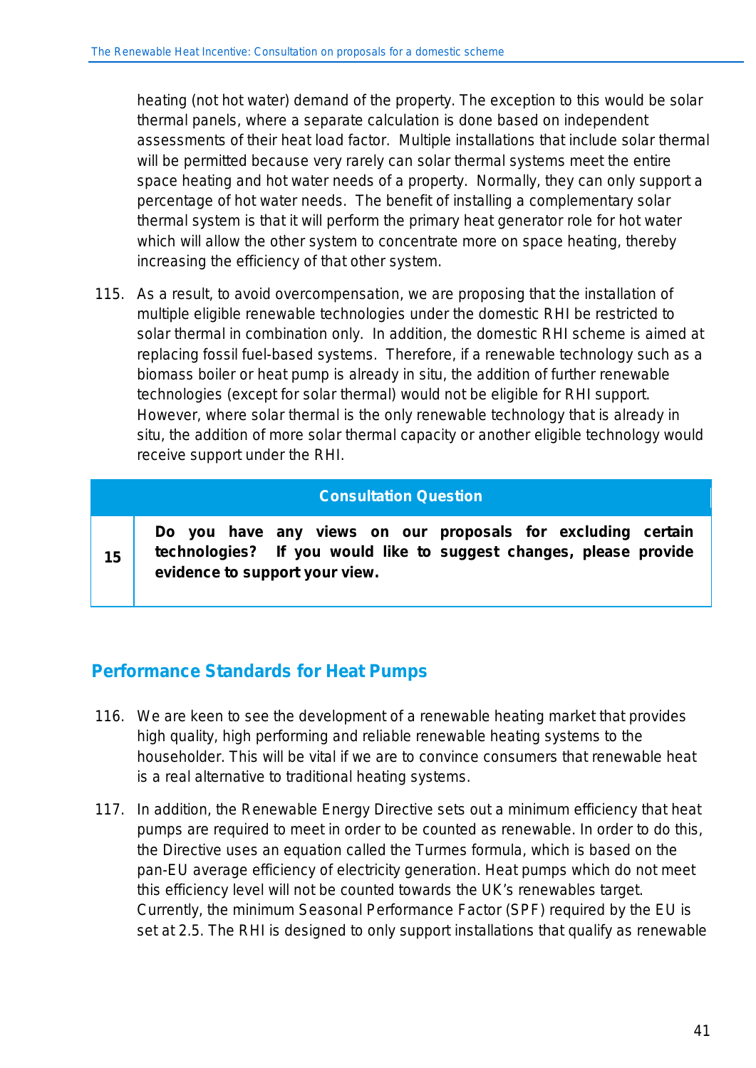heating (not hot water) demand of the property. The exception to this would be solar thermal panels, where a separate calculation is done based on independent assessments of their heat load factor. Multiple installations that include solar thermal will be permitted because very rarely can solar thermal systems meet the entire space heating and hot water needs of a property. Normally, they can only support a percentage of hot water needs. The benefit of installing a complementary solar thermal system is that it will perform the primary heat generator role for hot water which will allow the other system to concentrate more on space heating, thereby increasing the efficiency of that other system.

115. As a result, to avoid overcompensation, we are proposing that the installation of multiple eligible renewable technologies under the domestic RHI be restricted to solar thermal in combination only. In addition, the domestic RHI scheme is aimed at replacing fossil fuel-based systems. Therefore, if a renewable technology such as a biomass boiler or heat pump is already in situ, the addition of further renewable technologies (except for solar thermal) would not be eligible for RHI support. However, where solar thermal is the only renewable technology that is already in situ, the addition of more solar thermal capacity or another eligible technology would receive support under the RHI.

| Consultation Question | |
|---|---|
| **15** | **Do you have any views on our proposals for excluding certain technologies? If you would like to suggest changes, please provide evidence to support your view.** |

## Performance Standards for Heat Pumps

116. We are keen to see the development of a renewable heating market that provides high quality, high performing and reliable renewable heating systems to the householder. This will be vital if we are to convince consumers that renewable heat is a real alternative to traditional heating systems.

117. In addition, the Renewable Energy Directive sets out a minimum efficiency that heat pumps are required to meet in order to be counted as renewable. In order to do this, the Directive uses an equation called the Turmes formula, which is based on the pan-EU average efficiency of electricity generation. Heat pumps which do not meet this efficiency level will not be counted towards the UK's renewables target. Currently, the minimum Seasonal Performance Factor (SPF) required by the EU is set at 2.5. The RHI is designed to only support installations that qualify as renewable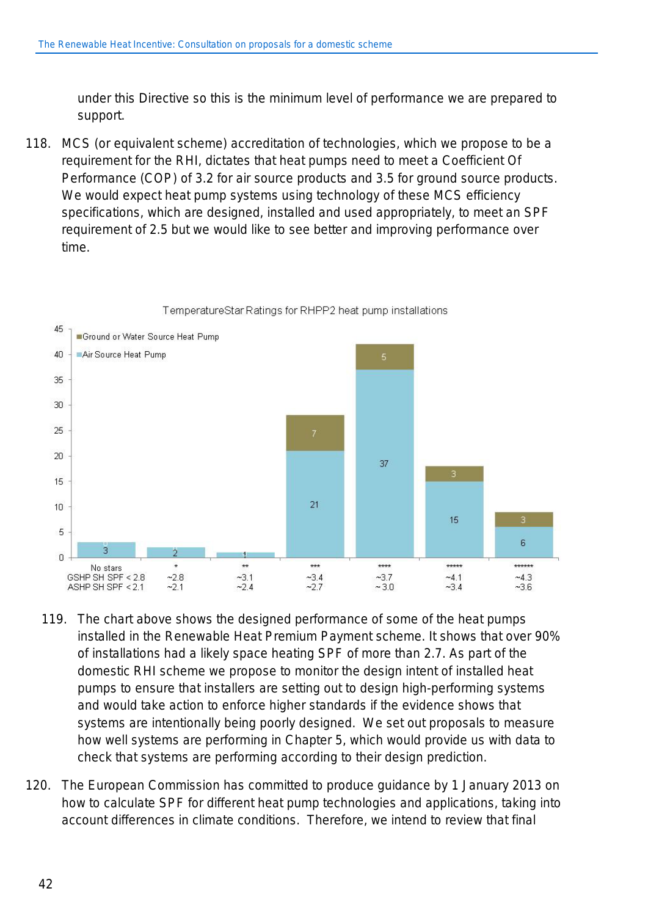under this Directive so this is the minimum level of performance we are prepared to support.

118. MCS (or equivalent scheme) accreditation of technologies, which we propose to be a requirement for the RHI, dictates that heat pumps need to meet a Coefficient Of Performance (COP) of 3.2 for air source products and 3.5 for ground source products. We would expect heat pump systems using technology of these MCS efficiency specifications, which are designed, installed and used appropriately, to meet an SPF requirement of 2.5 but we would like to see better and improving performance over time.

TemperatureStar Ratings for RHPP2 heat pump installations

| Rating | GSHP SH SPF | ASHP SH SPF | Air Source Heat Pump | Ground or Water Source Heat Pump |
|---|---|---|---|---|
| No stars | < 2.8 | < 2.1 | 3 | 0 |
| * | ~2.8 | ~2.1 | 2 | 0 |
| ** | ~3.1 | ~2.4 | 1 | 0 |
| *** | ~3.4 | ~2.7 | 21 | 7 |
| **** | ~3.7 | ~3.0 | 37 | 5 |
| ***** | ~4.1 | ~3.4 | 15 | 3 |
| ****** | ~4.3 | ~3.6 | 6 | 3 |

119. The chart above shows the designed performance of some of the heat pumps installed in the Renewable Heat Premium Payment scheme. It shows that over 90% of installations had a likely space heating SPF of more than 2.7. As part of the domestic RHI scheme we propose to monitor the design intent of installed heat pumps to ensure that installers are setting out to design high-performing systems and would take action to enforce higher standards if the evidence shows that systems are intentionally being poorly designed. We set out proposals to measure how well systems are performing in Chapter 5, which would provide us with data to check that systems are performing according to their design prediction.

120. The European Commission has committed to produce guidance by 1 January 2013 on how to calculate SPF for different heat pump technologies and applications, taking into account differences in climate conditions. Therefore, we intend to review that final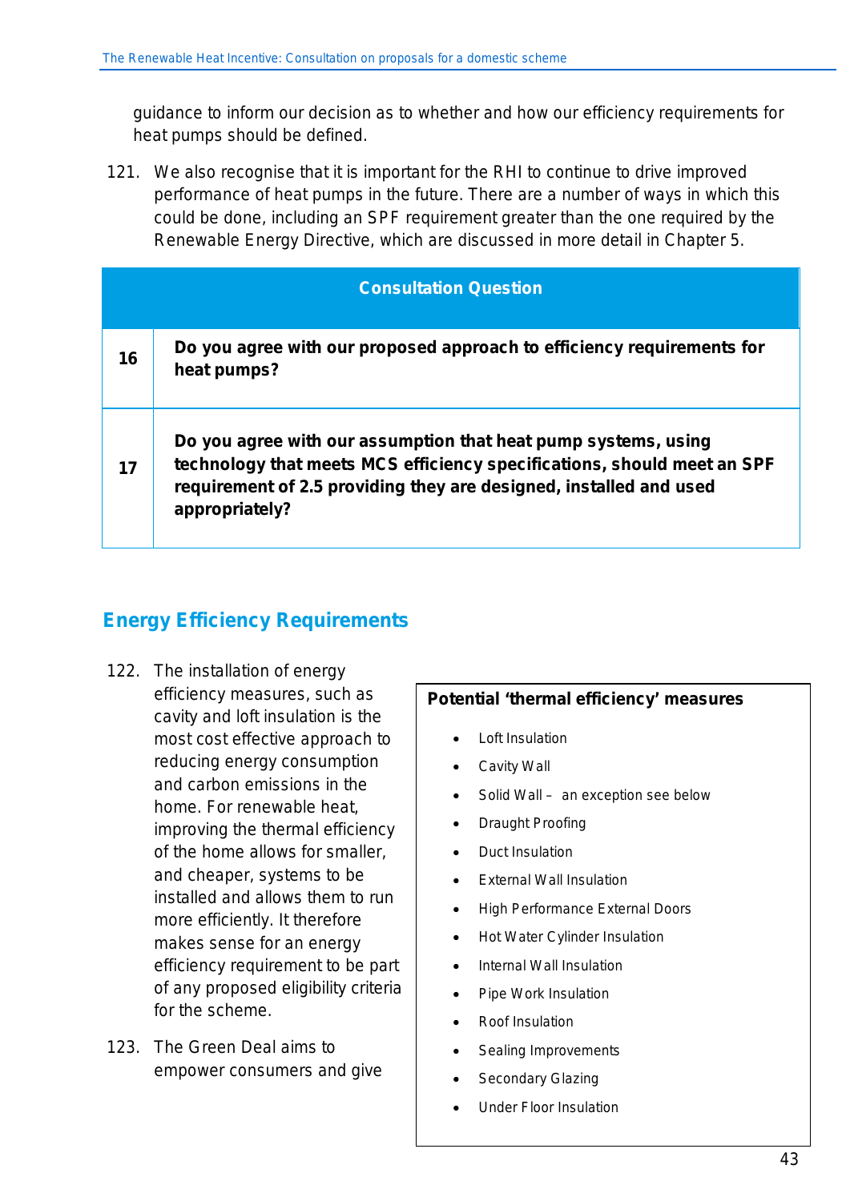guidance to inform our decision as to whether and how our efficiency requirements for heat pumps should be defined.

121. We also recognise that it is important for the RHI to continue to drive improved performance of heat pumps in the future. There are a number of ways in which this could be done, including an SPF requirement greater than the one required by the Renewable Energy Directive, which are discussed in more detail in Chapter 5.

| Consultation Question | |
|---|---|
| **16** | **Do you agree with our proposed approach to efficiency requirements for heat pumps?** |
| **17** | **Do you agree with our assumption that heat pump systems, using technology that meets MCS efficiency specifications, should meet an SPF requirement of 2.5 providing they are designed, installed and used appropriately?** |

## Energy Efficiency Requirements

122. The installation of energy efficiency measures, such as cavity and loft insulation is the most cost effective approach to reducing energy consumption and carbon emissions in the home. For renewable heat, improving the thermal efficiency of the home allows for smaller, and cheaper, systems to be installed and allows them to run more efficiently. It therefore makes sense for an energy efficiency requirement to be part of any proposed eligibility criteria for the scheme.

123. The Green Deal aims to empower consumers and give

**Potential 'thermal efficiency' measures**

- Loft Insulation
- Cavity Wall
- Solid Wall – an exception see below
- Draught Proofing
- Duct Insulation
- External Wall Insulation
- High Performance External Doors
- Hot Water Cylinder Insulation
- Internal Wall Insulation
- Pipe Work Insulation
- Roof Insulation
- Sealing Improvements
- Secondary Glazing
- Under Floor Insulation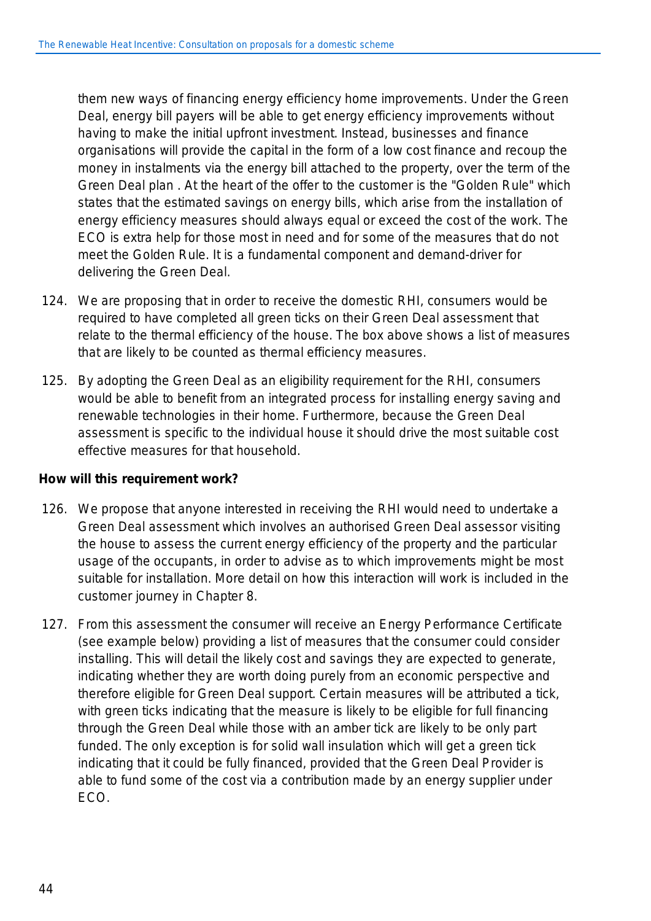them new ways of financing energy efficiency home improvements. Under the Green Deal, energy bill payers will be able to get energy efficiency improvements without having to make the initial upfront investment. Instead, businesses and finance organisations will provide the capital in the form of a low cost finance and recoup the money in instalments via the energy bill attached to the property, over the term of the Green Deal plan . At the heart of the offer to the customer is the "Golden Rule" which states that the estimated savings on energy bills, which arise from the installation of energy efficiency measures should always equal or exceed the cost of the work. The ECO is extra help for those most in need and for some of the measures that do not meet the Golden Rule. It is a fundamental component and demand-driver for delivering the Green Deal.

124. We are proposing that in order to receive the domestic RHI, consumers would be required to have completed all green ticks on their Green Deal assessment that relate to the thermal efficiency of the house. The box above shows a list of measures that are likely to be counted as thermal efficiency measures.

125. By adopting the Green Deal as an eligibility requirement for the RHI, consumers would be able to benefit from an integrated process for installing energy saving and renewable technologies in their home. Furthermore, because the Green Deal assessment is specific to the individual house it should drive the most suitable cost effective measures for that household.

**How will this requirement work?**

126. We propose that anyone interested in receiving the RHI would need to undertake a Green Deal assessment which involves an authorised Green Deal assessor visiting the house to assess the current energy efficiency of the property and the particular usage of the occupants, in order to advise as to which improvements might be most suitable for installation. More detail on how this interaction will work is included in the customer journey in Chapter 8.

127. From this assessment the consumer will receive an Energy Performance Certificate (see example below) providing a list of measures that the consumer could consider installing. This will detail the likely cost and savings they are expected to generate, indicating whether they are worth doing purely from an economic perspective and therefore eligible for Green Deal support. Certain measures will be attributed a tick, with green ticks indicating that the measure is likely to be eligible for full financing through the Green Deal while those with an amber tick are likely to be only part funded. The only exception is for solid wall insulation which will get a green tick indicating that it could be fully financed, provided that the Green Deal Provider is able to fund some of the cost via a contribution made by an energy supplier under ECO.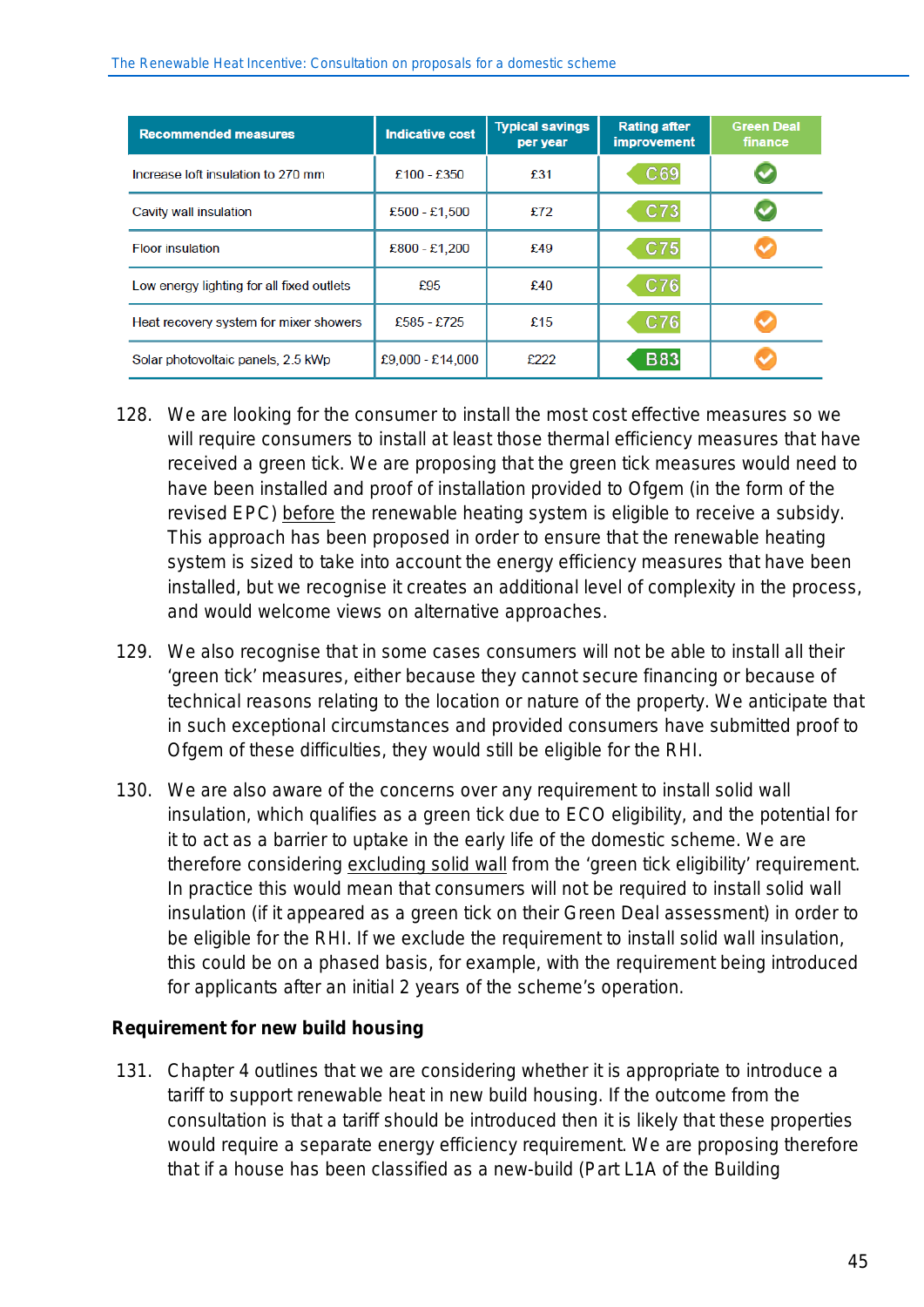| Recommended measures | Indicative cost | Typical savings per year | Rating after improvement | Green Deal finance |
|---|---|---|---|---|
| Increase loft insulation to 270 mm | £100 - £350 | £31 | C69 | ✔ |
| Cavity wall insulation | £500 - £1,500 | £72 | C73 | ✔ |
| Floor insulation | £800 - £1,200 | £49 | C75 | ✔ |
| Low energy lighting for all fixed outlets | £95 | £40 | C76 | |
| Heat recovery system for mixer showers | £585 - £725 | £15 | C76 | ✔ |
| Solar photovoltaic panels, 2.5 kWp | £9,000 - £14,000 | £222 | B83 | ✔ |

128. We are looking for the consumer to install the most cost effective measures so we will require consumers to install at least those thermal efficiency measures that have received a green tick. We are proposing that the green tick measures would need to have been installed and proof of installation provided to Ofgem (in the form of the revised EPC) before the renewable heating system is eligible to receive a subsidy. This approach has been proposed in order to ensure that the renewable heating system is sized to take into account the energy efficiency measures that have been installed, but we recognise it creates an additional level of complexity in the process, and would welcome views on alternative approaches.

129. We also recognise that in some cases consumers will not be able to install all their 'green tick' measures, either because they cannot secure financing or because of technical reasons relating to the location or nature of the property. We anticipate that in such exceptional circumstances and provided consumers have submitted proof to Ofgem of these difficulties, they would still be eligible for the RHI.

130. We are also aware of the concerns over any requirement to install solid wall insulation, which qualifies as a green tick due to ECO eligibility, and the potential for it to act as a barrier to uptake in the early life of the domestic scheme. We are therefore considering excluding solid wall from the 'green tick eligibility' requirement. In practice this would mean that consumers will not be required to install solid wall insulation (if it appeared as a green tick on their Green Deal assessment) in order to be eligible for the RHI. If we exclude the requirement to install solid wall insulation, this could be on a phased basis, for example, with the requirement being introduced for applicants after an initial 2 years of the scheme's operation.

**Requirement for new build housing**

131. Chapter 4 outlines that we are considering whether it is appropriate to introduce a tariff to support renewable heat in new build housing. If the outcome from the consultation is that a tariff should be introduced then it is likely that these properties would require a separate energy efficiency requirement. We are proposing therefore that if a house has been classified as a new-build (Part L1A of the Building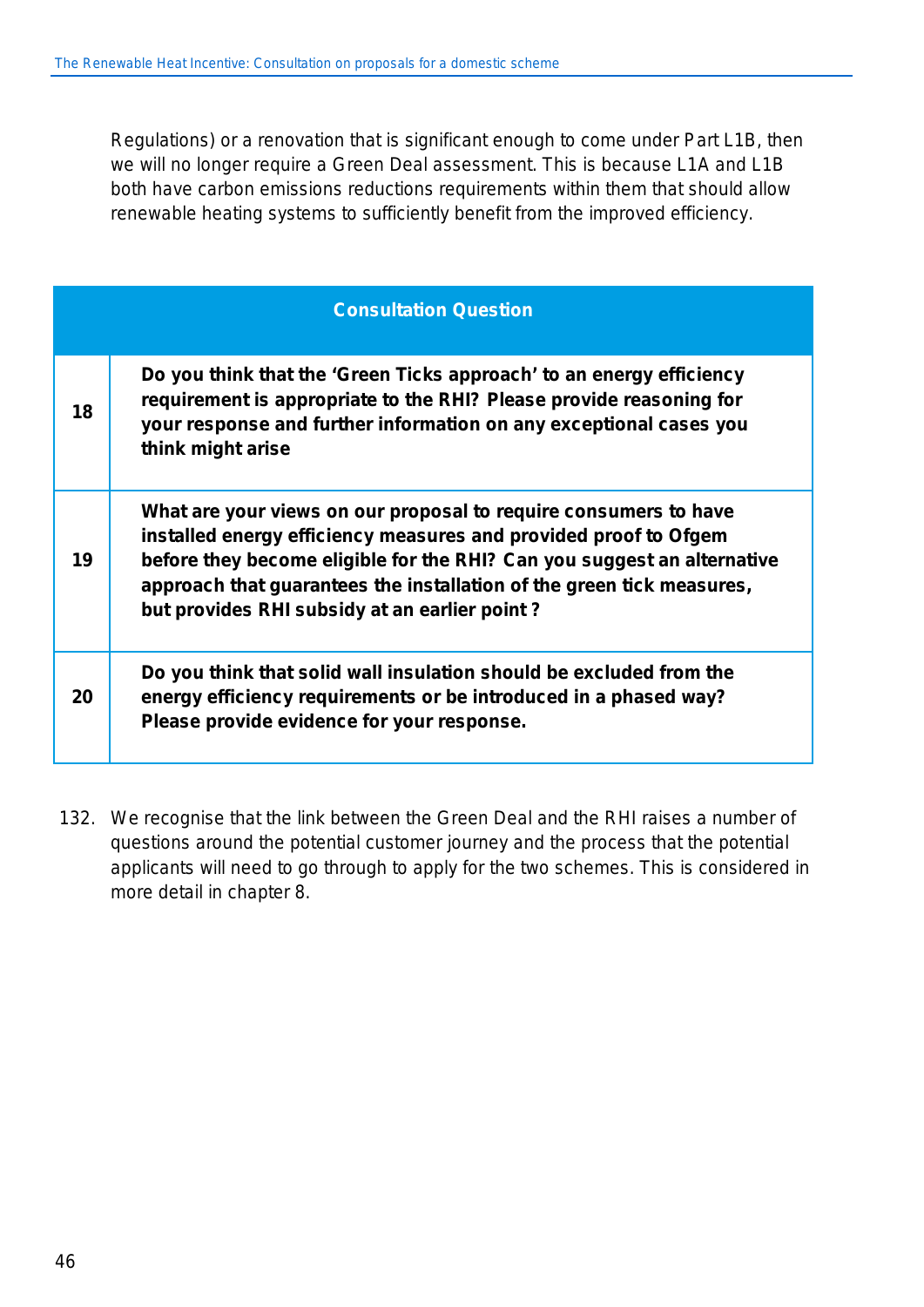Regulations) or a renovation that is significant enough to come under Part L1B, then we will no longer require a Green Deal assessment. This is because L1A and L1B both have carbon emissions reductions requirements within them that should allow renewable heating systems to sufficiently benefit from the improved efficiency.

| Consultation Question | |
|---|---|
| 18 | **Do you think that the 'Green Ticks approach' to an energy efficiency requirement is appropriate to the RHI? Please provide reasoning for your response and further information on any exceptional cases you think might arise** |
| 19 | **What are your views on our proposal to require consumers to have installed energy efficiency measures and provided proof to Ofgem before they become eligible for the RHI? Can you suggest an alternative approach that guarantees the installation of the green tick measures, but provides RHI subsidy at an earlier point ?** |
| 20 | **Do you think that solid wall insulation should be excluded from the energy efficiency requirements or be introduced in a phased way? Please provide evidence for your response.** |

132. We recognise that the link between the Green Deal and the RHI raises a number of questions around the potential customer journey and the process that the potential applicants will need to go through to apply for the two schemes. This is considered in more detail in chapter 8.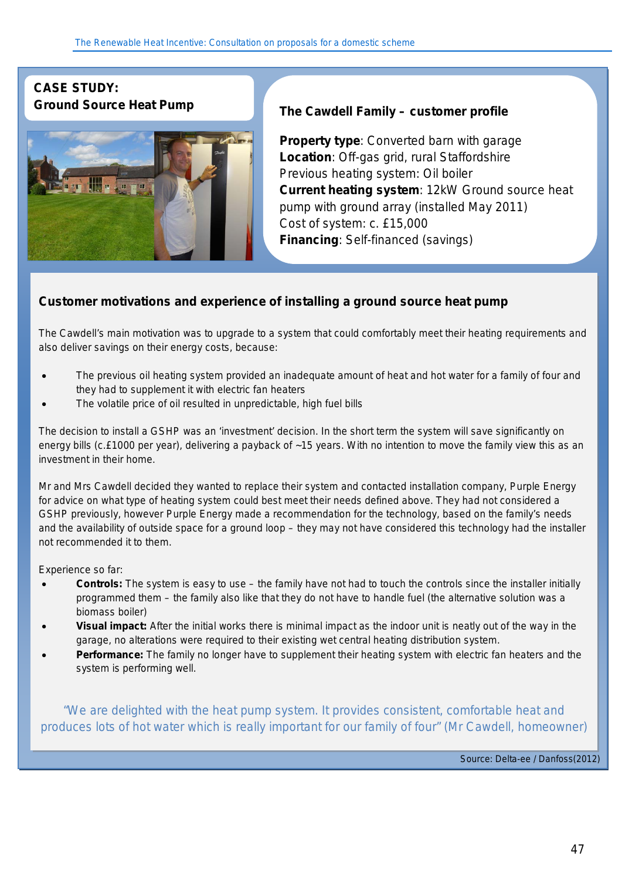## CASE STUDY: Ground Source Heat Pump

### The Cawdell Family – customer profile

**Property type**: Converted barn with garage
**Location**: Off-gas grid, rural Staffordshire
Previous heating system: Oil boiler
**Current heating system**: 12kW Ground source heat pump with ground array (installed May 2011)
Cost of system: c. £15,000
**Financing**: Self-financed (savings)

### Customer motivations and experience of installing a ground source heat pump

The Cawdell's main motivation was to upgrade to a system that could comfortably meet their heating requirements and also deliver savings on their energy costs, because:

- The previous oil heating system provided an inadequate amount of heat and hot water for a family of four and they had to supplement it with electric fan heaters
- The volatile price of oil resulted in unpredictable, high fuel bills

The decision to install a GSHP was an 'investment' decision. In the short term the system will save significantly on energy bills (c.£1000 per year), delivering a payback of ~15 years. With no intention to move the family view this as an investment in their home.

Mr and Mrs Cawdell decided they wanted to replace their system and contacted installation company, Purple Energy for advice on what type of heating system could best meet their needs defined above. They had not considered a GSHP previously, however Purple Energy made a recommendation for the technology, based on the family's needs and the availability of outside space for a ground loop – they may not have considered this technology had the installer not recommended it to them.

Experience so far:

- **Controls:** The system is easy to use – the family have not had to touch the controls since the installer initially programmed them – the family also like that they do not have to handle fuel (the alternative solution was a biomass boiler)
- **Visual impact:** After the initial works there is minimal impact as the indoor unit is neatly out of the way in the garage, no alterations were required to their existing wet central heating distribution system.
- **Performance:** The family no longer have to supplement their heating system with electric fan heaters and the system is performing well.

"We are delighted with the heat pump system. It provides consistent, comfortable heat and produces lots of hot water which is really important for our family of four" (Mr Cawdell, homeowner)

Source: Delta-ee / Danfoss(2012)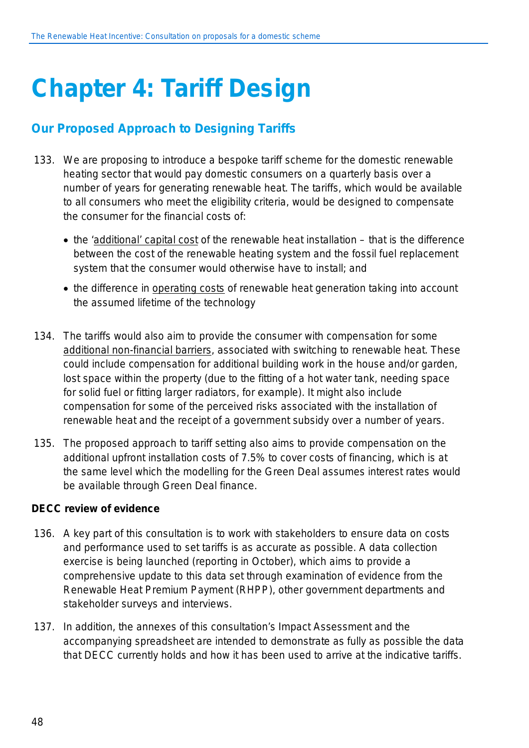# Chapter 4: Tariff Design

## Our Proposed Approach to Designing Tariffs

133. We are proposing to introduce a bespoke tariff scheme for the domestic renewable heating sector that would pay domestic consumers on a quarterly basis over a number of years for generating renewable heat. The tariffs, which would be available to all consumers who meet the eligibility criteria, would be designed to compensate the consumer for the financial costs of:

    - the 'additional' capital cost of the renewable heat installation – that is the difference between the cost of the renewable heating system and the fossil fuel replacement system that the consumer would otherwise have to install; and
    - the difference in operating costs of renewable heat generation taking into account the assumed lifetime of the technology

134. The tariffs would also aim to provide the consumer with compensation for some additional non-financial barriers, associated with switching to renewable heat. These could include compensation for additional building work in the house and/or garden, lost space within the property (due to the fitting of a hot water tank, needing space for solid fuel or fitting larger radiators, for example). It might also include compensation for some of the perceived risks associated with the installation of renewable heat and the receipt of a government subsidy over a number of years.

135. The proposed approach to tariff setting also aims to provide compensation on the additional upfront installation costs of 7.5% to cover costs of financing, which is at the same level which the modelling for the Green Deal assumes interest rates would be available through Green Deal finance.

**DECC review of evidence**

136. A key part of this consultation is to work with stakeholders to ensure data on costs and performance used to set tariffs is as accurate as possible. A data collection exercise is being launched (reporting in October), which aims to provide a comprehensive update to this data set through examination of evidence from the Renewable Heat Premium Payment (RHPP), other government departments and stakeholder surveys and interviews.

137. In addition, the annexes of this consultation's Impact Assessment and the accompanying spreadsheet are intended to demonstrate as fully as possible the data that DECC currently holds and how it has been used to arrive at the indicative tariffs.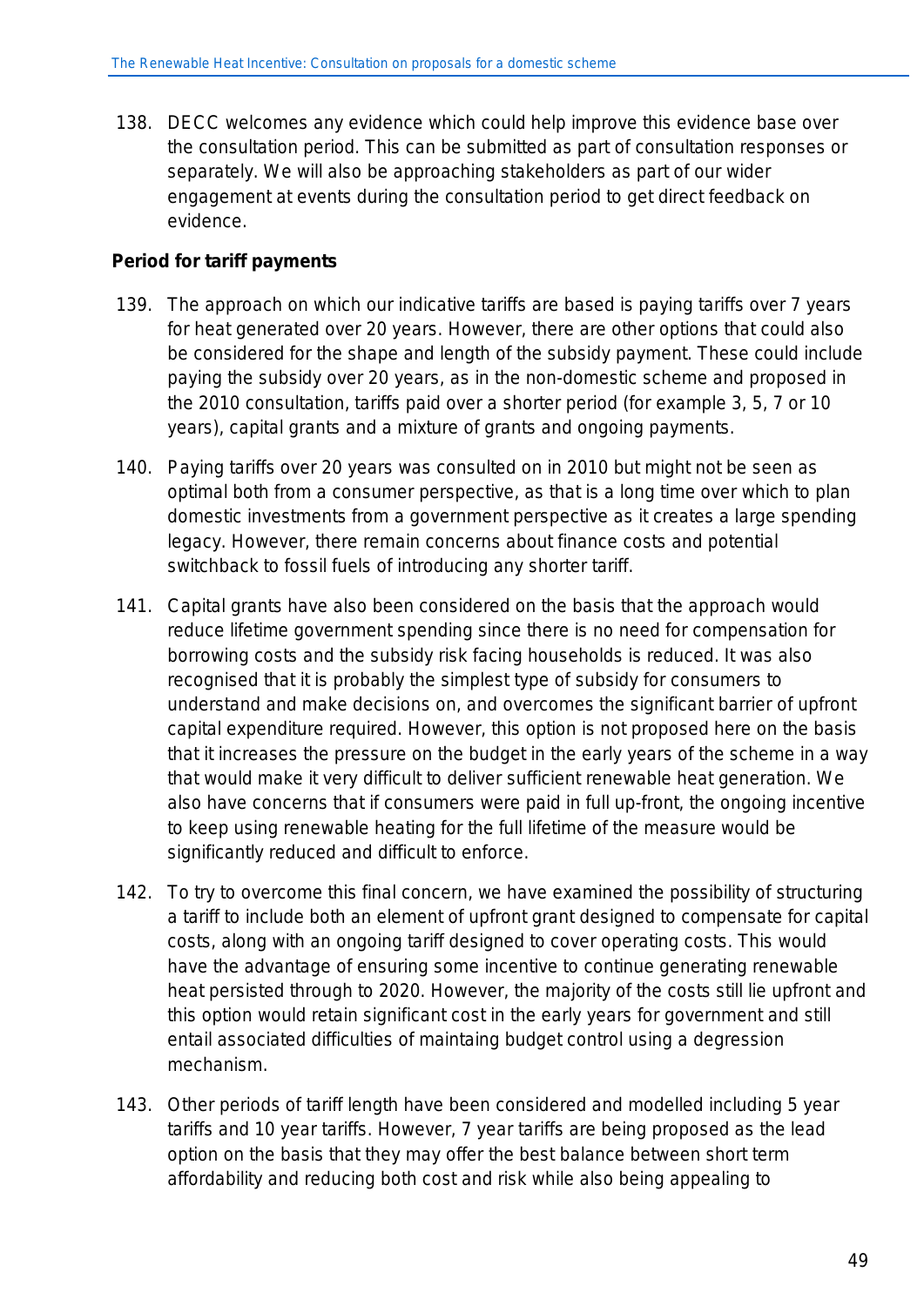138. DECC welcomes any evidence which could help improve this evidence base over the consultation period. This can be submitted as part of consultation responses or separately. We will also be approaching stakeholders as part of our wider engagement at events during the consultation period to get direct feedback on evidence.

**Period for tariff payments**

139. The approach on which our indicative tariffs are based is paying tariffs over 7 years for heat generated over 20 years. However, there are other options that could also be considered for the shape and length of the subsidy payment. These could include paying the subsidy over 20 years, as in the non-domestic scheme and proposed in the 2010 consultation, tariffs paid over a shorter period (for example 3, 5, 7 or 10 years), capital grants and a mixture of grants and ongoing payments.

140. Paying tariffs over 20 years was consulted on in 2010 but might not be seen as optimal both from a consumer perspective, as that is a long time over which to plan domestic investments from a government perspective as it creates a large spending legacy. However, there remain concerns about finance costs and potential switchback to fossil fuels of introducing any shorter tariff.

141. Capital grants have also been considered on the basis that the approach would reduce lifetime government spending since there is no need for compensation for borrowing costs and the subsidy risk facing households is reduced. It was also recognised that it is probably the simplest type of subsidy for consumers to understand and make decisions on, and overcomes the significant barrier of upfront capital expenditure required. However, this option is not proposed here on the basis that it increases the pressure on the budget in the early years of the scheme in a way that would make it very difficult to deliver sufficient renewable heat generation. We also have concerns that if consumers were paid in full up-front, the ongoing incentive to keep using renewable heating for the full lifetime of the measure would be significantly reduced and difficult to enforce.

142. To try to overcome this final concern, we have examined the possibility of structuring a tariff to include both an element of upfront grant designed to compensate for capital costs, along with an ongoing tariff designed to cover operating costs. This would have the advantage of ensuring some incentive to continue generating renewable heat persisted through to 2020. However, the majority of the costs still lie upfront and this option would retain significant cost in the early years for government and still entail associated difficulties of maintaining budget control using a degression mechanism.

143. Other periods of tariff length have been considered and modelled including 5 year tariffs and 10 year tariffs. However, 7 year tariffs are being proposed as the lead option on the basis that they may offer the best balance between short term affordability and reducing both cost and risk while also being appealing to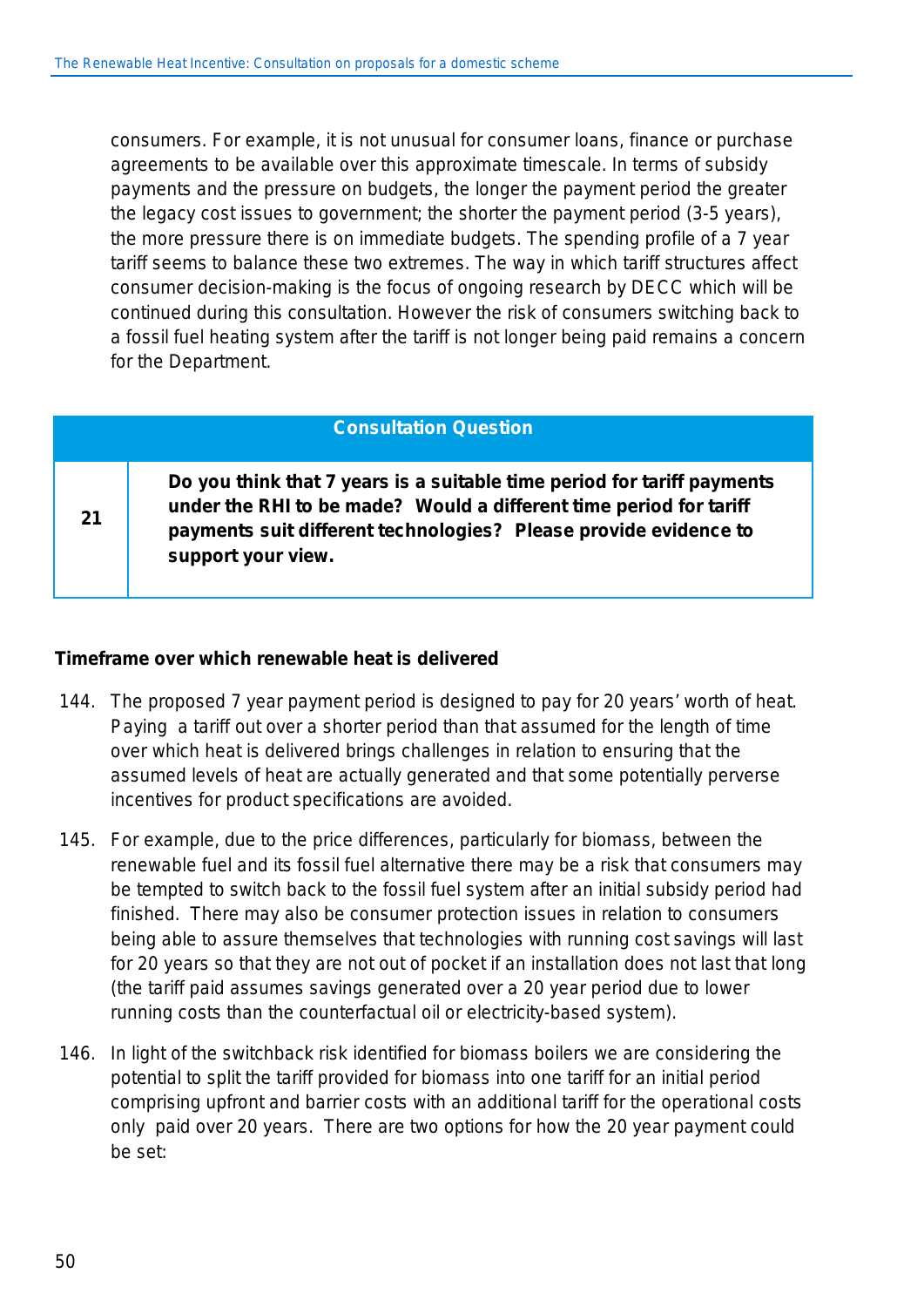consumers. For example, it is not unusual for consumer loans, finance or purchase agreements to be available over this approximate timescale. In terms of subsidy payments and the pressure on budgets, the longer the payment period the greater the legacy cost issues to government; the shorter the payment period (3-5 years), the more pressure there is on immediate budgets. The spending profile of a 7 year tariff seems to balance these two extremes. The way in which tariff structures affect consumer decision-making is the focus of ongoing research by DECC which will be continued during this consultation. However the risk of consumers switching back to a fossil fuel heating system after the tariff is not longer being paid remains a concern for the Department.

| Consultation Question | |
|---|---|
| 21 | **Do you think that 7 years is a suitable time period for tariff payments under the RHI to be made? Would a different time period for tariff payments suit different technologies? Please provide evidence to support your view.** |

**Timeframe over which renewable heat is delivered**

144. The proposed 7 year payment period is designed to pay for 20 years' worth of heat. Paying a tariff out over a shorter period than that assumed for the length of time over which heat is delivered brings challenges in relation to ensuring that the assumed levels of heat are actually generated and that some potentially perverse incentives for product specifications are avoided.

145. For example, due to the price differences, particularly for biomass, between the renewable fuel and its fossil fuel alternative there may be a risk that consumers may be tempted to switch back to the fossil fuel system after an initial subsidy period had finished. There may also be consumer protection issues in relation to consumers being able to assure themselves that technologies with running cost savings will last for 20 years so that they are not out of pocket if an installation does not last that long (the tariff paid assumes savings generated over a 20 year period due to lower running costs than the counterfactual oil or electricity-based system).

146. In light of the switchback risk identified for biomass boilers we are considering the potential to split the tariff provided for biomass into one tariff for an initial period comprising upfront and barrier costs with an additional tariff for the operational costs only paid over 20 years. There are two options for how the 20 year payment could be set: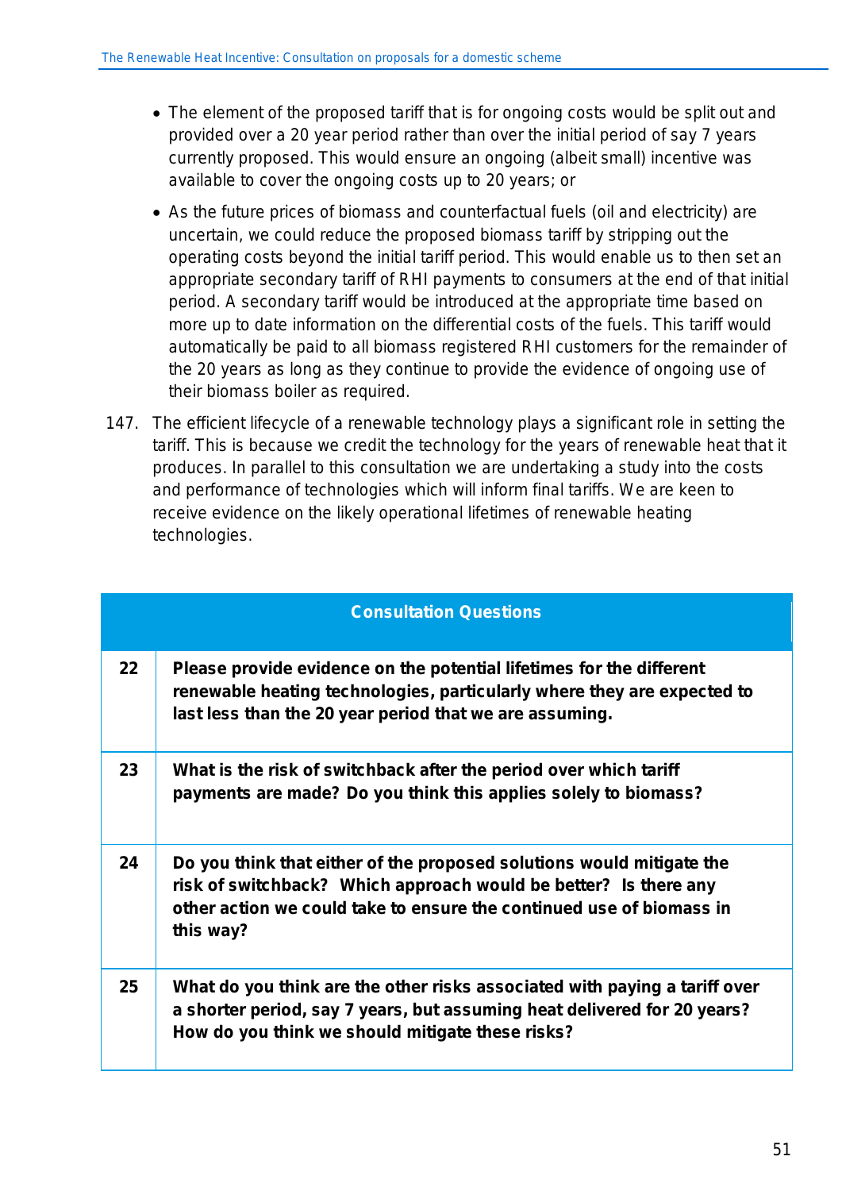- The element of the proposed tariff that is for ongoing costs would be split out and provided over a 20 year period rather than over the initial period of say 7 years currently proposed. This would ensure an ongoing (albeit small) incentive was available to cover the ongoing costs up to 20 years; or
- As the future prices of biomass and counterfactual fuels (oil and electricity) are uncertain, we could reduce the proposed biomass tariff by stripping out the operating costs beyond the initial tariff period. This would enable us to then set an appropriate secondary tariff of RHI payments to consumers at the end of that initial period. A secondary tariff would be introduced at the appropriate time based on more up to date information on the differential costs of the fuels. This tariff would automatically be paid to all biomass registered RHI customers for the remainder of the 20 years as long as they continue to provide the evidence of ongoing use of their biomass boiler as required.

147. The efficient lifecycle of a renewable technology plays a significant role in setting the tariff. This is because we credit the technology for the years of renewable heat that it produces. In parallel to this consultation we are undertaking a study into the costs and performance of technologies which will inform final tariffs. We are keen to receive evidence on the likely operational lifetimes of renewable heating technologies.

| Consultation Questions | |
|---|---|
| **22** | **Please provide evidence on the potential lifetimes for the different renewable heating technologies, particularly where they are expected to last less than the 20 year period that we are assuming.** |
| **23** | **What is the risk of switchback after the period over which tariff payments are made? Do you think this applies solely to biomass?** |
| **24** | **Do you think that either of the proposed solutions would mitigate the risk of switchback? Which approach would be better? Is there any other action we could take to ensure the continued use of biomass in this way?** |
| **25** | **What do you think are the other risks associated with paying a tariff over a shorter period, say 7 years, but assuming heat delivered for 20 years? How do you think we should mitigate these risks?** |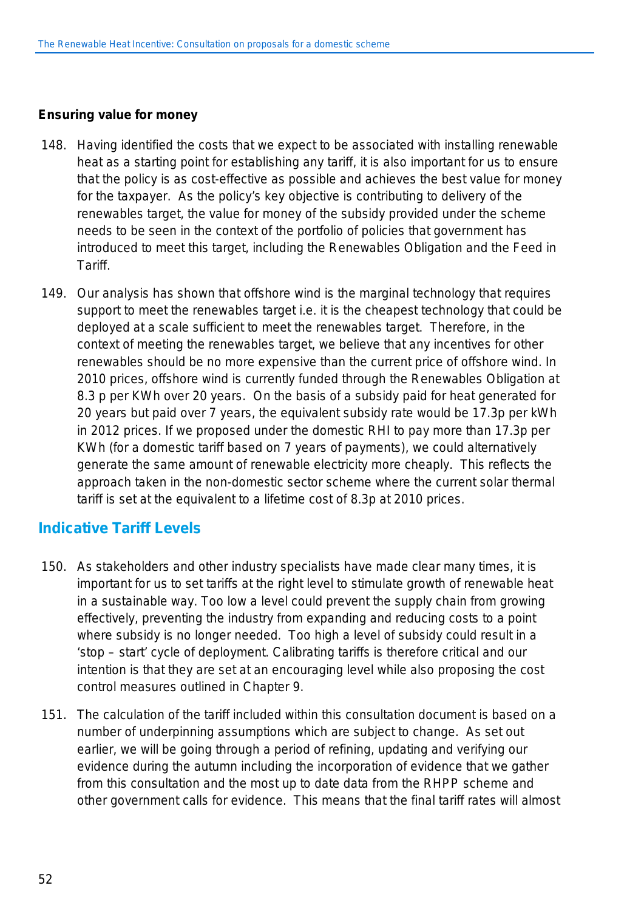**Ensuring value for money**

148. Having identified the costs that we expect to be associated with installing renewable heat as a starting point for establishing any tariff, it is also important for us to ensure that the policy is as cost-effective as possible and achieves the best value for money for the taxpayer. As the policy's key objective is contributing to delivery of the renewables target, the value for money of the subsidy provided under the scheme needs to be seen in the context of the portfolio of policies that government has introduced to meet this target, including the Renewables Obligation and the Feed in Tariff.

149. Our analysis has shown that offshore wind is the marginal technology that requires support to meet the renewables target i.e. it is the cheapest technology that could be deployed at a scale sufficient to meet the renewables target. Therefore, in the context of meeting the renewables target, we believe that any incentives for other renewables should be no more expensive than the current price of offshore wind. In 2010 prices, offshore wind is currently funded through the Renewables Obligation at 8.3 p per KWh over 20 years. On the basis of a subsidy paid for heat generated for 20 years but paid over 7 years, the equivalent subsidy rate would be 17.3p per kWh in 2012 prices. If we proposed under the domestic RHI to pay more than 17.3p per KWh (for a domestic tariff based on 7 years of payments), we could alternatively generate the same amount of renewable electricity more cheaply. This reflects the approach taken in the non-domestic sector scheme where the current solar thermal tariff is set at the equivalent to a lifetime cost of 8.3p at 2010 prices.

## Indicative Tariff Levels

150. As stakeholders and other industry specialists have made clear many times, it is important for us to set tariffs at the right level to stimulate growth of renewable heat in a sustainable way. Too low a level could prevent the supply chain from growing effectively, preventing the industry from expanding and reducing costs to a point where subsidy is no longer needed. Too high a level of subsidy could result in a 'stop – start' cycle of deployment. Calibrating tariffs is therefore critical and our intention is that they are set at an encouraging level while also proposing the cost control measures outlined in Chapter 9.

151. The calculation of the tariff included within this consultation document is based on a number of underpinning assumptions which are subject to change. As set out earlier, we will be going through a period of refining, updating and verifying our evidence during the autumn including the incorporation of evidence that we gather from this consultation and the most up to date data from the RHPP scheme and other government calls for evidence. This means that the final tariff rates will almost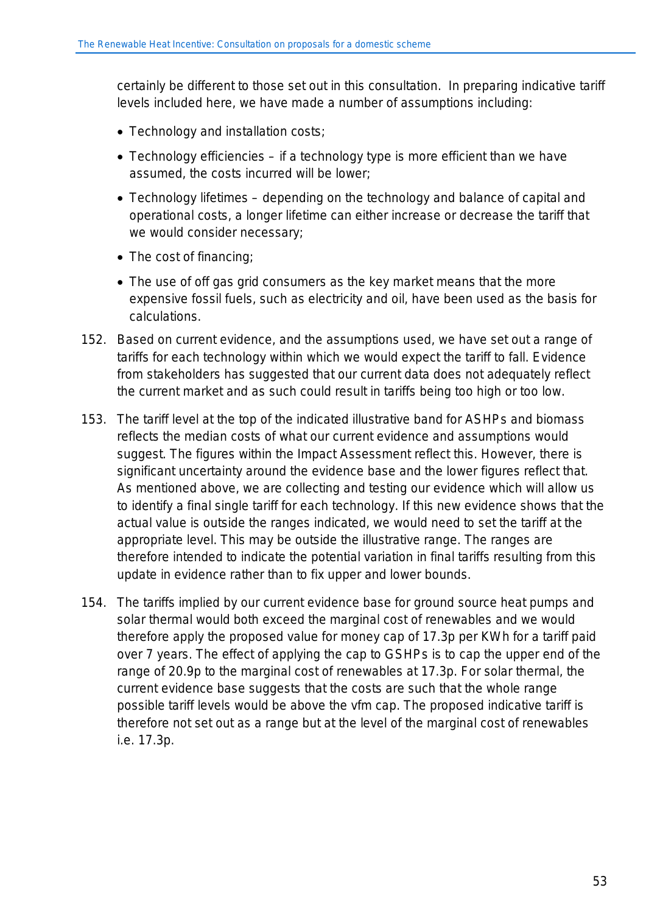certainly be different to those set out in this consultation. In preparing indicative tariff levels included here, we have made a number of assumptions including:

- Technology and installation costs;
- Technology efficiencies – if a technology type is more efficient than we have assumed, the costs incurred will be lower;
- Technology lifetimes – depending on the technology and balance of capital and operational costs, a longer lifetime can either increase or decrease the tariff that we would consider necessary;
- The cost of financing;
- The use of off gas grid consumers as the key market means that the more expensive fossil fuels, such as electricity and oil, have been used as the basis for calculations.

152. Based on current evidence, and the assumptions used, we have set out a range of tariffs for each technology within which we would expect the tariff to fall. Evidence from stakeholders has suggested that our current data does not adequately reflect the current market and as such could result in tariffs being too high or too low.

153. The tariff level at the top of the indicated illustrative band for ASHPs and biomass reflects the median costs of what our current evidence and assumptions would suggest. The figures within the Impact Assessment reflect this. However, there is significant uncertainty around the evidence base and the lower figures reflect that. As mentioned above, we are collecting and testing our evidence which will allow us to identify a final single tariff for each technology. If this new evidence shows that the actual value is outside the ranges indicated, we would need to set the tariff at the appropriate level. This may be outside the illustrative range. The ranges are therefore intended to indicate the potential variation in final tariffs resulting from this update in evidence rather than to fix upper and lower bounds.

154. The tariffs implied by our current evidence base for ground source heat pumps and solar thermal would both exceed the marginal cost of renewables and we would therefore apply the proposed value for money cap of 17.3p per KWh for a tariff paid over 7 years. The effect of applying the cap to GSHPs is to cap the upper end of the range of 20.9p to the marginal cost of renewables at 17.3p. For solar thermal, the current evidence base suggests that the costs are such that the whole range possible tariff levels would be above the vfm cap. The proposed indicative tariff is therefore not set out as a range but at the level of the marginal cost of renewables i.e. 17.3p.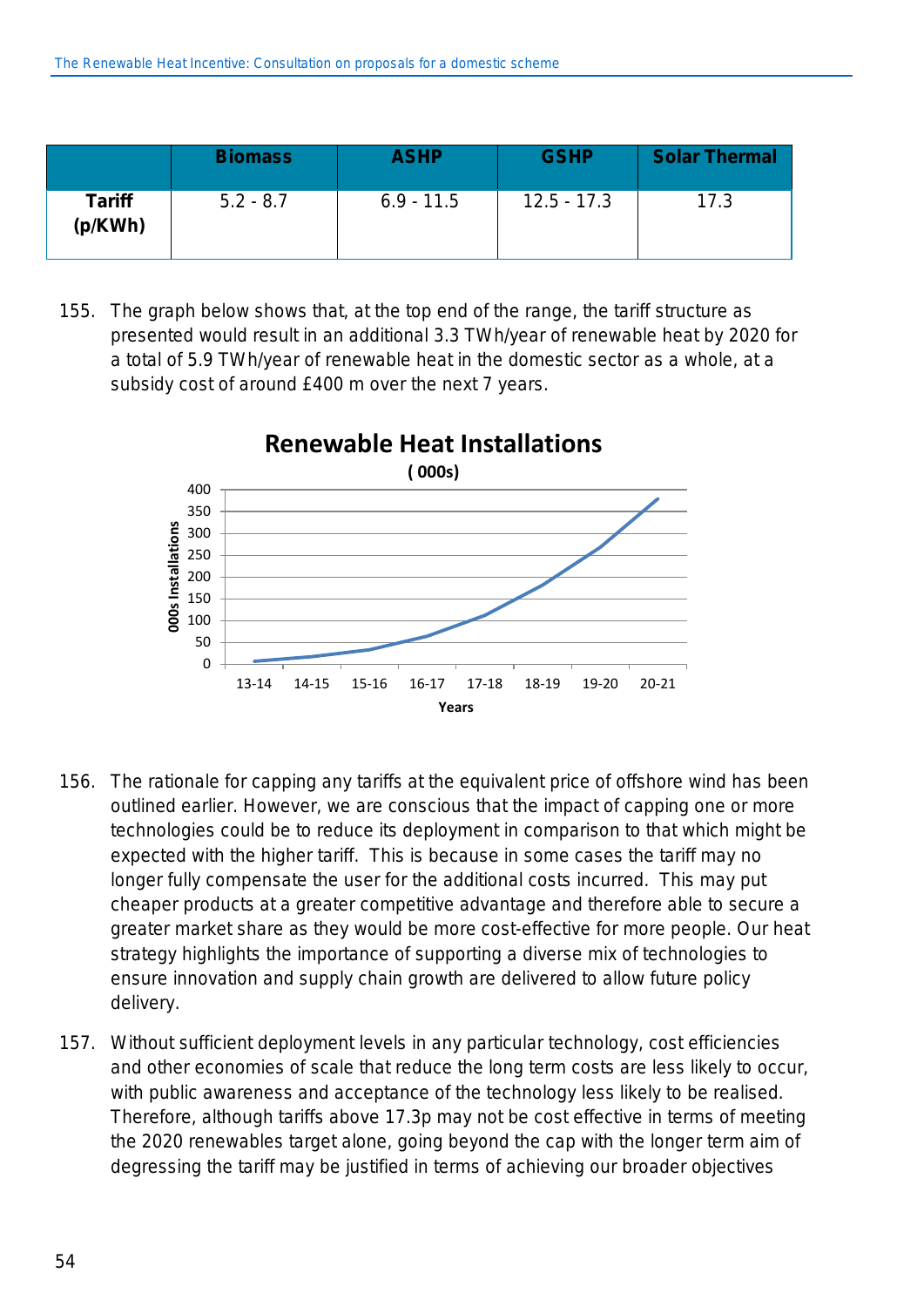| | Biomass | ASHP | GSHP | Solar Thermal |
|---|---|---|---|---|
| **Tariff (p/KWh)** | 5.2 - 8.7 | 6.9 - 11.5 | 12.5 - 17.3 | 17.3 |

155. The graph below shows that, at the top end of the range, the tariff structure as presented would result in an additional 3.3 TWh/year of renewable heat by 2020 for a total of 5.9 TWh/year of renewable heat in the domestic sector as a whole, at a subsidy cost of around £400 m over the next 7 years.

**Renewable Heat Installations**

**( 000s)**

156. The rationale for capping any tariffs at the equivalent price of offshore wind has been outlined earlier. However, we are conscious that the impact of capping one or more technologies could be to reduce its deployment in comparison to that which might be expected with the higher tariff. This is because in some cases the tariff may no longer fully compensate the user for the additional costs incurred. This may put cheaper products at a greater competitive advantage and therefore able to secure a greater market share as they would be more cost-effective for more people. Our heat strategy highlights the importance of supporting a diverse mix of technologies to ensure innovation and supply chain growth are delivered to allow future policy delivery.

157. Without sufficient deployment levels in any particular technology, cost efficiencies and other economies of scale that reduce the long term costs are less likely to occur, with public awareness and acceptance of the technology less likely to be realised. Therefore, although tariffs above 17.3p may not be cost effective in terms of meeting the 2020 renewables target alone, going beyond the cap with the longer term aim of degressing the tariff may be justified in terms of achieving our broader objectives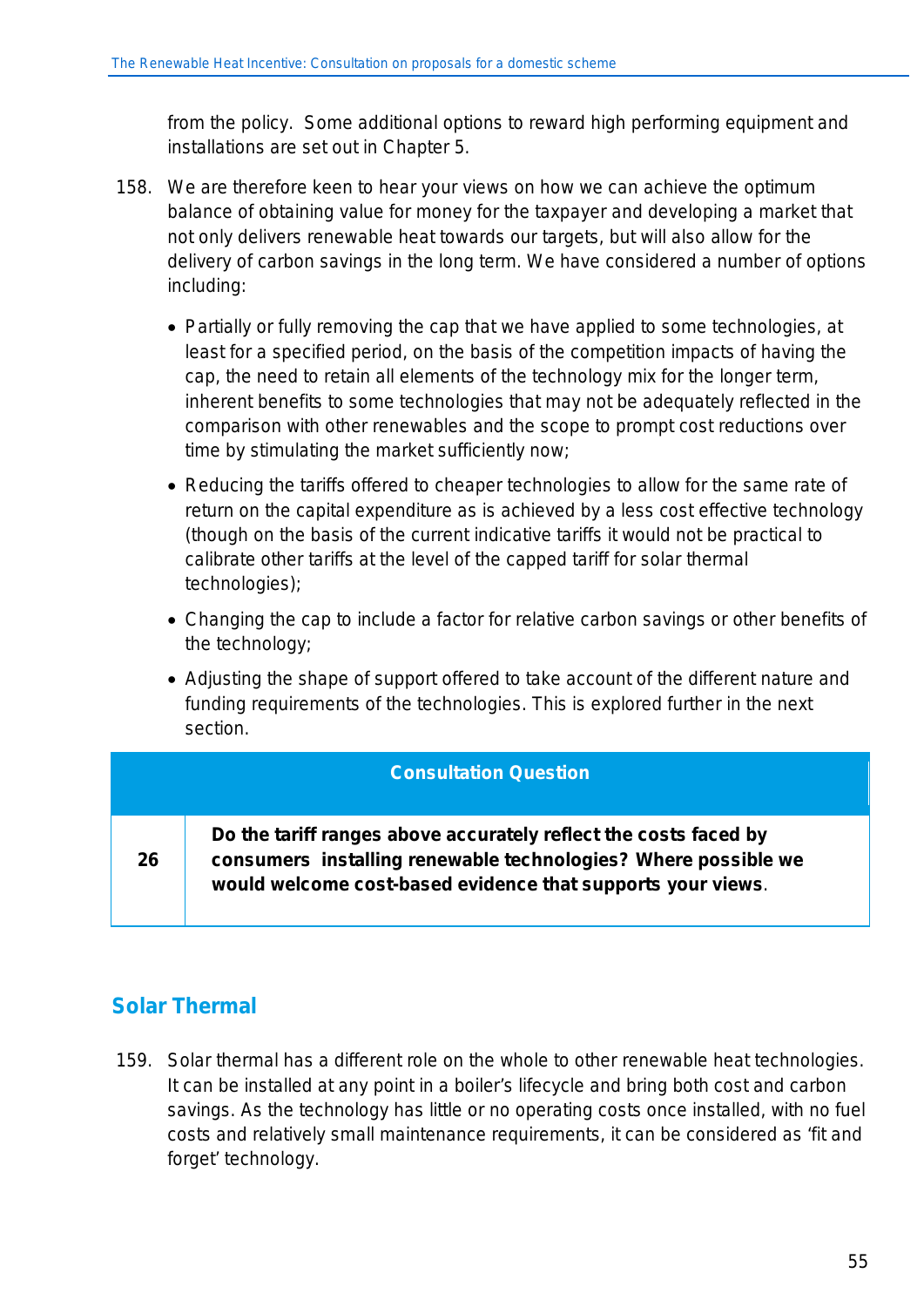from the policy. Some additional options to reward high performing equipment and installations are set out in Chapter 5.

158. We are therefore keen to hear your views on how we can achieve the optimum balance of obtaining value for money for the taxpayer and developing a market that not only delivers renewable heat towards our targets, but will also allow for the delivery of carbon savings in the long term. We have considered a number of options including:

- Partially or fully removing the cap that we have applied to some technologies, at least for a specified period, on the basis of the competition impacts of having the cap, the need to retain all elements of the technology mix for the longer term, inherent benefits to some technologies that may not be adequately reflected in the comparison with other renewables and the scope to prompt cost reductions over time by stimulating the market sufficiently now;
- Reducing the tariffs offered to cheaper technologies to allow for the same rate of return on the capital expenditure as is achieved by a less cost effective technology (though on the basis of the current indicative tariffs it would not be practical to calibrate other tariffs at the level of the capped tariff for solar thermal technologies);
- Changing the cap to include a factor for relative carbon savings or other benefits of the technology;
- Adjusting the shape of support offered to take account of the different nature and funding requirements of the technologies. This is explored further in the next section.

| Consultation Question | |
|---|---|
| **26** | **Do the tariff ranges above accurately reflect the costs faced by consumers installing renewable technologies? Where possible we would welcome cost-based evidence that supports your views**. |

## Solar Thermal

159. Solar thermal has a different role on the whole to other renewable heat technologies. It can be installed at any point in a boiler's lifecycle and bring both cost and carbon savings. As the technology has little or no operating costs once installed, with no fuel costs and relatively small maintenance requirements, it can be considered as 'fit and forget' technology.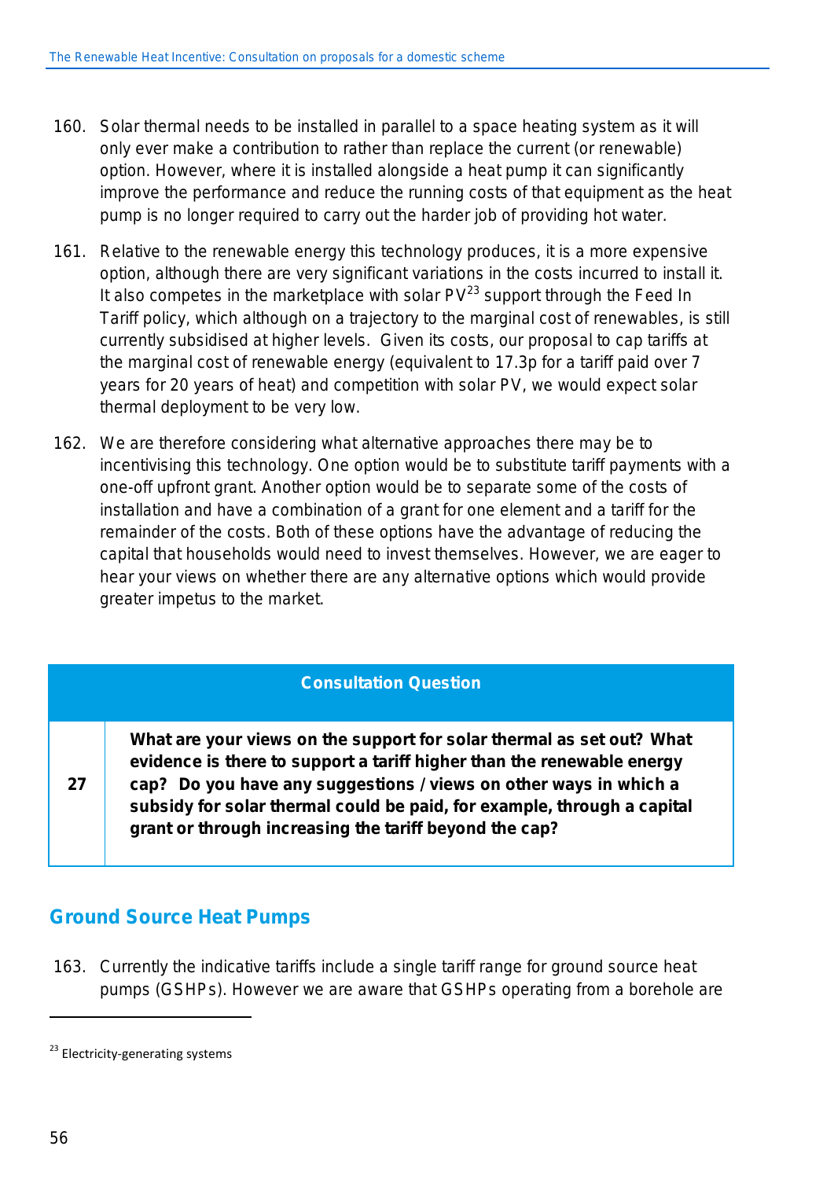160. Solar thermal needs to be installed in parallel to a space heating system as it will only ever make a contribution to rather than replace the current (or renewable) option. However, where it is installed alongside a heat pump it can significantly improve the performance and reduce the running costs of that equipment as the heat pump is no longer required to carry out the harder job of providing hot water.

161. Relative to the renewable energy this technology produces, it is a more expensive option, although there are very significant variations in the costs incurred to install it. It also competes in the marketplace with solar PV[23] support through the Feed In Tariff policy, which although on a trajectory to the marginal cost of renewables, is still currently subsidised at higher levels. Given its costs, our proposal to cap tariffs at the marginal cost of renewable energy (equivalent to 17.3p for a tariff paid over 7 years for 20 years of heat) and competition with solar PV, we would expect solar thermal deployment to be very low.

162. We are therefore considering what alternative approaches there may be to incentivising this technology. One option would be to substitute tariff payments with a one-off upfront grant. Another option would be to separate some of the costs of installation and have a combination of a grant for one element and a tariff for the remainder of the costs. Both of these options have the advantage of reducing the capital that households would need to invest themselves. However, we are eager to hear your views on whether there are any alternative options which would provide greater impetus to the market.

| Consultation Question | |
|---|---|
| 27 | **What are your views on the support for solar thermal as set out? What evidence is there to support a tariff higher than the renewable energy cap? Do you have any suggestions / views on other ways in which a subsidy for solar thermal could be paid, for example, through a capital grant or through increasing the tariff beyond the cap?** |

## Ground Source Heat Pumps

163. Currently the indicative tariffs include a single tariff range for ground source heat pumps (GSHPs). However we are aware that GSHPs operating from a borehole are

[23] Electricity-generating systems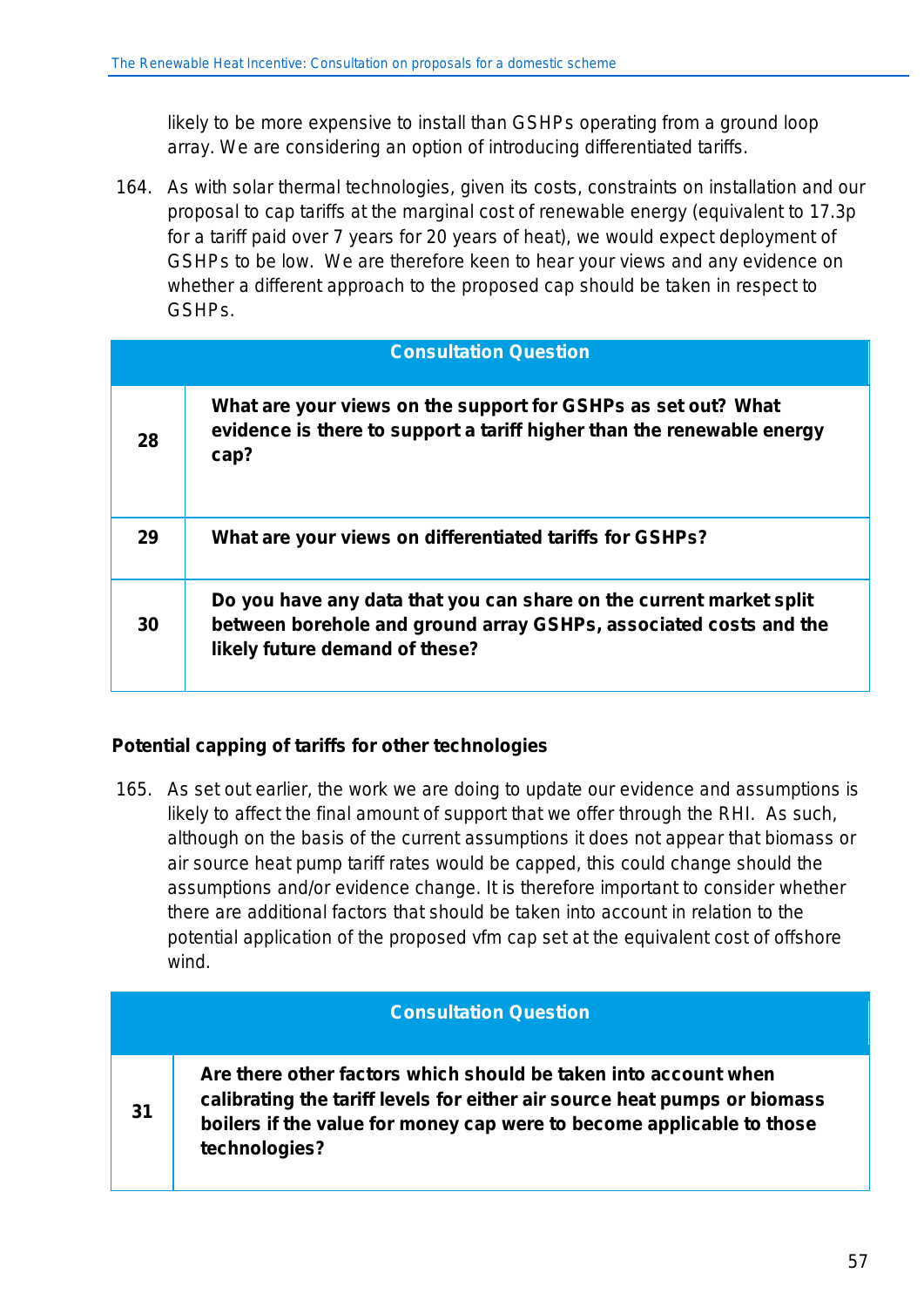likely to be more expensive to install than GSHPs operating from a ground loop array. We are considering an option of introducing differentiated tariffs.

164. As with solar thermal technologies, given its costs, constraints on installation and our proposal to cap tariffs at the marginal cost of renewable energy (equivalent to 17.3p for a tariff paid over 7 years for 20 years of heat), we would expect deployment of GSHPs to be low. We are therefore keen to hear your views and any evidence on whether a different approach to the proposed cap should be taken in respect to GSHPs.

| Consultation Question | |
|---|---|
| **28** | **What are your views on the support for GSHPs as set out? What evidence is there to support a tariff higher than the renewable energy cap?** |
| **29** | **What are your views on differentiated tariffs for GSHPs?** |
| **30** | **Do you have any data that you can share on the current market split between borehole and ground array GSHPs, associated costs and the likely future demand of these?** |

**Potential capping of tariffs for other technologies**

165. As set out earlier, the work we are doing to update our evidence and assumptions is likely to affect the final amount of support that we offer through the RHI. As such, although on the basis of the current assumptions it does not appear that biomass or air source heat pump tariff rates would be capped, this could change should the assumptions and/or evidence change. It is therefore important to consider whether there are additional factors that should be taken into account in relation to the potential application of the proposed vfm cap set at the equivalent cost of offshore wind.

| Consultation Question | |
|---|---|
| **31** | **Are there other factors which should be taken into account when calibrating the tariff levels for either air source heat pumps or biomass boilers if the value for money cap were to become applicable to those technologies?** |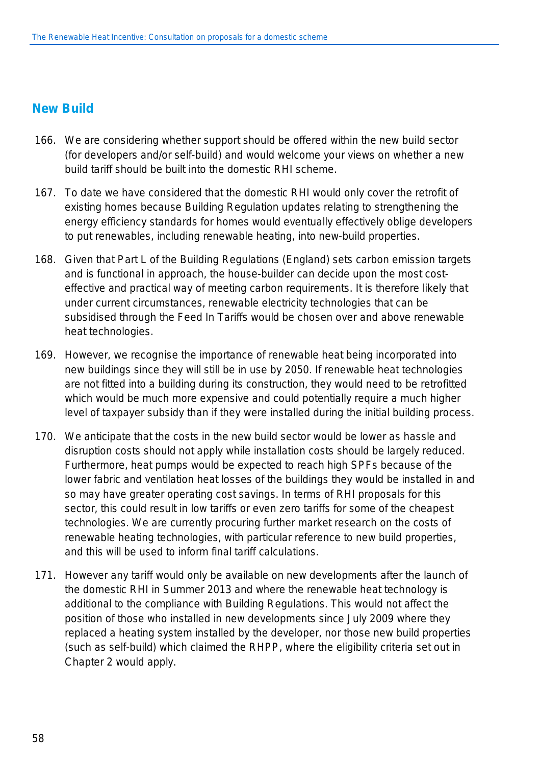## New Build

166. We are considering whether support should be offered within the new build sector (for developers and/or self-build) and would welcome your views on whether a new build tariff should be built into the domestic RHI scheme.

167. To date we have considered that the domestic RHI would only cover the retrofit of existing homes because Building Regulation updates relating to strengthening the energy efficiency standards for homes would eventually effectively oblige developers to put renewables, including renewable heating, into new-build properties.

168. Given that Part L of the Building Regulations (England) sets carbon emission targets and is functional in approach, the house-builder can decide upon the most cost-effective and practical way of meeting carbon requirements. It is therefore likely that under current circumstances, renewable electricity technologies that can be subsidised through the Feed In Tariffs would be chosen over and above renewable heat technologies.

169. However, we recognise the importance of renewable heat being incorporated into new buildings since they will still be in use by 2050. If renewable heat technologies are not fitted into a building during its construction, they would need to be retrofitted which would be much more expensive and could potentially require a much higher level of taxpayer subsidy than if they were installed during the initial building process.

170. We anticipate that the costs in the new build sector would be lower as hassle and disruption costs should not apply while installation costs should be largely reduced. Furthermore, heat pumps would be expected to reach high SPFs because of the lower fabric and ventilation heat losses of the buildings they would be installed in and so may have greater operating cost savings. In terms of RHI proposals for this sector, this could result in low tariffs or even zero tariffs for some of the cheapest technologies. We are currently procuring further market research on the costs of renewable heating technologies, with particular reference to new build properties, and this will be used to inform final tariff calculations.

171. However any tariff would only be available on new developments after the launch of the domestic RHI in Summer 2013 and where the renewable heat technology is additional to the compliance with Building Regulations. This would not affect the position of those who installed in new developments since July 2009 where they replaced a heating system installed by the developer, nor those new build properties (such as self-build) which claimed the RHPP, where the eligibility criteria set out in Chapter 2 would apply.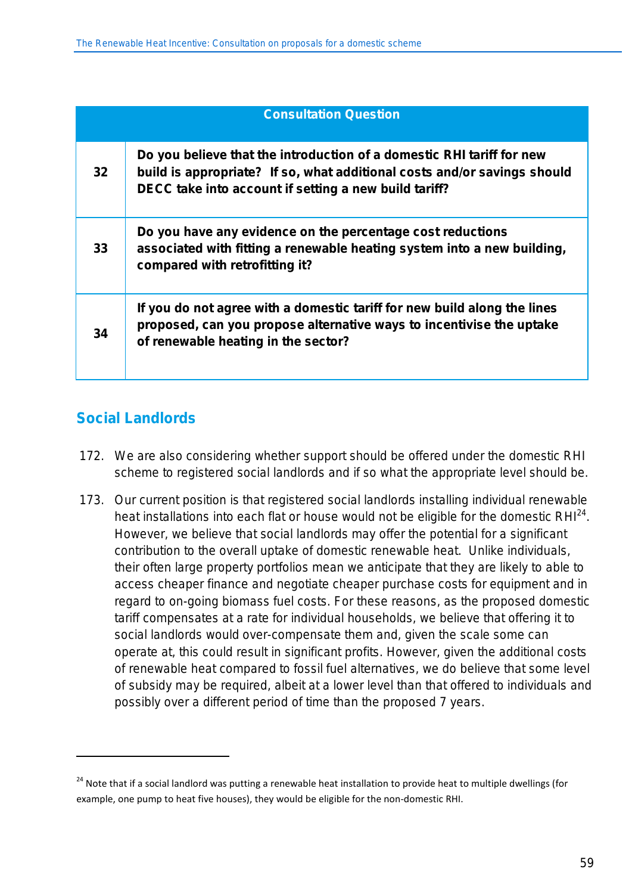| Consultation Question | |
|---|---|
| 32 | **Do you believe that the introduction of a domestic RHI tariff for new build is appropriate? If so, what additional costs and/or savings should DECC take into account if setting a new build tariff?** |
| 33 | **Do you have any evidence on the percentage cost reductions associated with fitting a renewable heating system into a new building, compared with retrofitting it?** |
| 34 | **If you do not agree with a domestic tariff for new build along the lines proposed, can you propose alternative ways to incentivise the uptake of renewable heating in the sector?** |

## Social Landlords

172. We are also considering whether support should be offered under the domestic RHI scheme to registered social landlords and if so what the appropriate level should be.

173. Our current position is that registered social landlords installing individual renewable heat installations into each flat or house would not be eligible for the domestic RHI[24]. However, we believe that social landlords may offer the potential for a significant contribution to the overall uptake of domestic renewable heat. Unlike individuals, their often large property portfolios mean we anticipate that they are likely to able to access cheaper finance and negotiate cheaper purchase costs for equipment and in regard to on-going biomass fuel costs. For these reasons, as the proposed domestic tariff compensates at a rate for individual households, we believe that offering it to social landlords would over-compensate them and, given the scale some can operate at, this could result in significant profits. However, given the additional costs of renewable heat compared to fossil fuel alternatives, we do believe that some level of subsidy may be required, albeit at a lower level than that offered to individuals and possibly over a different period of time than the proposed 7 years.

---

[24] Note that if a social landlord was putting a renewable heat installation to provide heat to multiple dwellings (for example, one pump to heat five houses), they would be eligible for the non-domestic RHI.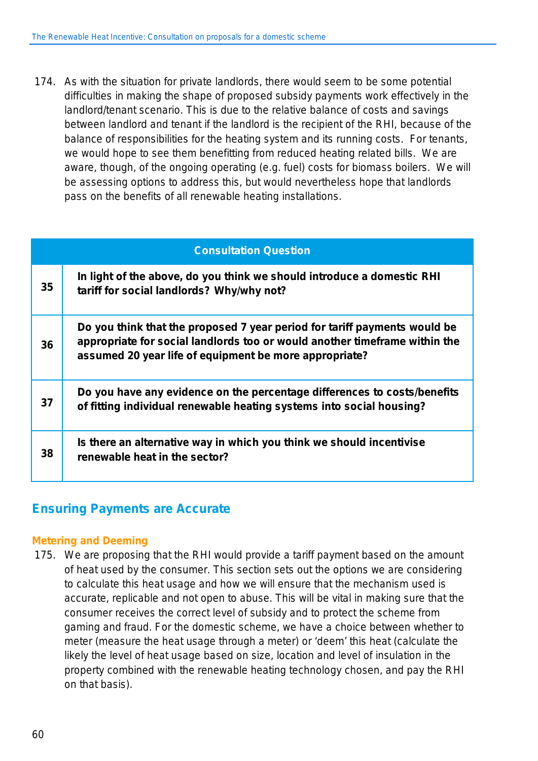174. As with the situation for private landlords, there would seem to be some potential difficulties in making the shape of proposed subsidy payments work effectively in the landlord/tenant scenario. This is due to the relative balance of costs and savings between landlord and tenant if the landlord is the recipient of the RHI, because of the balance of responsibilities for the heating system and its running costs. For tenants, we would hope to see them benefitting from reduced heating related bills. We are aware, though, of the ongoing operating (e.g. fuel) costs for biomass boilers. We will be assessing options to address this, but would nevertheless hope that landlords pass on the benefits of all renewable heating installations.

| Consultation Question | |
|---|---|
| **35** | **In light of the above, do you think we should introduce a domestic RHI tariff for social landlords? Why/why not?** |
| **36** | **Do you think that the proposed 7 year period for tariff payments would be appropriate for social landlords too or would another timeframe within the assumed 20 year life of equipment be more appropriate?** |
| **37** | **Do you have any evidence on the percentage differences to costs/benefits of fitting individual renewable heating systems into social housing?** |
| **38** | **Is there an alternative way in which you think we should incentivise renewable heat in the sector?** |

## Ensuring Payments are Accurate

### Metering and Deeming

175. We are proposing that the RHI would provide a tariff payment based on the amount of heat used by the consumer. This section sets out the options we are considering to calculate this heat usage and how we will ensure that the mechanism used is accurate, replicable and not open to abuse. This will be vital in making sure that the consumer receives the correct level of subsidy and to protect the scheme from gaming and fraud. For the domestic scheme, we have a choice between whether to meter (measure the heat usage through a meter) or 'deem' this heat (calculate the likely the level of heat usage based on size, location and level of insulation in the property combined with the renewable heating technology chosen, and pay the RHI on that basis).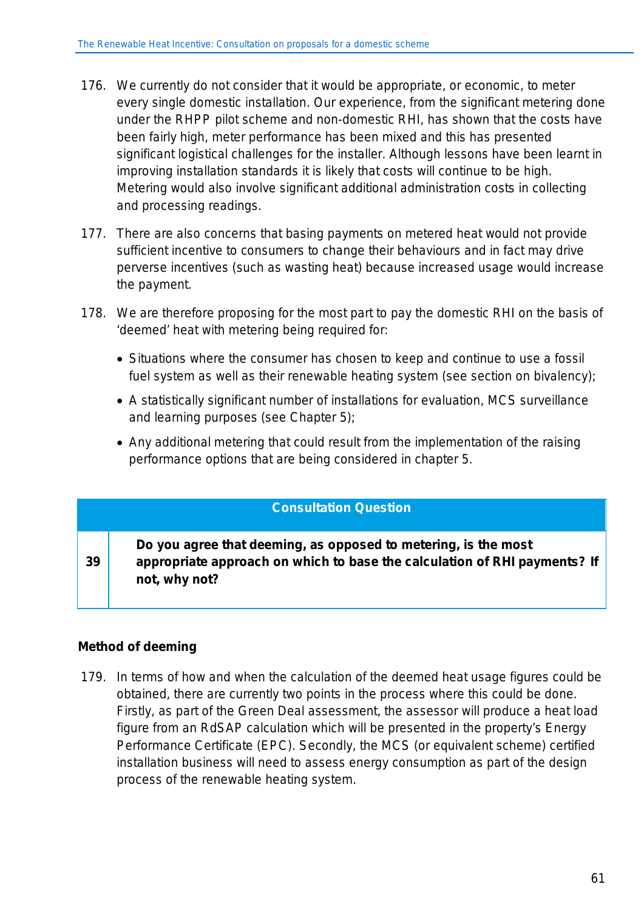176. We currently do not consider that it would be appropriate, or economic, to meter every single domestic installation. Our experience, from the significant metering done under the RHPP pilot scheme and non-domestic RHI, has shown that the costs have been fairly high, meter performance has been mixed and this has presented significant logistical challenges for the installer. Although lessons have been learnt in improving installation standards it is likely that costs will continue to be high. Metering would also involve significant additional administration costs in collecting and processing readings.

177. There are also concerns that basing payments on metered heat would not provide sufficient incentive to consumers to change their behaviours and in fact may drive perverse incentives (such as wasting heat) because increased usage would increase the payment.

178. We are therefore proposing for the most part to pay the domestic RHI on the basis of 'deemed' heat with metering being required for:

- Situations where the consumer has chosen to keep and continue to use a fossil fuel system as well as their renewable heating system (see section on bivalency);
- A statistically significant number of installations for evaluation, MCS surveillance and learning purposes (see Chapter 5);
- Any additional metering that could result from the implementation of the raising performance options that are being considered in chapter 5.

| Consultation Question | |
|---|---|
| **39** | **Do you agree that deeming, as opposed to metering, is the most appropriate approach on which to base the calculation of RHI payments? If not, why not?** |

**Method of deeming**

179. In terms of how and when the calculation of the deemed heat usage figures could be obtained, there are currently two points in the process where this could be done. Firstly, as part of the Green Deal assessment, the assessor will produce a heat load figure from an RdSAP calculation which will be presented in the property's Energy Performance Certificate (EPC). Secondly, the MCS (or equivalent scheme) certified installation business will need to assess energy consumption as part of the design process of the renewable heating system.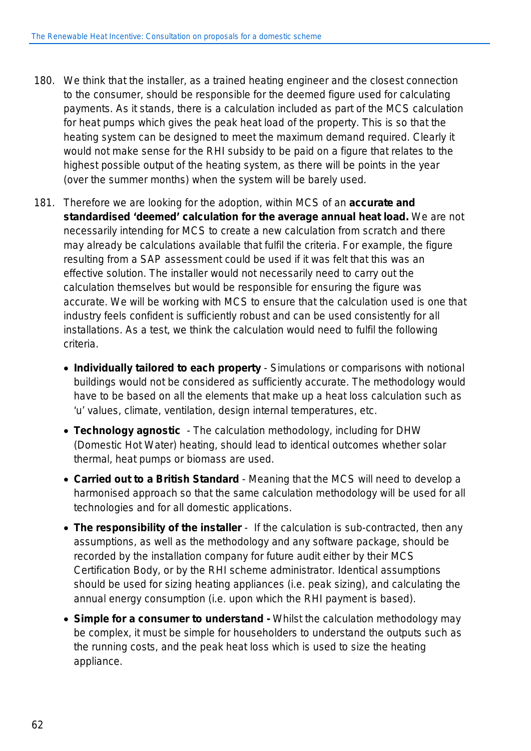180. We think that the installer, as a trained heating engineer and the closest connection to the consumer, should be responsible for the deemed figure used for calculating payments. As it stands, there is a calculation included as part of the MCS calculation for heat pumps which gives the peak heat load of the property. This is so that the heating system can be designed to meet the maximum demand required. Clearly it would not make sense for the RHI subsidy to be paid on a figure that relates to the highest possible output of the heating system, as there will be points in the year (over the summer months) when the system will be barely used.

181. Therefore we are looking for the adoption, within MCS of an **accurate and standardised 'deemed' calculation for the average annual heat load.** We are not necessarily intending for MCS to create a new calculation from scratch and there may already be calculations available that fulfil the criteria. For example, the figure resulting from a SAP assessment could be used if it was felt that this was an effective solution. The installer would not necessarily need to carry out the calculation themselves but would be responsible for ensuring the figure was accurate. We will be working with MCS to ensure that the calculation used is one that industry feels confident is sufficiently robust and can be used consistently for all installations. As a test, we think the calculation would need to fulfil the following criteria.

- **Individually tailored to each property** - Simulations or comparisons with notional buildings would not be considered as sufficiently accurate. The methodology would have to be based on all the elements that make up a heat loss calculation such as 'u' values, climate, ventilation, design internal temperatures, etc.
- **Technology agnostic** - The calculation methodology, including for DHW (Domestic Hot Water) heating, should lead to identical outcomes whether solar thermal, heat pumps or biomass are used.
- **Carried out to a British Standard** - Meaning that the MCS will need to develop a harmonised approach so that the same calculation methodology will be used for all technologies and for all domestic applications.
- **The responsibility of the installer** - If the calculation is sub-contracted, then any assumptions, as well as the methodology and any software package, should be recorded by the installation company for future audit either by their MCS Certification Body, or by the RHI scheme administrator. Identical assumptions should be used for sizing heating appliances (i.e. peak sizing), and calculating the annual energy consumption (i.e. upon which the RHI payment is based).
- **Simple for a consumer to understand -** Whilst the calculation methodology may be complex, it must be simple for householders to understand the outputs such as the running costs, and the peak heat loss which is used to size the heating appliance.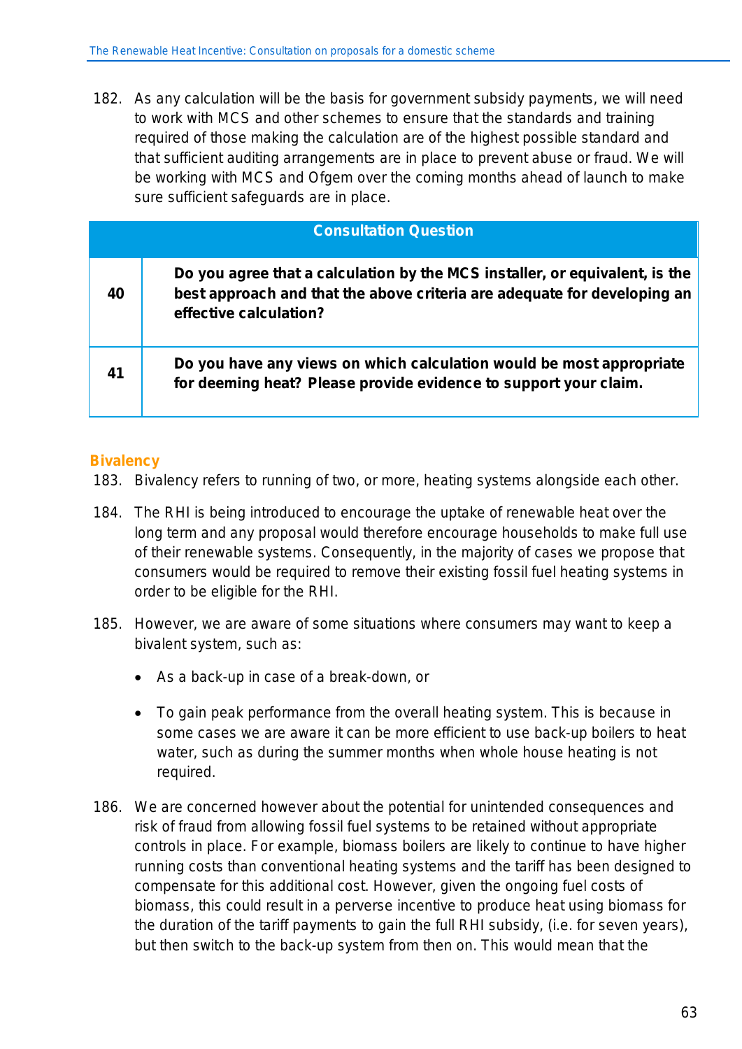182. As any calculation will be the basis for government subsidy payments, we will need to work with MCS and other schemes to ensure that the standards and training required of those making the calculation are of the highest possible standard and that sufficient auditing arrangements are in place to prevent abuse or fraud. We will be working with MCS and Ofgem over the coming months ahead of launch to make sure sufficient safeguards are in place.

| Consultation Question | |
|---|---|
| **40** | **Do you agree that a calculation by the MCS installer, or equivalent, is the best approach and that the above criteria are adequate for developing an effective calculation?** |
| **41** | **Do you have any views on which calculation would be most appropriate for deeming heat? Please provide evidence to support your claim.** |

### Bivalency

183. Bivalency refers to running of two, or more, heating systems alongside each other.

184. The RHI is being introduced to encourage the uptake of renewable heat over the long term and any proposal would therefore encourage households to make full use of their renewable systems. Consequently, in the majority of cases we propose that consumers would be required to remove their existing fossil fuel heating systems in order to be eligible for the RHI.

185. However, we are aware of some situations where consumers may want to keep a bivalent system, such as:

- As a back-up in case of a break-down, or
- To gain peak performance from the overall heating system. This is because in some cases we are aware it can be more efficient to use back-up boilers to heat water, such as during the summer months when whole house heating is not required.

186. We are concerned however about the potential for unintended consequences and risk of fraud from allowing fossil fuel systems to be retained without appropriate controls in place. For example, biomass boilers are likely to continue to have higher running costs than conventional heating systems and the tariff has been designed to compensate for this additional cost. However, given the ongoing fuel costs of biomass, this could result in a perverse incentive to produce heat using biomass for the duration of the tariff payments to gain the full RHI subsidy, (i.e. for seven years), but then switch to the back-up system from then on. This would mean that the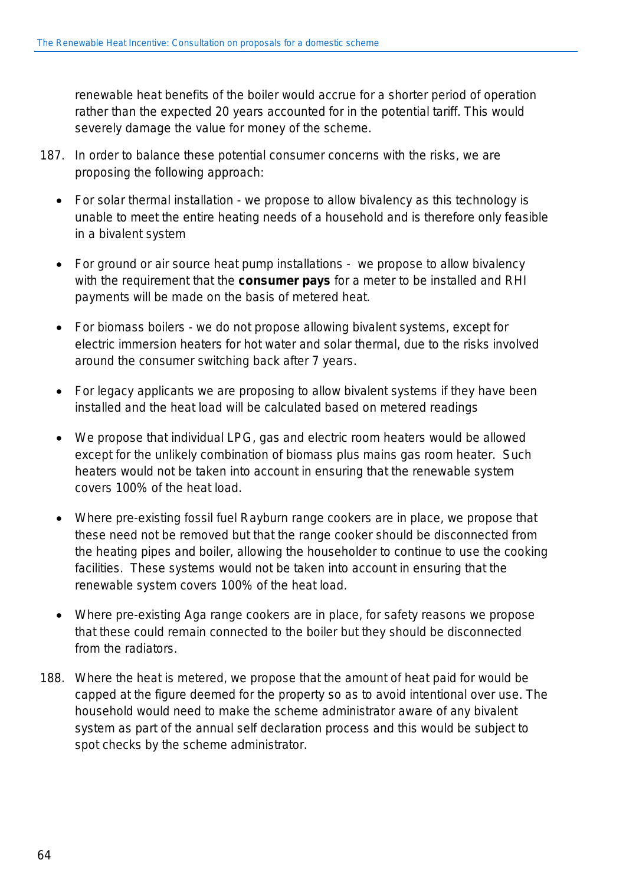renewable heat benefits of the boiler would accrue for a shorter period of operation rather than the expected 20 years accounted for in the potential tariff. This would severely damage the value for money of the scheme.

187. In order to balance these potential consumer concerns with the risks, we are proposing the following approach:

- For solar thermal installation - we propose to allow bivalency as this technology is unable to meet the entire heating needs of a household and is therefore only feasible in a bivalent system
- For ground or air source heat pump installations - we propose to allow bivalency with the requirement that the **consumer pays** for a meter to be installed and RHI payments will be made on the basis of metered heat.
- For biomass boilers - we do not propose allowing bivalent systems, except for electric immersion heaters for hot water and solar thermal, due to the risks involved around the consumer switching back after 7 years.
- For legacy applicants we are proposing to allow bivalent systems if they have been installed and the heat load will be calculated based on metered readings
- We propose that individual LPG, gas and electric room heaters would be allowed except for the unlikely combination of biomass plus mains gas room heater. Such heaters would not be taken into account in ensuring that the renewable system covers 100% of the heat load.
- Where pre-existing fossil fuel Rayburn range cookers are in place, we propose that these need not be removed but that the range cooker should be disconnected from the heating pipes and boiler, allowing the householder to continue to use the cooking facilities. These systems would not be taken into account in ensuring that the renewable system covers 100% of the heat load.
- Where pre-existing Aga range cookers are in place, for safety reasons we propose that these could remain connected to the boiler but they should be disconnected from the radiators.

188. Where the heat is metered, we propose that the amount of heat paid for would be capped at the figure deemed for the property so as to avoid intentional over use. The household would need to make the scheme administrator aware of any bivalent system as part of the annual self declaration process and this would be subject to spot checks by the scheme administrator.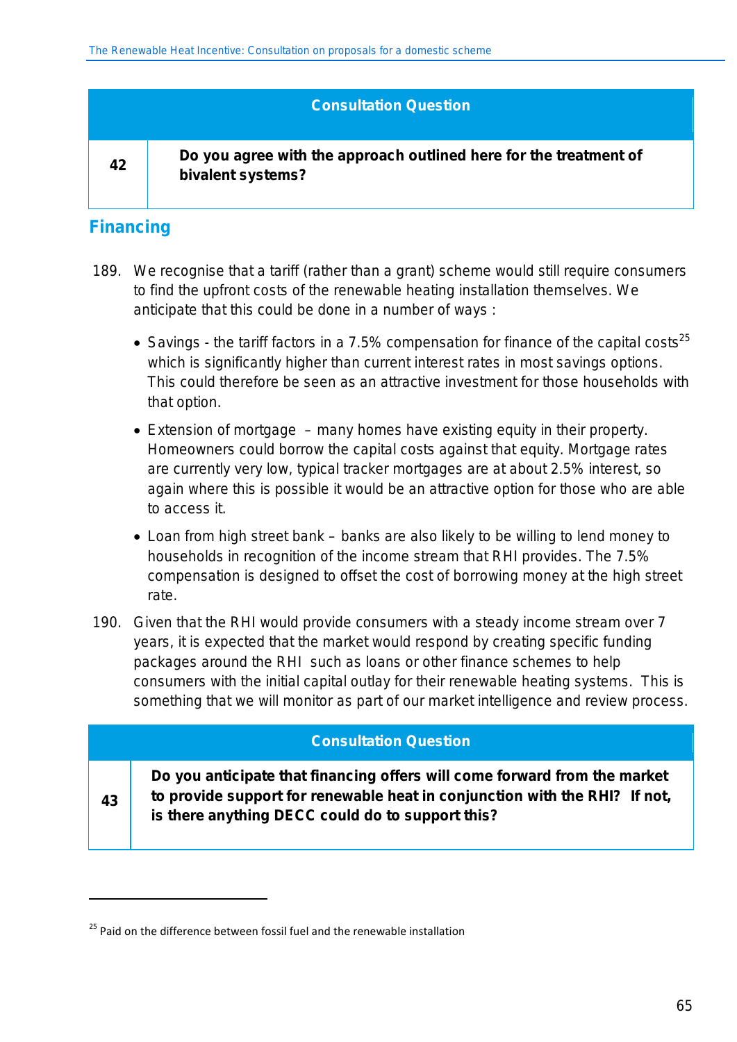| Consultation Question | |
|---|---|
| 42 | **Do you agree with the approach outlined here for the treatment of bivalent systems?** |

## Financing

189. We recognise that a tariff (rather than a grant) scheme would still require consumers to find the upfront costs of the renewable heating installation themselves. We anticipate that this could be done in a number of ways :

    - Savings - the tariff factors in a 7.5% compensation for finance of the capital costs[25] which is significantly higher than current interest rates in most savings options. This could therefore be seen as an attractive investment for those households with that option.
    - Extension of mortgage – many homes have existing equity in their property. Homeowners could borrow the capital costs against that equity. Mortgage rates are currently very low, typical tracker mortgages are at about 2.5% interest, so again where this is possible it would be an attractive option for those who are able to access it.
    - Loan from high street bank – banks are also likely to be willing to lend money to households in recognition of the income stream that RHI provides. The 7.5% compensation is designed to offset the cost of borrowing money at the high street rate.

190. Given that the RHI would provide consumers with a steady income stream over 7 years, it is expected that the market would respond by creating specific funding packages around the RHI such as loans or other finance schemes to help consumers with the initial capital outlay for their renewable heating systems. This is something that we will monitor as part of our market intelligence and review process.

| Consultation Question | |
|---|---|
| 43 | **Do you anticipate that financing offers will come forward from the market to provide support for renewable heat in conjunction with the RHI? If not, is there anything DECC could do to support this?** |

[25] Paid on the difference between fossil fuel and the renewable installation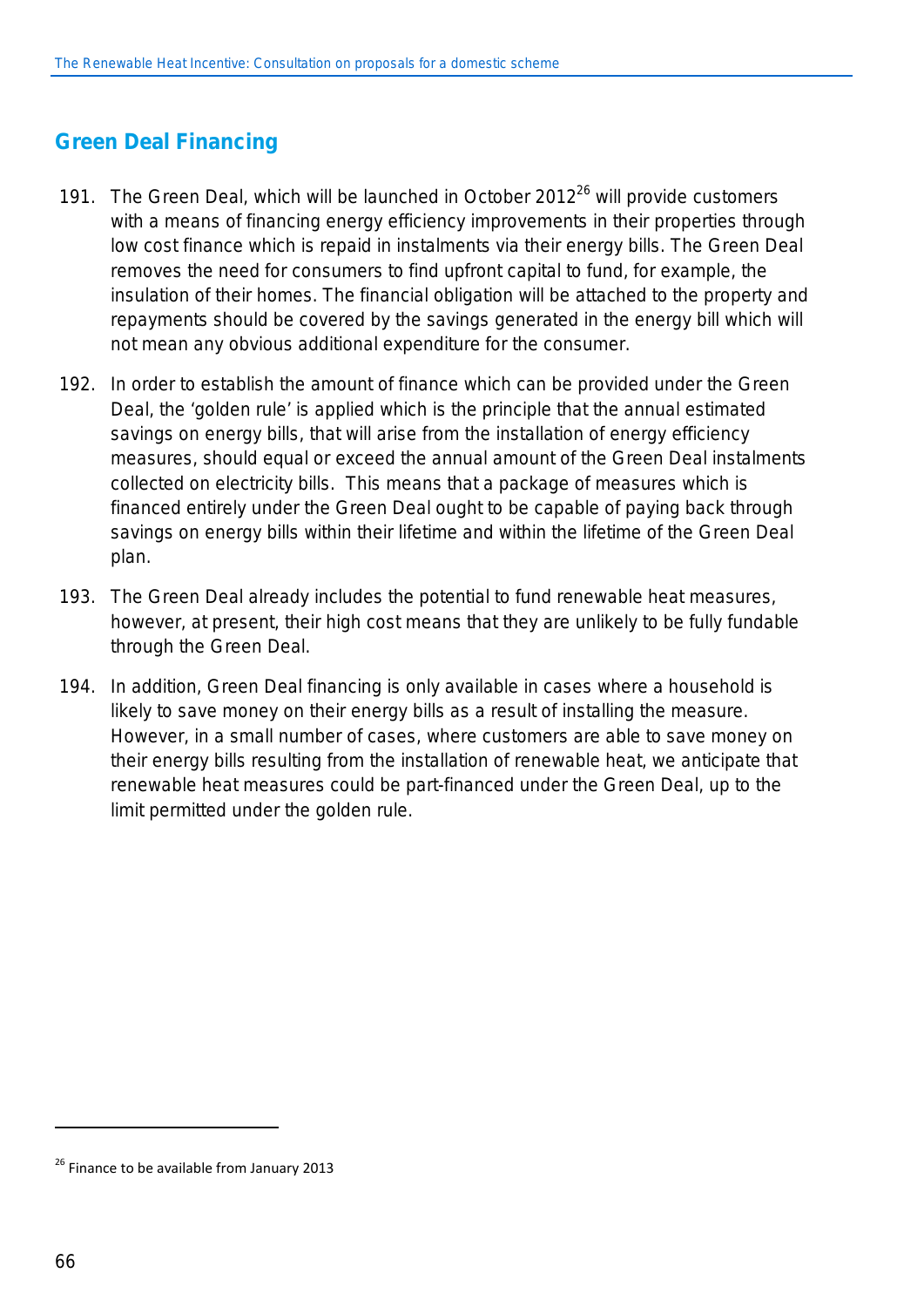## Green Deal Financing

191. The Green Deal, which will be launched in October 2012[26] will provide customers with a means of financing energy efficiency improvements in their properties through low cost finance which is repaid in instalments via their energy bills. The Green Deal removes the need for consumers to find upfront capital to fund, for example, the insulation of their homes. The financial obligation will be attached to the property and repayments should be covered by the savings generated in the energy bill which will not mean any obvious additional expenditure for the consumer.

192. In order to establish the amount of finance which can be provided under the Green Deal, the 'golden rule' is applied which is the principle that the annual estimated savings on energy bills, that will arise from the installation of energy efficiency measures, should equal or exceed the annual amount of the Green Deal instalments collected on electricity bills. This means that a package of measures which is financed entirely under the Green Deal ought to be capable of paying back through savings on energy bills within their lifetime and within the lifetime of the Green Deal plan.

193. The Green Deal already includes the potential to fund renewable heat measures, however, at present, their high cost means that they are unlikely to be fully fundable through the Green Deal.

194. In addition, Green Deal financing is only available in cases where a household is likely to save money on their energy bills as a result of installing the measure. However, in a small number of cases, where customers are able to save money on their energy bills resulting from the installation of renewable heat, we anticipate that renewable heat measures could be part-financed under the Green Deal, up to the limit permitted under the golden rule.

[26] Finance to be available from January 2013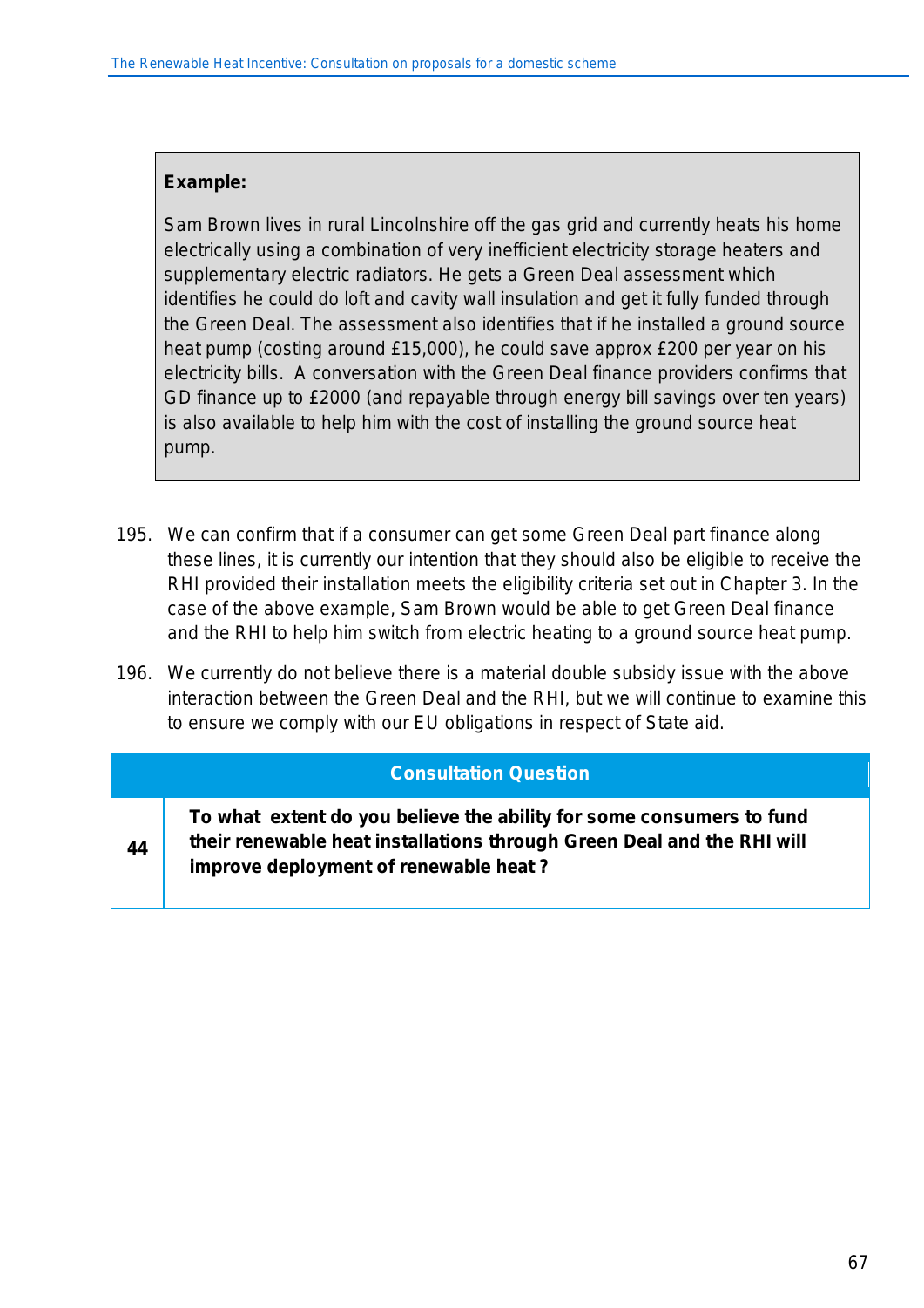> **Example:**
>
> Sam Brown lives in rural Lincolnshire off the gas grid and currently heats his home electrically using a combination of very inefficient electricity storage heaters and supplementary electric radiators. He gets a Green Deal assessment which identifies he could do loft and cavity wall insulation and get it fully funded through the Green Deal. The assessment also identifies that if he installed a ground source heat pump (costing around £15,000), he could save approx £200 per year on his electricity bills. A conversation with the Green Deal finance providers confirms that GD finance up to £2000 (and repayable through energy bill savings over ten years) is also available to help him with the cost of installing the ground source heat pump.

195. We can confirm that if a consumer can get some Green Deal part finance along these lines, it is currently our intention that they should also be eligible to receive the RHI provided their installation meets the eligibility criteria set out in Chapter 3. In the case of the above example, Sam Brown would be able to get Green Deal finance and the RHI to help him switch from electric heating to a ground source heat pump.

196. We currently do not believe there is a material double subsidy issue with the above interaction between the Green Deal and the RHI, but we will continue to examine this to ensure we comply with our EU obligations in respect of State aid.

| Consultation Question | |
|---|---|
| **44** | **To what extent do you believe the ability for some consumers to fund their renewable heat installations through Green Deal and the RHI will improve deployment of renewable heat ?** |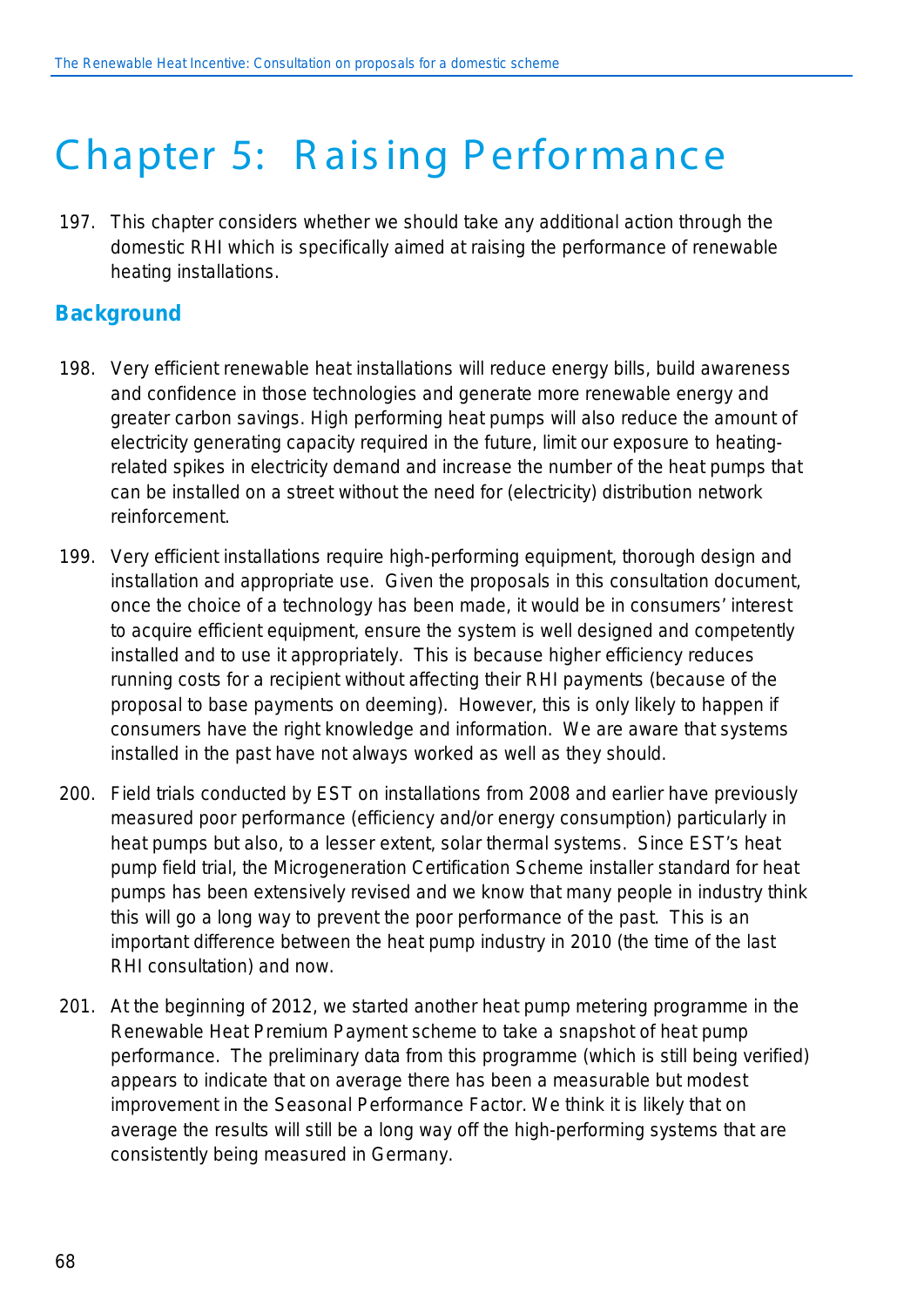# Chapter 5: Raising Performance

197. This chapter considers whether we should take any additional action through the domestic RHI which is specifically aimed at raising the performance of renewable heating installations.

## Background

198. Very efficient renewable heat installations will reduce energy bills, build awareness and confidence in those technologies and generate more renewable energy and greater carbon savings. High performing heat pumps will also reduce the amount of electricity generating capacity required in the future, limit our exposure to heating-related spikes in electricity demand and increase the number of the heat pumps that can be installed on a street without the need for (electricity) distribution network reinforcement.

199. Very efficient installations require high-performing equipment, thorough design and installation and appropriate use. Given the proposals in this consultation document, once the choice of a technology has been made, it would be in consumers' interest to acquire efficient equipment, ensure the system is well designed and competently installed and to use it appropriately. This is because higher efficiency reduces running costs for a recipient without affecting their RHI payments (because of the proposal to base payments on deeming). However, this is only likely to happen if consumers have the right knowledge and information. We are aware that systems installed in the past have not always worked as well as they should.

200. Field trials conducted by EST on installations from 2008 and earlier have previously measured poor performance (efficiency and/or energy consumption) particularly in heat pumps but also, to a lesser extent, solar thermal systems. Since EST's heat pump field trial, the Microgeneration Certification Scheme installer standard for heat pumps has been extensively revised and we know that many people in industry think this will go a long way to prevent the poor performance of the past. This is an important difference between the heat pump industry in 2010 (the time of the last RHI consultation) and now.

201. At the beginning of 2012, we started another heat pump metering programme in the Renewable Heat Premium Payment scheme to take a snapshot of heat pump performance. The preliminary data from this programme (which is still being verified) appears to indicate that on average there has been a measurable but modest improvement in the Seasonal Performance Factor. We think it is likely that on average the results will still be a long way off the high-performing systems that are consistently being measured in Germany.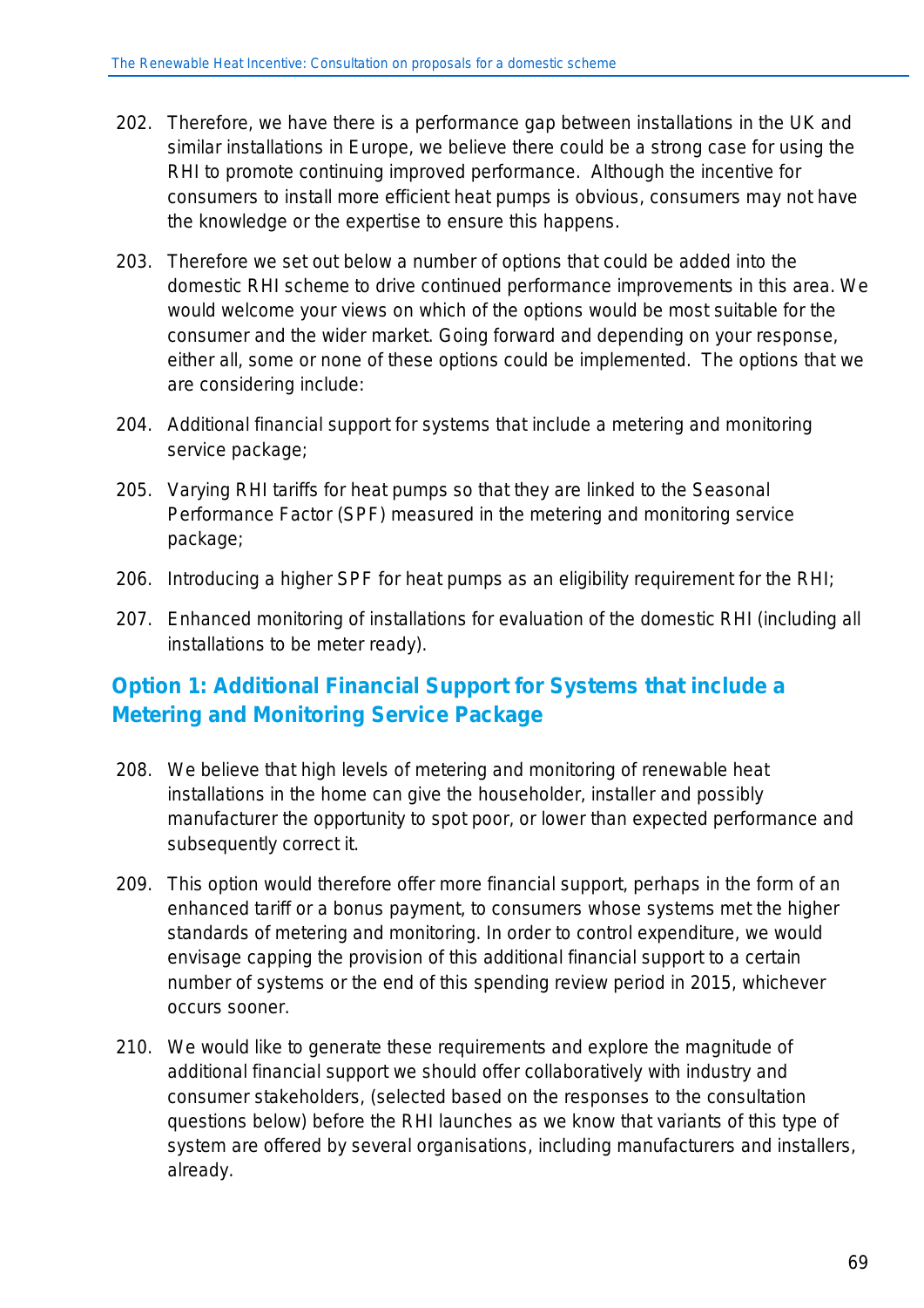202. Therefore, we have there is a performance gap between installations in the UK and similar installations in Europe, we believe there could be a strong case for using the RHI to promote continuing improved performance. Although the incentive for consumers to install more efficient heat pumps is obvious, consumers may not have the knowledge or the expertise to ensure this happens.

203. Therefore we set out below a number of options that could be added into the domestic RHI scheme to drive continued performance improvements in this area. We would welcome your views on which of the options would be most suitable for the consumer and the wider market. Going forward and depending on your response, either all, some or none of these options could be implemented. The options that we are considering include:

204. Additional financial support for systems that include a metering and monitoring service package;

205. Varying RHI tariffs for heat pumps so that they are linked to the Seasonal Performance Factor (SPF) measured in the metering and monitoring service package;

206. Introducing a higher SPF for heat pumps as an eligibility requirement for the RHI;

207. Enhanced monitoring of installations for evaluation of the domestic RHI (including all installations to be meter ready).

## Option 1: Additional Financial Support for Systems that include a Metering and Monitoring Service Package

208. We believe that high levels of metering and monitoring of renewable heat installations in the home can give the householder, installer and possibly manufacturer the opportunity to spot poor, or lower than expected performance and subsequently correct it.

209. This option would therefore offer more financial support, perhaps in the form of an enhanced tariff or a bonus payment, to consumers whose systems met the higher standards of metering and monitoring. In order to control expenditure, we would envisage capping the provision of this additional financial support to a certain number of systems or the end of this spending review period in 2015, whichever occurs sooner.

210. We would like to generate these requirements and explore the magnitude of additional financial support we should offer collaboratively with industry and consumer stakeholders, (selected based on the responses to the consultation questions below) before the RHI launches as we know that variants of this type of system are offered by several organisations, including manufacturers and installers, already.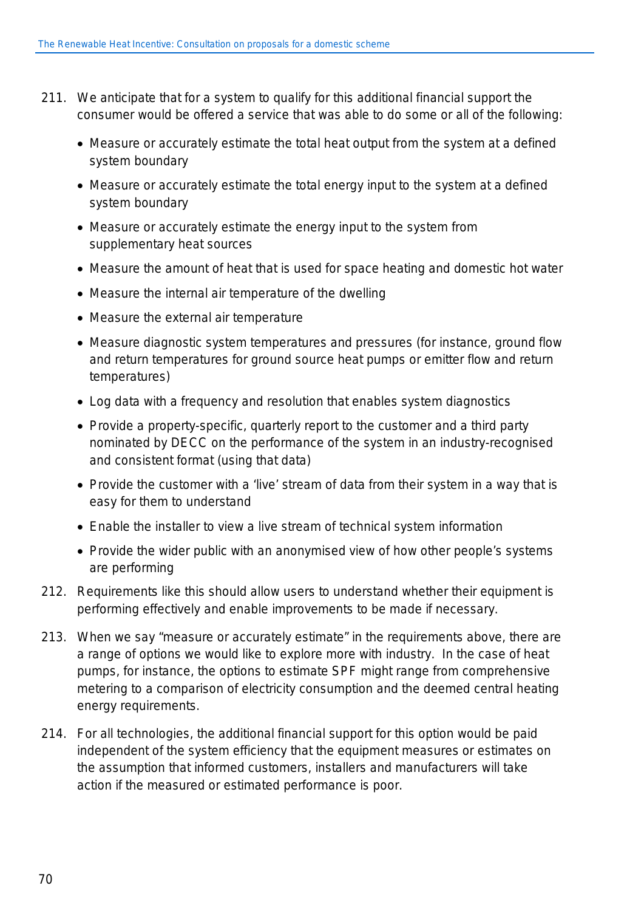211. We anticipate that for a system to qualify for this additional financial support the consumer would be offered a service that was able to do some or all of the following:

    - Measure or accurately estimate the total heat output from the system at a defined system boundary
    - Measure or accurately estimate the total energy input to the system at a defined system boundary
    - Measure or accurately estimate the energy input to the system from supplementary heat sources
    - Measure the amount of heat that is used for space heating and domestic hot water
    - Measure the internal air temperature of the dwelling
    - Measure the external air temperature
    - Measure diagnostic system temperatures and pressures (for instance, ground flow and return temperatures for ground source heat pumps or emitter flow and return temperatures)
    - Log data with a frequency and resolution that enables system diagnostics
    - Provide a property-specific, quarterly report to the customer and a third party nominated by DECC on the performance of the system in an industry-recognised and consistent format (using that data)
    - Provide the customer with a 'live' stream of data from their system in a way that is easy for them to understand
    - Enable the installer to view a live stream of technical system information
    - Provide the wider public with an anonymised view of how other people's systems are performing

212. Requirements like this should allow users to understand whether their equipment is performing effectively and enable improvements to be made if necessary.

213. When we say "measure or accurately estimate" in the requirements above, there are a range of options we would like to explore more with industry. In the case of heat pumps, for instance, the options to estimate SPF might range from comprehensive metering to a comparison of electricity consumption and the deemed central heating energy requirements.

214. For all technologies, the additional financial support for this option would be paid independent of the system efficiency that the equipment measures or estimates on the assumption that informed customers, installers and manufacturers will take action if the measured or estimated performance is poor.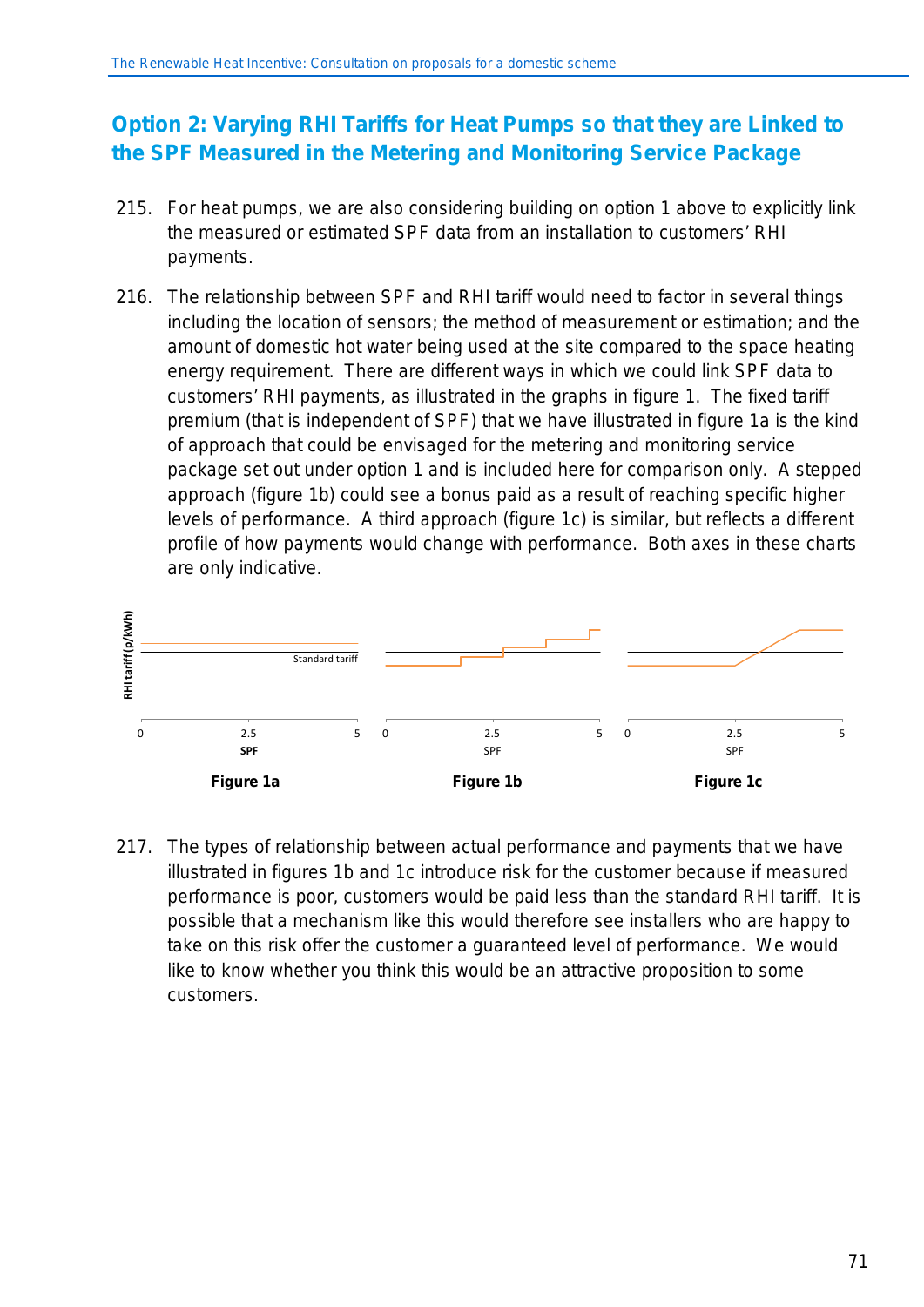## Option 2: Varying RHI Tariffs for Heat Pumps so that they are Linked to the SPF Measured in the Metering and Monitoring Service Package

215. For heat pumps, we are also considering building on option 1 above to explicitly link the measured or estimated SPF data from an installation to customers' RHI payments.

216. The relationship between SPF and RHI tariff would need to factor in several things including the location of sensors; the method of measurement or estimation; and the amount of domestic hot water being used at the site compared to the space heating energy requirement. There are different ways in which we could link SPF data to customers' RHI payments, as illustrated in the graphs in figure 1. The fixed tariff premium (that is independent of SPF) that we have illustrated in figure 1a is the kind of approach that could be envisaged for the metering and monitoring service package set out under option 1 and is included here for comparison only. A stepped approach (figure 1b) could see a bonus paid as a result of reaching specific higher levels of performance. A third approach (figure 1c) is similar, but reflects a different profile of how payments would change with performance. Both axes in these charts are only indicative.

RHI tariff (p/kWh) | Standard tariff | 0 | 2.5 | 5 | SPF

**Figure 1a** **Figure 1b** **Figure 1c**

217. The types of relationship between actual performance and payments that we have illustrated in figures 1b and 1c introduce risk for the customer because if measured performance is poor, customers would be paid less than the standard RHI tariff. It is possible that a mechanism like this would therefore see installers who are happy to take on this risk offer the customer a guaranteed level of performance. We would like to know whether you think this would be an attractive proposition to some customers.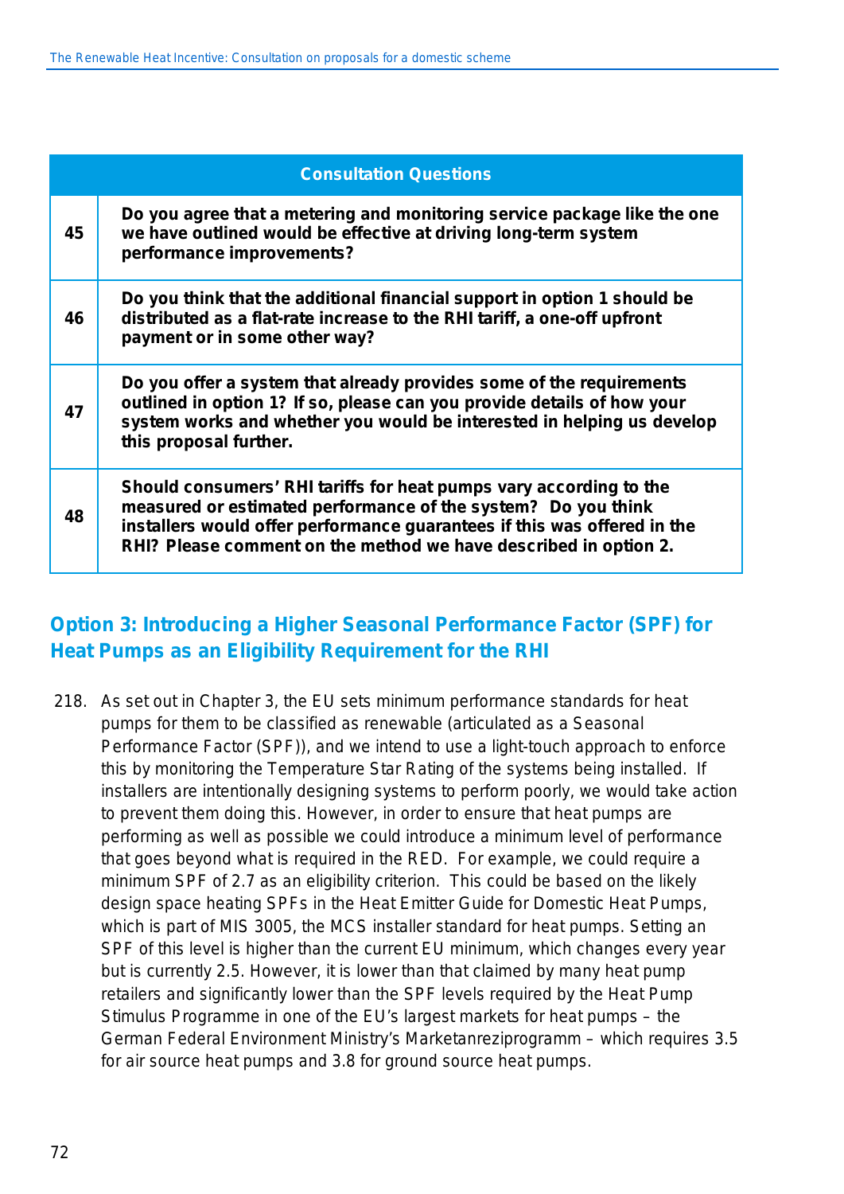| Consultation Questions | |
|---|---|
| **45** | **Do you agree that a metering and monitoring service package like the one we have outlined would be effective at driving long-term system performance improvements?** |
| **46** | **Do you think that the additional financial support in option 1 should be distributed as a flat-rate increase to the RHI tariff, a one-off upfront payment or in some other way?** |
| **47** | **Do you offer a system that already provides some of the requirements outlined in option 1? If so, please can you provide details of how your system works and whether you would be interested in helping us develop this proposal further.** |
| **48** | **Should consumers' RHI tariffs for heat pumps vary according to the measured or estimated performance of the system? Do you think installers would offer performance guarantees if this was offered in the RHI? Please comment on the method we have described in option 2.** |

## Option 3: Introducing a Higher Seasonal Performance Factor (SPF) for Heat Pumps as an Eligibility Requirement for the RHI

218. As set out in Chapter 3, the EU sets minimum performance standards for heat pumps for them to be classified as renewable (articulated as a Seasonal Performance Factor (SPF)), and we intend to use a light-touch approach to enforce this by monitoring the Temperature Star Rating of the systems being installed. If installers are intentionally designing systems to perform poorly, we would take action to prevent them doing this. However, in order to ensure that heat pumps are performing as well as possible we could introduce a minimum level of performance that goes beyond what is required in the RED. For example, we could require a minimum SPF of 2.7 as an eligibility criterion. This could be based on the likely design space heating SPFs in the Heat Emitter Guide for Domestic Heat Pumps, which is part of MIS 3005, the MCS installer standard for heat pumps. Setting an SPF of this level is higher than the current EU minimum, which changes every year but is currently 2.5. However, it is lower than that claimed by many heat pump retailers and significantly lower than the SPF levels required by the Heat Pump Stimulus Programme in one of the EU's largest markets for heat pumps – the German Federal Environment Ministry's Marketanreziprogramm – which requires 3.5 for air source heat pumps and 3.8 for ground source heat pumps.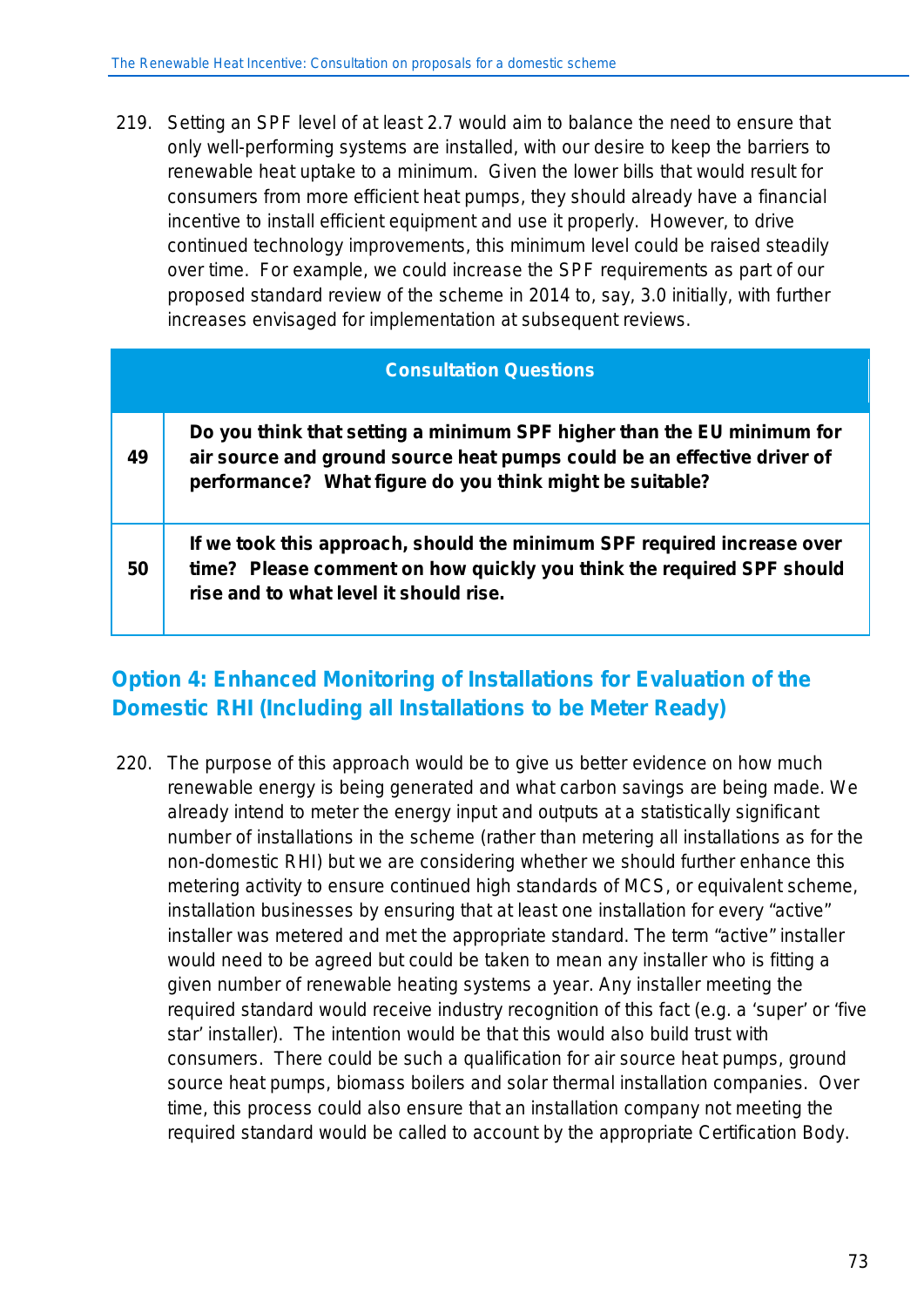219. Setting an SPF level of at least 2.7 would aim to balance the need to ensure that only well-performing systems are installed, with our desire to keep the barriers to renewable heat uptake to a minimum. Given the lower bills that would result for consumers from more efficient heat pumps, they should already have a financial incentive to install efficient equipment and use it properly. However, to drive continued technology improvements, this minimum level could be raised steadily over time. For example, we could increase the SPF requirements as part of our proposed standard review of the scheme in 2014 to, say, 3.0 initially, with further increases envisaged for implementation at subsequent reviews.

| Consultation Questions | |
|---|---|
| **49** | **Do you think that setting a minimum SPF higher than the EU minimum for air source and ground source heat pumps could be an effective driver of performance? What figure do you think might be suitable?** |
| **50** | **If we took this approach, should the minimum SPF required increase over time? Please comment on how quickly you think the required SPF should rise and to what level it should rise.** |

## Option 4: Enhanced Monitoring of Installations for Evaluation of the Domestic RHI (Including all Installations to be Meter Ready)

220. The purpose of this approach would be to give us better evidence on how much renewable energy is being generated and what carbon savings are being made. We already intend to meter the energy input and outputs at a statistically significant number of installations in the scheme (rather than metering all installations as for the non-domestic RHI) but we are considering whether we should further enhance this metering activity to ensure continued high standards of MCS, or equivalent scheme, installation businesses by ensuring that at least one installation for every "active" installer was metered and met the appropriate standard. The term "active" installer would need to be agreed but could be taken to mean any installer who is fitting a given number of renewable heating systems a year. Any installer meeting the required standard would receive industry recognition of this fact (e.g. a 'super' or 'five star' installer). The intention would be that this would also build trust with consumers. There could be such a qualification for air source heat pumps, ground source heat pumps, biomass boilers and solar thermal installation companies. Over time, this process could also ensure that an installation company not meeting the required standard would be called to account by the appropriate Certification Body.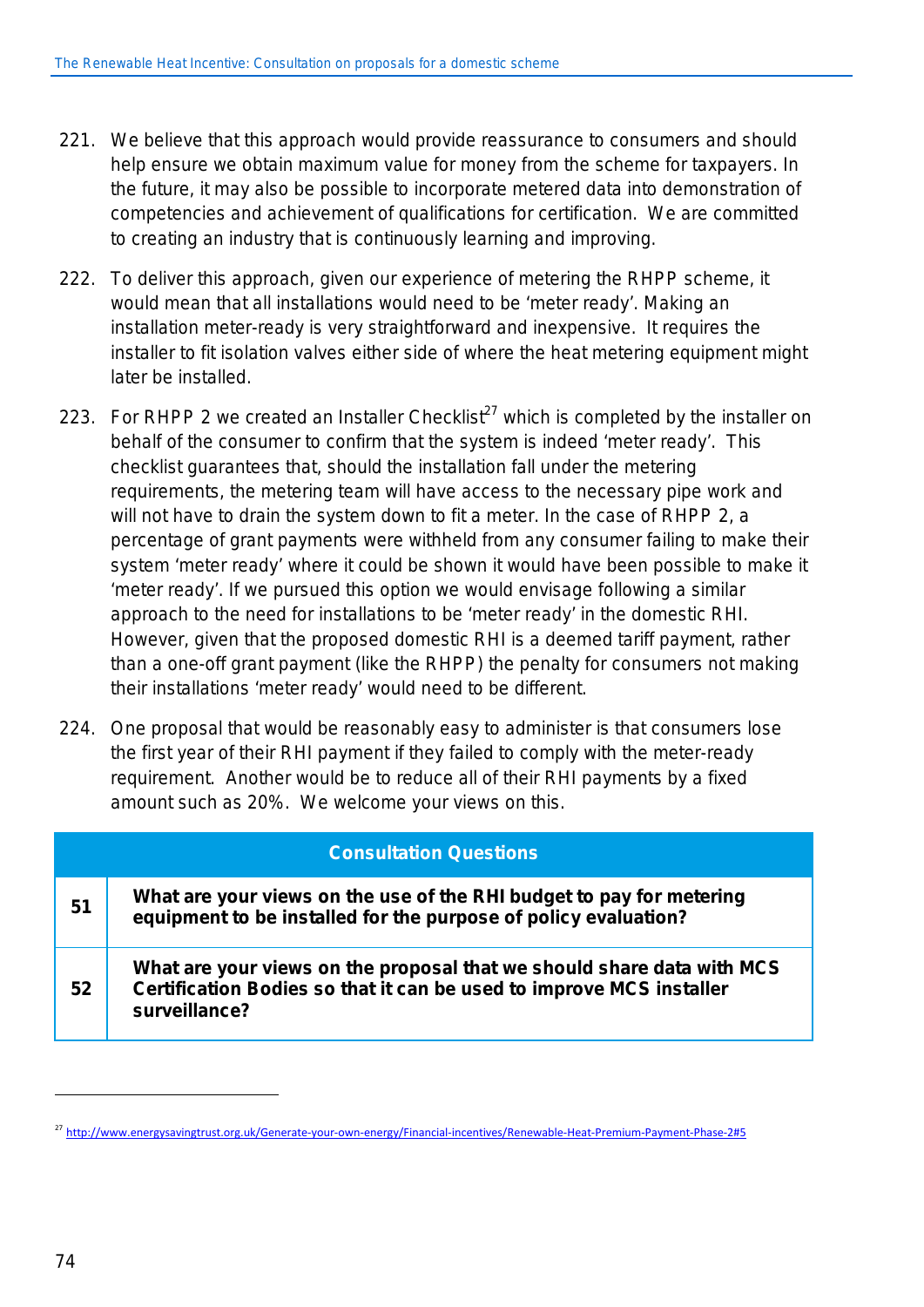221. We believe that this approach would provide reassurance to consumers and should help ensure we obtain maximum value for money from the scheme for taxpayers. In the future, it may also be possible to incorporate metered data into demonstration of competencies and achievement of qualifications for certification. We are committed to creating an industry that is continuously learning and improving.

222. To deliver this approach, given our experience of metering the RHPP scheme, it would mean that all installations would need to be 'meter ready'. Making an installation meter-ready is very straightforward and inexpensive. It requires the installer to fit isolation valves either side of where the heat metering equipment might later be installed.

223. For RHPP 2 we created an Installer Checklist[27] which is completed by the installer on behalf of the consumer to confirm that the system is indeed 'meter ready'. This checklist guarantees that, should the installation fall under the metering requirements, the metering team will have access to the necessary pipe work and will not have to drain the system down to fit a meter. In the case of RHPP 2, a percentage of grant payments were withheld from any consumer failing to make their system 'meter ready' where it could be shown it would have been possible to make it 'meter ready'. If we pursued this option we would envisage following a similar approach to the need for installations to be 'meter ready' in the domestic RHI. However, given that the proposed domestic RHI is a deemed tariff payment, rather than a one-off grant payment (like the RHPP) the penalty for consumers not making their installations 'meter ready' would need to be different.

224. One proposal that would be reasonably easy to administer is that consumers lose the first year of their RHI payment if they failed to comply with the meter-ready requirement. Another would be to reduce all of their RHI payments by a fixed amount such as 20%. We welcome your views on this.

| Consultation Questions | |
|---|---|
| **51** | **What are your views on the use of the RHI budget to pay for metering equipment to be installed for the purpose of policy evaluation?** |
| **52** | **What are your views on the proposal that we should share data with MCS Certification Bodies so that it can be used to improve MCS installer surveillance?** |

[27] http://www.energysavingtrust.org.uk/Generate-your-own-energy/Financial-incentives/Renewable-Heat-Premium-Payment-Phase-2#5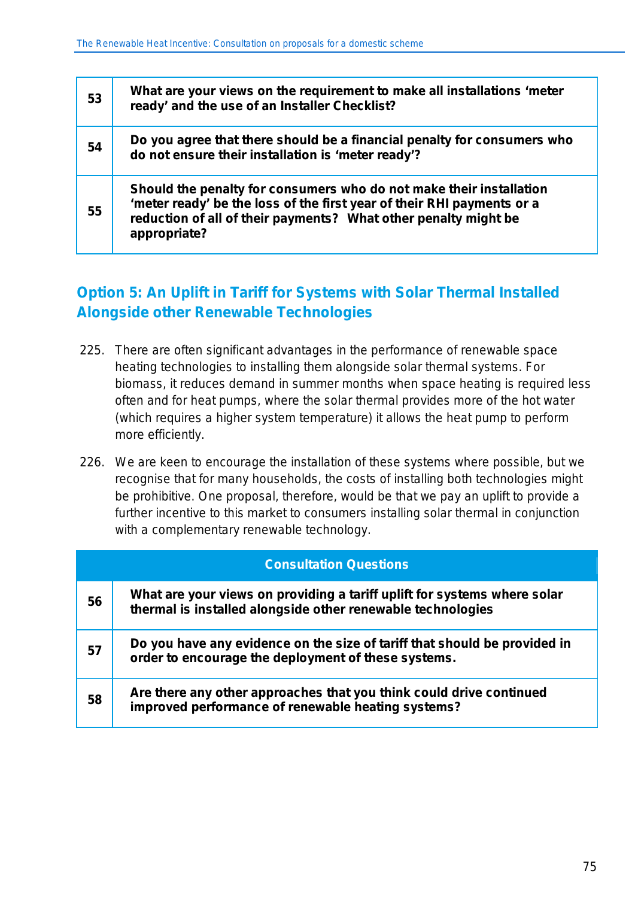| | |
|---|---|
| **53** | **What are your views on the requirement to make all installations 'meter ready' and the use of an Installer Checklist?** |
| **54** | **Do you agree that there should be a financial penalty for consumers who do not ensure their installation is 'meter ready'?** |
| **55** | **Should the penalty for consumers who do not make their installation 'meter ready' be the loss of the first year of their RHI payments or a reduction of all of their payments? What other penalty might be appropriate?** |

## Option 5: An Uplift in Tariff for Systems with Solar Thermal Installed Alongside other Renewable Technologies

225. There are often significant advantages in the performance of renewable space heating technologies to installing them alongside solar thermal systems. For biomass, it reduces demand in summer months when space heating is required less often and for heat pumps, where the solar thermal provides more of the hot water (which requires a higher system temperature) it allows the heat pump to perform more efficiently.

226. We are keen to encourage the installation of these systems where possible, but we recognise that for many households, the costs of installing both technologies might be prohibitive. One proposal, therefore, would be that we pay an uplift to provide a further incentive to this market to consumers installing solar thermal in conjunction with a complementary renewable technology.

| Consultation Questions | |
|---|---|
| **56** | **What are your views on providing a tariff uplift for systems where solar thermal is installed alongside other renewable technologies** |
| **57** | **Do you have any evidence on the size of tariff that should be provided in order to encourage the deployment of these systems.** |
| **58** | **Are there any other approaches that you think could drive continued improved performance of renewable heating systems?** |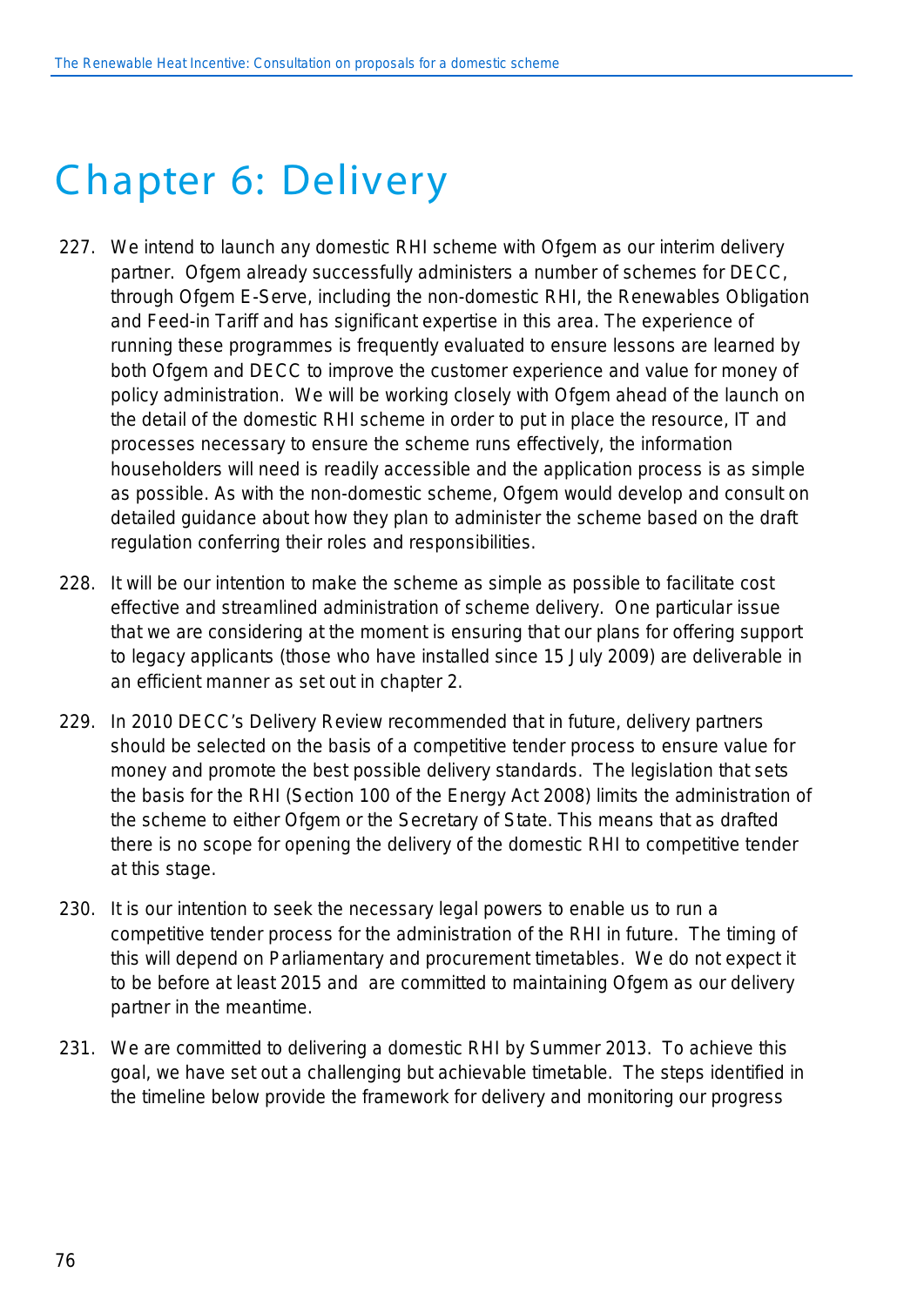# Chapter 6: Delivery

227. We intend to launch any domestic RHI scheme with Ofgem as our interim delivery partner. Ofgem already successfully administers a number of schemes for DECC, through Ofgem E-Serve, including the non-domestic RHI, the Renewables Obligation and Feed-in Tariff and has significant expertise in this area. The experience of running these programmes is frequently evaluated to ensure lessons are learned by both Ofgem and DECC to improve the customer experience and value for money of policy administration. We will be working closely with Ofgem ahead of the launch on the detail of the domestic RHI scheme in order to put in place the resource, IT and processes necessary to ensure the scheme runs effectively, the information householders will need is readily accessible and the application process is as simple as possible. As with the non-domestic scheme, Ofgem would develop and consult on detailed guidance about how they plan to administer the scheme based on the draft regulation conferring their roles and responsibilities.

228. It will be our intention to make the scheme as simple as possible to facilitate cost effective and streamlined administration of scheme delivery. One particular issue that we are considering at the moment is ensuring that our plans for offering support to legacy applicants (those who have installed since 15 July 2009) are deliverable in an efficient manner as set out in chapter 2.

229. In 2010 DECC's Delivery Review recommended that in future, delivery partners should be selected on the basis of a competitive tender process to ensure value for money and promote the best possible delivery standards. The legislation that sets the basis for the RHI (Section 100 of the Energy Act 2008) limits the administration of the scheme to either Ofgem or the Secretary of State. This means that as drafted there is no scope for opening the delivery of the domestic RHI to competitive tender at this stage.

230. It is our intention to seek the necessary legal powers to enable us to run a competitive tender process for the administration of the RHI in future. The timing of this will depend on Parliamentary and procurement timetables. We do not expect it to be before at least 2015 and are committed to maintaining Ofgem as our delivery partner in the meantime.

231. We are committed to delivering a domestic RHI by Summer 2013. To achieve this goal, we have set out a challenging but achievable timetable. The steps identified in the timeline below provide the framework for delivery and monitoring our progress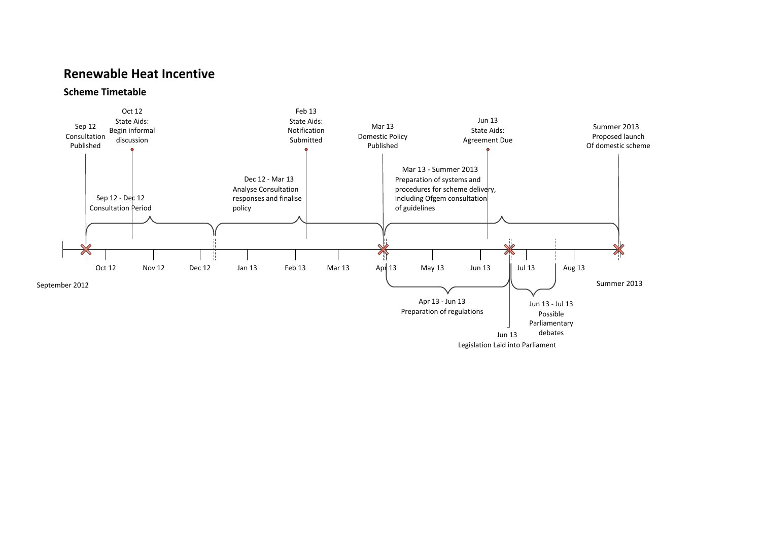# Renewable Heat Incentive

## Scheme Timetable

**Milestones:**

- Sep 12 – Consultation Published
- Oct 12 – State Aids: Begin informal discussion
- Feb 13 – State Aids: Notification Submitted
- Mar 13 – Domestic Policy Published
- Jun 13 – State Aids: Agreement Due
- Jun 13 – Legislation Laid into Parliament
- Summer 2013 – Proposed launch Of domestic scheme

**Periods:**

- Sep 12 - Dec 12 – Consultation Period
- Dec 12 - Mar 13 – Analyse Consultation responses and finalise policy
- Mar 13 - Summer 2013 – Preparation of systems and procedures for scheme delivery, including Ofgem consultation of guidelines
- Apr 13 - Jun 13 – Preparation of regulations
- Jun 13 - Jul 13 – Possible Parliamentary debates

**Timeline:** September 2012 | Oct 12 | Nov 12 | Dec 12 | Jan 13 | Feb 13 | Mar 13 | Apr 13 | May 13 | Jun 13 | Jul 13 | Aug 13 | Summer 2013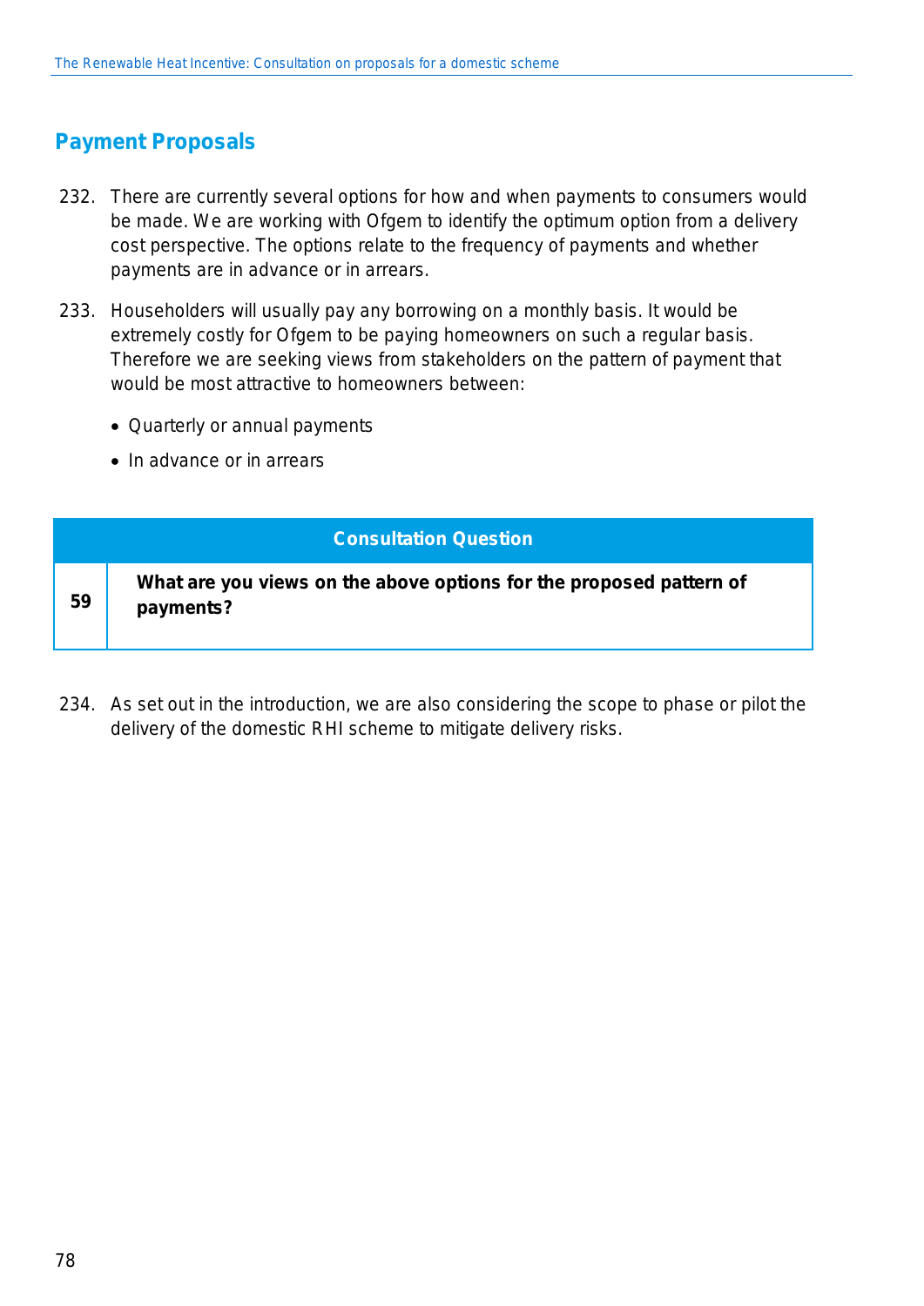## Payment Proposals

232. There are currently several options for how and when payments to consumers would be made. We are working with Ofgem to identify the optimum option from a delivery cost perspective. The options relate to the frequency of payments and whether payments are in advance or in arrears.

233. Householders will usually pay any borrowing on a monthly basis. It would be extremely costly for Ofgem to be paying homeowners on such a regular basis. Therefore we are seeking views from stakeholders on the pattern of payment that would be most attractive to homeowners between:

- Quarterly or annual payments
- In advance or in arrears

| Consultation Question | |
|---|---|
| **59** | **What are you views on the above options for the proposed pattern of payments?** |

234. As set out in the introduction, we are also considering the scope to phase or pilot the delivery of the domestic RHI scheme to mitigate delivery risks.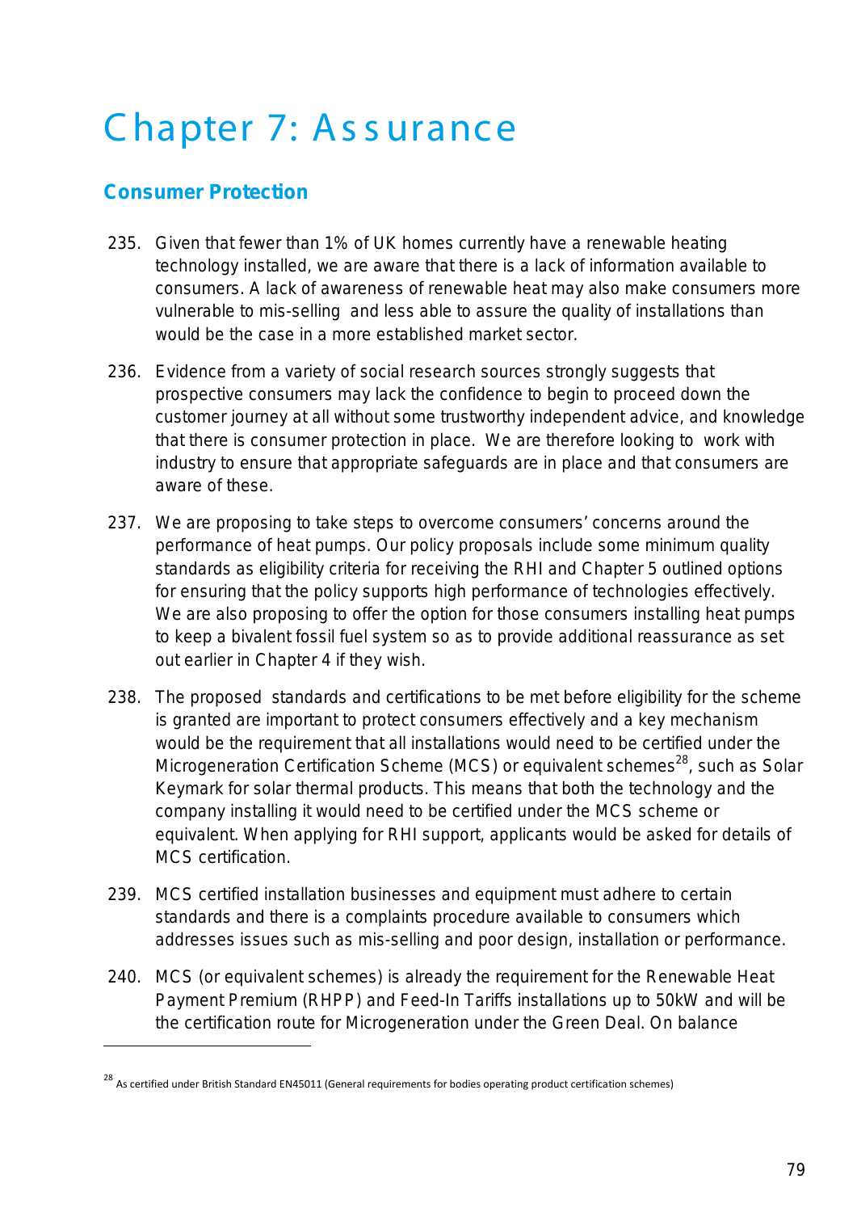# Chapter 7: Assurance

## Consumer Protection

235. Given that fewer than 1% of UK homes currently have a renewable heating technology installed, we are aware that there is a lack of information available to consumers. A lack of awareness of renewable heat may also make consumers more vulnerable to mis-selling and less able to assure the quality of installations than would be the case in a more established market sector.

236. Evidence from a variety of social research sources strongly suggests that prospective consumers may lack the confidence to begin to proceed down the customer journey at all without some trustworthy independent advice, and knowledge that there is consumer protection in place. We are therefore looking to work with industry to ensure that appropriate safeguards are in place and that consumers are aware of these.

237. We are proposing to take steps to overcome consumers' concerns around the performance of heat pumps. Our policy proposals include some minimum quality standards as eligibility criteria for receiving the RHI and Chapter 5 outlined options for ensuring that the policy supports high performance of technologies effectively. We are also proposing to offer the option for those consumers installing heat pumps to keep a bivalent fossil fuel system so as to provide additional reassurance as set out earlier in Chapter 4 if they wish.

238. The proposed standards and certifications to be met before eligibility for the scheme is granted are important to protect consumers effectively and a key mechanism would be the requirement that all installations would need to be certified under the Microgeneration Certification Scheme (MCS) or equivalent schemes[28], such as Solar Keymark for solar thermal products. This means that both the technology and the company installing it would need to be certified under the MCS scheme or equivalent. When applying for RHI support, applicants would be asked for details of MCS certification.

239. MCS certified installation businesses and equipment must adhere to certain standards and there is a complaints procedure available to consumers which addresses issues such as mis-selling and poor design, installation or performance.

240. MCS (or equivalent schemes) is already the requirement for the Renewable Heat Payment Premium (RHPP) and Feed-In Tariffs installations up to 50kW and will be the certification route for Microgeneration under the Green Deal. On balance

---

[28] As certified under British Standard EN45011 (General requirements for bodies operating product certification schemes)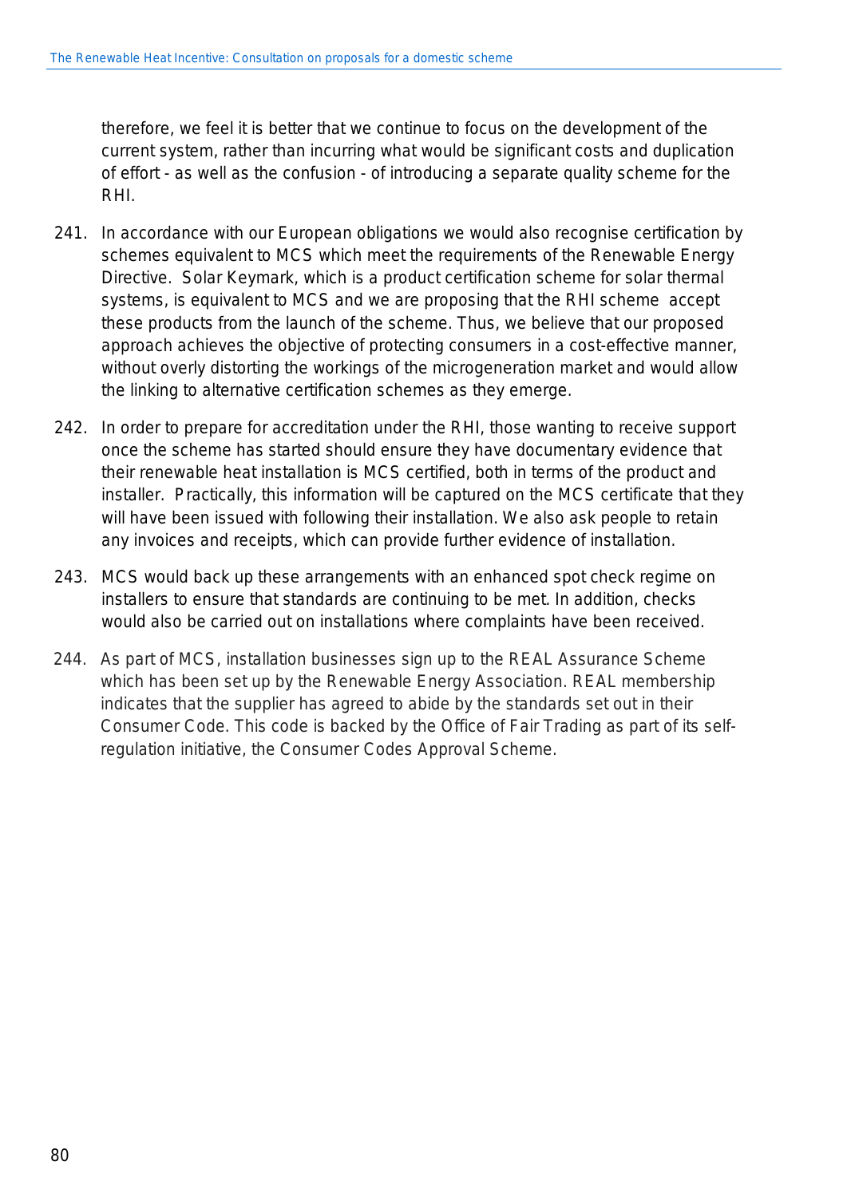therefore, we feel it is better that we continue to focus on the development of the current system, rather than incurring what would be significant costs and duplication of effort - as well as the confusion - of introducing a separate quality scheme for the RHI.

241. In accordance with our European obligations we would also recognise certification by schemes equivalent to MCS which meet the requirements of the Renewable Energy Directive. Solar Keymark, which is a product certification scheme for solar thermal systems, is equivalent to MCS and we are proposing that the RHI scheme accept these products from the launch of the scheme. Thus, we believe that our proposed approach achieves the objective of protecting consumers in a cost-effective manner, without overly distorting the workings of the microgeneration market and would allow the linking to alternative certification schemes as they emerge.

242. In order to prepare for accreditation under the RHI, those wanting to receive support once the scheme has started should ensure they have documentary evidence that their renewable heat installation is MCS certified, both in terms of the product and installer. Practically, this information will be captured on the MCS certificate that they will have been issued with following their installation. We also ask people to retain any invoices and receipts, which can provide further evidence of installation.

243. MCS would back up these arrangements with an enhanced spot check regime on installers to ensure that standards are continuing to be met. In addition, checks would also be carried out on installations where complaints have been received.

244. As part of MCS, installation businesses sign up to the REAL Assurance Scheme which has been set up by the Renewable Energy Association. REAL membership indicates that the supplier has agreed to abide by the standards set out in their Consumer Code. This code is backed by the Office of Fair Trading as part of its self-regulation initiative, the Consumer Codes Approval Scheme.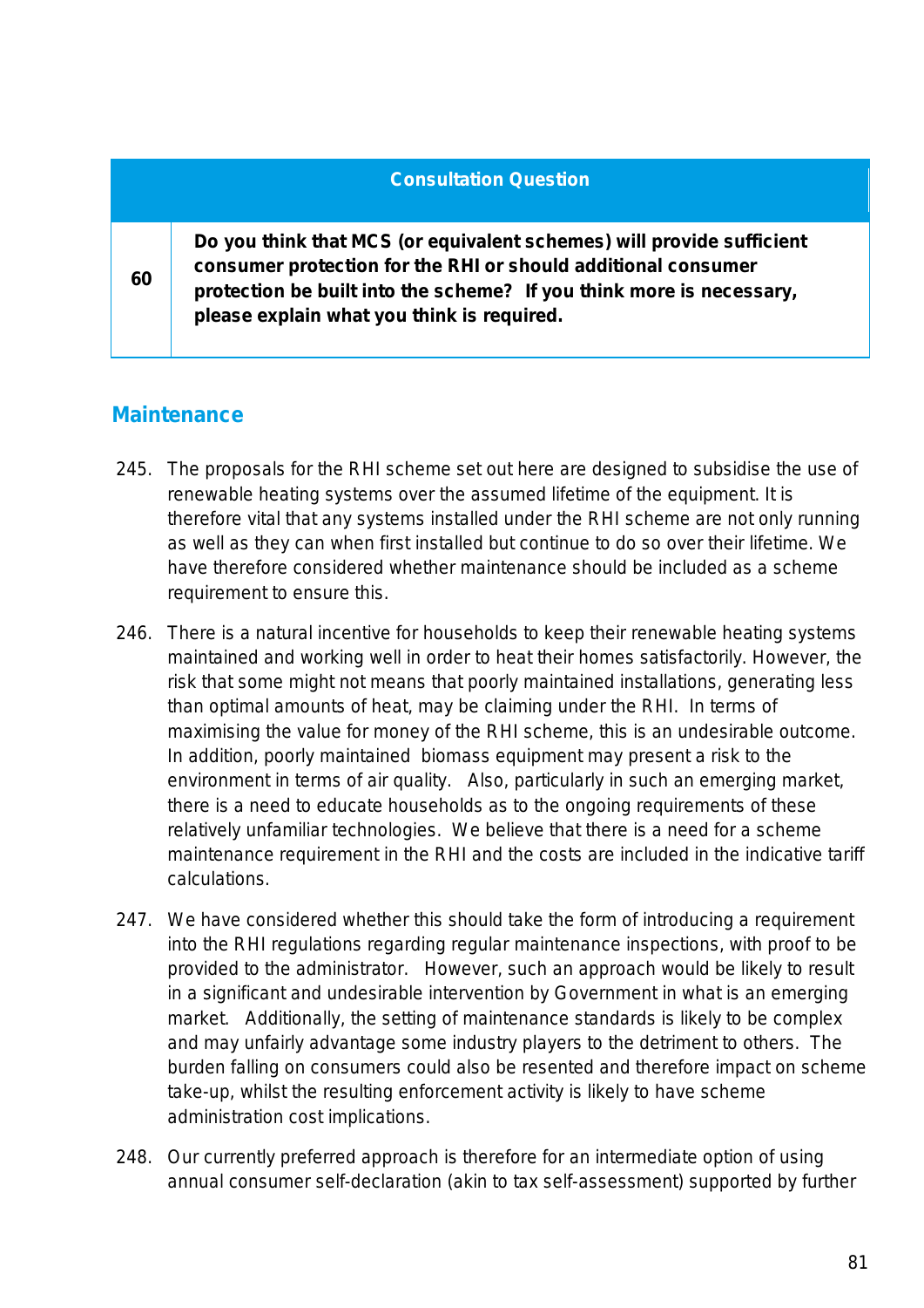| Consultation Question | |
|---|---|
| 60 | **Do you think that MCS (or equivalent schemes) will provide sufficient consumer protection for the RHI or should additional consumer protection be built into the scheme? If you think more is necessary, please explain what you think is required.** |

## Maintenance

245. The proposals for the RHI scheme set out here are designed to subsidise the use of renewable heating systems over the assumed lifetime of the equipment. It is therefore vital that any systems installed under the RHI scheme are not only running as well as they can when first installed but continue to do so over their lifetime. We have therefore considered whether maintenance should be included as a scheme requirement to ensure this.

246. There is a natural incentive for households to keep their renewable heating systems maintained and working well in order to heat their homes satisfactorily. However, the risk that some might not means that poorly maintained installations, generating less than optimal amounts of heat, may be claiming under the RHI. In terms of maximising the value for money of the RHI scheme, this is an undesirable outcome. In addition, poorly maintained biomass equipment may present a risk to the environment in terms of air quality. Also, particularly in such an emerging market, there is a need to educate households as to the ongoing requirements of these relatively unfamiliar technologies. We believe that there is a need for a scheme maintenance requirement in the RHI and the costs are included in the indicative tariff calculations.

247. We have considered whether this should take the form of introducing a requirement into the RHI regulations regarding regular maintenance inspections, with proof to be provided to the administrator. However, such an approach would be likely to result in a significant and undesirable intervention by Government in what is an emerging market. Additionally, the setting of maintenance standards is likely to be complex and may unfairly advantage some industry players to the detriment to others. The burden falling on consumers could also be resented and therefore impact on scheme take-up, whilst the resulting enforcement activity is likely to have scheme administration cost implications.

248. Our currently preferred approach is therefore for an intermediate option of using annual consumer self-declaration (akin to tax self-assessment) supported by further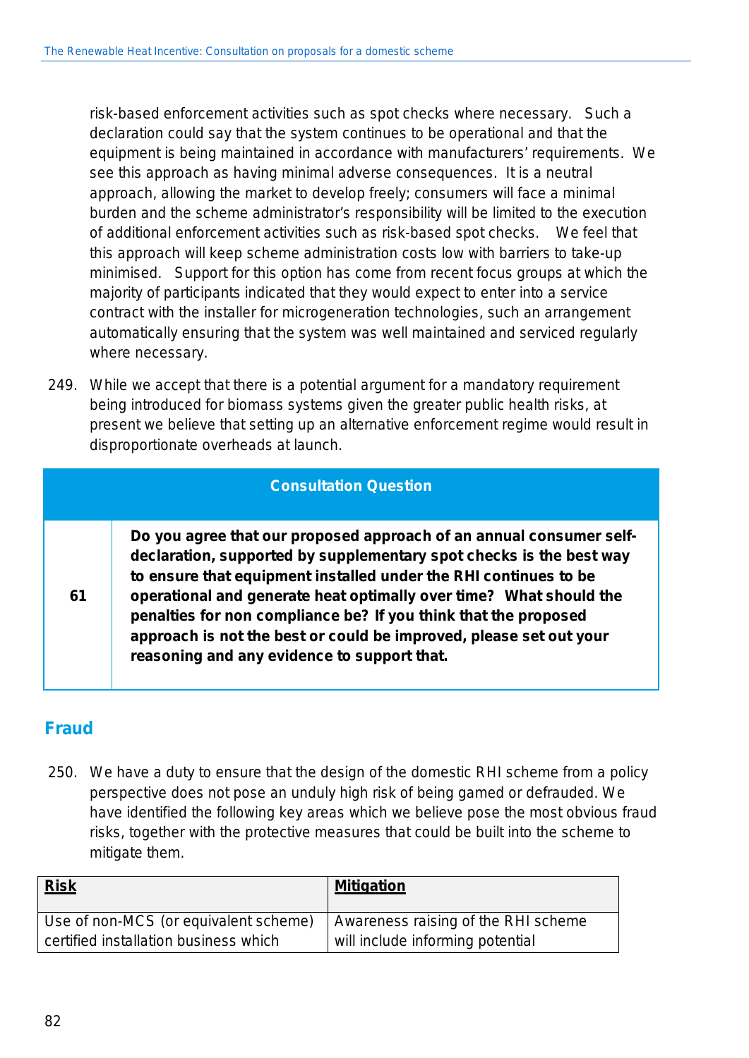risk-based enforcement activities such as spot checks where necessary. Such a declaration could say that the system continues to be operational and that the equipment is being maintained in accordance with manufacturers' requirements. We see this approach as having minimal adverse consequences. It is a neutral approach, allowing the market to develop freely; consumers will face a minimal burden and the scheme administrator's responsibility will be limited to the execution of additional enforcement activities such as risk-based spot checks. We feel that this approach will keep scheme administration costs low with barriers to take-up minimised. Support for this option has come from recent focus groups at which the majority of participants indicated that they would expect to enter into a service contract with the installer for microgeneration technologies, such an arrangement automatically ensuring that the system was well maintained and serviced regularly where necessary.

249. While we accept that there is a potential argument for a mandatory requirement being introduced for biomass systems given the greater public health risks, at present we believe that setting up an alternative enforcement regime would result in disproportionate overheads at launch.

| Consultation Question | |
|---|---|
| 61 | **Do you agree that our proposed approach of an annual consumer self-declaration, supported by supplementary spot checks is the best way to ensure that equipment installed under the RHI continues to be operational and generate heat optimally over time? What should the penalties for non compliance be? If you think that the proposed approach is not the best or could be improved, please set out your reasoning and any evidence to support that.** |

## Fraud

250. We have a duty to ensure that the design of the domestic RHI scheme from a policy perspective does not pose an unduly high risk of being gamed or defrauded. We have identified the following key areas which we believe pose the most obvious fraud risks, together with the protective measures that could be built into the scheme to mitigate them.

| Risk | Mitigation |
|---|---|
| Use of non-MCS (or equivalent scheme) certified installation business which | Awareness raising of the RHI scheme will include informing potential |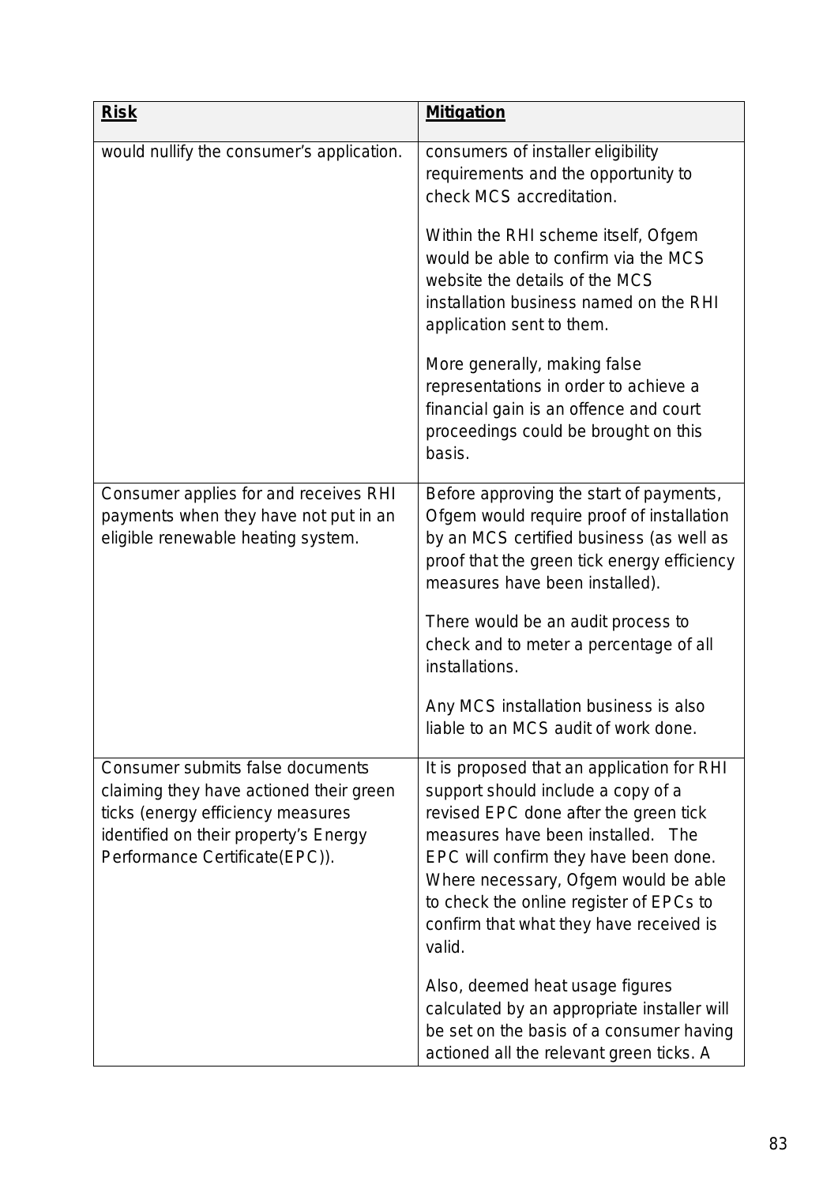| **Risk** | **Mitigation** |
| --- | --- |
| would nullify the consumer's application. | consumers of installer eligibility requirements and the opportunity to check MCS accreditation.<br><br>Within the RHI scheme itself, Ofgem would be able to confirm via the MCS website the details of the MCS installation business named on the RHI application sent to them.<br><br>More generally, making false representations in order to achieve a financial gain is an offence and court proceedings could be brought on this basis. |
| Consumer applies for and receives RHI payments when they have not put in an eligible renewable heating system. | Before approving the start of payments, Ofgem would require proof of installation by an MCS certified business (as well as proof that the green tick energy efficiency measures have been installed).<br><br>There would be an audit process to check and to meter a percentage of all installations.<br><br>Any MCS installation business is also liable to an MCS audit of work done. |
| Consumer submits false documents claiming they have actioned their green ticks (energy efficiency measures identified on their property's Energy Performance Certificate(EPC)). | It is proposed that an application for RHI support should include a copy of a revised EPC done after the green tick measures have been installed. The EPC will confirm they have been done. Where necessary, Ofgem would be able to check the online register of EPCs to confirm that what they have received is valid.<br><br>Also, deemed heat usage figures calculated by an appropriate installer will be set on the basis of a consumer having actioned all the relevant green ticks. A |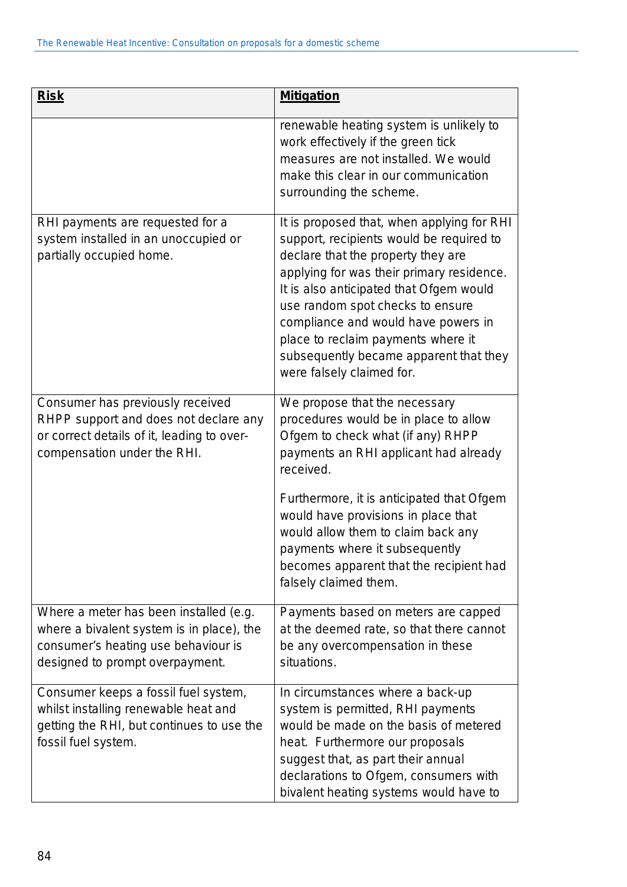| **Risk** | **Mitigation** |
|---|---|
| | renewable heating system is unlikely to work effectively if the green tick measures are not installed. We would make this clear in our communication surrounding the scheme. |
| RHI payments are requested for a system installed in an unoccupied or partially occupied home. | It is proposed that, when applying for RHI support, recipients would be required to declare that the property they are applying for was their primary residence. It is also anticipated that Ofgem would use random spot checks to ensure compliance and would have powers in place to reclaim payments where it subsequently became apparent that they were falsely claimed for. |
| Consumer has previously received RHPP support and does not declare any or correct details of it, leading to over-compensation under the RHI. | We propose that the necessary procedures would be in place to allow Ofgem to check what (if any) RHPP payments an RHI applicant had already received.<br><br>Furthermore, it is anticipated that Ofgem would have provisions in place that would allow them to claim back any payments where it subsequently becomes apparent that the recipient had falsely claimed them. |
| Where a meter has been installed (e.g. where a bivalent system is in place), the consumer's heating use behaviour is designed to prompt overpayment. | Payments based on meters are capped at the deemed rate, so that there cannot be any overcompensation in these situations. |
| Consumer keeps a fossil fuel system, whilst installing renewable heat and getting the RHI, but continues to use the fossil fuel system. | In circumstances where a back-up system is permitted, RHI payments would be made on the basis of metered heat. Furthermore our proposals suggest that, as part their annual declarations to Ofgem, consumers with bivalent heating systems would have to |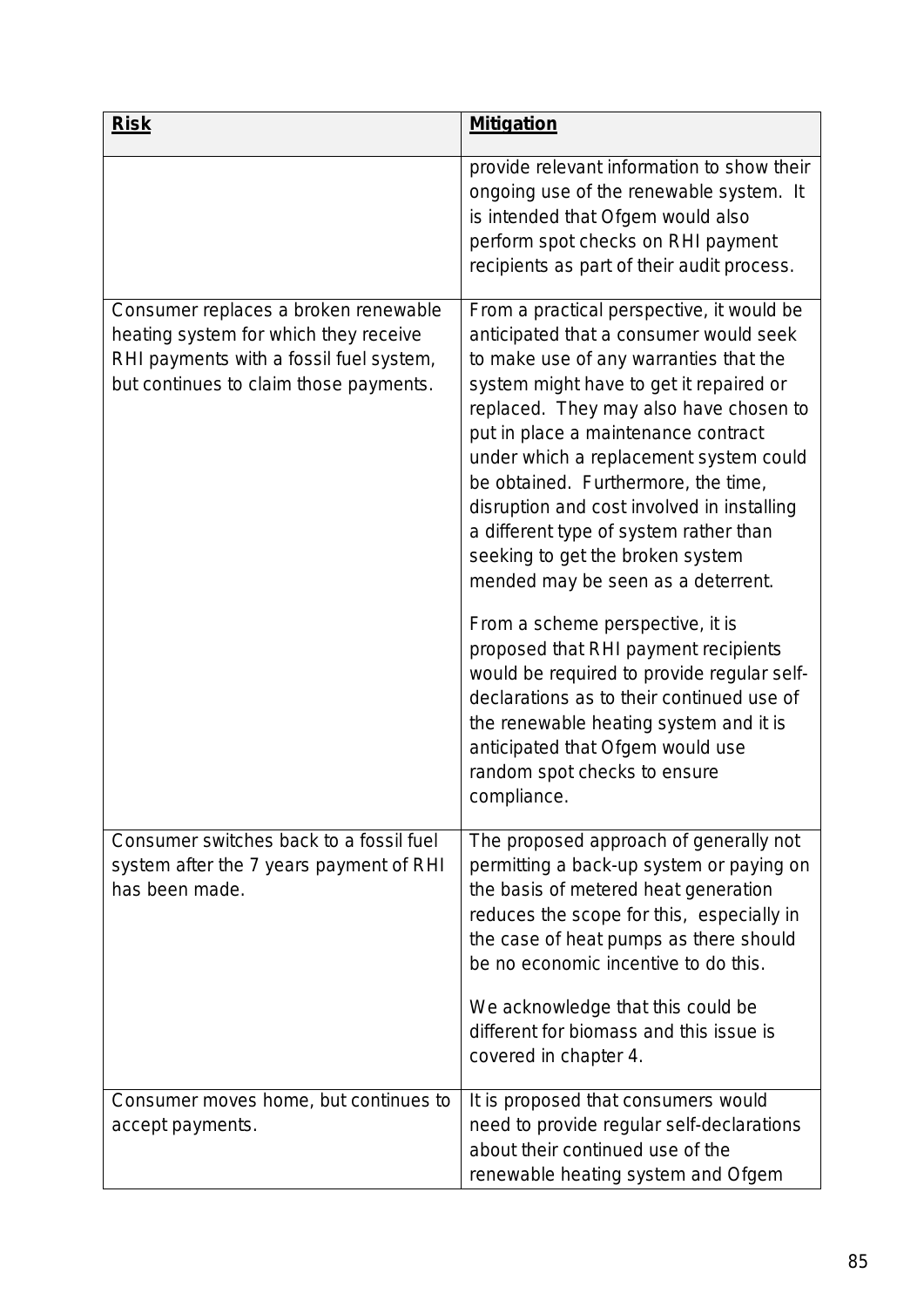| **Risk** | **Mitigation** |
| --- | --- |
| | provide relevant information to show their ongoing use of the renewable system. It is intended that Ofgem would also perform spot checks on RHI payment recipients as part of their audit process. |
| Consumer replaces a broken renewable heating system for which they receive RHI payments with a fossil fuel system, but continues to claim those payments. | From a practical perspective, it would be anticipated that a consumer would seek to make use of any warranties that the system might have to get it repaired or replaced. They may also have chosen to put in place a maintenance contract under which a replacement system could be obtained. Furthermore, the time, disruption and cost involved in installing a different type of system rather than seeking to get the broken system mended may be seen as a deterrent.<br><br>From a scheme perspective, it is proposed that RHI payment recipients would be required to provide regular self-declarations as to their continued use of the renewable heating system and it is anticipated that Ofgem would use random spot checks to ensure compliance. |
| Consumer switches back to a fossil fuel system after the 7 years payment of RHI has been made. | The proposed approach of generally not permitting a back-up system or paying on the basis of metered heat generation reduces the scope for this, especially in the case of heat pumps as there should be no economic incentive to do this.<br><br>We acknowledge that this could be different for biomass and this issue is covered in chapter 4. |
| Consumer moves home, but continues to accept payments. | It is proposed that consumers would need to provide regular self-declarations about their continued use of the renewable heating system and Ofgem |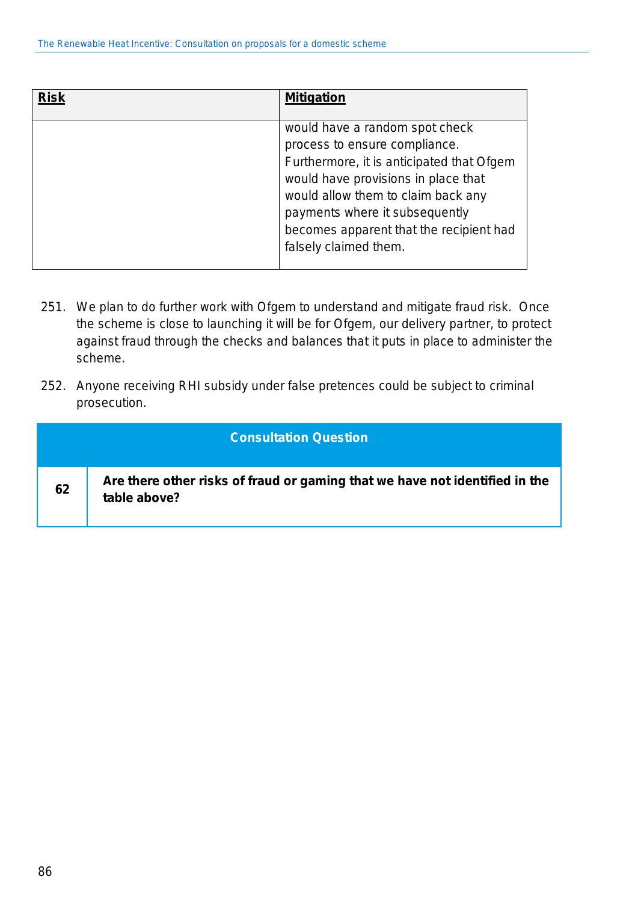| Risk | Mitigation |
|---|---|
| | would have a random spot check process to ensure compliance. Furthermore, it is anticipated that Ofgem would have provisions in place that would allow them to claim back any payments where it subsequently becomes apparent that the recipient had falsely claimed them. |

251. We plan to do further work with Ofgem to understand and mitigate fraud risk. Once the scheme is close to launching it will be for Ofgem, our delivery partner, to protect against fraud through the checks and balances that it puts in place to administer the scheme.

252. Anyone receiving RHI subsidy under false pretences could be subject to criminal prosecution.

| Consultation Question | |
|---|---|
| **62** | **Are there other risks of fraud or gaming that we have not identified in the table above?** |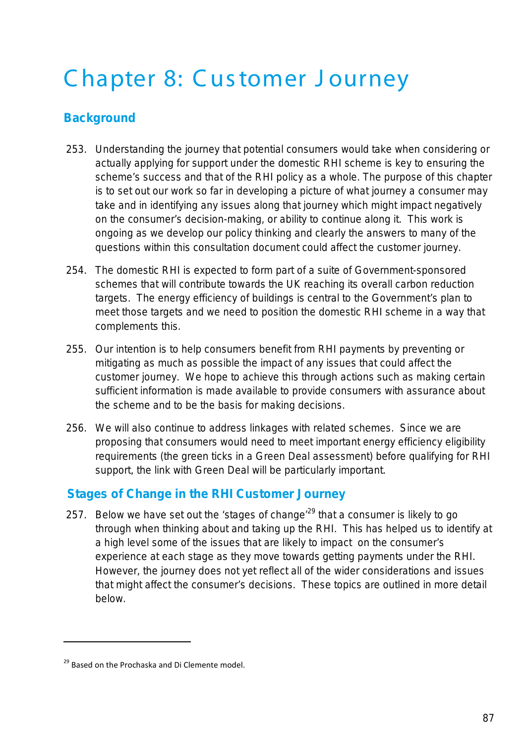# Chapter 8: Customer Journey

## Background

253. Understanding the journey that potential consumers would take when considering or actually applying for support under the domestic RHI scheme is key to ensuring the scheme's success and that of the RHI policy as a whole. The purpose of this chapter is to set out our work so far in developing a picture of what journey a consumer may take and in identifying any issues along that journey which might impact negatively on the consumer's decision-making, or ability to continue along it. This work is ongoing as we develop our policy thinking and clearly the answers to many of the questions within this consultation document could affect the customer journey.

254. The domestic RHI is expected to form part of a suite of Government-sponsored schemes that will contribute towards the UK reaching its overall carbon reduction targets. The energy efficiency of buildings is central to the Government's plan to meet those targets and we need to position the domestic RHI scheme in a way that complements this.

255. Our intention is to help consumers benefit from RHI payments by preventing or mitigating as much as possible the impact of any issues that could affect the customer journey. We hope to achieve this through actions such as making certain sufficient information is made available to provide consumers with assurance about the scheme and to be the basis for making decisions.

256. We will also continue to address linkages with related schemes. Since we are proposing that consumers would need to meet important energy efficiency eligibility requirements (the green ticks in a Green Deal assessment) before qualifying for RHI support, the link with Green Deal will be particularly important.

## Stages of Change in the RHI Customer Journey

257. Below we have set out the 'stages of change'[29] that a consumer is likely to go through when thinking about and taking up the RHI. This has helped us to identify at a high level some of the issues that are likely to impact on the consumer's experience at each stage as they move towards getting payments under the RHI. However, the journey does not yet reflect all of the wider considerations and issues that might affect the consumer's decisions. These topics are outlined in more detail below.

[29] Based on the Prochaska and Di Clemente model.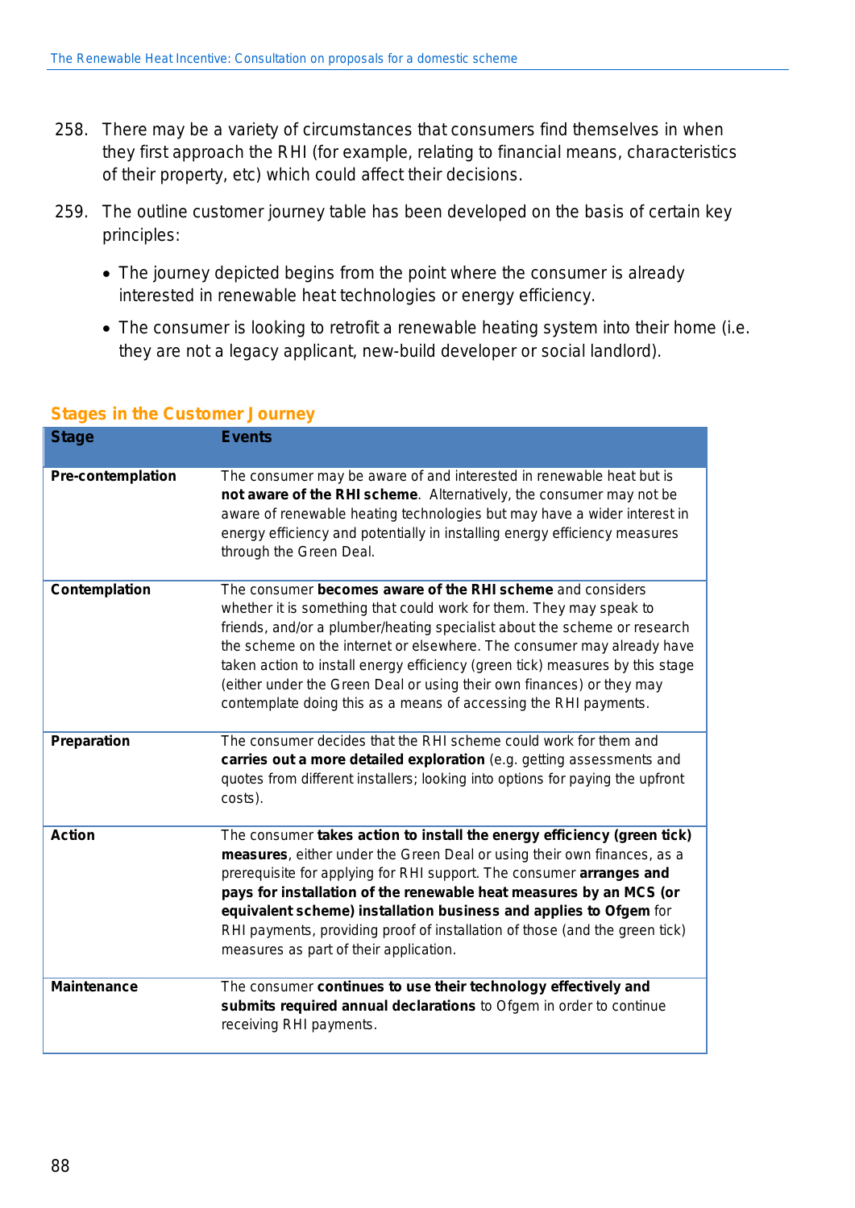258. There may be a variety of circumstances that consumers find themselves in when they first approach the RHI (for example, relating to financial means, characteristics of their property, etc) which could affect their decisions.

259. The outline customer journey table has been developed on the basis of certain key principles:

- The journey depicted begins from the point where the consumer is already interested in renewable heat technologies or energy efficiency.
- The consumer is looking to retrofit a renewable heating system into their home (i.e. they are not a legacy applicant, new-build developer or social landlord).

### Stages in the Customer Journey

| Stage | Events |
|---|---|
| **Pre-contemplation** | The consumer may be aware of and interested in renewable heat but is **not aware of the RHI scheme**. Alternatively, the consumer may not be aware of renewable heating technologies but may have a wider interest in energy efficiency and potentially in installing energy efficiency measures through the Green Deal. |
| **Contemplation** | The consumer **becomes aware of the RHI scheme** and considers whether it is something that could work for them. They may speak to friends, and/or a plumber/heating specialist about the scheme or research the scheme on the internet or elsewhere. The consumer may already have taken action to install energy efficiency (green tick) measures by this stage (either under the Green Deal or using their own finances) or they may contemplate doing this as a means of accessing the RHI payments. |
| **Preparation** | The consumer decides that the RHI scheme could work for them and **carries out a more detailed exploration** (e.g. getting assessments and quotes from different installers; looking into options for paying the upfront costs). |
| **Action** | The consumer **takes action to install the energy efficiency (green tick) measures**, either under the Green Deal or using their own finances, as a prerequisite for applying for RHI support. The consumer **arranges and pays for installation of the renewable heat measures by an MCS (or equivalent scheme) installation business and applies to Ofgem** for RHI payments, providing proof of installation of those (and the green tick) measures as part of their application. |
| **Maintenance** | The consumer **continues to use their technology effectively and submits required annual declarations** to Ofgem in order to continue receiving RHI payments. |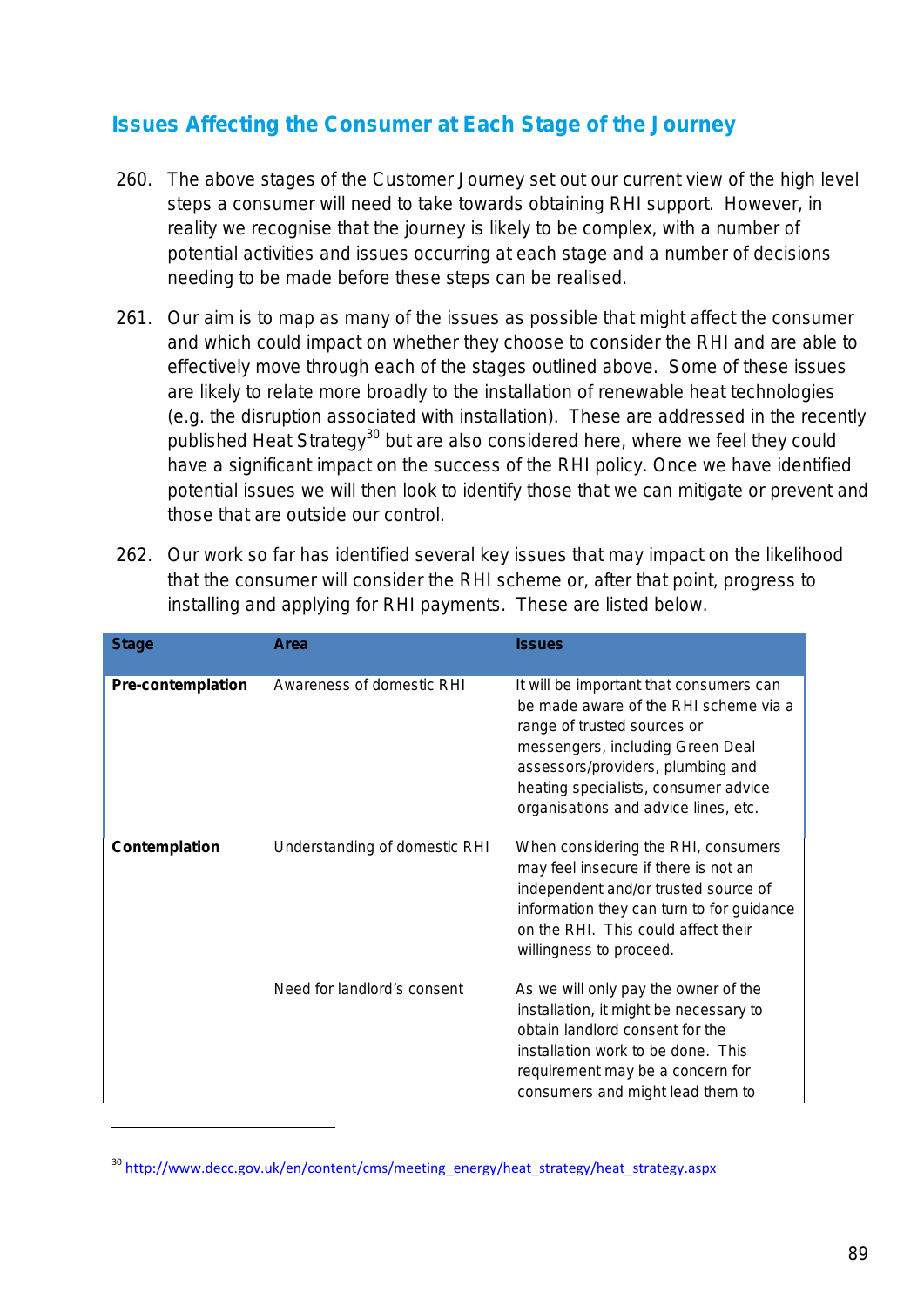## Issues Affecting the Consumer at Each Stage of the Journey

260. The above stages of the Customer Journey set out our current view of the high level steps a consumer will need to take towards obtaining RHI support. However, in reality we recognise that the journey is likely to be complex, with a number of potential activities and issues occurring at each stage and a number of decisions needing to be made before these steps can be realised.

261. Our aim is to map as many of the issues as possible that might affect the consumer and which could impact on whether they choose to consider the RHI and are able to effectively move through each of the stages outlined above. Some of these issues are likely to relate more broadly to the installation of renewable heat technologies (e.g. the disruption associated with installation). These are addressed in the recently published Heat Strategy[30] but are also considered here, where we feel they could have a significant impact on the success of the RHI policy. Once we have identified potential issues we will then look to identify those that we can mitigate or prevent and those that are outside our control.

262. Our work so far has identified several key issues that may impact on the likelihood that the consumer will consider the RHI scheme or, after that point, progress to installing and applying for RHI payments. These are listed below.

| Stage | Area | Issues |
|---|---|---|
| **Pre-contemplation** | Awareness of domestic RHI | It will be important that consumers can be made aware of the RHI scheme via a range of trusted sources or messengers, including Green Deal assessors/providers, plumbing and heating specialists, consumer advice organisations and advice lines, etc. |
| **Contemplation** | Understanding of domestic RHI | When considering the RHI, consumers may feel insecure if there is not an independent and/or trusted source of information they can turn to for guidance on the RHI. This could affect their willingness to proceed. |
| | Need for landlord's consent | As we will only pay the owner of the installation, it might be necessary to obtain landlord consent for the installation work to be done. This requirement may be a concern for consumers and might lead them to |

[30] http://www.decc.gov.uk/en/content/cms/meeting_energy/heat_strategy/heat_strategy.aspx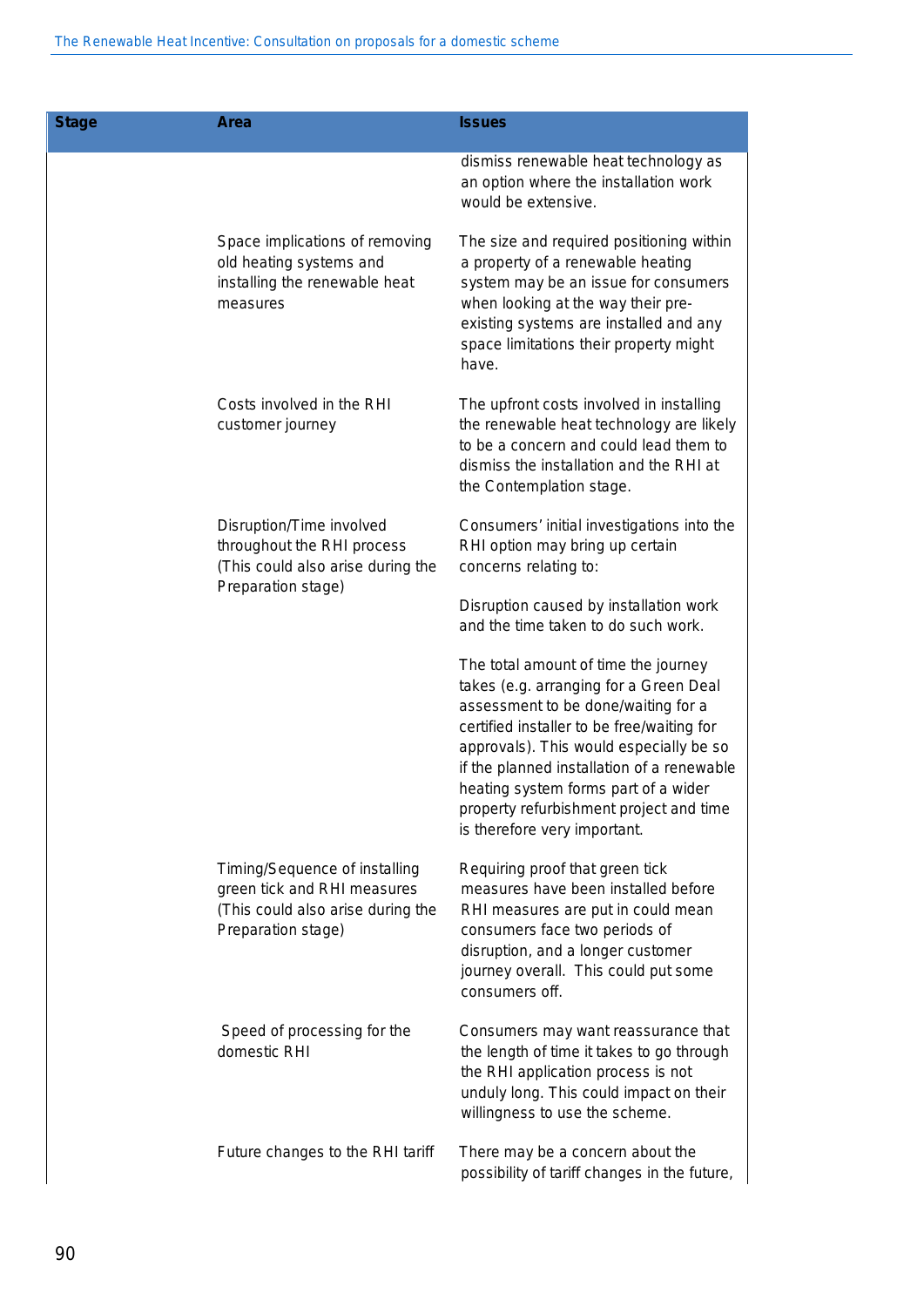| Stage | Area | Issues |
|---|---|---|
| | | dismiss renewable heat technology as an option where the installation work would be extensive. |
| | Space implications of removing old heating systems and installing the renewable heat measures | The size and required positioning within a property of a renewable heating system may be an issue for consumers when looking at the way their pre-existing systems are installed and any space limitations their property might have. |
| | Costs involved in the RHI customer journey | The upfront costs involved in installing the renewable heat technology are likely to be a concern and could lead them to dismiss the installation and the RHI at the Contemplation stage. |
| | Disruption/Time involved throughout the RHI process (This could also arise during the Preparation stage) | Consumers' initial investigations into the RHI option may bring up certain concerns relating to:<br><br>Disruption caused by installation work and the time taken to do such work.<br><br>The total amount of time the journey takes (e.g. arranging for a Green Deal assessment to be done/waiting for a certified installer to be free/waiting for approvals). This would especially be so if the planned installation of a renewable heating system forms part of a wider property refurbishment project and time is therefore very important. |
| | Timing/Sequence of installing green tick and RHI measures (This could also arise during the Preparation stage) | Requiring proof that green tick measures have been installed before RHI measures are put in could mean consumers face two periods of disruption, and a longer customer journey overall. This could put some consumers off. |
| | Speed of processing for the domestic RHI | Consumers may want reassurance that the length of time it takes to go through the RHI application process is not unduly long. This could impact on their willingness to use the scheme. |
| | Future changes to the RHI tariff | There may be a concern about the possibility of tariff changes in the future, |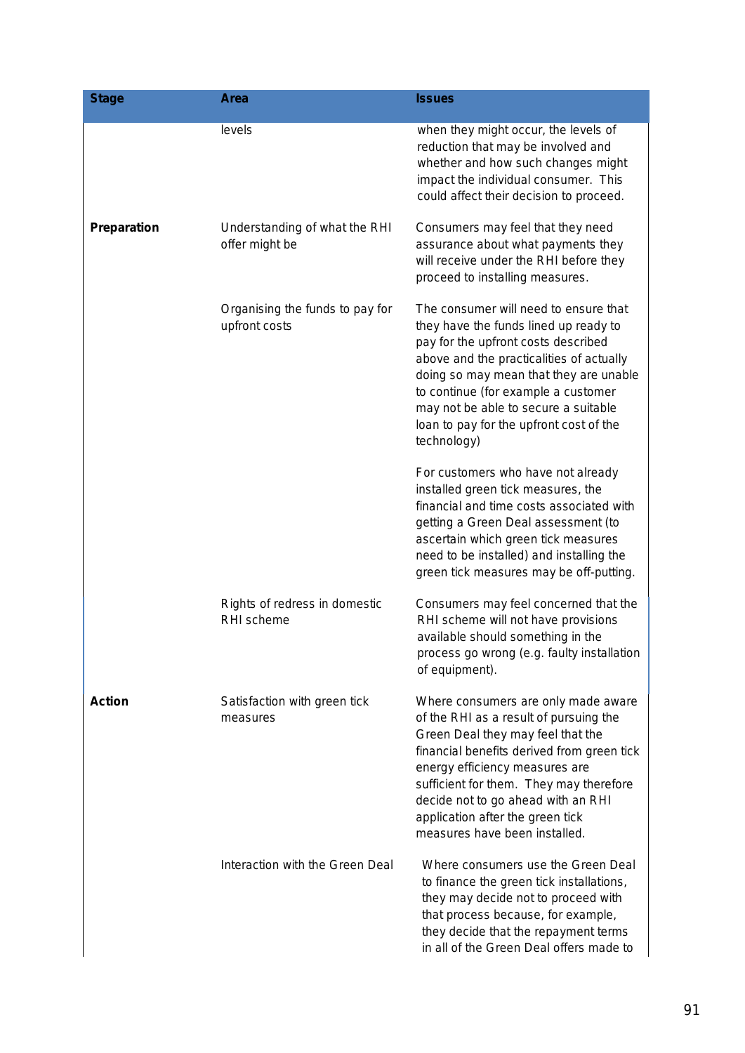| Stage | Area | Issues |
|---|---|---|
| | levels | when they might occur, the levels of reduction that may be involved and whether and how such changes might impact the individual consumer. This could affect their decision to proceed. |
| **Preparation** | Understanding of what the RHI offer might be | Consumers may feel that they need assurance about what payments they will receive under the RHI before they proceed to installing measures. |
| | Organising the funds to pay for upfront costs | The consumer will need to ensure that they have the funds lined up ready to pay for the upfront costs described above and the practicalities of actually doing so may mean that they are unable to continue (for example a customer may not be able to secure a suitable loan to pay for the upfront cost of the technology)<br><br>For customers who have not already installed green tick measures, the financial and time costs associated with getting a Green Deal assessment (to ascertain which green tick measures need to be installed) and installing the green tick measures may be off-putting. |
| | Rights of redress in domestic RHI scheme | Consumers may feel concerned that the RHI scheme will not have provisions available should something in the process go wrong (e.g. faulty installation of equipment). |
| **Action** | Satisfaction with green tick measures | Where consumers are only made aware of the RHI as a result of pursuing the Green Deal they may feel that the financial benefits derived from green tick energy efficiency measures are sufficient for them. They may therefore decide not to go ahead with an RHI application after the green tick measures have been installed. |
| | Interaction with the Green Deal | Where consumers use the Green Deal to finance the green tick installations, they may decide not to proceed with that process because, for example, they decide that the repayment terms in all of the Green Deal offers made to |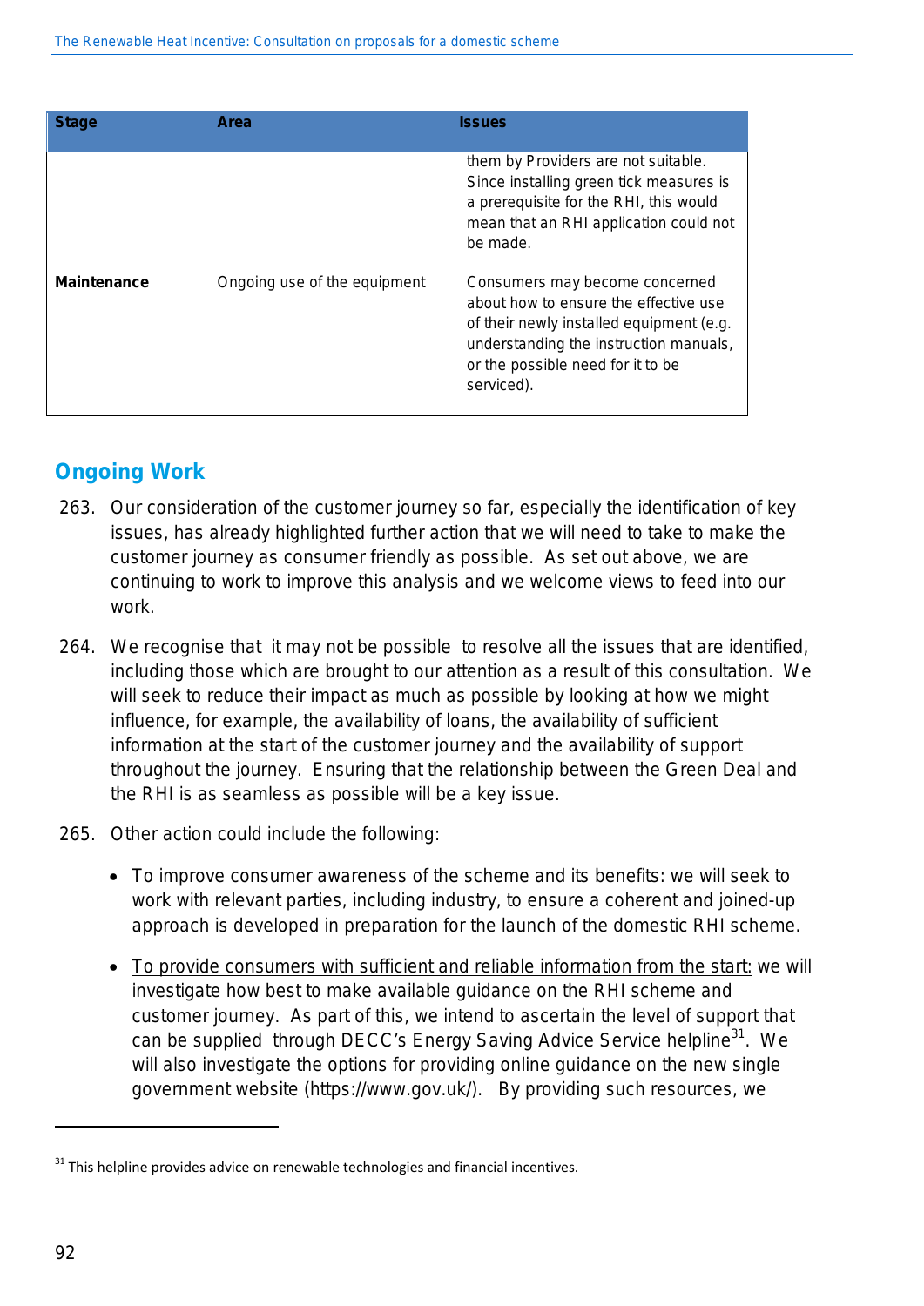| Stage | Area | Issues |
|---|---|---|
| | | them by Providers are not suitable. Since installing green tick measures is a prerequisite for the RHI, this would mean that an RHI application could not be made. |
| **Maintenance** | Ongoing use of the equipment | Consumers may become concerned about how to ensure the effective use of their newly installed equipment (e.g. understanding the instruction manuals, or the possible need for it to be serviced). |

## Ongoing Work

263. Our consideration of the customer journey so far, especially the identification of key issues, has already highlighted further action that we will need to take to make the customer journey as consumer friendly as possible. As set out above, we are continuing to work to improve this analysis and we welcome views to feed into our work.

264. We recognise that it may not be possible to resolve all the issues that are identified, including those which are brought to our attention as a result of this consultation. We will seek to reduce their impact as much as possible by looking at how we might influence, for example, the availability of loans, the availability of sufficient information at the start of the customer journey and the availability of support throughout the journey. Ensuring that the relationship between the Green Deal and the RHI is as seamless as possible will be a key issue.

265. Other action could include the following:

- <u>To improve consumer awareness of the scheme and its benefits</u>: we will seek to work with relevant parties, including industry, to ensure a coherent and joined-up approach is developed in preparation for the launch of the domestic RHI scheme.

- <u>To provide consumers with sufficient and reliable information from the start:</u> we will investigate how best to make available guidance on the RHI scheme and customer journey. As part of this, we intend to ascertain the level of support that can be supplied through DECC's Energy Saving Advice Service helpline[31]. We will also investigate the options for providing online guidance on the new single government website (https://www.gov.uk/). By providing such resources, we

[31] This helpline provides advice on renewable technologies and financial incentives.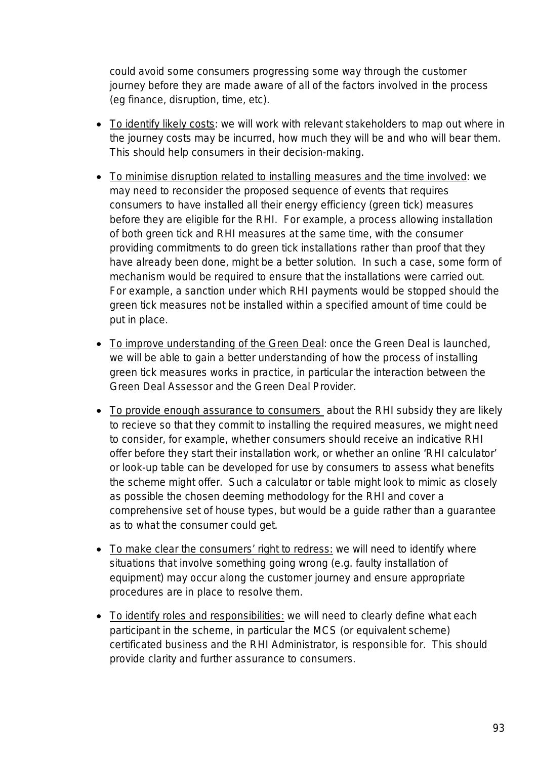could avoid some consumers progressing some way through the customer journey before they are made aware of all of the factors involved in the process (eg finance, disruption, time, etc).

- <u>To identify likely costs</u>: we will work with relevant stakeholders to map out where in the journey costs may be incurred, how much they will be and who will bear them. This should help consumers in their decision-making.

- <u>To minimise disruption related to installing measures and the time involved</u>: we may need to reconsider the proposed sequence of events that requires consumers to have installed all their energy efficiency (green tick) measures before they are eligible for the RHI. For example, a process allowing installation of both green tick and RHI measures at the same time, with the consumer providing commitments to do green tick installations rather than proof that they have already been done, might be a better solution. In such a case, some form of mechanism would be required to ensure that the installations were carried out. For example, a sanction under which RHI payments would be stopped should the green tick measures not be installed within a specified amount of time could be put in place.

- <u>To improve understanding of the Green Deal</u>: once the Green Deal is launched, we will be able to gain a better understanding of how the process of installing green tick measures works in practice, in particular the interaction between the Green Deal Assessor and the Green Deal Provider.

- <u>To provide enough assurance to consumers</u> about the RHI subsidy they are likely to recieve so that they commit to installing the required measures, we might need to consider, for example, whether consumers should receive an indicative RHI offer before they start their installation work, or whether an online 'RHI calculator' or look-up table can be developed for use by consumers to assess what benefits the scheme might offer. Such a calculator or table might look to mimic as closely as possible the chosen deeming methodology for the RHI and cover a comprehensive set of house types, but would be a guide rather than a guarantee as to what the consumer could get.

- <u>To make clear the consumers' right to redress:</u> we will need to identify where situations that involve something going wrong (e.g. faulty installation of equipment) may occur along the customer journey and ensure appropriate procedures are in place to resolve them.

- <u>To identify roles and responsibilities:</u> we will need to clearly define what each participant in the scheme, in particular the MCS (or equivalent scheme) certificated business and the RHI Administrator, is responsible for. This should provide clarity and further assurance to consumers.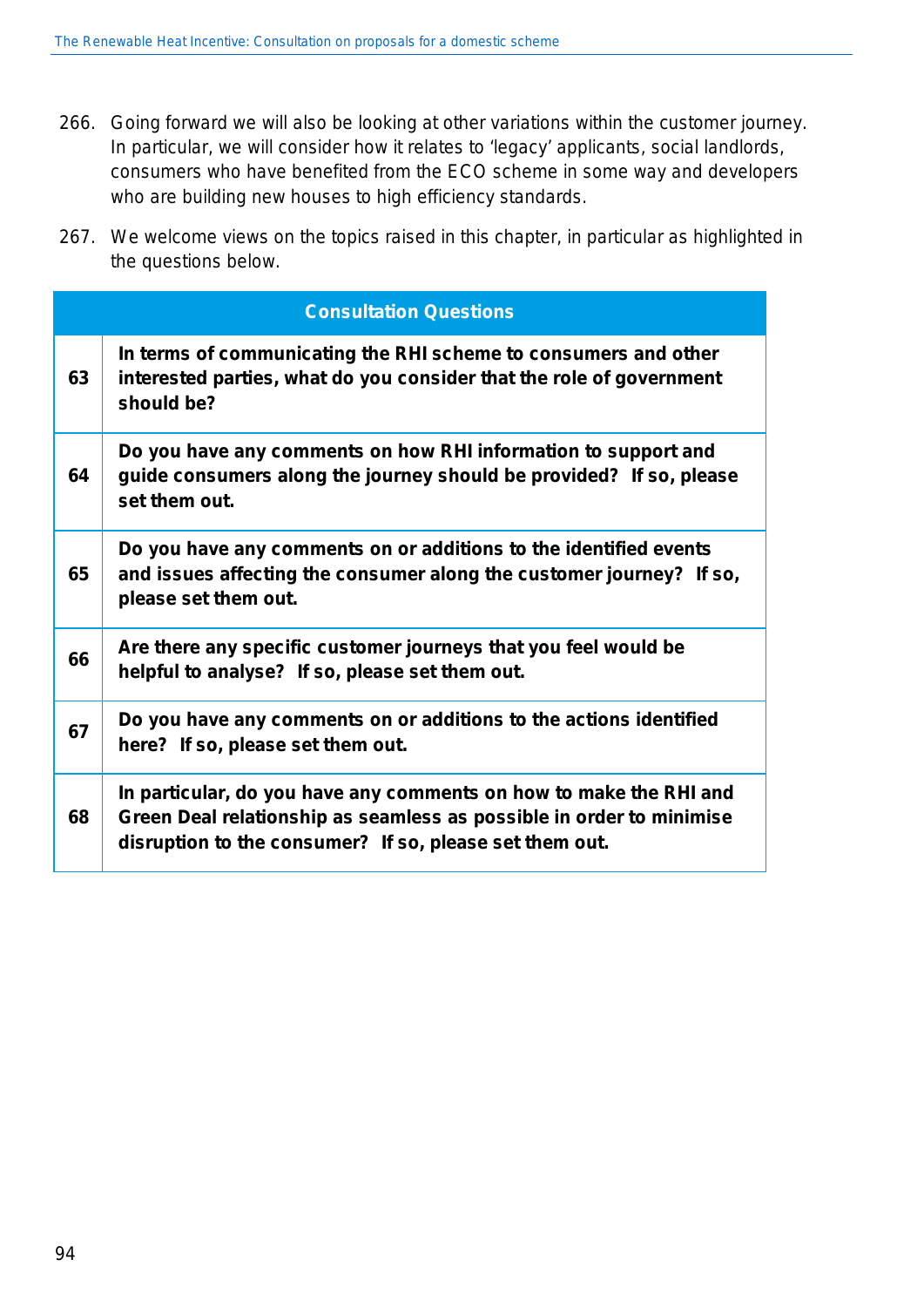266. Going forward we will also be looking at other variations within the customer journey. In particular, we will consider how it relates to 'legacy' applicants, social landlords, consumers who have benefited from the ECO scheme in some way and developers who are building new houses to high efficiency standards.

267. We welcome views on the topics raised in this chapter, in particular as highlighted in the questions below.

| Consultation Questions | |
|---|---|
| 63 | **In terms of communicating the RHI scheme to consumers and other interested parties, what do you consider that the role of government should be?** |
| 64 | **Do you have any comments on how RHI information to support and guide consumers along the journey should be provided? If so, please set them out.** |
| 65 | **Do you have any comments on or additions to the identified events and issues affecting the consumer along the customer journey? If so, please set them out.** |
| 66 | **Are there any specific customer journeys that you feel would be helpful to analyse? If so, please set them out.** |
| 67 | **Do you have any comments on or additions to the actions identified here? If so, please set them out.** |
| 68 | **In particular, do you have any comments on how to make the RHI and Green Deal relationship as seamless as possible in order to minimise disruption to the consumer? If so, please set them out.** |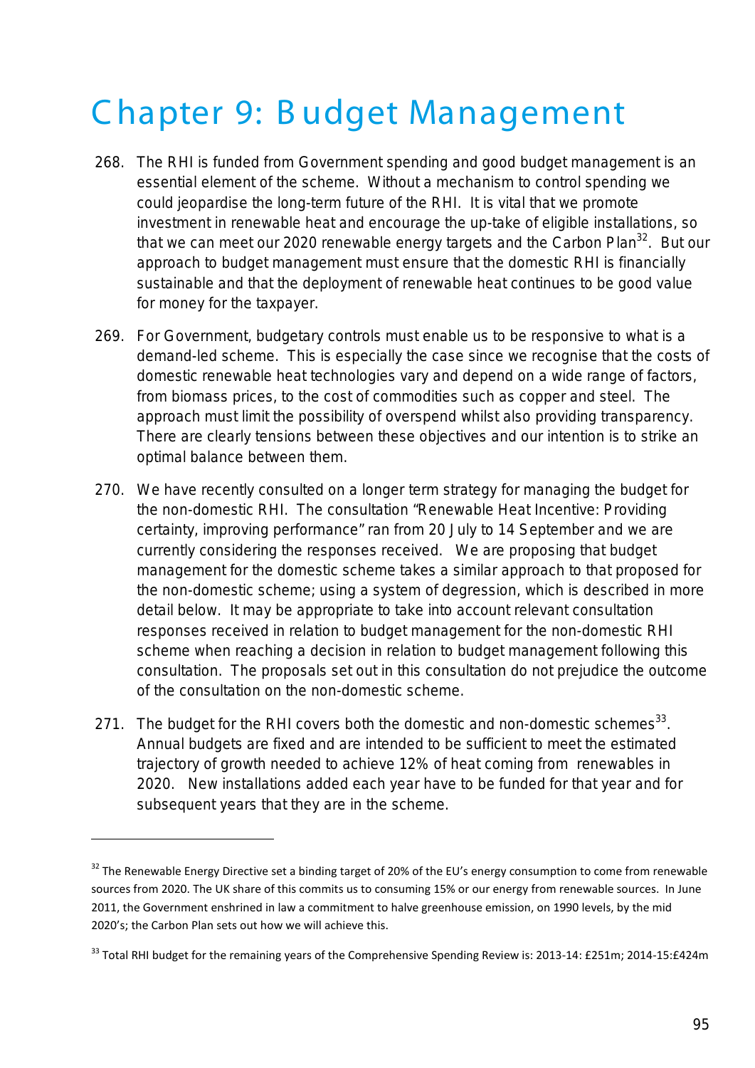# Chapter 9: Budget Management

268. The RHI is funded from Government spending and good budget management is an essential element of the scheme. Without a mechanism to control spending we could jeopardise the long-term future of the RHI. It is vital that we promote investment in renewable heat and encourage the up-take of eligible installations, so that we can meet our 2020 renewable energy targets and the Carbon Plan[32]. But our approach to budget management must ensure that the domestic RHI is financially sustainable and that the deployment of renewable heat continues to be good value for money for the taxpayer.

269. For Government, budgetary controls must enable us to be responsive to what is a demand-led scheme. This is especially the case since we recognise that the costs of domestic renewable heat technologies vary and depend on a wide range of factors, from biomass prices, to the cost of commodities such as copper and steel. The approach must limit the possibility of overspend whilst also providing transparency. There are clearly tensions between these objectives and our intention is to strike an optimal balance between them.

270. We have recently consulted on a longer term strategy for managing the budget for the non-domestic RHI. The consultation "Renewable Heat Incentive: Providing certainty, improving performance" ran from 20 July to 14 September and we are currently considering the responses received. We are proposing that budget management for the domestic scheme takes a similar approach to that proposed for the non-domestic scheme; using a system of degression, which is described in more detail below. It may be appropriate to take into account relevant consultation responses received in relation to budget management for the non-domestic RHI scheme when reaching a decision in relation to budget management following this consultation. The proposals set out in this consultation do not prejudice the outcome of the consultation on the non-domestic scheme.

271. The budget for the RHI covers both the domestic and non-domestic schemes[33]. Annual budgets are fixed and are intended to be sufficient to meet the estimated trajectory of growth needed to achieve 12% of heat coming from renewables in 2020. New installations added each year have to be funded for that year and for subsequent years that they are in the scheme.

---

[32] The Renewable Energy Directive set a binding target of 20% of the EU's energy consumption to come from renewable sources from 2020. The UK share of this commits us to consuming 15% or our energy from renewable sources. In June 2011, the Government enshrined in law a commitment to halve greenhouse emission, on 1990 levels, by the mid 2020's; the Carbon Plan sets out how we will achieve this.

[33] Total RHI budget for the remaining years of the Comprehensive Spending Review is: 2013-14: £251m; 2014-15:£424m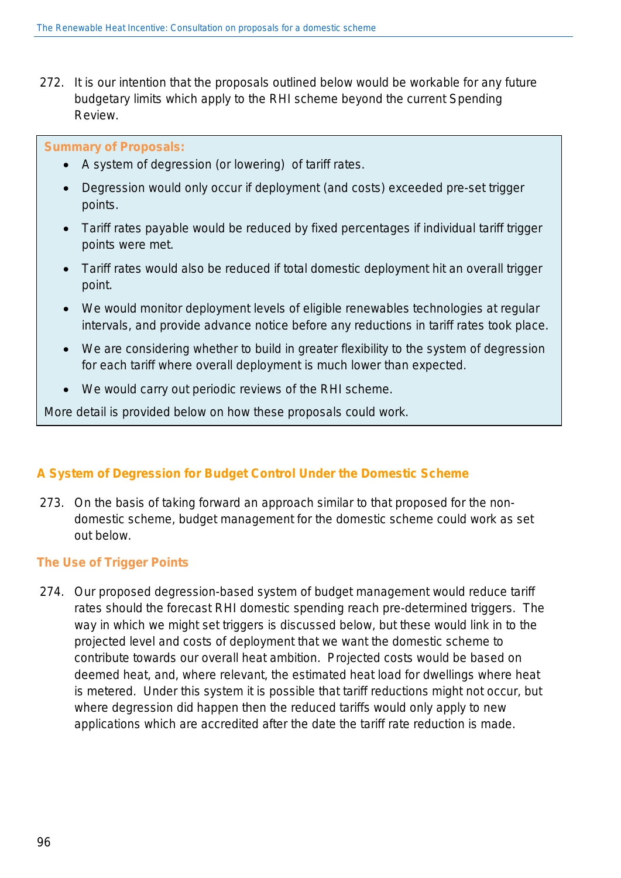272. It is our intention that the proposals outlined below would be workable for any future budgetary limits which apply to the RHI scheme beyond the current Spending Review.

**Summary of Proposals:**

- A system of degression (or lowering) of tariff rates.
- Degression would only occur if deployment (and costs) exceeded pre-set trigger points.
- Tariff rates payable would be reduced by fixed percentages if individual tariff trigger points were met.
- Tariff rates would also be reduced if total domestic deployment hit an overall trigger point.
- We would monitor deployment levels of eligible renewables technologies at regular intervals, and provide advance notice before any reductions in tariff rates took place.
- We are considering whether to build in greater flexibility to the system of degression for each tariff where overall deployment is much lower than expected.
- We would carry out periodic reviews of the RHI scheme.

More detail is provided below on how these proposals could work.

## A System of Degression for Budget Control Under the Domestic Scheme

273. On the basis of taking forward an approach similar to that proposed for the non-domestic scheme, budget management for the domestic scheme could work as set out below.

### The Use of Trigger Points

274. Our proposed degression-based system of budget management would reduce tariff rates should the forecast RHI domestic spending reach pre-determined triggers. The way in which we might set triggers is discussed below, but these would link in to the projected level and costs of deployment that we want the domestic scheme to contribute towards our overall heat ambition. Projected costs would be based on deemed heat, and, where relevant, the estimated heat load for dwellings where heat is metered. Under this system it is possible that tariff reductions might not occur, but where degression did happen then the reduced tariffs would only apply to new applications which are accredited after the date the tariff rate reduction is made.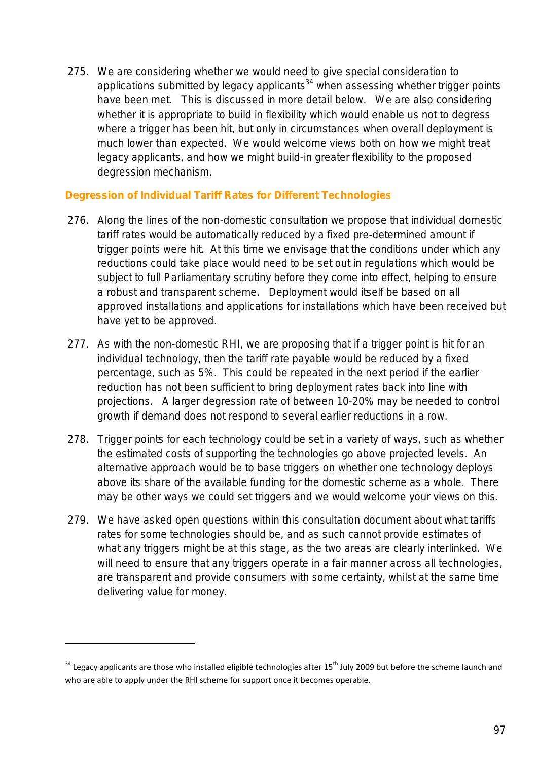275. We are considering whether we would need to give special consideration to applications submitted by legacy applicants[34] when assessing whether trigger points have been met. This is discussed in more detail below. We are also considering whether it is appropriate to build in flexibility which would enable us not to degress where a trigger has been hit, but only in circumstances when overall deployment is much lower than expected. We would welcome views both on how we might treat legacy applicants, and how we might build-in greater flexibility to the proposed degression mechanism.

### Degression of Individual Tariff Rates for Different Technologies

276. Along the lines of the non-domestic consultation we propose that individual domestic tariff rates would be automatically reduced by a fixed pre-determined amount if trigger points were hit. At this time we envisage that the conditions under which any reductions could take place would need to be set out in regulations which would be subject to full Parliamentary scrutiny before they come into effect, helping to ensure a robust and transparent scheme. Deployment would itself be based on all approved installations and applications for installations which have been received but have yet to be approved.

277. As with the non-domestic RHI, we are proposing that if a trigger point is hit for an individual technology, then the tariff rate payable would be reduced by a fixed percentage, such as 5%. This could be repeated in the next period if the earlier reduction has not been sufficient to bring deployment rates back into line with projections. A larger degression rate of between 10-20% may be needed to control growth if demand does not respond to several earlier reductions in a row.

278. Trigger points for each technology could be set in a variety of ways, such as whether the estimated costs of supporting the technologies go above projected levels. An alternative approach would be to base triggers on whether one technology deploys above its share of the available funding for the domestic scheme as a whole. There may be other ways we could set triggers and we would welcome your views on this.

279. We have asked open questions within this consultation document about what tariffs rates for some technologies should be, and as such cannot provide estimates of what any triggers might be at this stage, as the two areas are clearly interlinked. We will need to ensure that any triggers operate in a fair manner across all technologies, are transparent and provide consumers with some certainty, whilst at the same time delivering value for money.

---

[34] Legacy applicants are those who installed eligible technologies after 15th July 2009 but before the scheme launch and who are able to apply under the RHI scheme for support once it becomes operable.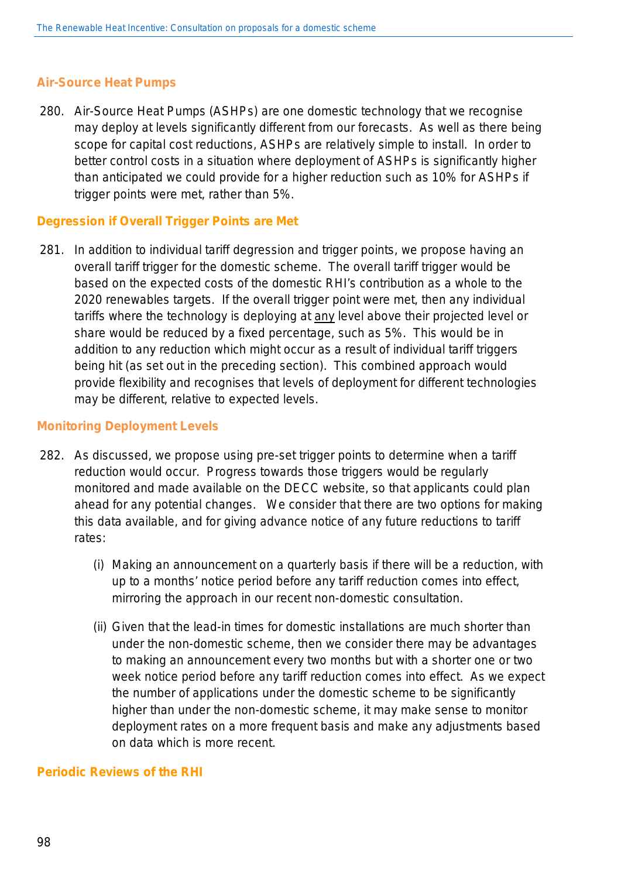### Air-Source Heat Pumps

280. Air-Source Heat Pumps (ASHPs) are one domestic technology that we recognise may deploy at levels significantly different from our forecasts. As well as there being scope for capital cost reductions, ASHPs are relatively simple to install. In order to better control costs in a situation where deployment of ASHPs is significantly higher than anticipated we could provide for a higher reduction such as 10% for ASHPs if trigger points were met, rather than 5%.

### Degression if Overall Trigger Points are Met

281. In addition to individual tariff degression and trigger points, we propose having an overall tariff trigger for the domestic scheme. The overall tariff trigger would be based on the expected costs of the domestic RHI's contribution as a whole to the 2020 renewables targets. If the overall trigger point were met, then any individual tariffs where the technology is deploying at <u>any</u> level above their projected level or share would be reduced by a fixed percentage, such as 5%. This would be in addition to any reduction which might occur as a result of individual tariff triggers being hit (as set out in the preceding section). This combined approach would provide flexibility and recognises that levels of deployment for different technologies may be different, relative to expected levels.

### Monitoring Deployment Levels

282. As discussed, we propose using pre-set trigger points to determine when a tariff reduction would occur. Progress towards those triggers would be regularly monitored and made available on the DECC website, so that applicants could plan ahead for any potential changes. We consider that there are two options for making this data available, and for giving advance notice of any future reductions to tariff rates:

    (i) Making an announcement on a quarterly basis if there will be a reduction, with up to a months' notice period before any tariff reduction comes into effect, mirroring the approach in our recent non-domestic consultation.

    (ii) Given that the lead-in times for domestic installations are much shorter than under the non-domestic scheme, then we consider there may be advantages to making an announcement every two months but with a shorter one or two week notice period before any tariff reduction comes into effect. As we expect the number of applications under the domestic scheme to be significantly higher than under the non-domestic scheme, it may make sense to monitor deployment rates on a more frequent basis and make any adjustments based on data which is more recent.

### Periodic Reviews of the RHI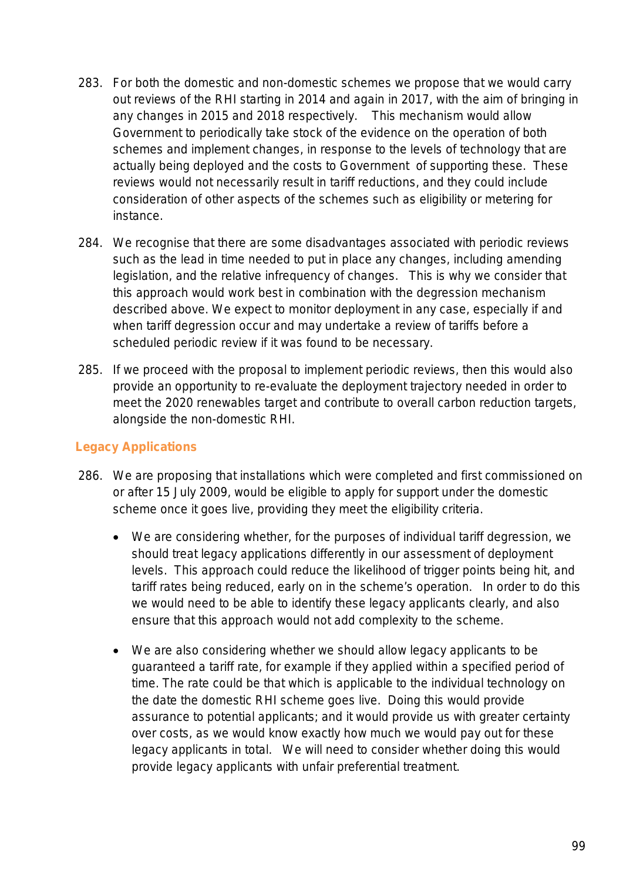283. For both the domestic and non-domestic schemes we propose that we would carry out reviews of the RHI starting in 2014 and again in 2017, with the aim of bringing in any changes in 2015 and 2018 respectively. This mechanism would allow Government to periodically take stock of the evidence on the operation of both schemes and implement changes, in response to the levels of technology that are actually being deployed and the costs to Government of supporting these. These reviews would not necessarily result in tariff reductions, and they could include consideration of other aspects of the schemes such as eligibility or metering for instance.

284. We recognise that there are some disadvantages associated with periodic reviews such as the lead in time needed to put in place any changes, including amending legislation, and the relative infrequency of changes. This is why we consider that this approach would work best in combination with the degression mechanism described above. We expect to monitor deployment in any case, especially if and when tariff degression occur and may undertake a review of tariffs before a scheduled periodic review if it was found to be necessary.

285. If we proceed with the proposal to implement periodic reviews, then this would also provide an opportunity to re-evaluate the deployment trajectory needed in order to meet the 2020 renewables target and contribute to overall carbon reduction targets, alongside the non-domestic RHI.

### Legacy Applications

286. We are proposing that installations which were completed and first commissioned on or after 15 July 2009, would be eligible to apply for support under the domestic scheme once it goes live, providing they meet the eligibility criteria.

    - We are considering whether, for the purposes of individual tariff degression, we should treat legacy applications differently in our assessment of deployment levels. This approach could reduce the likelihood of trigger points being hit, and tariff rates being reduced, early on in the scheme's operation. In order to do this we would need to be able to identify these legacy applicants clearly, and also ensure that this approach would not add complexity to the scheme.

    - We are also considering whether we should allow legacy applicants to be guaranteed a tariff rate, for example if they applied within a specified period of time. The rate could be that which is applicable to the individual technology on the date the domestic RHI scheme goes live. Doing this would provide assurance to potential applicants; and it would provide us with greater certainty over costs, as we would know exactly how much we would pay out for these legacy applicants in total. We will need to consider whether doing this would provide legacy applicants with unfair preferential treatment.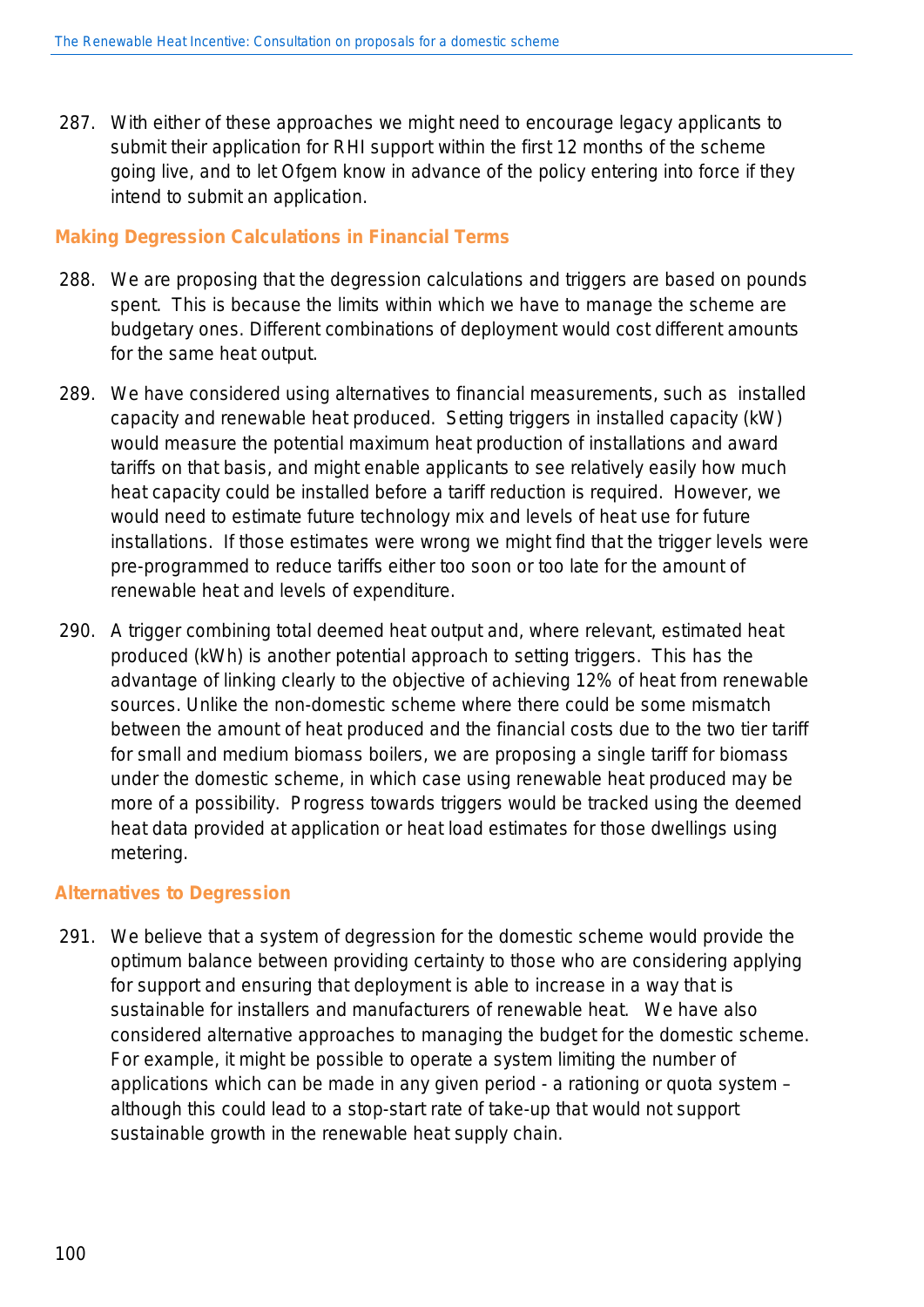287. With either of these approaches we might need to encourage legacy applicants to submit their application for RHI support within the first 12 months of the scheme going live, and to let Ofgem know in advance of the policy entering into force if they intend to submit an application.

### Making Degression Calculations in Financial Terms

288. We are proposing that the degression calculations and triggers are based on pounds spent. This is because the limits within which we have to manage the scheme are budgetary ones. Different combinations of deployment would cost different amounts for the same heat output.

289. We have considered using alternatives to financial measurements, such as installed capacity and renewable heat produced. Setting triggers in installed capacity (kW) would measure the potential maximum heat production of installations and award tariffs on that basis, and might enable applicants to see relatively easily how much heat capacity could be installed before a tariff reduction is required. However, we would need to estimate future technology mix and levels of heat use for future installations. If those estimates were wrong we might find that the trigger levels were pre-programmed to reduce tariffs either too soon or too late for the amount of renewable heat and levels of expenditure.

290. A trigger combining total deemed heat output and, where relevant, estimated heat produced (kWh) is another potential approach to setting triggers. This has the advantage of linking clearly to the objective of achieving 12% of heat from renewable sources. Unlike the non-domestic scheme where there could be some mismatch between the amount of heat produced and the financial costs due to the two tier tariff for small and medium biomass boilers, we are proposing a single tariff for biomass under the domestic scheme, in which case using renewable heat produced may be more of a possibility. Progress towards triggers would be tracked using the deemed heat data provided at application or heat load estimates for those dwellings using metering.

### Alternatives to Degression

291. We believe that a system of degression for the domestic scheme would provide the optimum balance between providing certainty to those who are considering applying for support and ensuring that deployment is able to increase in a way that is sustainable for installers and manufacturers of renewable heat. We have also considered alternative approaches to managing the budget for the domestic scheme. For example, it might be possible to operate a system limiting the number of applications which can be made in any given period - a rationing or quota system – although this could lead to a stop-start rate of take-up that would not support sustainable growth in the renewable heat supply chain.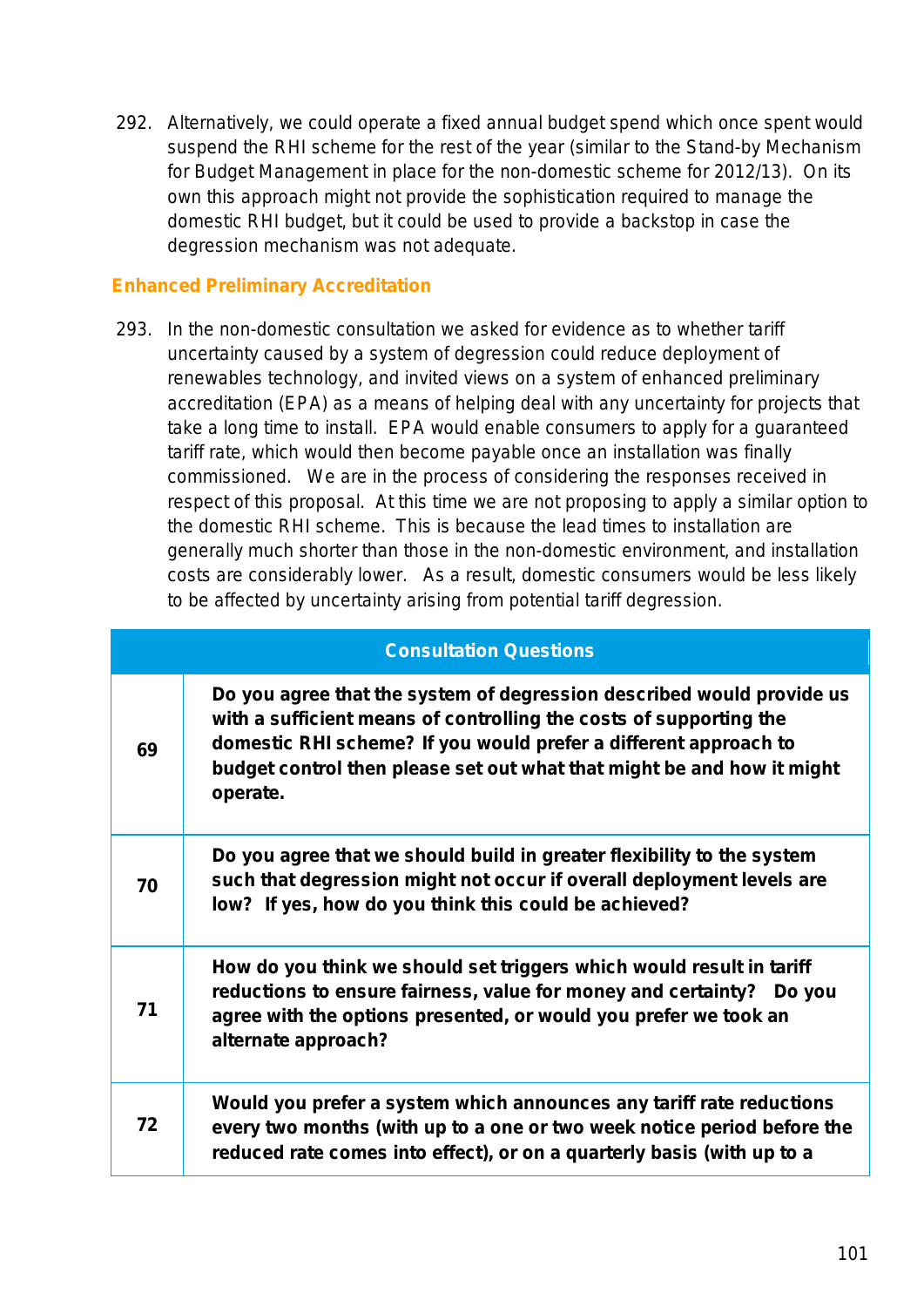292. Alternatively, we could operate a fixed annual budget spend which once spent would suspend the RHI scheme for the rest of the year (similar to the Stand-by Mechanism for Budget Management in place for the non-domestic scheme for 2012/13). On its own this approach might not provide the sophistication required to manage the domestic RHI budget, but it could be used to provide a backstop in case the degression mechanism was not adequate.

### Enhanced Preliminary Accreditation

293. In the non-domestic consultation we asked for evidence as to whether tariff uncertainty caused by a system of degression could reduce deployment of renewables technology, and invited views on a system of enhanced preliminary accreditation (EPA) as a means of helping deal with any uncertainty for projects that take a long time to install. EPA would enable consumers to apply for a guaranteed tariff rate, which would then become payable once an installation was finally commissioned. We are in the process of considering the responses received in respect of this proposal. At this time we are not proposing to apply a similar option to the domestic RHI scheme. This is because the lead times to installation are generally much shorter than those in the non-domestic environment, and installation costs are considerably lower. As a result, domestic consumers would be less likely to be affected by uncertainty arising from potential tariff degression.

| Consultation Questions | |
|---|---|
| **69** | **Do you agree that the system of degression described would provide us with a sufficient means of controlling the costs of supporting the domestic RHI scheme? If you would prefer a different approach to budget control then please set out what that might be and how it might operate.** |
| **70** | **Do you agree that we should build in greater flexibility to the system such that degression might not occur if overall deployment levels are low? If yes, how do you think this could be achieved?** |
| **71** | **How do you think we should set triggers which would result in tariff reductions to ensure fairness, value for money and certainty? Do you agree with the options presented, or would you prefer we took an alternate approach?** |
| **72** | **Would you prefer a system which announces any tariff rate reductions every two months (with up to a one or two week notice period before the reduced rate comes into effect), or on a quarterly basis (with up to a** |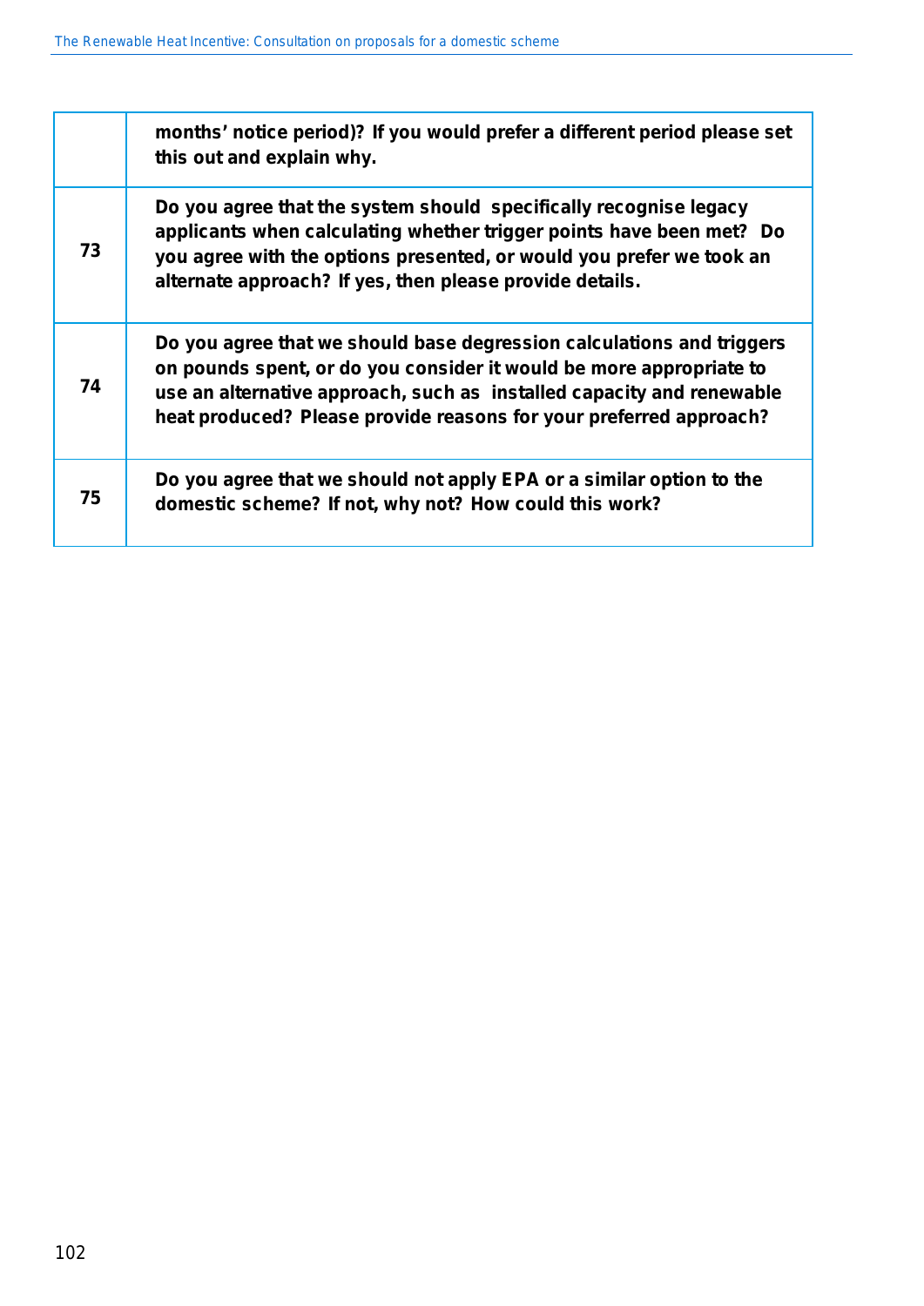| | |
|---|---|
| | **months' notice period)? If you would prefer a different period please set this out and explain why.** |
| **73** | **Do you agree that the system should specifically recognise legacy applicants when calculating whether trigger points have been met? Do you agree with the options presented, or would you prefer we took an alternate approach? If yes, then please provide details.** |
| **74** | **Do you agree that we should base degression calculations and triggers on pounds spent, or do you consider it would be more appropriate to use an alternative approach, such as installed capacity and renewable heat produced? Please provide reasons for your preferred approach?** |
| **75** | **Do you agree that we should not apply EPA or a similar option to the domestic scheme? If not, why not? How could this work?** |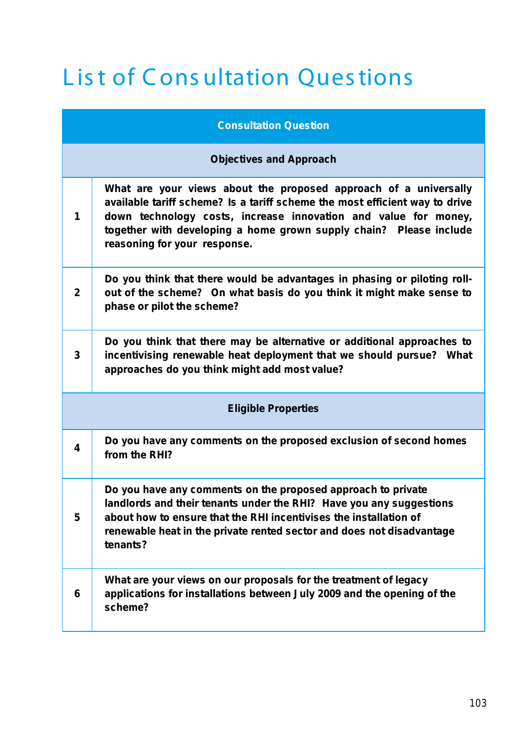# List of Consultation Questions

| | Consultation Question |
|---|---|
| | **Objectives and Approach** |
| 1 | What are your views about the proposed approach of a universally available tariff scheme? Is a tariff scheme the most efficient way to drive down technology costs, increase innovation and value for money, together with developing a home grown supply chain? Please include reasoning for your response. |
| 2 | Do you think that there would be advantages in phasing or piloting roll-out of the scheme? On what basis do you think it might make sense to phase or pilot the scheme? |
| 3 | Do you think that there may be alternative or additional approaches to incentivising renewable heat deployment that we should pursue? What approaches do you think might add most value? |
| | **Eligible Properties** |
| 4 | Do you have any comments on the proposed exclusion of second homes from the RHI? |
| 5 | Do you have any comments on the proposed approach to private landlords and their tenants under the RHI? Have you any suggestions about how to ensure that the RHI incentivises the installation of renewable heat in the private rented sector and does not disadvantage tenants? |
| 6 | What are your views on our proposals for the treatment of legacy applications for installations between July 2009 and the opening of the scheme? |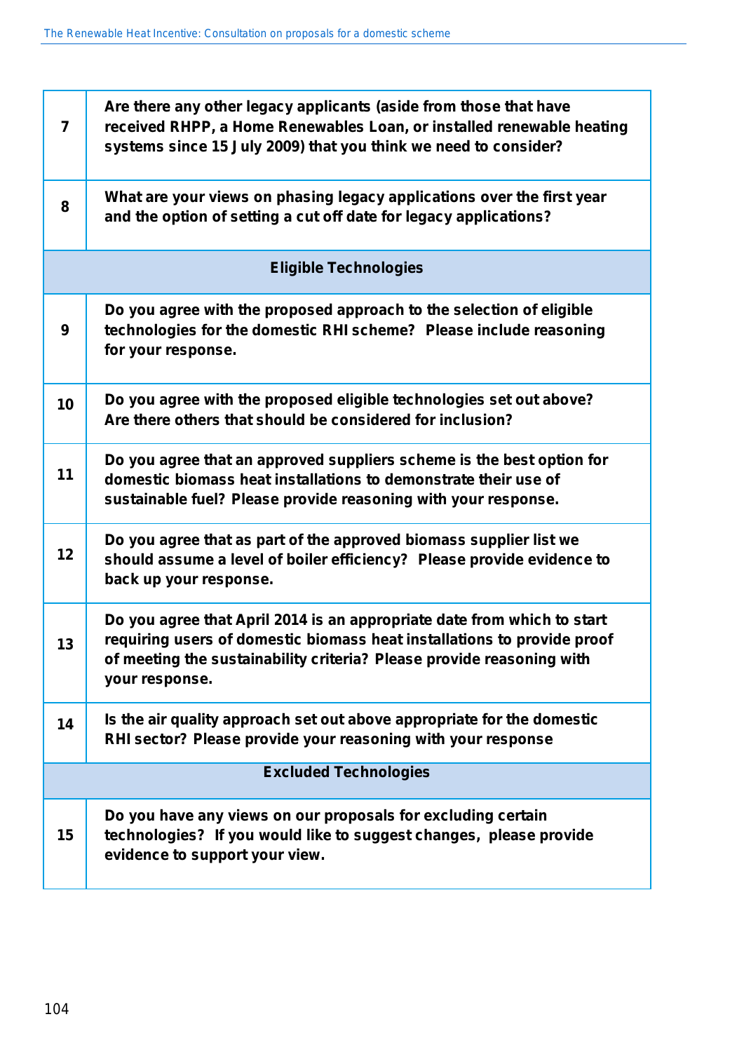| | |
|---|---|
| **7** | **Are there any other legacy applicants (aside from those that have received RHPP, a Home Renewables Loan, or installed renewable heating systems since 15 July 2009) that you think we need to consider?** |
| **8** | **What are your views on phasing legacy applications over the first year and the option of setting a cut off date for legacy applications?** |
| | **Eligible Technologies** |
| **9** | **Do you agree with the proposed approach to the selection of eligible technologies for the domestic RHI scheme? Please include reasoning for your response.** |
| **10** | **Do you agree with the proposed eligible technologies set out above? Are there others that should be considered for inclusion?** |
| **11** | **Do you agree that an approved suppliers scheme is the best option for domestic biomass heat installations to demonstrate their use of sustainable fuel? Please provide reasoning with your response.** |
| **12** | **Do you agree that as part of the approved biomass supplier list we should assume a level of boiler efficiency? Please provide evidence to back up your response.** |
| **13** | **Do you agree that April 2014 is an appropriate date from which to start requiring users of domestic biomass heat installations to provide proof of meeting the sustainability criteria? Please provide reasoning with your response.** |
| **14** | **Is the air quality approach set out above appropriate for the domestic RHI sector? Please provide your reasoning with your response** |
| | **Excluded Technologies** |
| **15** | **Do you have any views on our proposals for excluding certain technologies? If you would like to suggest changes, please provide evidence to support your view.** |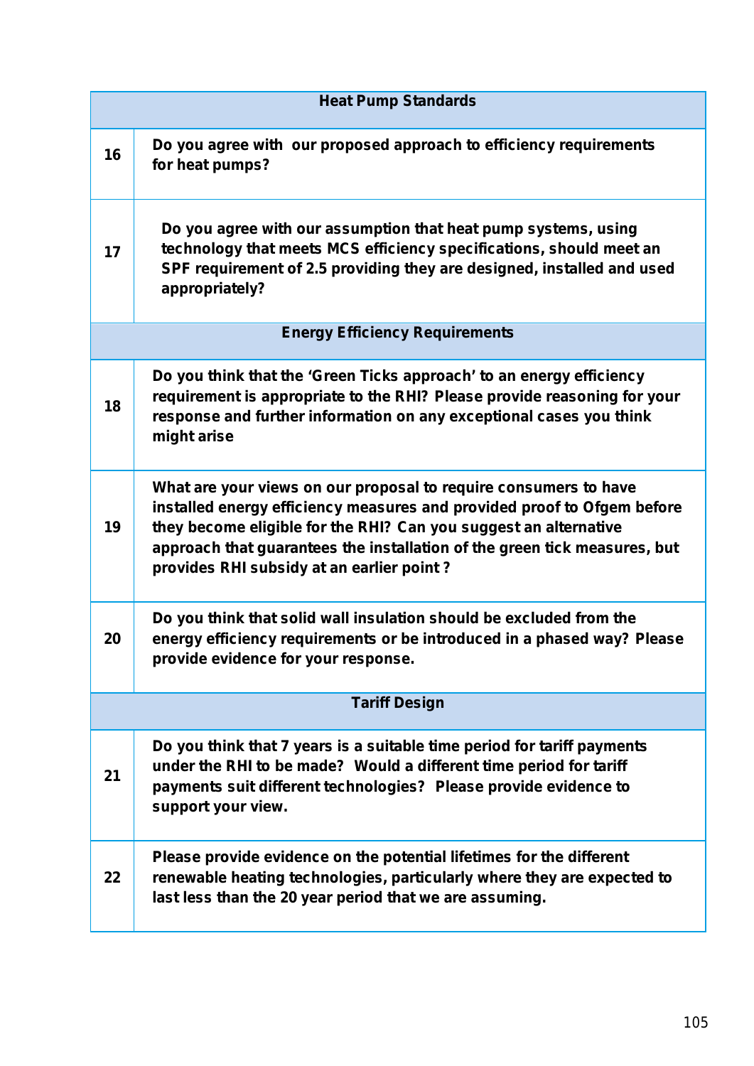| | Heat Pump Standards |
|---|---|
| **16** | **Do you agree with our proposed approach to efficiency requirements for heat pumps?** |
| **17** | **Do you agree with our assumption that heat pump systems, using technology that meets MCS efficiency specifications, should meet an SPF requirement of 2.5 providing they are designed, installed and used appropriately?** |
| | **Energy Efficiency Requirements** |
| **18** | **Do you think that the 'Green Ticks approach' to an energy efficiency requirement is appropriate to the RHI? Please provide reasoning for your response and further information on any exceptional cases you think might arise** |
| **19** | **What are your views on our proposal to require consumers to have installed energy efficiency measures and provided proof to Ofgem before they become eligible for the RHI? Can you suggest an alternative approach that guarantees the installation of the green tick measures, but provides RHI subsidy at an earlier point ?** |
| **20** | **Do you think that solid wall insulation should be excluded from the energy efficiency requirements or be introduced in a phased way? Please provide evidence for your response.** |
| | **Tariff Design** |
| **21** | **Do you think that 7 years is a suitable time period for tariff payments under the RHI to be made? Would a different time period for tariff payments suit different technologies? Please provide evidence to support your view.** |
| **22** | **Please provide evidence on the potential lifetimes for the different renewable heating technologies, particularly where they are expected to last less than the 20 year period that we are assuming.** |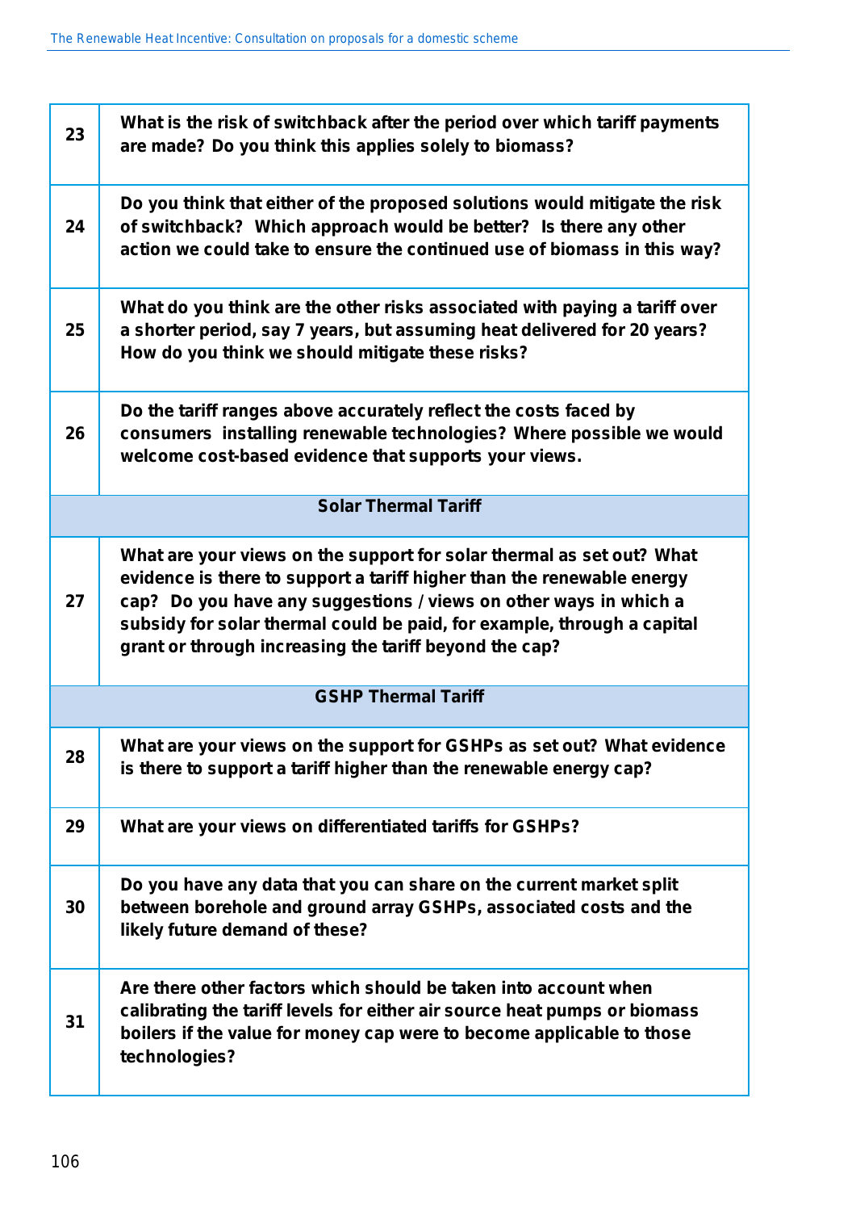| | |
|---|---|
| 23 | **What is the risk of switchback after the period over which tariff payments are made? Do you think this applies solely to biomass?** |
| 24 | **Do you think that either of the proposed solutions would mitigate the risk of switchback? Which approach would be better? Is there any other action we could take to ensure the continued use of biomass in this way?** |
| 25 | **What do you think are the other risks associated with paying a tariff over a shorter period, say 7 years, but assuming heat delivered for 20 years? How do you think we should mitigate these risks?** |
| 26 | **Do the tariff ranges above accurately reflect the costs faced by consumers installing renewable technologies? Where possible we would welcome cost-based evidence that supports your views.** |
| | **Solar Thermal Tariff** |
| 27 | **What are your views on the support for solar thermal as set out? What evidence is there to support a tariff higher than the renewable energy cap? Do you have any suggestions / views on other ways in which a subsidy for solar thermal could be paid, for example, through a capital grant or through increasing the tariff beyond the cap?** |
| | **GSHP Thermal Tariff** |
| 28 | **What are your views on the support for GSHPs as set out? What evidence is there to support a tariff higher than the renewable energy cap?** |
| 29 | **What are your views on differentiated tariffs for GSHPs?** |
| 30 | **Do you have any data that you can share on the current market split between borehole and ground array GSHPs, associated costs and the likely future demand of these?** |
| 31 | **Are there other factors which should be taken into account when calibrating the tariff levels for either air source heat pumps or biomass boilers if the value for money cap were to become applicable to those technologies?** |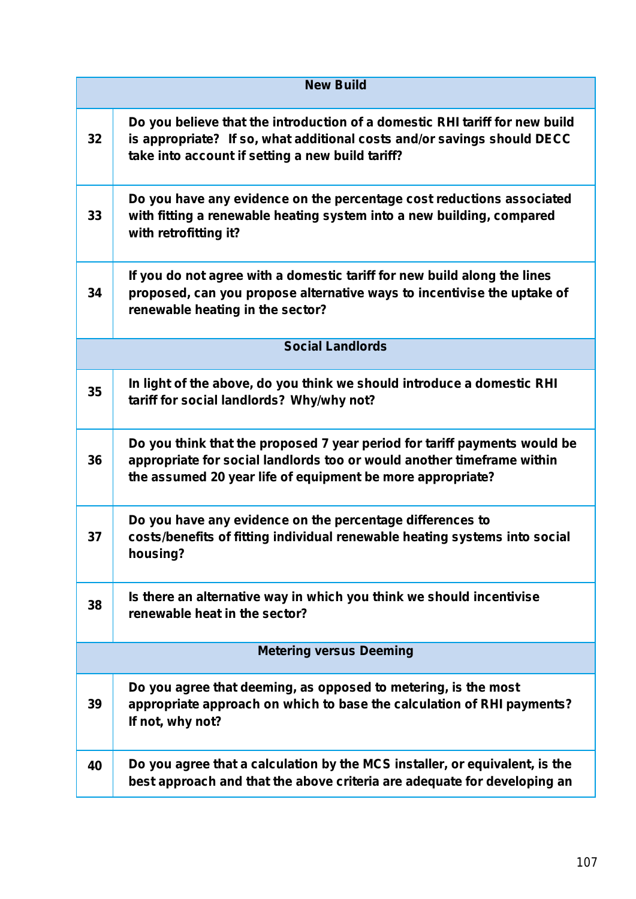| | New Build |
|---|---|
| **32** | **Do you believe that the introduction of a domestic RHI tariff for new build is appropriate? If so, what additional costs and/or savings should DECC take into account if setting a new build tariff?** |
| **33** | **Do you have any evidence on the percentage cost reductions associated with fitting a renewable heating system into a new building, compared with retrofitting it?** |
| **34** | **If you do not agree with a domestic tariff for new build along the lines proposed, can you propose alternative ways to incentivise the uptake of renewable heating in the sector?** |
| | **Social Landlords** |
| **35** | **In light of the above, do you think we should introduce a domestic RHI tariff for social landlords? Why/why not?** |
| **36** | **Do you think that the proposed 7 year period for tariff payments would be appropriate for social landlords too or would another timeframe within the assumed 20 year life of equipment be more appropriate?** |
| **37** | **Do you have any evidence on the percentage differences to costs/benefits of fitting individual renewable heating systems into social housing?** |
| **38** | **Is there an alternative way in which you think we should incentivise renewable heat in the sector?** |
| | **Metering versus Deeming** |
| **39** | **Do you agree that deeming, as opposed to metering, is the most appropriate approach on which to base the calculation of RHI payments? If not, why not?** |
| **40** | **Do you agree that a calculation by the MCS installer, or equivalent, is the best approach and that the above criteria are adequate for developing an** |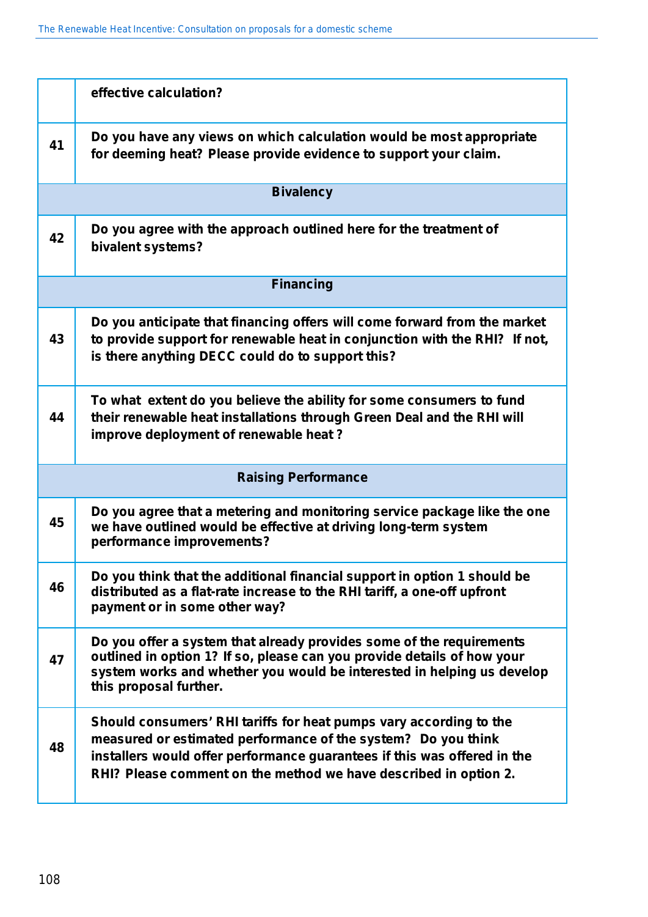|  |  |
|---|---|
|  | **effective calculation?** |
| **41** | **Do you have any views on which calculation would be most appropriate for deeming heat? Please provide evidence to support your claim.** |
|  | **Bivalency** |
| **42** | **Do you agree with the approach outlined here for the treatment of bivalent systems?** |
|  | **Financing** |
| **43** | **Do you anticipate that financing offers will come forward from the market to provide support for renewable heat in conjunction with the RHI? If not, is there anything DECC could do to support this?** |
| **44** | **To what extent do you believe the ability for some consumers to fund their renewable heat installations through Green Deal and the RHI will improve deployment of renewable heat ?** |
|  | **Raising Performance** |
| **45** | **Do you agree that a metering and monitoring service package like the one we have outlined would be effective at driving long-term system performance improvements?** |
| **46** | **Do you think that the additional financial support in option 1 should be distributed as a flat-rate increase to the RHI tariff, a one-off upfront payment or in some other way?** |
| **47** | **Do you offer a system that already provides some of the requirements outlined in option 1? If so, please can you provide details of how your system works and whether you would be interested in helping us develop this proposal further.** |
| **48** | **Should consumers' RHI tariffs for heat pumps vary according to the measured or estimated performance of the system? Do you think installers would offer performance guarantees if this was offered in the RHI? Please comment on the method we have described in option 2.** |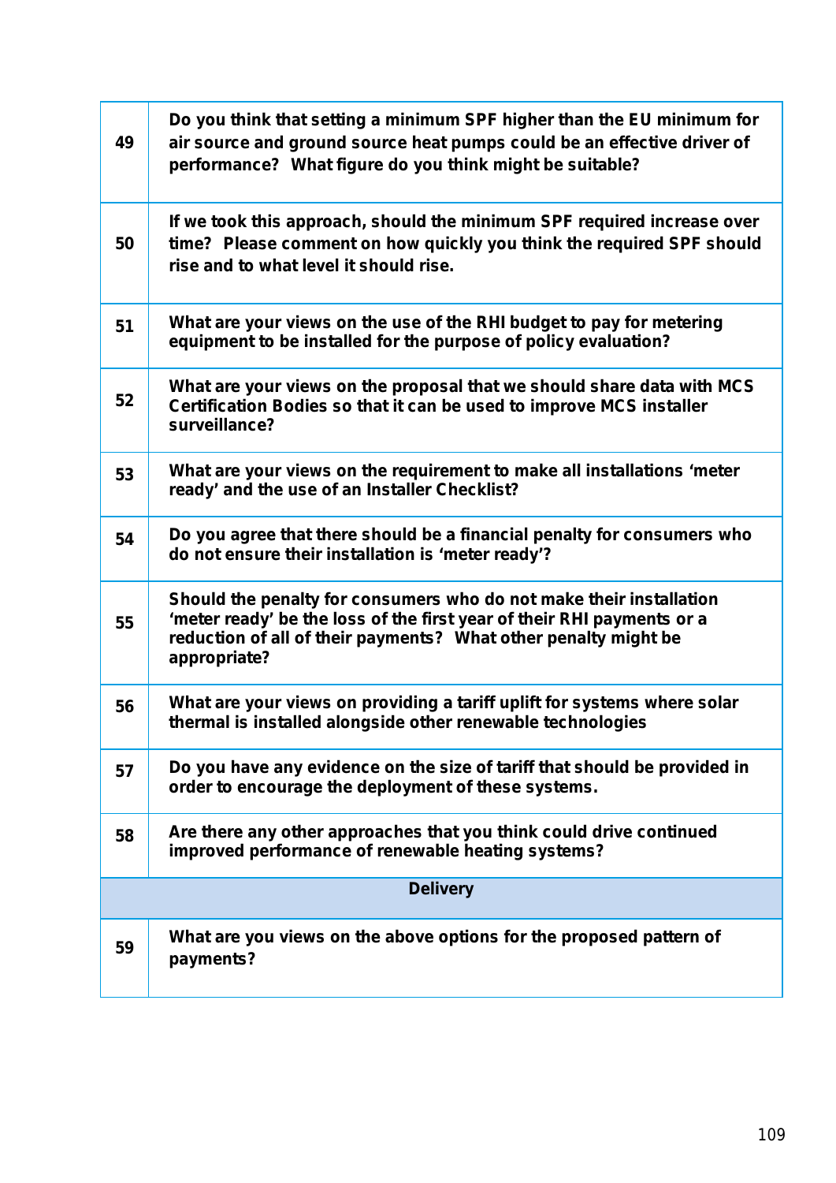| | |
|---|---|
| 49 | **Do you think that setting a minimum SPF higher than the EU minimum for air source and ground source heat pumps could be an effective driver of performance? What figure do you think might be suitable?** |
| 50 | **If we took this approach, should the minimum SPF required increase over time? Please comment on how quickly you think the required SPF should rise and to what level it should rise.** |
| 51 | **What are your views on the use of the RHI budget to pay for metering equipment to be installed for the purpose of policy evaluation?** |
| 52 | **What are your views on the proposal that we should share data with MCS Certification Bodies so that it can be used to improve MCS installer surveillance?** |
| 53 | **What are your views on the requirement to make all installations 'meter ready' and the use of an Installer Checklist?** |
| 54 | **Do you agree that there should be a financial penalty for consumers who do not ensure their installation is 'meter ready'?** |
| 55 | **Should the penalty for consumers who do not make their installation 'meter ready' be the loss of the first year of their RHI payments or a reduction of all of their payments? What other penalty might be appropriate?** |
| 56 | **What are your views on providing a tariff uplift for systems where solar thermal is installed alongside other renewable technologies** |
| 57 | **Do you have any evidence on the size of tariff that should be provided in order to encourage the deployment of these systems.** |
| 58 | **Are there any other approaches that you think could drive continued improved performance of renewable heating systems?** |
| **Delivery** | |
| 59 | **What are you views on the above options for the proposed pattern of payments?** |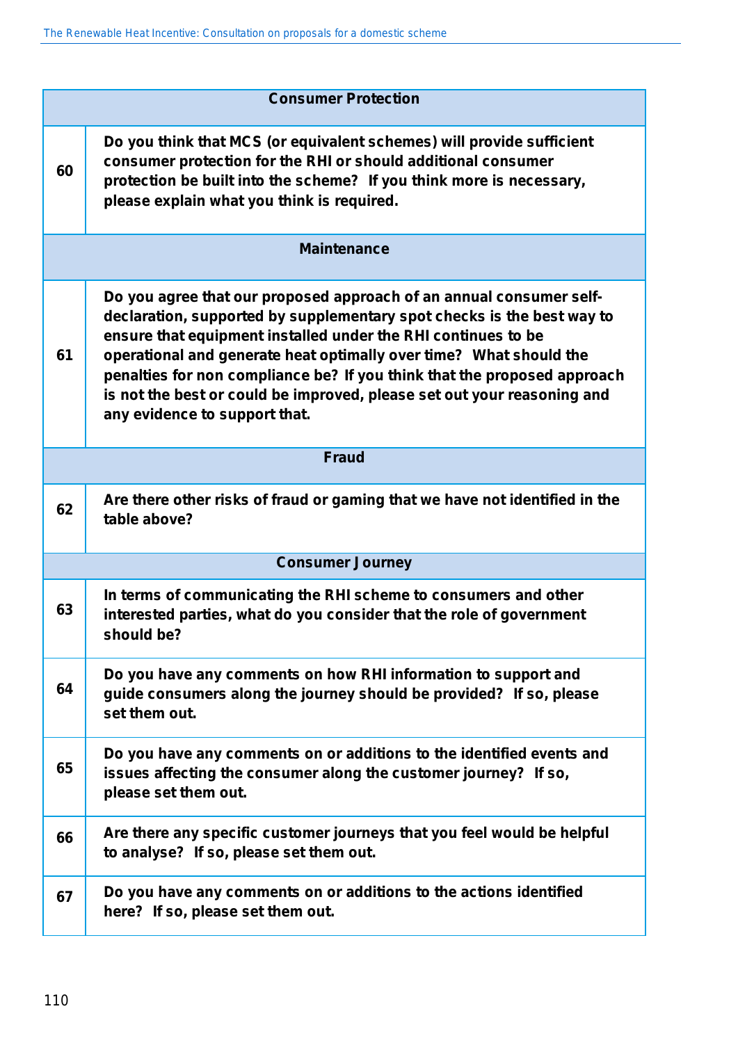| | Consumer Protection |
|---|---|
| 60 | **Do you think that MCS (or equivalent schemes) will provide sufficient consumer protection for the RHI or should additional consumer protection be built into the scheme? If you think more is necessary, please explain what you think is required.** |
| | **Maintenance** |
| 61 | **Do you agree that our proposed approach of an annual consumer self-declaration, supported by supplementary spot checks is the best way to ensure that equipment installed under the RHI continues to be operational and generate heat optimally over time? What should the penalties for non compliance be? If you think that the proposed approach is not the best or could be improved, please set out your reasoning and any evidence to support that.** |
| | **Fraud** |
| 62 | **Are there other risks of fraud or gaming that we have not identified in the table above?** |
| | **Consumer Journey** |
| 63 | **In terms of communicating the RHI scheme to consumers and other interested parties, what do you consider that the role of government should be?** |
| 64 | **Do you have any comments on how RHI information to support and guide consumers along the journey should be provided? If so, please set them out.** |
| 65 | **Do you have any comments on or additions to the identified events and issues affecting the consumer along the customer journey? If so, please set them out.** |
| 66 | **Are there any specific customer journeys that you feel would be helpful to analyse? If so, please set them out.** |
| 67 | **Do you have any comments on or additions to the actions identified here? If so, please set them out.** |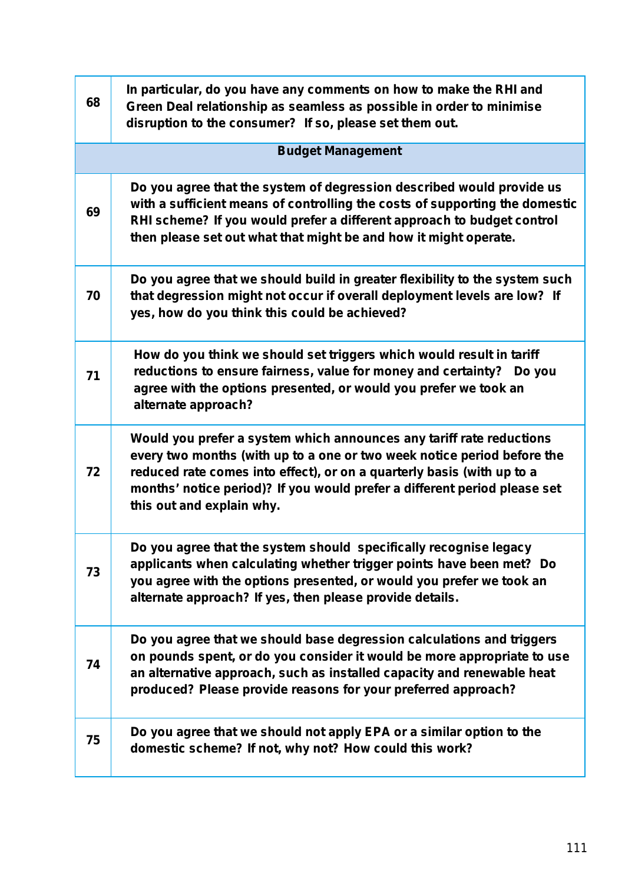| | |
|---|---|
| 68 | **In particular, do you have any comments on how to make the RHI and Green Deal relationship as seamless as possible in order to minimise disruption to the consumer? If so, please set them out.** |
| | **Budget Management** |
| 69 | **Do you agree that the system of degression described would provide us with a sufficient means of controlling the costs of supporting the domestic RHI scheme? If you would prefer a different approach to budget control then please set out what that might be and how it might operate.** |
| 70 | **Do you agree that we should build in greater flexibility to the system such that degression might not occur if overall deployment levels are low? If yes, how do you think this could be achieved?** |
| 71 | **How do you think we should set triggers which would result in tariff reductions to ensure fairness, value for money and certainty? Do you agree with the options presented, or would you prefer we took an alternate approach?** |
| 72 | **Would you prefer a system which announces any tariff rate reductions every two months (with up to a one or two week notice period before the reduced rate comes into effect), or on a quarterly basis (with up to a months' notice period)? If you would prefer a different period please set this out and explain why.** |
| 73 | **Do you agree that the system should specifically recognise legacy applicants when calculating whether trigger points have been met? Do you agree with the options presented, or would you prefer we took an alternate approach? If yes, then please provide details.** |
| 74 | **Do you agree that we should base degression calculations and triggers on pounds spent, or do you consider it would be more appropriate to use an alternative approach, such as installed capacity and renewable heat produced? Please provide reasons for your preferred approach?** |
| 75 | **Do you agree that we should not apply EPA or a similar option to the domestic scheme? If not, why not? How could this work?** |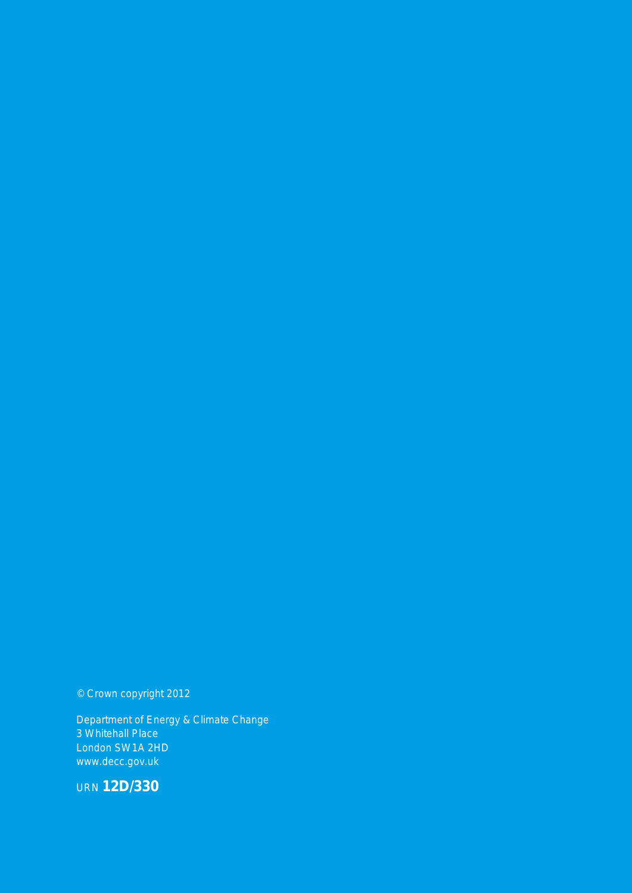© Crown copyright 2012

Department of Energy & Climate Change
3 Whitehall Place
London SW1A 2HD
www.decc.gov.uk

URN **12D/330**